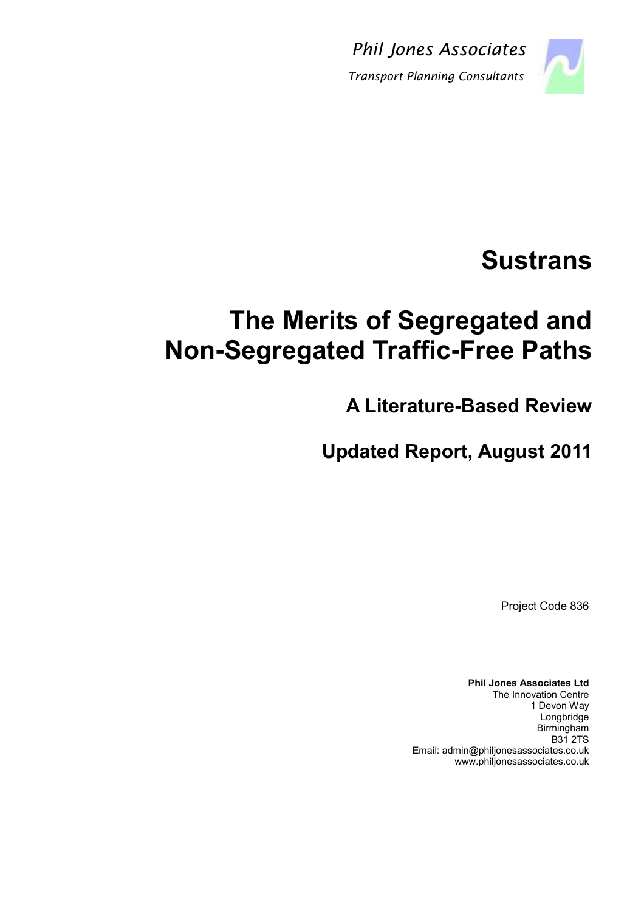*Phil Jones Associates*

*Transport Planning Consultants*

# Sustrans

# The Merits of Segregated and Non-Segregated Traffic-Free Paths

## A Literature-Based Review

## Updated Report, August 2011

Project Code 836

**Phil Jones Associates Ltd**
The Innovation Centre
1 Devon Way
Longbridge
Birmingham
B31 2TS
Email: admin@philjonesassociates.co.uk
www.philjonesassociates.co.uk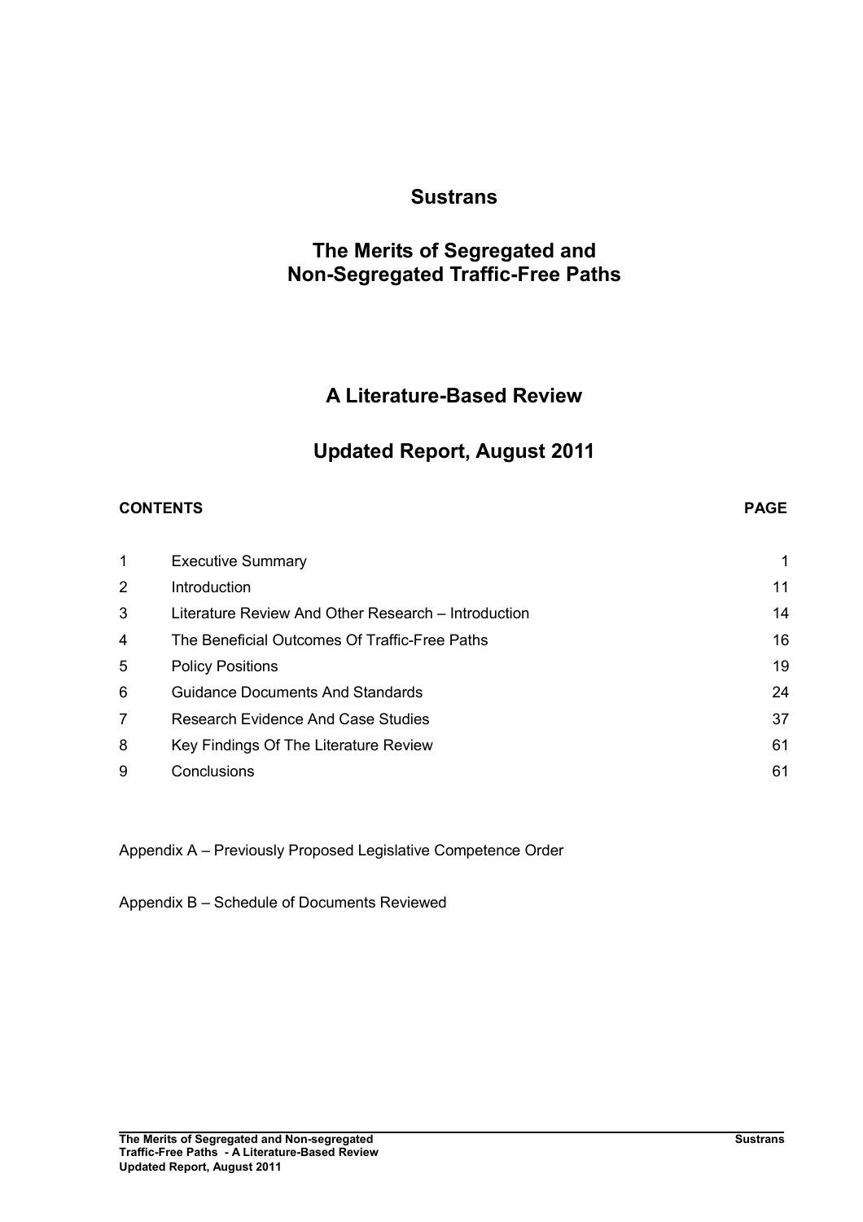# Sustrans

# The Merits of Segregated and Non-Segregated Traffic-Free Paths

## A Literature-Based Review

## Updated Report, August 2011

| **CONTENTS** | | **PAGE** |
|---|---|---|
| 1 | Executive Summary | 1 |
| 2 | Introduction | 11 |
| 3 | Literature Review And Other Research – Introduction | 14 |
| 4 | The Beneficial Outcomes Of Traffic-Free Paths | 16 |
| 5 | Policy Positions | 19 |
| 6 | Guidance Documents And Standards | 24 |
| 7 | Research Evidence And Case Studies | 37 |
| 8 | Key Findings Of The Literature Review | 61 |
| 9 | Conclusions | 61 |

Appendix A – Previously Proposed Legislative Competence Order

Appendix B – Schedule of Documents Reviewed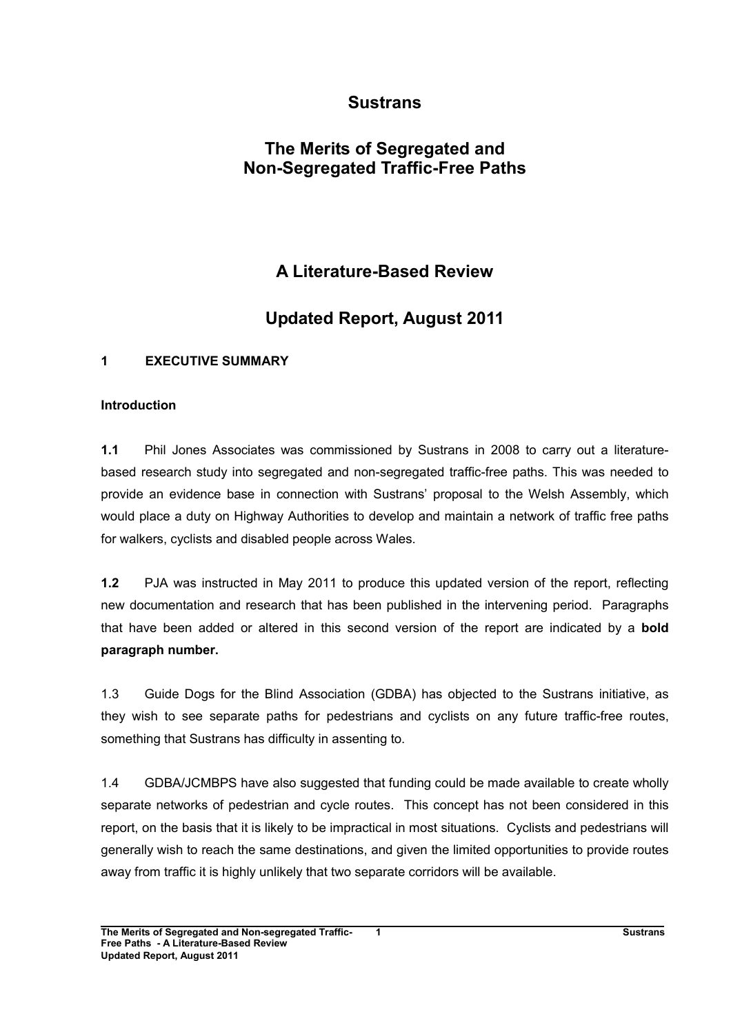# Sustrans

## The Merits of Segregated and Non-Segregated Traffic-Free Paths

## A Literature-Based Review

## Updated Report, August 2011

### 1 EXECUTIVE SUMMARY

#### Introduction

**1.1** Phil Jones Associates was commissioned by Sustrans in 2008 to carry out a literature-based research study into segregated and non-segregated traffic-free paths. This was needed to provide an evidence base in connection with Sustrans' proposal to the Welsh Assembly, which would place a duty on Highway Authorities to develop and maintain a network of traffic free paths for walkers, cyclists and disabled people across Wales.

**1.2** PJA was instructed in May 2011 to produce this updated version of the report, reflecting new documentation and research that has been published in the intervening period. Paragraphs that have been added or altered in this second version of the report are indicated by a **bold paragraph number.**

1.3 Guide Dogs for the Blind Association (GDBA) has objected to the Sustrans initiative, as they wish to see separate paths for pedestrians and cyclists on any future traffic-free routes, something that Sustrans has difficulty in assenting to.

1.4 GDBA/JCMBPS have also suggested that funding could be made available to create wholly separate networks of pedestrian and cycle routes. This concept has not been considered in this report, on the basis that it is likely to be impractical in most situations. Cyclists and pedestrians will generally wish to reach the same destinations, and given the limited opportunities to provide routes away from traffic it is highly unlikely that two separate corridors will be available.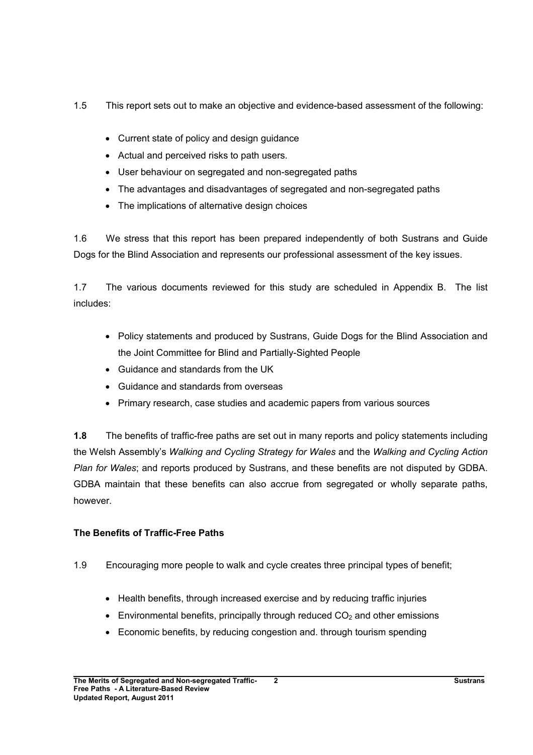1.5 This report sets out to make an objective and evidence-based assessment of the following:

- Current state of policy and design guidance
- Actual and perceived risks to path users.
- User behaviour on segregated and non-segregated paths
- The advantages and disadvantages of segregated and non-segregated paths
- The implications of alternative design choices

1.6 We stress that this report has been prepared independently of both Sustrans and Guide Dogs for the Blind Association and represents our professional assessment of the key issues.

1.7 The various documents reviewed for this study are scheduled in Appendix B. The list includes:

- Policy statements and produced by Sustrans, Guide Dogs for the Blind Association and the Joint Committee for Blind and Partially-Sighted People
- Guidance and standards from the UK
- Guidance and standards from overseas
- Primary research, case studies and academic papers from various sources

**1.8** The benefits of traffic-free paths are set out in many reports and policy statements including the Welsh Assembly's *Walking and Cycling Strategy for Wales* and the *Walking and Cycling Action Plan for Wales*; and reports produced by Sustrans, and these benefits are not disputed by GDBA. GDBA maintain that these benefits can also accrue from segregated or wholly separate paths, however.

**The Benefits of Traffic-Free Paths**

1.9 Encouraging more people to walk and cycle creates three principal types of benefit;

- Health benefits, through increased exercise and by reducing traffic injuries
- Environmental benefits, principally through reduced $CO_2$ and other emissions
- Economic benefits, by reducing congestion and. through tourism spending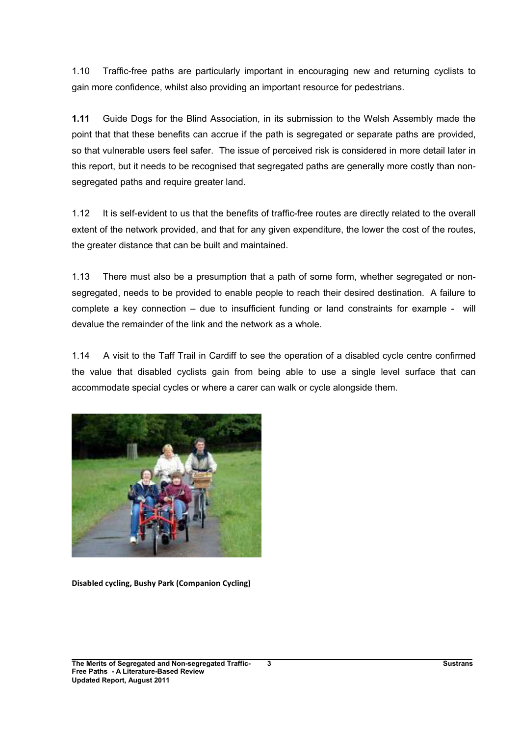1.10 Traffic-free paths are particularly important in encouraging new and returning cyclists to gain more confidence, whilst also providing an important resource for pedestrians.

**1.11** Guide Dogs for the Blind Association, in its submission to the Welsh Assembly made the point that that these benefits can accrue if the path is segregated or separate paths are provided, so that vulnerable users feel safer. The issue of perceived risk is considered in more detail later in this report, but it needs to be recognised that segregated paths are generally more costly than non-segregated paths and require greater land.

1.12 It is self-evident to us that the benefits of traffic-free routes are directly related to the overall extent of the network provided, and that for any given expenditure, the lower the cost of the routes, the greater distance that can be built and maintained.

1.13 There must also be a presumption that a path of some form, whether segregated or non-segregated, needs to be provided to enable people to reach their desired destination. A failure to complete a key connection – due to insufficient funding or land constraints for example - will devalue the remainder of the link and the network as a whole.

1.14 A visit to the Taff Trail in Cardiff to see the operation of a disabled cycle centre confirmed the value that disabled cyclists gain from being able to use a single level surface that can accommodate special cycles or where a carer can walk or cycle alongside them.

**Disabled cycling, Bushy Park (Companion Cycling)**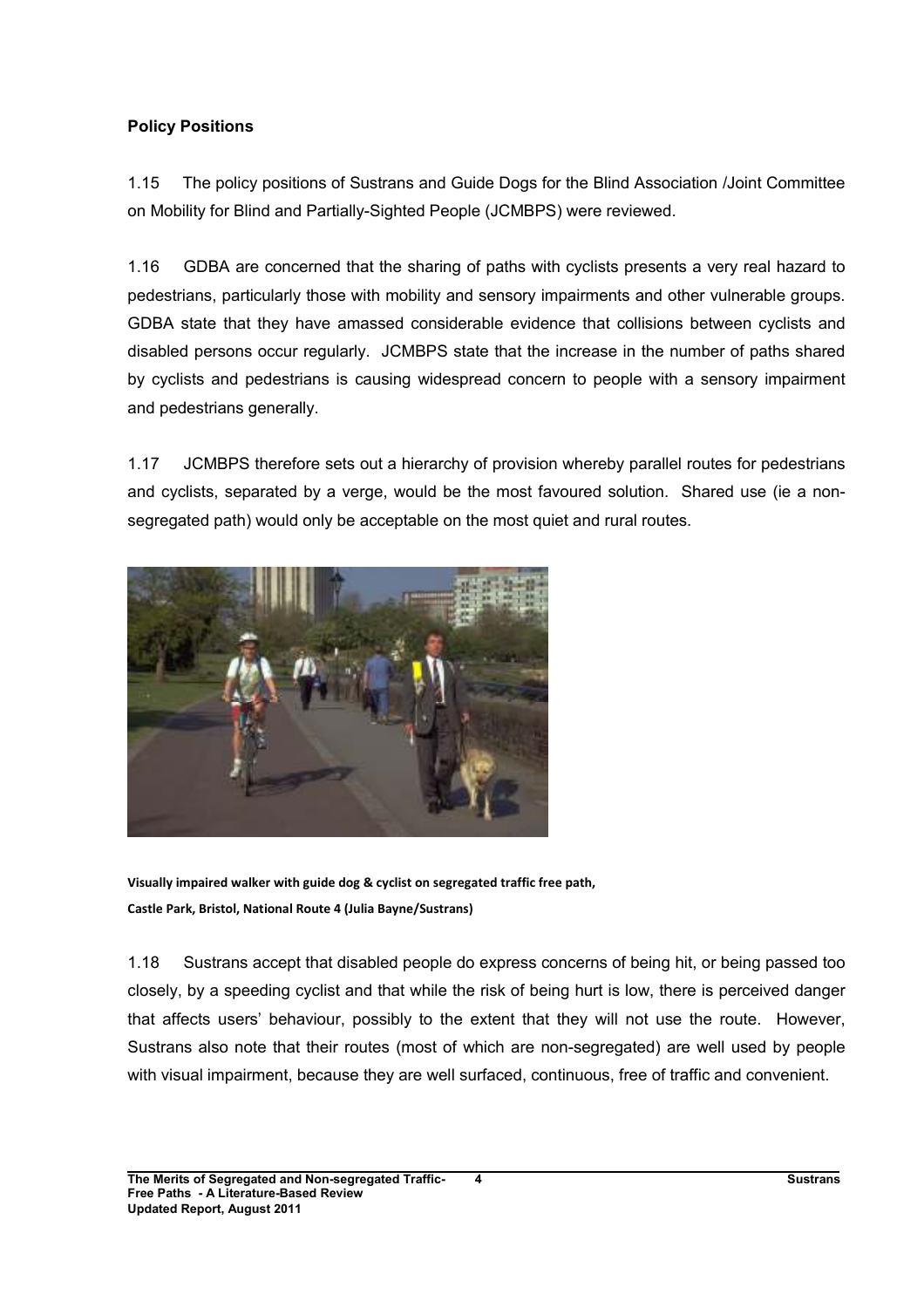**Policy Positions**

1.15 The policy positions of Sustrans and Guide Dogs for the Blind Association /Joint Committee on Mobility for Blind and Partially-Sighted People (JCMBPS) were reviewed.

1.16 GDBA are concerned that the sharing of paths with cyclists presents a very real hazard to pedestrians, particularly those with mobility and sensory impairments and other vulnerable groups. GDBA state that they have amassed considerable evidence that collisions between cyclists and disabled persons occur regularly. JCMBPS state that the increase in the number of paths shared by cyclists and pedestrians is causing widespread concern to people with a sensory impairment and pedestrians generally.

1.17 JCMBPS therefore sets out a hierarchy of provision whereby parallel routes for pedestrians and cyclists, separated by a verge, would be the most favoured solution. Shared use (ie a non-segregated path) would only be acceptable on the most quiet and rural routes.

**Visually impaired walker with guide dog & cyclist on segregated traffic free path, Castle Park, Bristol, National Route 4 (Julia Bayne/Sustrans)**

1.18 Sustrans accept that disabled people do express concerns of being hit, or being passed too closely, by a speeding cyclist and that while the risk of being hurt is low, there is perceived danger that affects users' behaviour, possibly to the extent that they will not use the route. However, Sustrans also note that their routes (most of which are non-segregated) are well used by people with visual impairment, because they are well surfaced, continuous, free of traffic and convenient.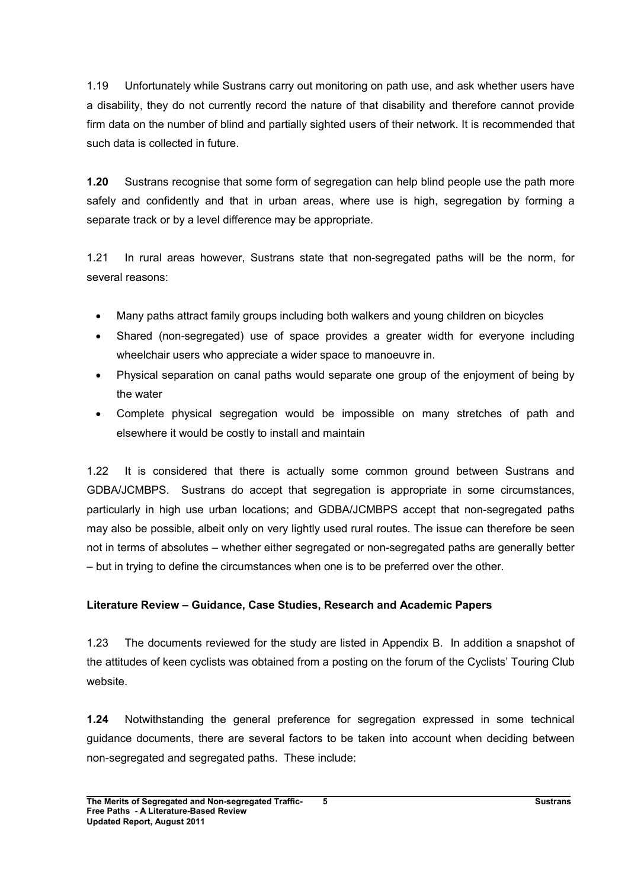1.19 Unfortunately while Sustrans carry out monitoring on path use, and ask whether users have a disability, they do not currently record the nature of that disability and therefore cannot provide firm data on the number of blind and partially sighted users of their network. It is recommended that such data is collected in future.

**1.20** Sustrans recognise that some form of segregation can help blind people use the path more safely and confidently and that in urban areas, where use is high, segregation by forming a separate track or by a level difference may be appropriate.

1.21 In rural areas however, Sustrans state that non-segregated paths will be the norm, for several reasons:

- Many paths attract family groups including both walkers and young children on bicycles
- Shared (non-segregated) use of space provides a greater width for everyone including wheelchair users who appreciate a wider space to manoeuvre in.
- Physical separation on canal paths would separate one group of the enjoyment of being by the water
- Complete physical segregation would be impossible on many stretches of path and elsewhere it would be costly to install and maintain

1.22 It is considered that there is actually some common ground between Sustrans and GDBA/JCMBPS. Sustrans do accept that segregation is appropriate in some circumstances, particularly in high use urban locations; and GDBA/JCMBPS accept that non-segregated paths may also be possible, albeit only on very lightly used rural routes. The issue can therefore be seen not in terms of absolutes – whether either segregated or non-segregated paths are generally better – but in trying to define the circumstances when one is to be preferred over the other.

**Literature Review – Guidance, Case Studies, Research and Academic Papers**

1.23 The documents reviewed for the study are listed in Appendix B. In addition a snapshot of the attitudes of keen cyclists was obtained from a posting on the forum of the Cyclists' Touring Club website.

**1.24** Notwithstanding the general preference for segregation expressed in some technical guidance documents, there are several factors to be taken into account when deciding between non-segregated and segregated paths. These include: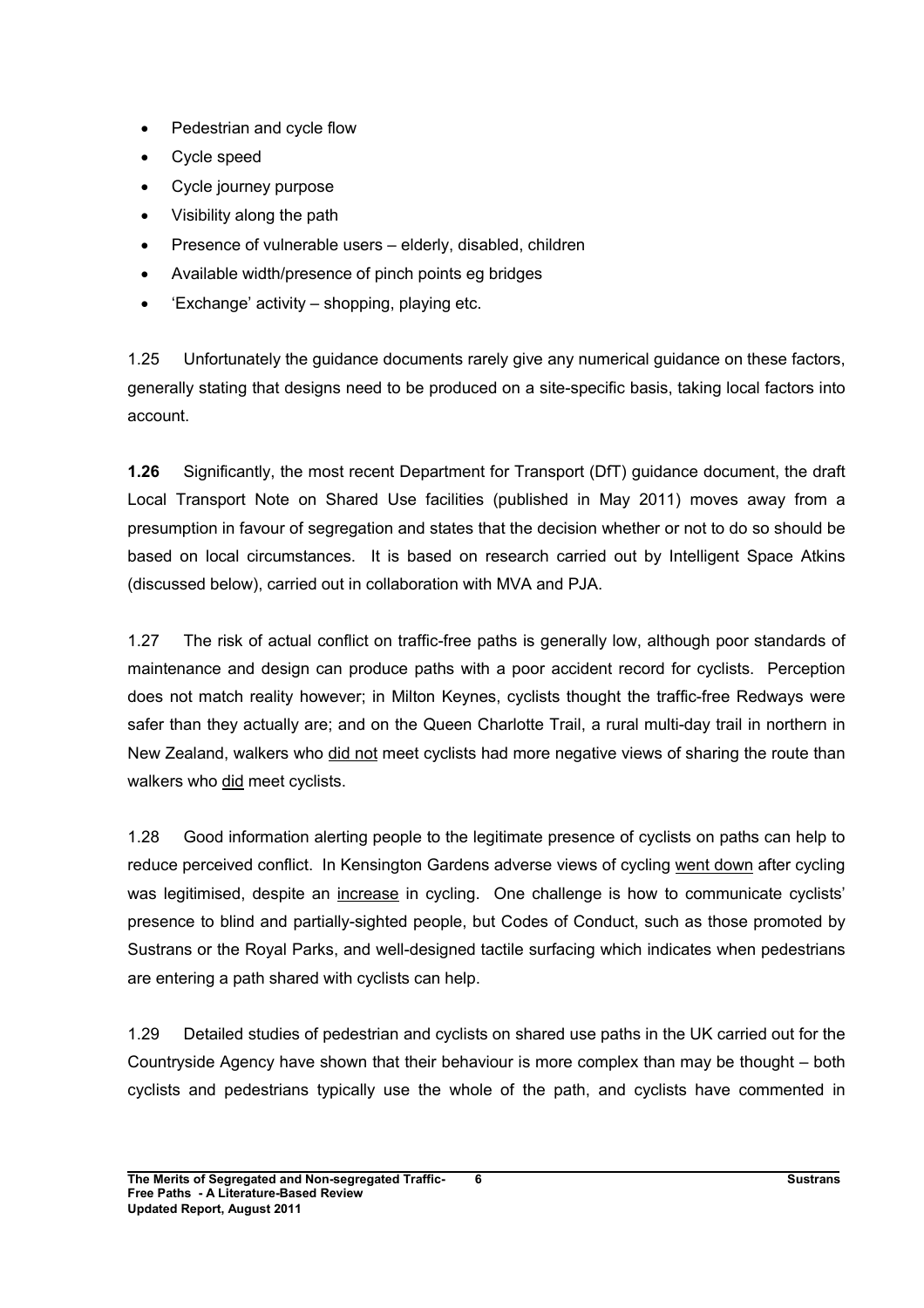- Pedestrian and cycle flow
- Cycle speed
- Cycle journey purpose
- Visibility along the path
- Presence of vulnerable users – elderly, disabled, children
- Available width/presence of pinch points eg bridges
- 'Exchange' activity – shopping, playing etc.

1.25 Unfortunately the guidance documents rarely give any numerical guidance on these factors, generally stating that designs need to be produced on a site-specific basis, taking local factors into account.

**1.26** Significantly, the most recent Department for Transport (DfT) guidance document, the draft Local Transport Note on Shared Use facilities (published in May 2011) moves away from a presumption in favour of segregation and states that the decision whether or not to do so should be based on local circumstances. It is based on research carried out by Intelligent Space Atkins (discussed below), carried out in collaboration with MVA and PJA.

1.27 The risk of actual conflict on traffic-free paths is generally low, although poor standards of maintenance and design can produce paths with a poor accident record for cyclists. Perception does not match reality however; in Milton Keynes, cyclists thought the traffic-free Redways were safer than they actually are; and on the Queen Charlotte Trail, a rural multi-day trail in northern in New Zealand, walkers who did not meet cyclists had more negative views of sharing the route than walkers who did meet cyclists.

1.28 Good information alerting people to the legitimate presence of cyclists on paths can help to reduce perceived conflict. In Kensington Gardens adverse views of cycling went down after cycling was legitimised, despite an increase in cycling. One challenge is how to communicate cyclists' presence to blind and partially-sighted people, but Codes of Conduct, such as those promoted by Sustrans or the Royal Parks, and well-designed tactile surfacing which indicates when pedestrians are entering a path shared with cyclists can help.

1.29 Detailed studies of pedestrian and cyclists on shared use paths in the UK carried out for the Countryside Agency have shown that their behaviour is more complex than may be thought – both cyclists and pedestrians typically use the whole of the path, and cyclists have commented in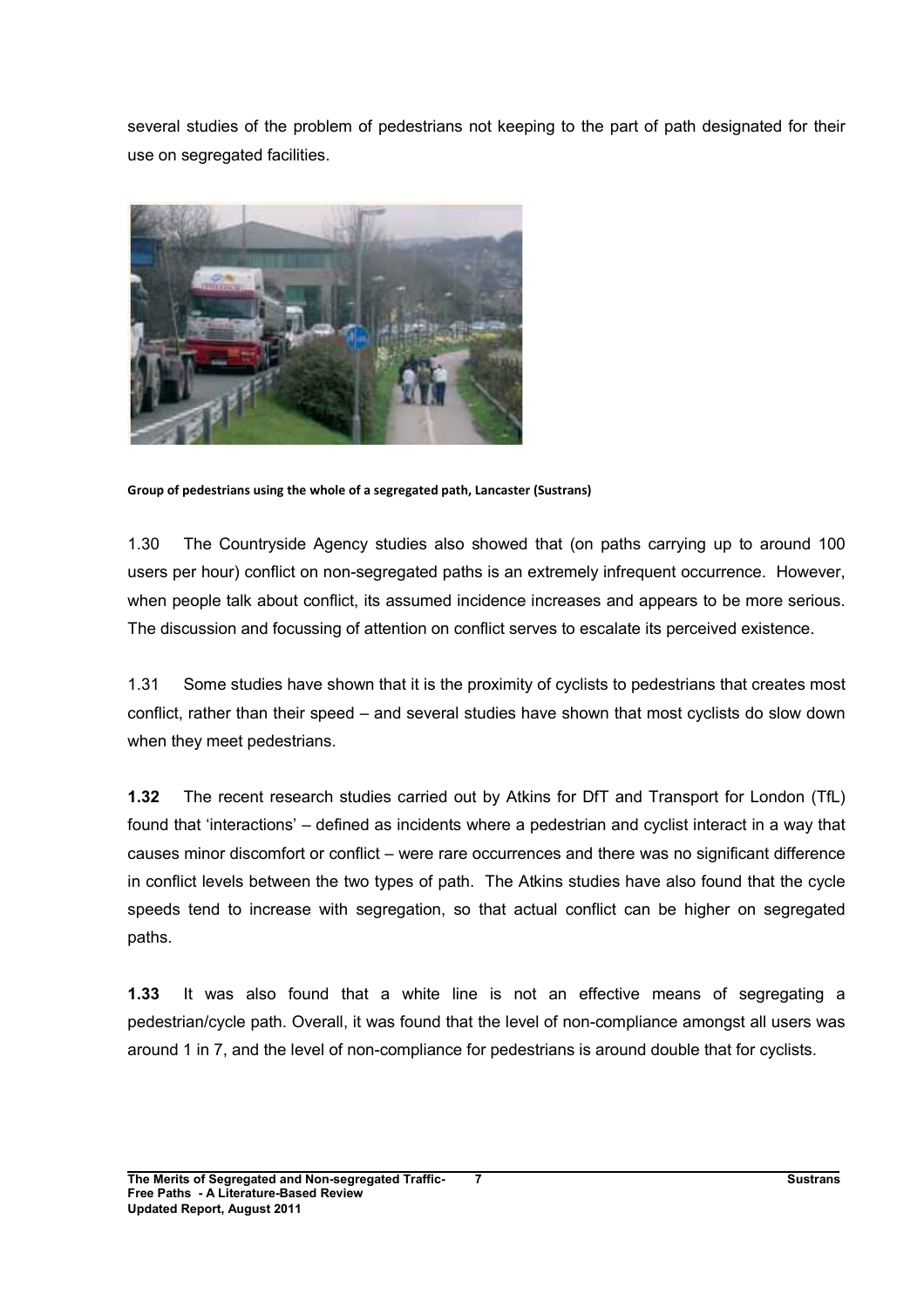several studies of the problem of pedestrians not keeping to the part of path designated for their use on segregated facilities.

**Group of pedestrians using the whole of a segregated path, Lancaster (Sustrans)**

1.30 The Countryside Agency studies also showed that (on paths carrying up to around 100 users per hour) conflict on non-segregated paths is an extremely infrequent occurrence. However, when people talk about conflict, its assumed incidence increases and appears to be more serious. The discussion and focussing of attention on conflict serves to escalate its perceived existence.

1.31 Some studies have shown that it is the proximity of cyclists to pedestrians that creates most conflict, rather than their speed – and several studies have shown that most cyclists do slow down when they meet pedestrians.

**1.32** The recent research studies carried out by Atkins for DfT and Transport for London (TfL) found that 'interactions' – defined as incidents where a pedestrian and cyclist interact in a way that causes minor discomfort or conflict – were rare occurrences and there was no significant difference in conflict levels between the two types of path. The Atkins studies have also found that the cycle speeds tend to increase with segregation, so that actual conflict can be higher on segregated paths.

**1.33** It was also found that a white line is not an effective means of segregating a pedestrian/cycle path. Overall, it was found that the level of non-compliance amongst all users was around 1 in 7, and the level of non-compliance for pedestrians is around double that for cyclists.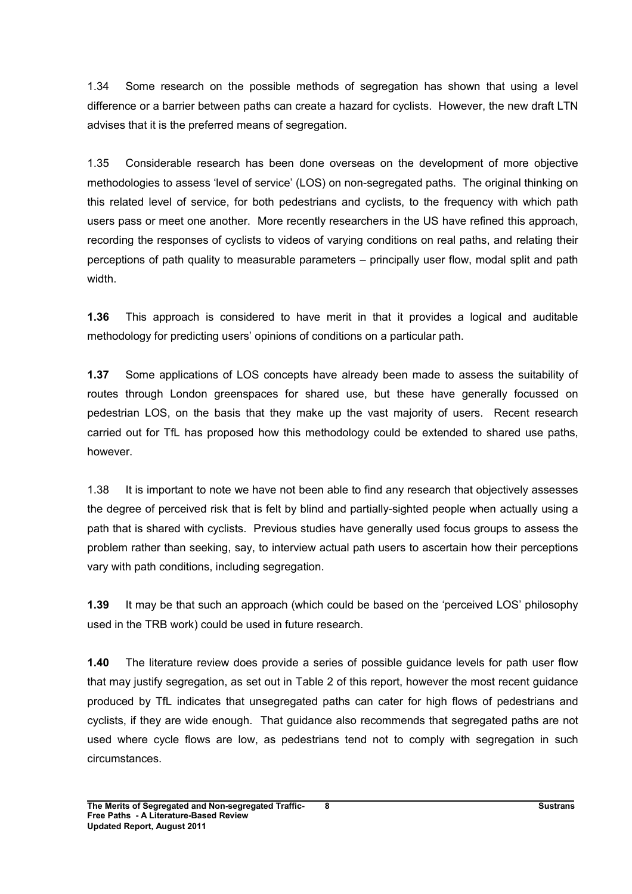1.34 Some research on the possible methods of segregation has shown that using a level difference or a barrier between paths can create a hazard for cyclists. However, the new draft LTN advises that it is the preferred means of segregation.

1.35 Considerable research has been done overseas on the development of more objective methodologies to assess 'level of service' (LOS) on non-segregated paths. The original thinking on this related level of service, for both pedestrians and cyclists, to the frequency with which path users pass or meet one another. More recently researchers in the US have refined this approach, recording the responses of cyclists to videos of varying conditions on real paths, and relating their perceptions of path quality to measurable parameters – principally user flow, modal split and path width.

**1.36** This approach is considered to have merit in that it provides a logical and auditable methodology for predicting users' opinions of conditions on a particular path.

**1.37** Some applications of LOS concepts have already been made to assess the suitability of routes through London greenspaces for shared use, but these have generally focussed on pedestrian LOS, on the basis that they make up the vast majority of users. Recent research carried out for TfL has proposed how this methodology could be extended to shared use paths, however.

1.38 It is important to note we have not been able to find any research that objectively assesses the degree of perceived risk that is felt by blind and partially-sighted people when actually using a path that is shared with cyclists. Previous studies have generally used focus groups to assess the problem rather than seeking, say, to interview actual path users to ascertain how their perceptions vary with path conditions, including segregation.

**1.39** It may be that such an approach (which could be based on the 'perceived LOS' philosophy used in the TRB work) could be used in future research.

**1.40** The literature review does provide a series of possible guidance levels for path user flow that may justify segregation, as set out in Table 2 of this report, however the most recent guidance produced by TfL indicates that unsegregated paths can cater for high flows of pedestrians and cyclists, if they are wide enough. That guidance also recommends that segregated paths are not used where cycle flows are low, as pedestrians tend not to comply with segregation in such circumstances.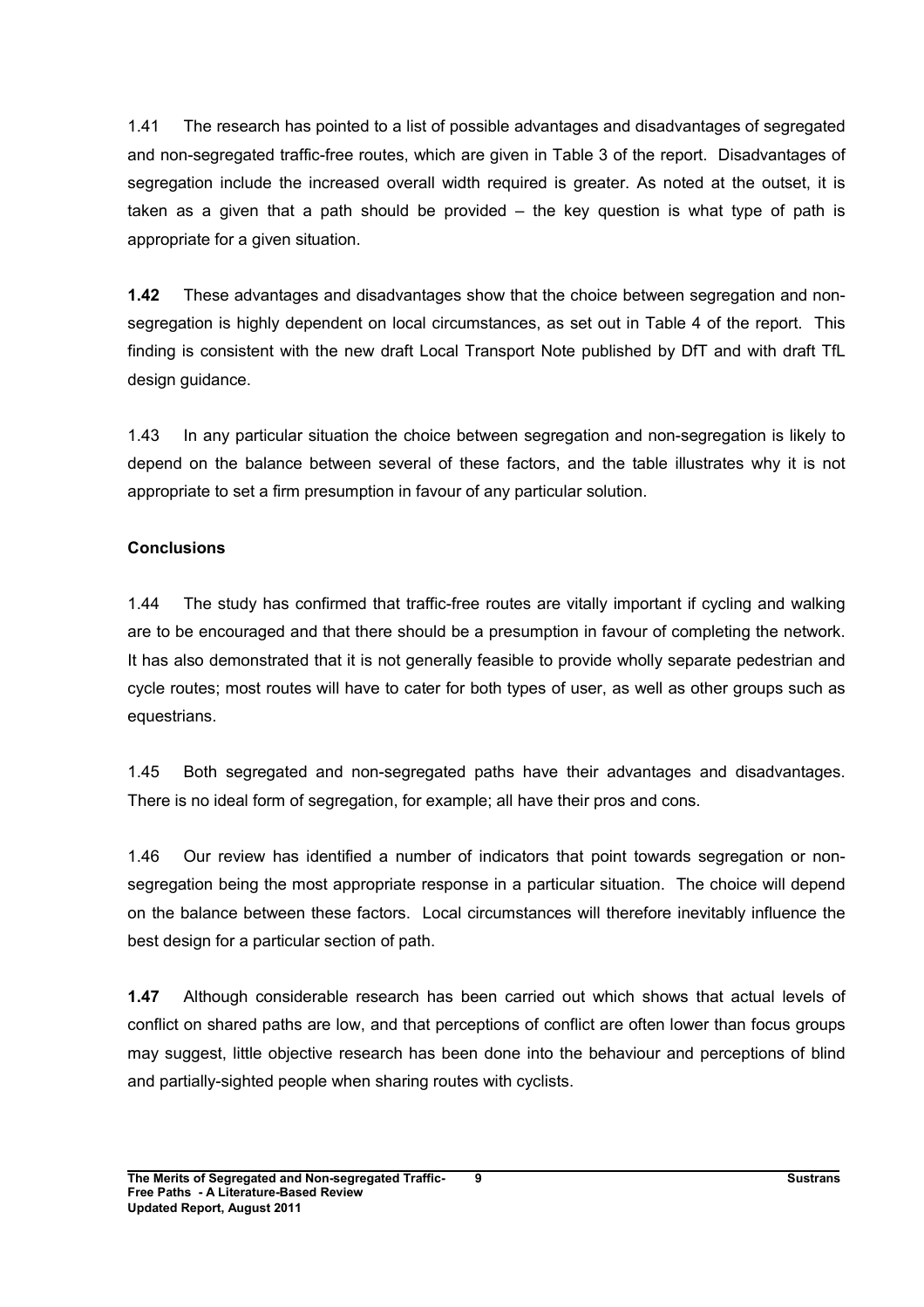1.41 The research has pointed to a list of possible advantages and disadvantages of segregated and non-segregated traffic-free routes, which are given in Table 3 of the report. Disadvantages of segregation include the increased overall width required is greater. As noted at the outset, it is taken as a given that a path should be provided – the key question is what type of path is appropriate for a given situation.

**1.42** These advantages and disadvantages show that the choice between segregation and non-segregation is highly dependent on local circumstances, as set out in Table 4 of the report. This finding is consistent with the new draft Local Transport Note published by DfT and with draft TfL design guidance.

1.43 In any particular situation the choice between segregation and non-segregation is likely to depend on the balance between several of these factors, and the table illustrates why it is not appropriate to set a firm presumption in favour of any particular solution.

**Conclusions**

1.44 The study has confirmed that traffic-free routes are vitally important if cycling and walking are to be encouraged and that there should be a presumption in favour of completing the network. It has also demonstrated that it is not generally feasible to provide wholly separate pedestrian and cycle routes; most routes will have to cater for both types of user, as well as other groups such as equestrians.

1.45 Both segregated and non-segregated paths have their advantages and disadvantages. There is no ideal form of segregation, for example; all have their pros and cons.

1.46 Our review has identified a number of indicators that point towards segregation or non-segregation being the most appropriate response in a particular situation. The choice will depend on the balance between these factors. Local circumstances will therefore inevitably influence the best design for a particular section of path.

**1.47** Although considerable research has been carried out which shows that actual levels of conflict on shared paths are low, and that perceptions of conflict are often lower than focus groups may suggest, little objective research has been done into the behaviour and perceptions of blind and partially-sighted people when sharing routes with cyclists.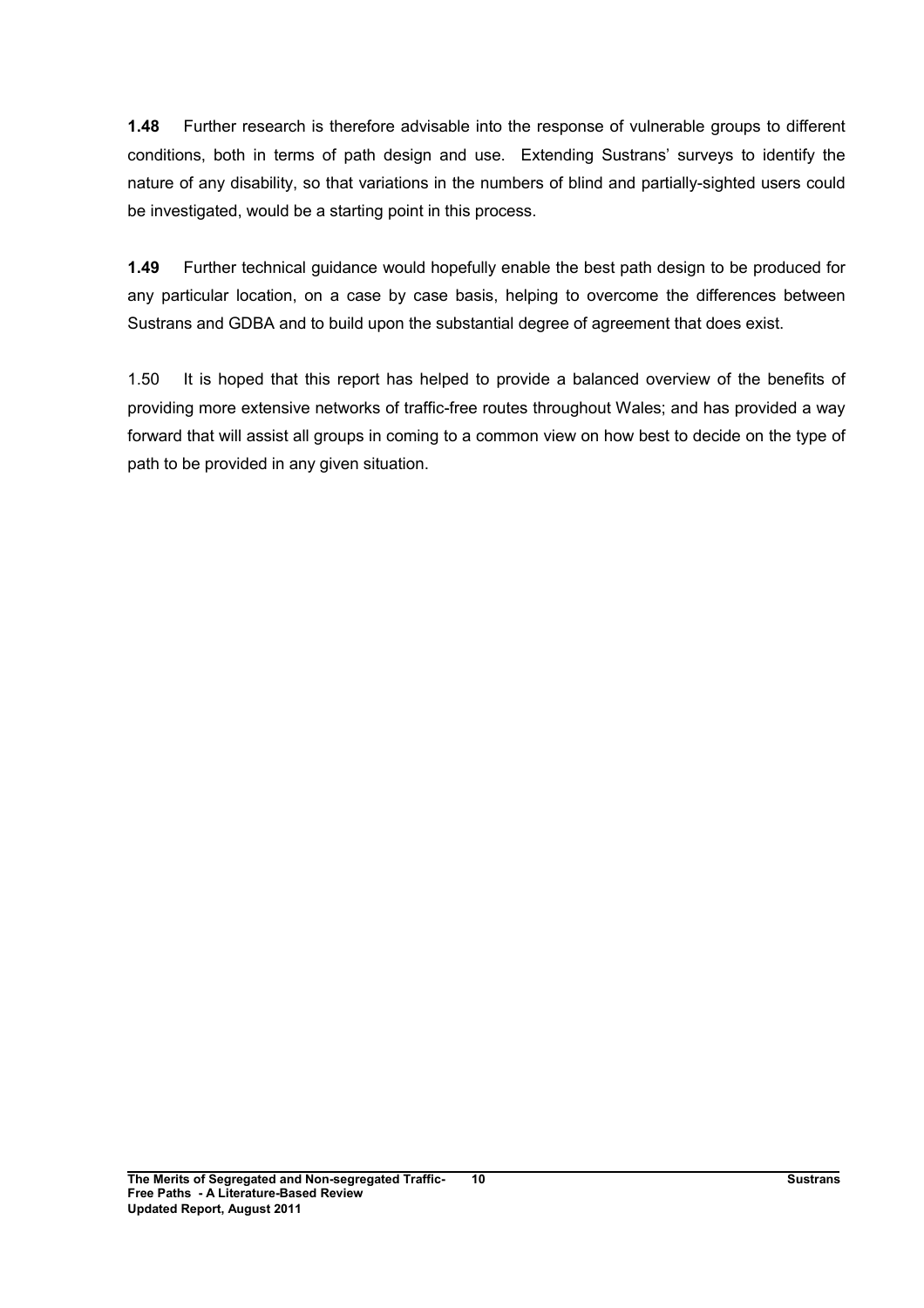**1.48** Further research is therefore advisable into the response of vulnerable groups to different conditions, both in terms of path design and use. Extending Sustrans' surveys to identify the nature of any disability, so that variations in the numbers of blind and partially-sighted users could be investigated, would be a starting point in this process.

**1.49** Further technical guidance would hopefully enable the best path design to be produced for any particular location, on a case by case basis, helping to overcome the differences between Sustrans and GDBA and to build upon the substantial degree of agreement that does exist.

1.50 It is hoped that this report has helped to provide a balanced overview of the benefits of providing more extensive networks of traffic-free routes throughout Wales; and has provided a way forward that will assist all groups in coming to a common view on how best to decide on the type of path to be provided in any given situation.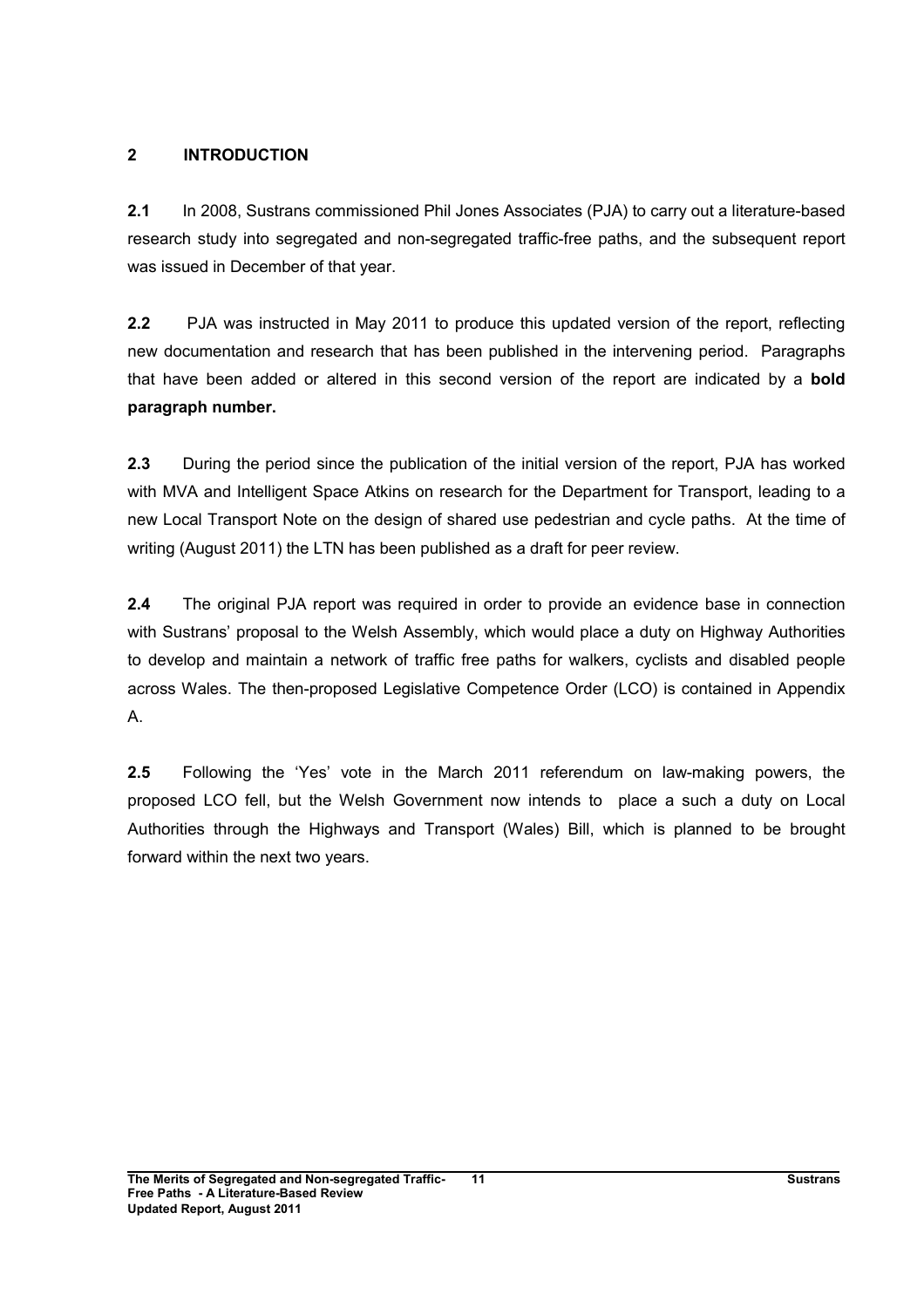## 2 INTRODUCTION

**2.1** In 2008, Sustrans commissioned Phil Jones Associates (PJA) to carry out a literature-based research study into segregated and non-segregated traffic-free paths, and the subsequent report was issued in December of that year.

**2.2** PJA was instructed in May 2011 to produce this updated version of the report, reflecting new documentation and research that has been published in the intervening period. Paragraphs that have been added or altered in this second version of the report are indicated by a **bold paragraph number.**

**2.3** During the period since the publication of the initial version of the report, PJA has worked with MVA and Intelligent Space Atkins on research for the Department for Transport, leading to a new Local Transport Note on the design of shared use pedestrian and cycle paths. At the time of writing (August 2011) the LTN has been published as a draft for peer review.

**2.4** The original PJA report was required in order to provide an evidence base in connection with Sustrans' proposal to the Welsh Assembly, which would place a duty on Highway Authorities to develop and maintain a network of traffic free paths for walkers, cyclists and disabled people across Wales. The then-proposed Legislative Competence Order (LCO) is contained in Appendix A.

**2.5** Following the 'Yes' vote in the March 2011 referendum on law-making powers, the proposed LCO fell, but the Welsh Government now intends to place a such a duty on Local Authorities through the Highways and Transport (Wales) Bill, which is planned to be brought forward within the next two years.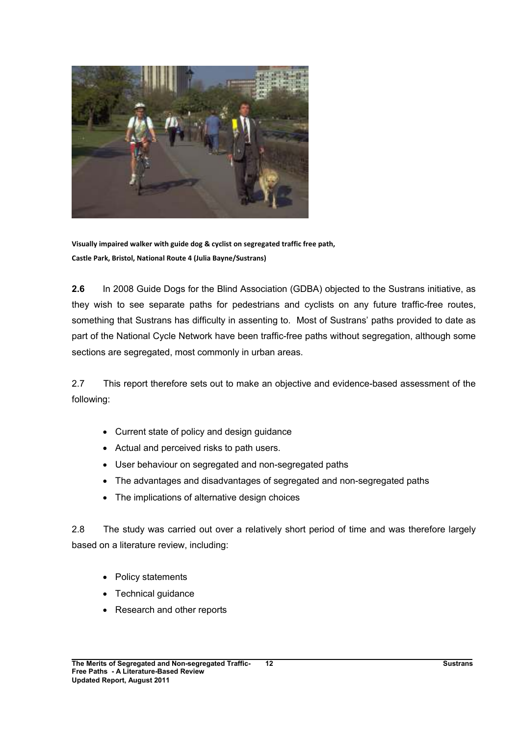**Visually impaired walker with guide dog & cyclist on segregated traffic free path, Castle Park, Bristol, National Route 4 (Julia Bayne/Sustrans)**

**2.6** In 2008 Guide Dogs for the Blind Association (GDBA) objected to the Sustrans initiative, as they wish to see separate paths for pedestrians and cyclists on any future traffic-free routes, something that Sustrans has difficulty in assenting to. Most of Sustrans' paths provided to date as part of the National Cycle Network have been traffic-free paths without segregation, although some sections are segregated, most commonly in urban areas.

2.7 This report therefore sets out to make an objective and evidence-based assessment of the following:

- Current state of policy and design guidance
- Actual and perceived risks to path users.
- User behaviour on segregated and non-segregated paths
- The advantages and disadvantages of segregated and non-segregated paths
- The implications of alternative design choices

2.8 The study was carried out over a relatively short period of time and was therefore largely based on a literature review, including:

- Policy statements
- Technical guidance
- Research and other reports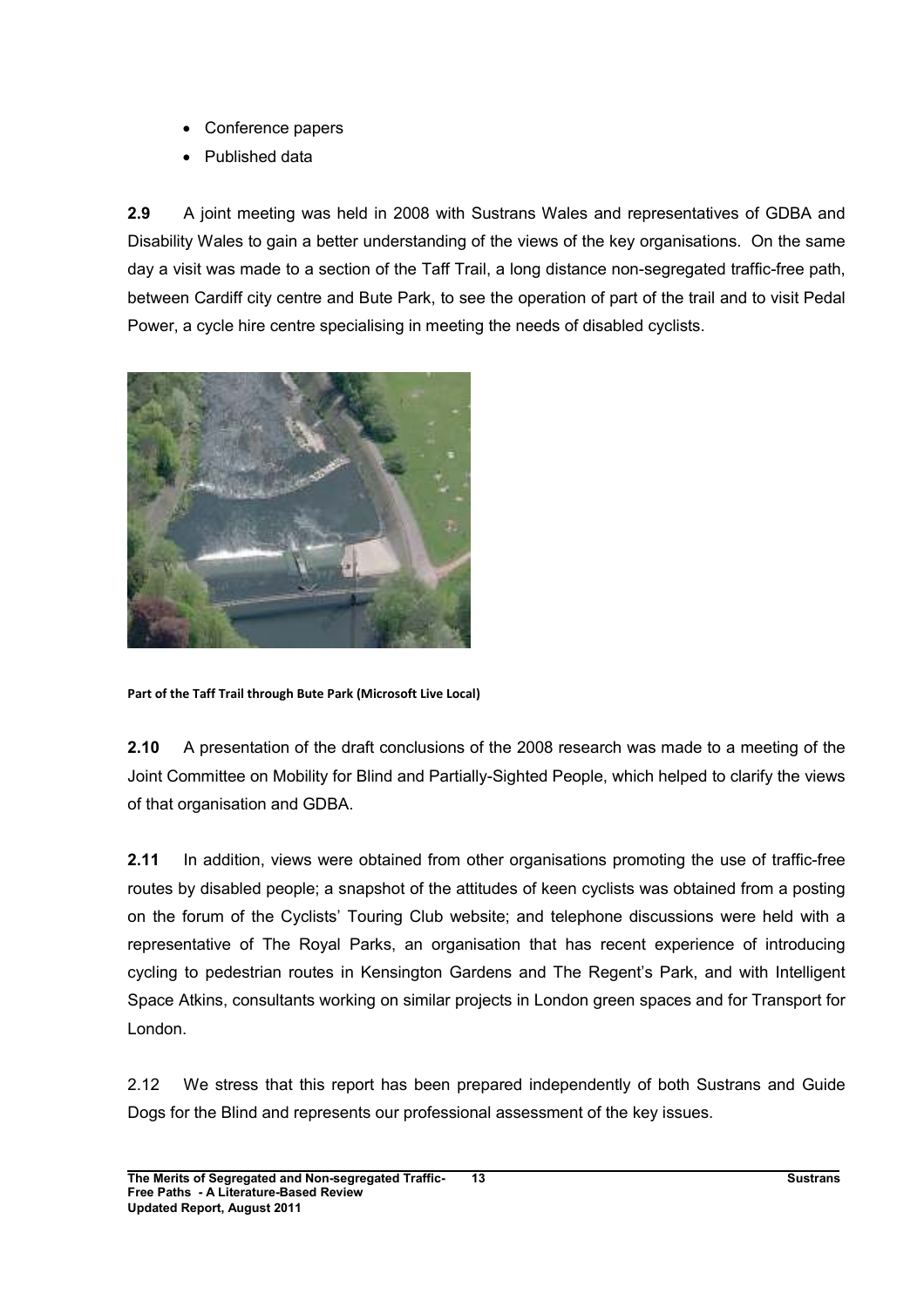- Conference papers
- Published data

**2.9** A joint meeting was held in 2008 with Sustrans Wales and representatives of GDBA and Disability Wales to gain a better understanding of the views of the key organisations. On the same day a visit was made to a section of the Taff Trail, a long distance non-segregated traffic-free path, between Cardiff city centre and Bute Park, to see the operation of part of the trail and to visit Pedal Power, a cycle hire centre specialising in meeting the needs of disabled cyclists.

**Part of the Taff Trail through Bute Park (Microsoft Live Local)**

**2.10** A presentation of the draft conclusions of the 2008 research was made to a meeting of the Joint Committee on Mobility for Blind and Partially-Sighted People, which helped to clarify the views of that organisation and GDBA.

**2.11** In addition, views were obtained from other organisations promoting the use of traffic-free routes by disabled people; a snapshot of the attitudes of keen cyclists was obtained from a posting on the forum of the Cyclists' Touring Club website; and telephone discussions were held with a representative of The Royal Parks, an organisation that has recent experience of introducing cycling to pedestrian routes in Kensington Gardens and The Regent's Park, and with Intelligent Space Atkins, consultants working on similar projects in London green spaces and for Transport for London.

2.12 We stress that this report has been prepared independently of both Sustrans and Guide Dogs for the Blind and represents our professional assessment of the key issues.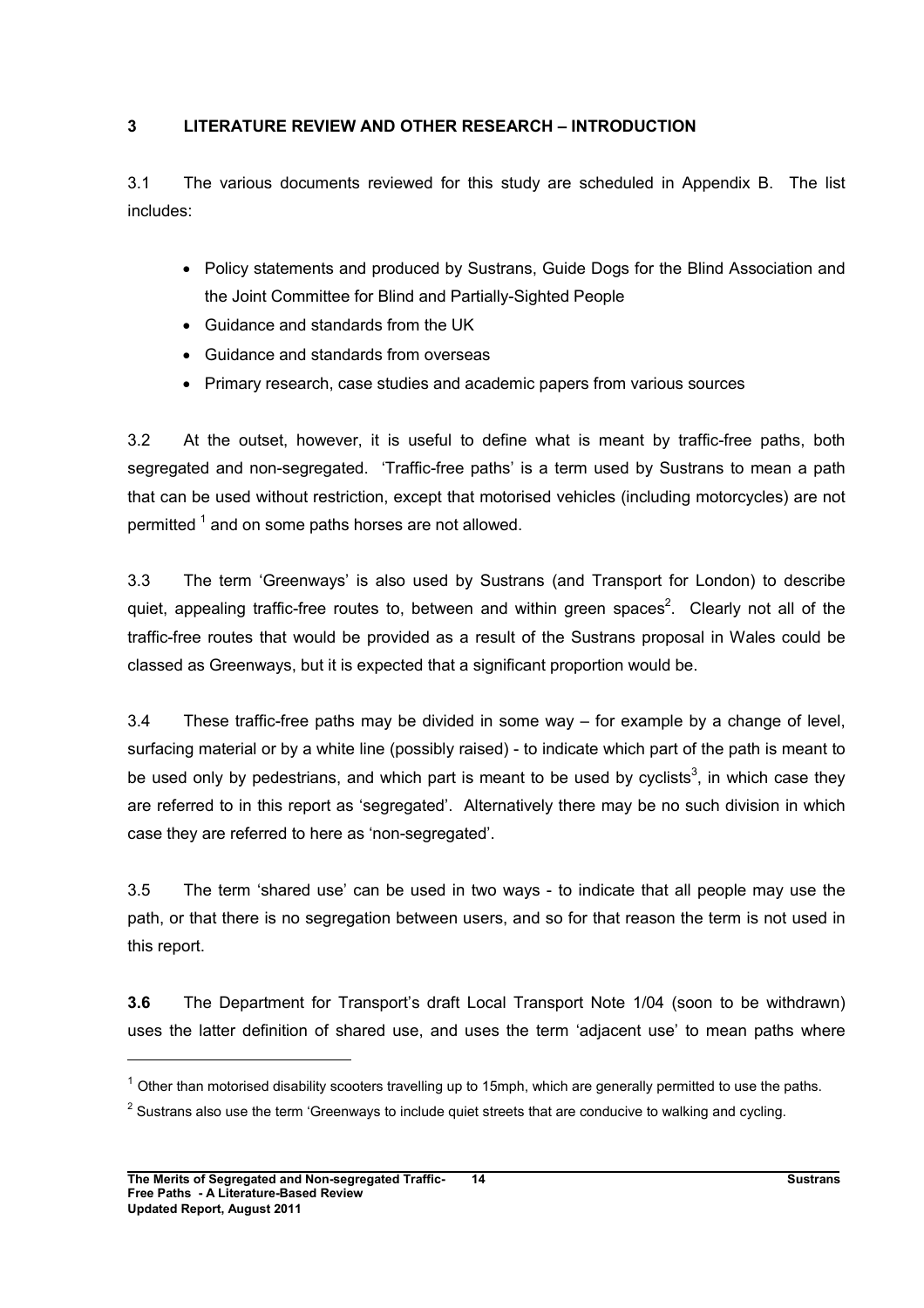## 3 LITERATURE REVIEW AND OTHER RESEARCH – INTRODUCTION

3.1 The various documents reviewed for this study are scheduled in Appendix B. The list includes:

- Policy statements and produced by Sustrans, Guide Dogs for the Blind Association and the Joint Committee for Blind and Partially-Sighted People
- Guidance and standards from the UK
- Guidance and standards from overseas
- Primary research, case studies and academic papers from various sources

3.2 At the outset, however, it is useful to define what is meant by traffic-free paths, both segregated and non-segregated. 'Traffic-free paths' is a term used by Sustrans to mean a path that can be used without restriction, except that motorised vehicles (including motorcycles) are not permitted [1] and on some paths horses are not allowed.

3.3 The term 'Greenways' is also used by Sustrans (and Transport for London) to describe quiet, appealing traffic-free routes to, between and within green spaces[2]. Clearly not all of the traffic-free routes that would be provided as a result of the Sustrans proposal in Wales could be classed as Greenways, but it is expected that a significant proportion would be.

3.4 These traffic-free paths may be divided in some way – for example by a change of level, surfacing material or by a white line (possibly raised) - to indicate which part of the path is meant to be used only by pedestrians, and which part is meant to be used by cyclists[3], in which case they are referred to in this report as 'segregated'. Alternatively there may be no such division in which case they are referred to here as 'non-segregated'.

3.5 The term 'shared use' can be used in two ways - to indicate that all people may use the path, or that there is no segregation between users, and so for that reason the term is not used in this report.

**3.6** The Department for Transport's draft Local Transport Note 1/04 (soon to be withdrawn) uses the latter definition of shared use, and uses the term 'adjacent use' to mean paths where

---

[1] Other than motorised disability scooters travelling up to 15mph, which are generally permitted to use the paths.

[2] Sustrans also use the term 'Greenways to include quiet streets that are conducive to walking and cycling.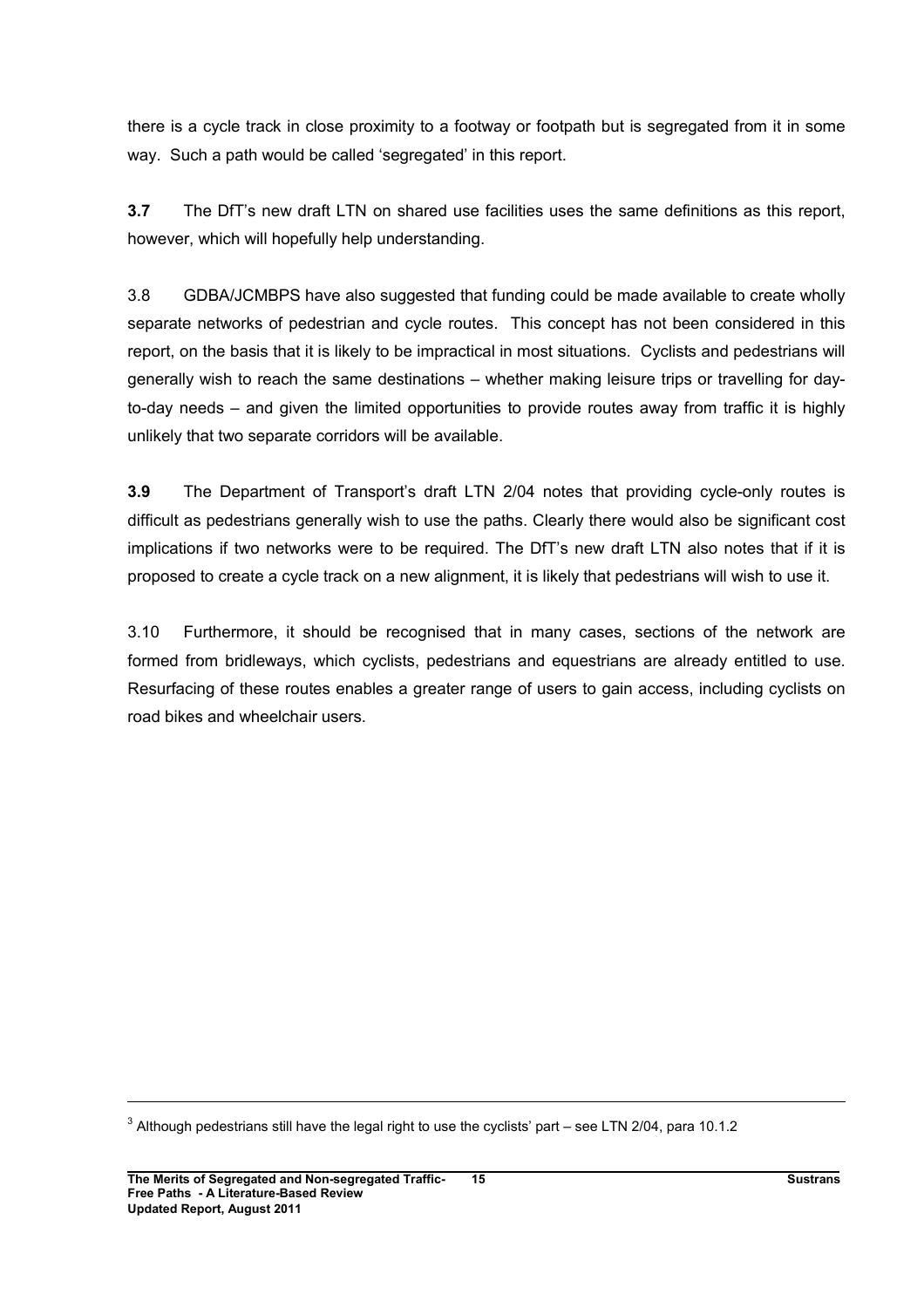there is a cycle track in close proximity to a footway or footpath but is segregated from it in some way. Such a path would be called 'segregated' in this report.

**3.7** The DfT's new draft LTN on shared use facilities uses the same definitions as this report, however, which will hopefully help understanding.

3.8 GDBA/JCMBPS have also suggested that funding could be made available to create wholly separate networks of pedestrian and cycle routes. This concept has not been considered in this report, on the basis that it is likely to be impractical in most situations. Cyclists and pedestrians will generally wish to reach the same destinations – whether making leisure trips or travelling for day-to-day needs – and given the limited opportunities to provide routes away from traffic it is highly unlikely that two separate corridors will be available.

**3.9** The Department of Transport's draft LTN 2/04 notes that providing cycle-only routes is difficult as pedestrians generally wish to use the paths. Clearly there would also be significant cost implications if two networks were to be required. The DfT's new draft LTN also notes that if it is proposed to create a cycle track on a new alignment, it is likely that pedestrians will wish to use it.

3.10 Furthermore, it should be recognised that in many cases, sections of the network are formed from bridleways, which cyclists, pedestrians and equestrians are already entitled to use. Resurfacing of these routes enables a greater range of users to gain access, including cyclists on road bikes and wheelchair users.

---

[3] Although pedestrians still have the legal right to use the cyclists' part – see LTN 2/04, para 10.1.2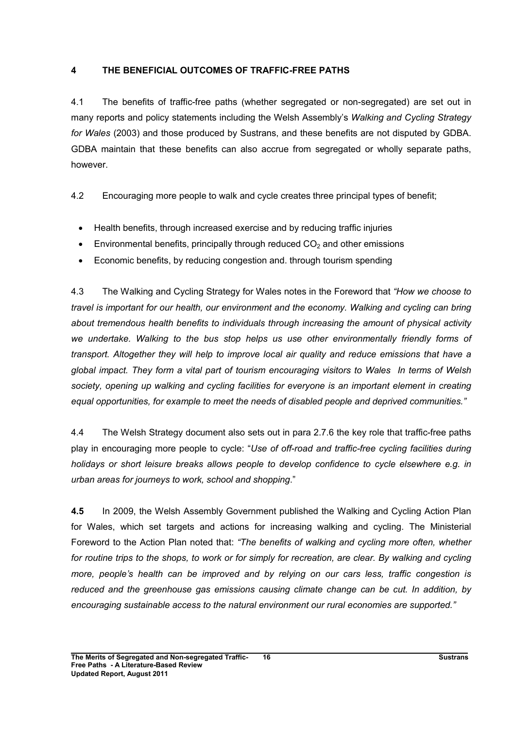## 4 THE BENEFICIAL OUTCOMES OF TRAFFIC-FREE PATHS

4.1 The benefits of traffic-free paths (whether segregated or non-segregated) are set out in many reports and policy statements including the Welsh Assembly's *Walking and Cycling Strategy for Wales* (2003) and those produced by Sustrans, and these benefits are not disputed by GDBA. GDBA maintain that these benefits can also accrue from segregated or wholly separate paths, however.

4.2 Encouraging more people to walk and cycle creates three principal types of benefit;

- Health benefits, through increased exercise and by reducing traffic injuries
- Environmental benefits, principally through reduced $CO_2$ and other emissions
- Economic benefits, by reducing congestion and. through tourism spending

4.3 The Walking and Cycling Strategy for Wales notes in the Foreword that *"How we choose to travel is important for our health, our environment and the economy. Walking and cycling can bring about tremendous health benefits to individuals through increasing the amount of physical activity we undertake. Walking to the bus stop helps us use other environmentally friendly forms of transport. Altogether they will help to improve local air quality and reduce emissions that have a global impact. They form a vital part of tourism encouraging visitors to Wales In terms of Welsh society, opening up walking and cycling facilities for everyone is an important element in creating equal opportunities, for example to meet the needs of disabled people and deprived communities."*

4.4 The Welsh Strategy document also sets out in para 2.7.6 the key role that traffic-free paths play in encouraging more people to cycle: "*Use of off-road and traffic-free cycling facilities during holidays or short leisure breaks allows people to develop confidence to cycle elsewhere e.g. in urban areas for journeys to work, school and shopping*."

**4.5** In 2009, the Welsh Assembly Government published the Walking and Cycling Action Plan for Wales, which set targets and actions for increasing walking and cycling. The Ministerial Foreword to the Action Plan noted that: *"The benefits of walking and cycling more often, whether for routine trips to the shops, to work or for simply for recreation, are clear. By walking and cycling more, people's health can be improved and by relying on our cars less, traffic congestion is reduced and the greenhouse gas emissions causing climate change can be cut. In addition, by encouraging sustainable access to the natural environment our rural economies are supported."*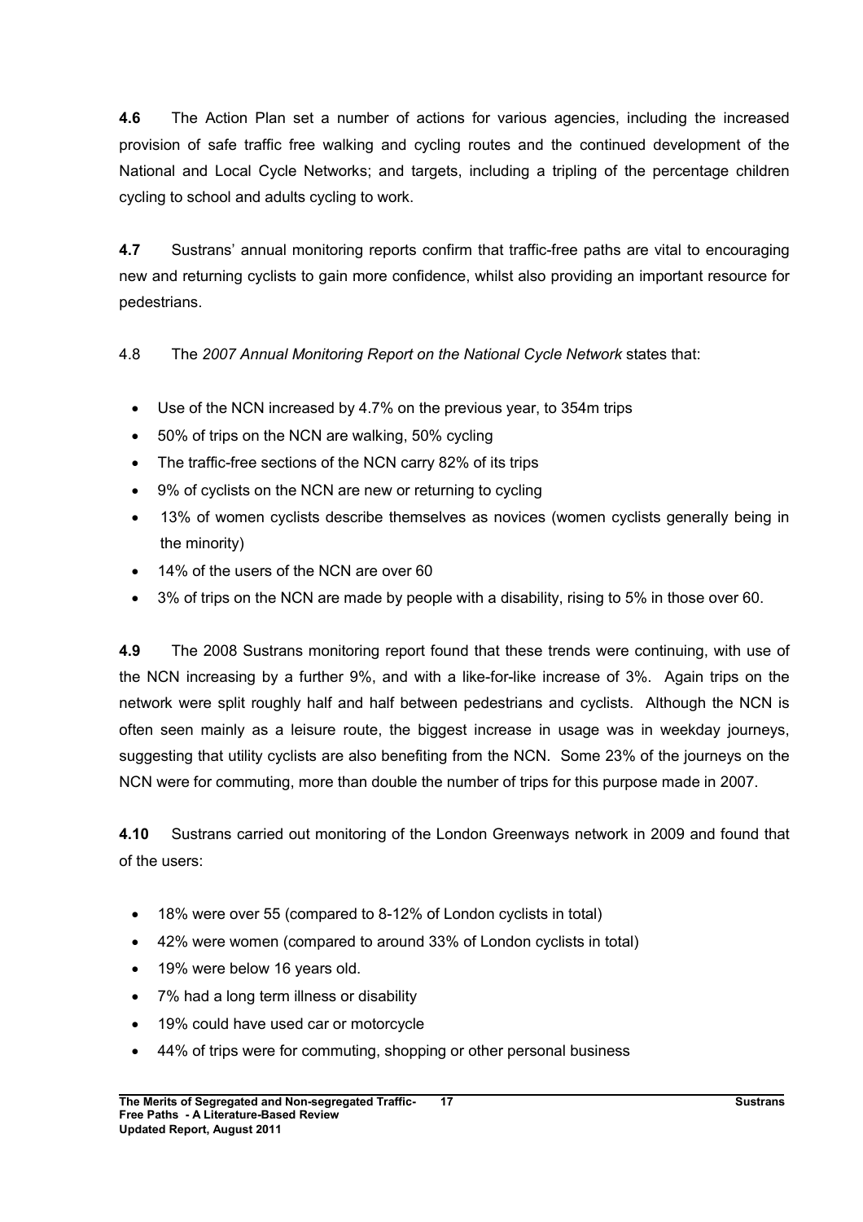**4.6** The Action Plan set a number of actions for various agencies, including the increased provision of safe traffic free walking and cycling routes and the continued development of the National and Local Cycle Networks; and targets, including a tripling of the percentage children cycling to school and adults cycling to work.

**4.7** Sustrans' annual monitoring reports confirm that traffic-free paths are vital to encouraging new and returning cyclists to gain more confidence, whilst also providing an important resource for pedestrians.

4.8 The *2007 Annual Monitoring Report on the National Cycle Network* states that:

- Use of the NCN increased by 4.7% on the previous year, to 354m trips
- 50% of trips on the NCN are walking, 50% cycling
- The traffic-free sections of the NCN carry 82% of its trips
- 9% of cyclists on the NCN are new or returning to cycling
- 13% of women cyclists describe themselves as novices (women cyclists generally being in the minority)
- 14% of the users of the NCN are over 60
- 3% of trips on the NCN are made by people with a disability, rising to 5% in those over 60.

**4.9** The 2008 Sustrans monitoring report found that these trends were continuing, with use of the NCN increasing by a further 9%, and with a like-for-like increase of 3%. Again trips on the network were split roughly half and half between pedestrians and cyclists. Although the NCN is often seen mainly as a leisure route, the biggest increase in usage was in weekday journeys, suggesting that utility cyclists are also benefiting from the NCN. Some 23% of the journeys on the NCN were for commuting, more than double the number of trips for this purpose made in 2007.

**4.10** Sustrans carried out monitoring of the London Greenways network in 2009 and found that of the users:

- 18% were over 55 (compared to 8-12% of London cyclists in total)
- 42% were women (compared to around 33% of London cyclists in total)
- 19% were below 16 years old.
- 7% had a long term illness or disability
- 19% could have used car or motorcycle
- 44% of trips were for commuting, shopping or other personal business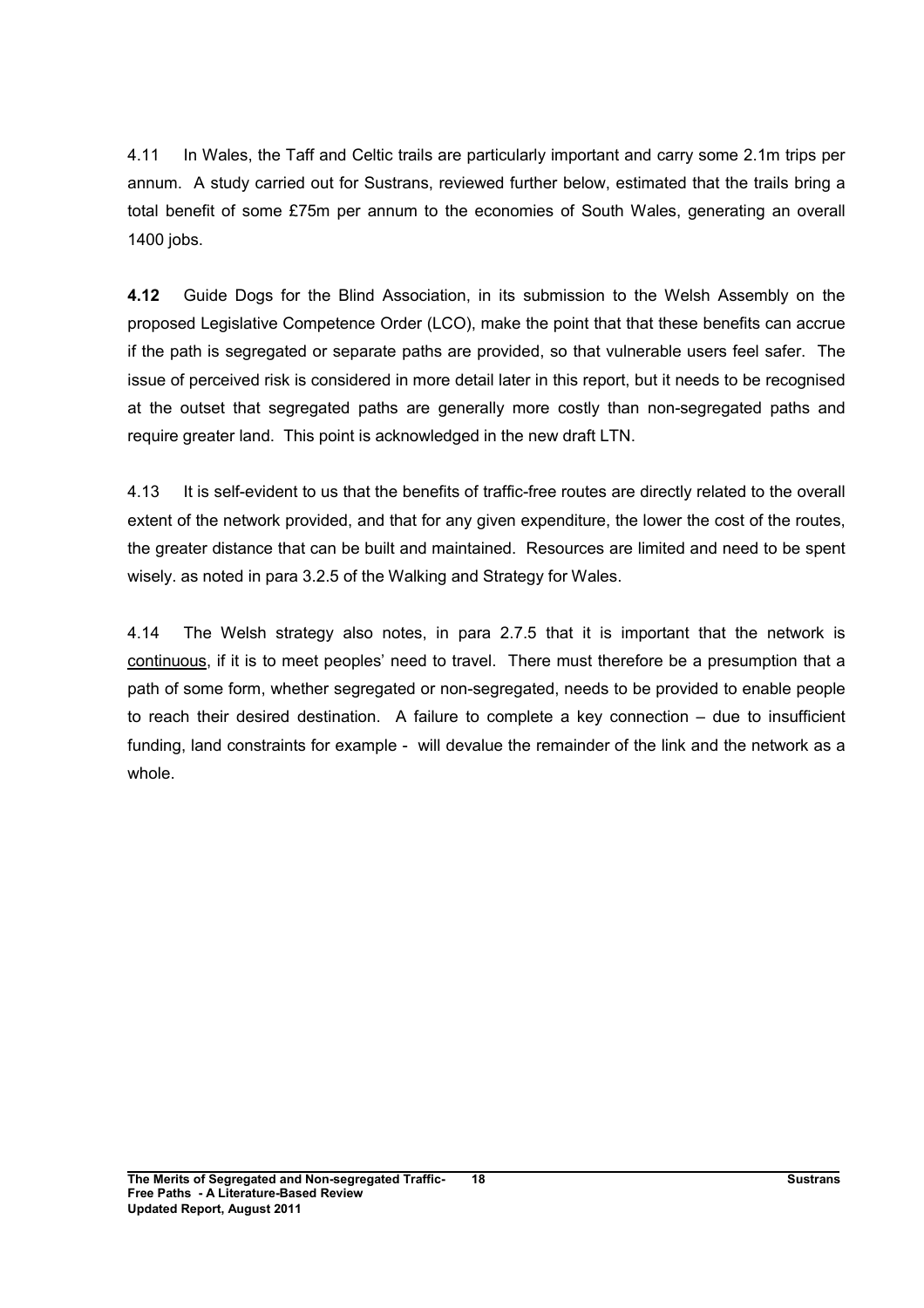4.11 In Wales, the Taff and Celtic trails are particularly important and carry some 2.1m trips per annum. A study carried out for Sustrans, reviewed further below, estimated that the trails bring a total benefit of some £75m per annum to the economies of South Wales, generating an overall 1400 jobs.

**4.12** Guide Dogs for the Blind Association, in its submission to the Welsh Assembly on the proposed Legislative Competence Order (LCO), make the point that that these benefits can accrue if the path is segregated or separate paths are provided, so that vulnerable users feel safer. The issue of perceived risk is considered in more detail later in this report, but it needs to be recognised at the outset that segregated paths are generally more costly than non-segregated paths and require greater land. This point is acknowledged in the new draft LTN.

4.13 It is self-evident to us that the benefits of traffic-free routes are directly related to the overall extent of the network provided, and that for any given expenditure, the lower the cost of the routes, the greater distance that can be built and maintained. Resources are limited and need to be spent wisely. as noted in para 3.2.5 of the Walking and Strategy for Wales.

4.14 The Welsh strategy also notes, in para 2.7.5 that it is important that the network is continuous, if it is to meet peoples' need to travel. There must therefore be a presumption that a path of some form, whether segregated or non-segregated, needs to be provided to enable people to reach their desired destination. A failure to complete a key connection – due to insufficient funding, land constraints for example - will devalue the remainder of the link and the network as a whole.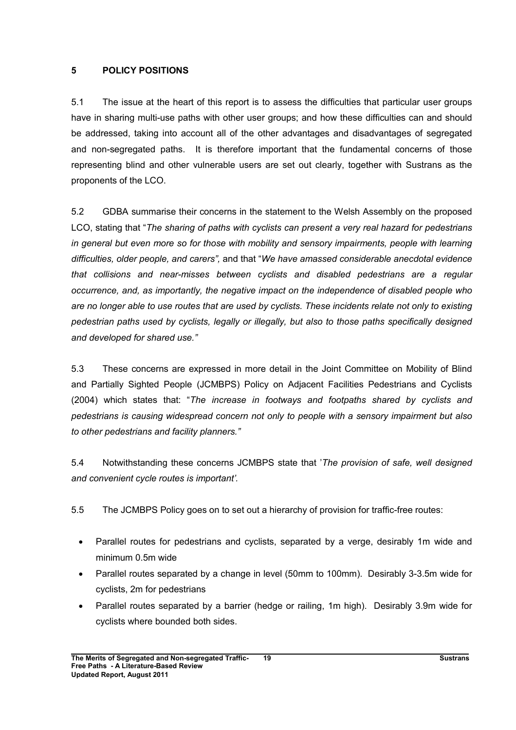## 5 POLICY POSITIONS

5.1 The issue at the heart of this report is to assess the difficulties that particular user groups have in sharing multi-use paths with other user groups; and how these difficulties can and should be addressed, taking into account all of the other advantages and disadvantages of segregated and non-segregated paths. It is therefore important that the fundamental concerns of those representing blind and other vulnerable users are set out clearly, together with Sustrans as the proponents of the LCO.

5.2 GDBA summarise their concerns in the statement to the Welsh Assembly on the proposed LCO, stating that "*The sharing of paths with cyclists can present a very real hazard for pedestrians in general but even more so for those with mobility and sensory impairments, people with learning difficulties, older people, and carers",* and that "*We have amassed considerable anecdotal evidence that collisions and near-misses between cyclists and disabled pedestrians are a regular occurrence, and, as importantly, the negative impact on the independence of disabled people who are no longer able to use routes that are used by cyclists. These incidents relate not only to existing pedestrian paths used by cyclists, legally or illegally, but also to those paths specifically designed and developed for shared use."*

5.3 These concerns are expressed in more detail in the Joint Committee on Mobility of Blind and Partially Sighted People (JCMBPS) Policy on Adjacent Facilities Pedestrians and Cyclists (2004) which states that: "*The increase in footways and footpaths shared by cyclists and pedestrians is causing widespread concern not only to people with a sensory impairment but also to other pedestrians and facility planners."*

5.4 Notwithstanding these concerns JCMBPS state that '*The provision of safe, well designed and convenient cycle routes is important'.*

5.5 The JCMBPS Policy goes on to set out a hierarchy of provision for traffic-free routes:

- Parallel routes for pedestrians and cyclists, separated by a verge, desirably 1m wide and minimum 0.5m wide
- Parallel routes separated by a change in level (50mm to 100mm). Desirably 3-3.5m wide for cyclists, 2m for pedestrians
- Parallel routes separated by a barrier (hedge or railing, 1m high). Desirably 3.9m wide for cyclists where bounded both sides.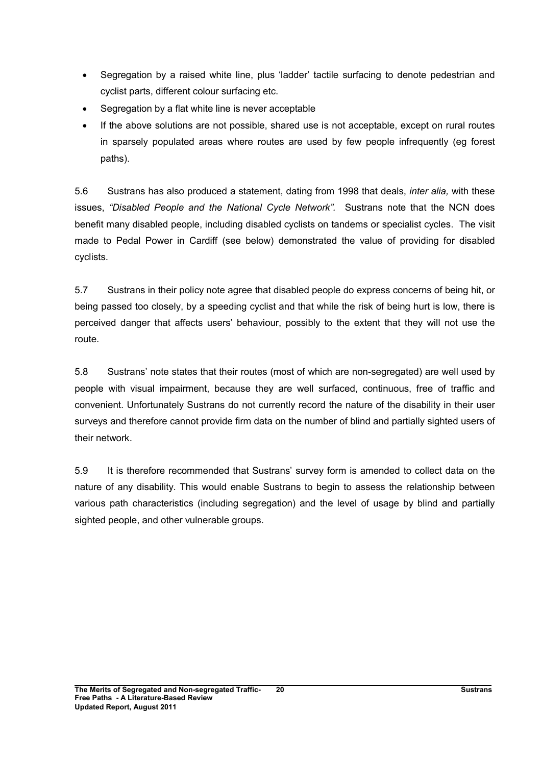- Segregation by a raised white line, plus 'ladder' tactile surfacing to denote pedestrian and cyclist parts, different colour surfacing etc.
- Segregation by a flat white line is never acceptable
- If the above solutions are not possible, shared use is not acceptable, except on rural routes in sparsely populated areas where routes are used by few people infrequently (eg forest paths).

5.6 Sustrans has also produced a statement, dating from 1998 that deals, *inter alia,* with these issues, *"Disabled People and the National Cycle Network".* Sustrans note that the NCN does benefit many disabled people, including disabled cyclists on tandems or specialist cycles. The visit made to Pedal Power in Cardiff (see below) demonstrated the value of providing for disabled cyclists.

5.7 Sustrans in their policy note agree that disabled people do express concerns of being hit, or being passed too closely, by a speeding cyclist and that while the risk of being hurt is low, there is perceived danger that affects users' behaviour, possibly to the extent that they will not use the route.

5.8 Sustrans' note states that their routes (most of which are non-segregated) are well used by people with visual impairment, because they are well surfaced, continuous, free of traffic and convenient. Unfortunately Sustrans do not currently record the nature of the disability in their user surveys and therefore cannot provide firm data on the number of blind and partially sighted users of their network.

5.9 It is therefore recommended that Sustrans' survey form is amended to collect data on the nature of any disability. This would enable Sustrans to begin to assess the relationship between various path characteristics (including segregation) and the level of usage by blind and partially sighted people, and other vulnerable groups.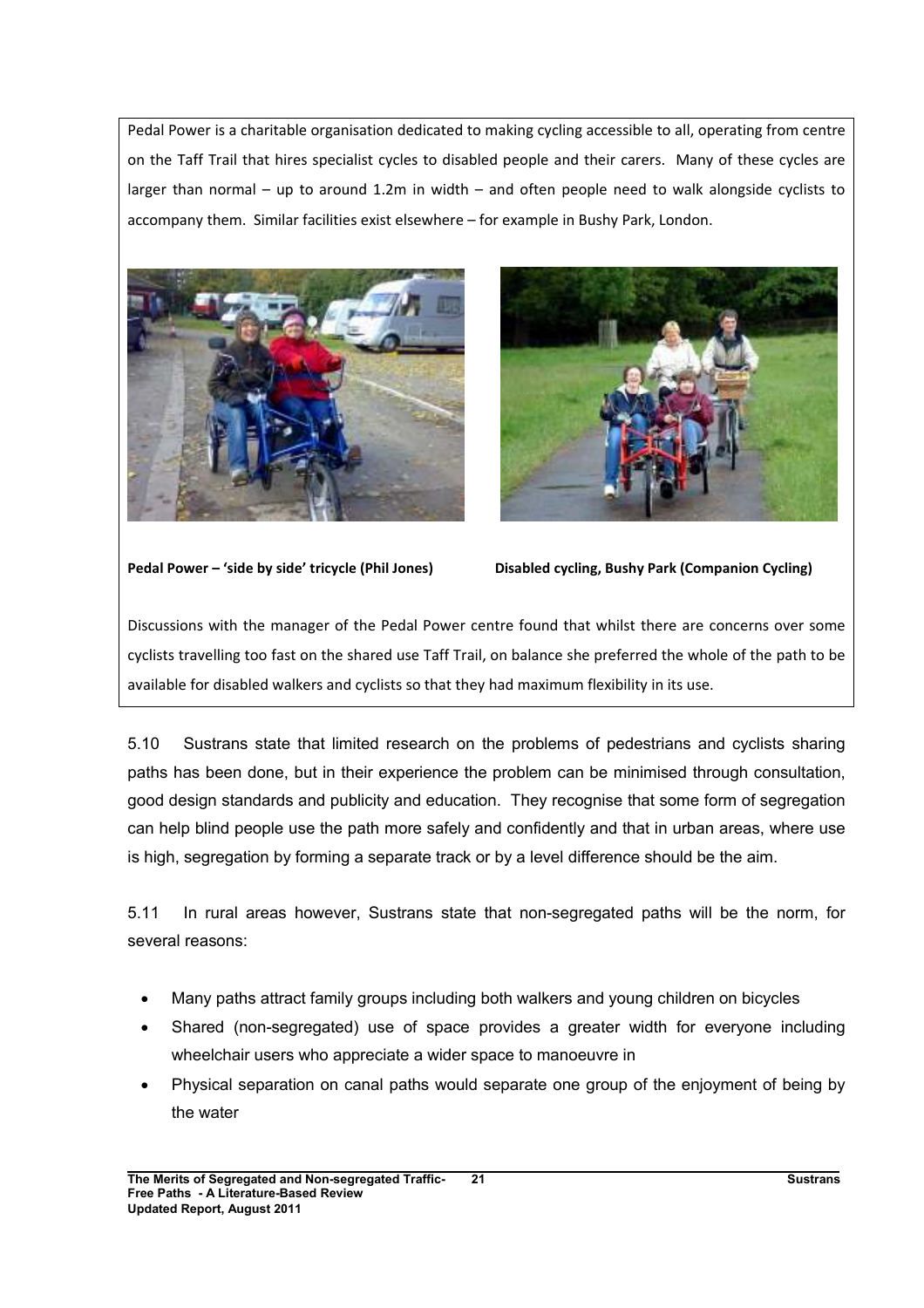Pedal Power is a charitable organisation dedicated to making cycling accessible to all, operating from centre on the Taff Trail that hires specialist cycles to disabled people and their carers. Many of these cycles are larger than normal – up to around 1.2m in width – and often people need to walk alongside cyclists to accompany them. Similar facilities exist elsewhere – for example in Bushy Park, London.

**Pedal Power – 'side by side' tricycle (Phil Jones)**

**Disabled cycling, Bushy Park (Companion Cycling)**

Discussions with the manager of the Pedal Power centre found that whilst there are concerns over some cyclists travelling too fast on the shared use Taff Trail, on balance she preferred the whole of the path to be available for disabled walkers and cyclists so that they had maximum flexibility in its use.

5.10 Sustrans state that limited research on the problems of pedestrians and cyclists sharing paths has been done, but in their experience the problem can be minimised through consultation, good design standards and publicity and education. They recognise that some form of segregation can help blind people use the path more safely and confidently and that in urban areas, where use is high, segregation by forming a separate track or by a level difference should be the aim.

5.11 In rural areas however, Sustrans state that non-segregated paths will be the norm, for several reasons:

- Many paths attract family groups including both walkers and young children on bicycles
- Shared (non-segregated) use of space provides a greater width for everyone including wheelchair users who appreciate a wider space to manoeuvre in
- Physical separation on canal paths would separate one group of the enjoyment of being by the water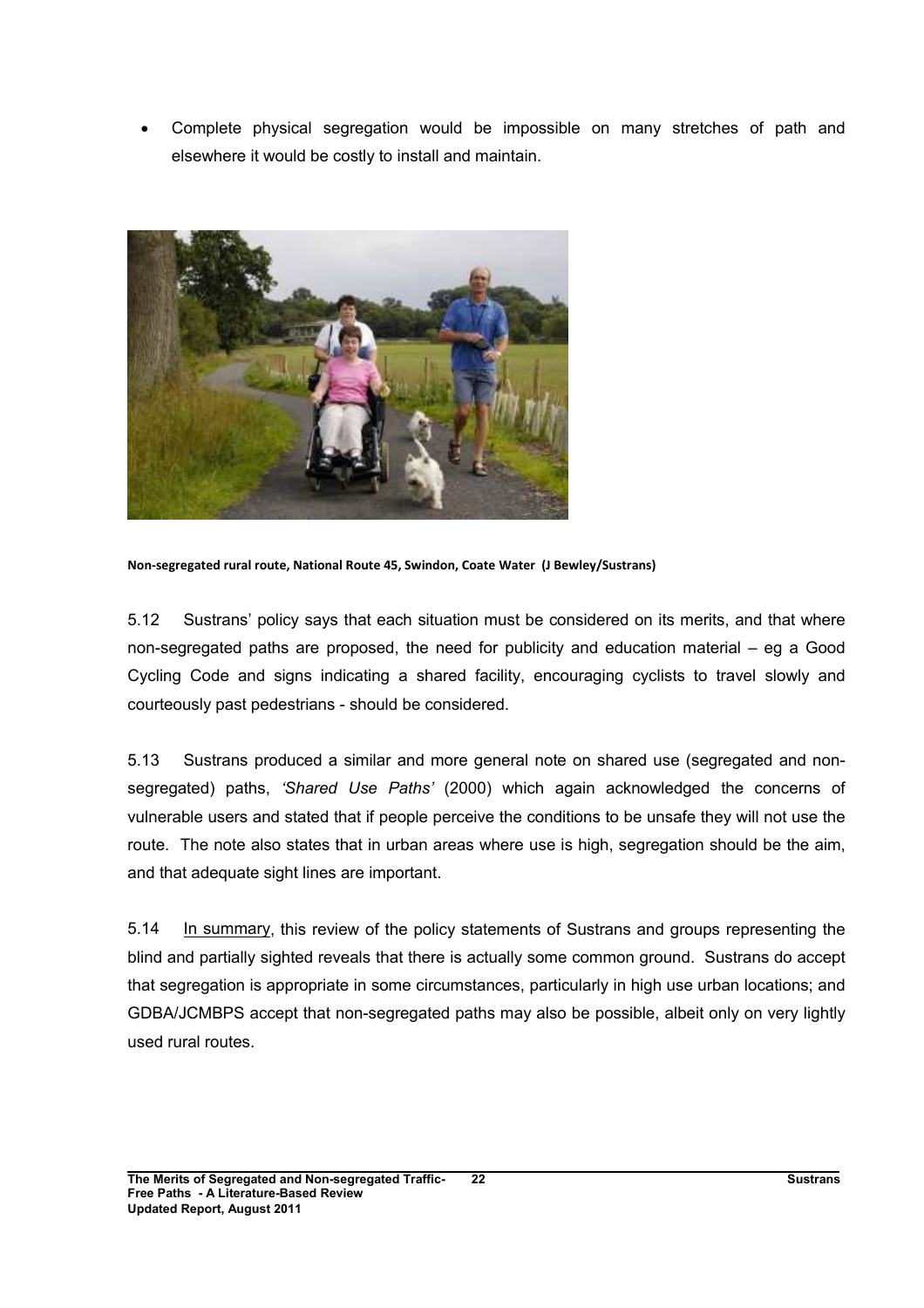- Complete physical segregation would be impossible on many stretches of path and elsewhere it would be costly to install and maintain.

**Non-segregated rural route, National Route 45, Swindon, Coate Water (J Bewley/Sustrans)**

5.12 Sustrans' policy says that each situation must be considered on its merits, and that where non-segregated paths are proposed, the need for publicity and education material – eg a Good Cycling Code and signs indicating a shared facility, encouraging cyclists to travel slowly and courteously past pedestrians - should be considered.

5.13 Sustrans produced a similar and more general note on shared use (segregated and non-segregated) paths, *'Shared Use Paths'* (2000) which again acknowledged the concerns of vulnerable users and stated that if people perceive the conditions to be unsafe they will not use the route. The note also states that in urban areas where use is high, segregation should be the aim, and that adequate sight lines are important.

5.14 <u>In summary</u>, this review of the policy statements of Sustrans and groups representing the blind and partially sighted reveals that there is actually some common ground. Sustrans do accept that segregation is appropriate in some circumstances, particularly in high use urban locations; and GDBA/JCMBPS accept that non-segregated paths may also be possible, albeit only on very lightly used rural routes.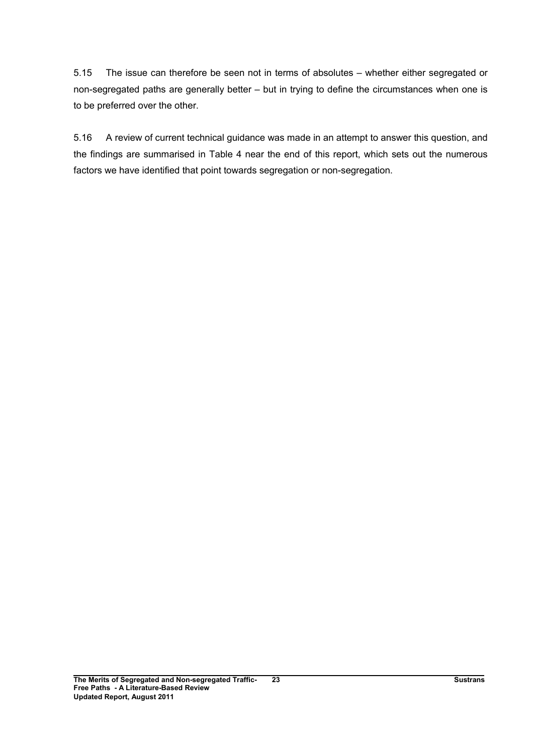5.15 The issue can therefore be seen not in terms of absolutes – whether either segregated or non-segregated paths are generally better – but in trying to define the circumstances when one is to be preferred over the other.

5.16 A review of current technical guidance was made in an attempt to answer this question, and the findings are summarised in Table 4 near the end of this report, which sets out the numerous factors we have identified that point towards segregation or non-segregation.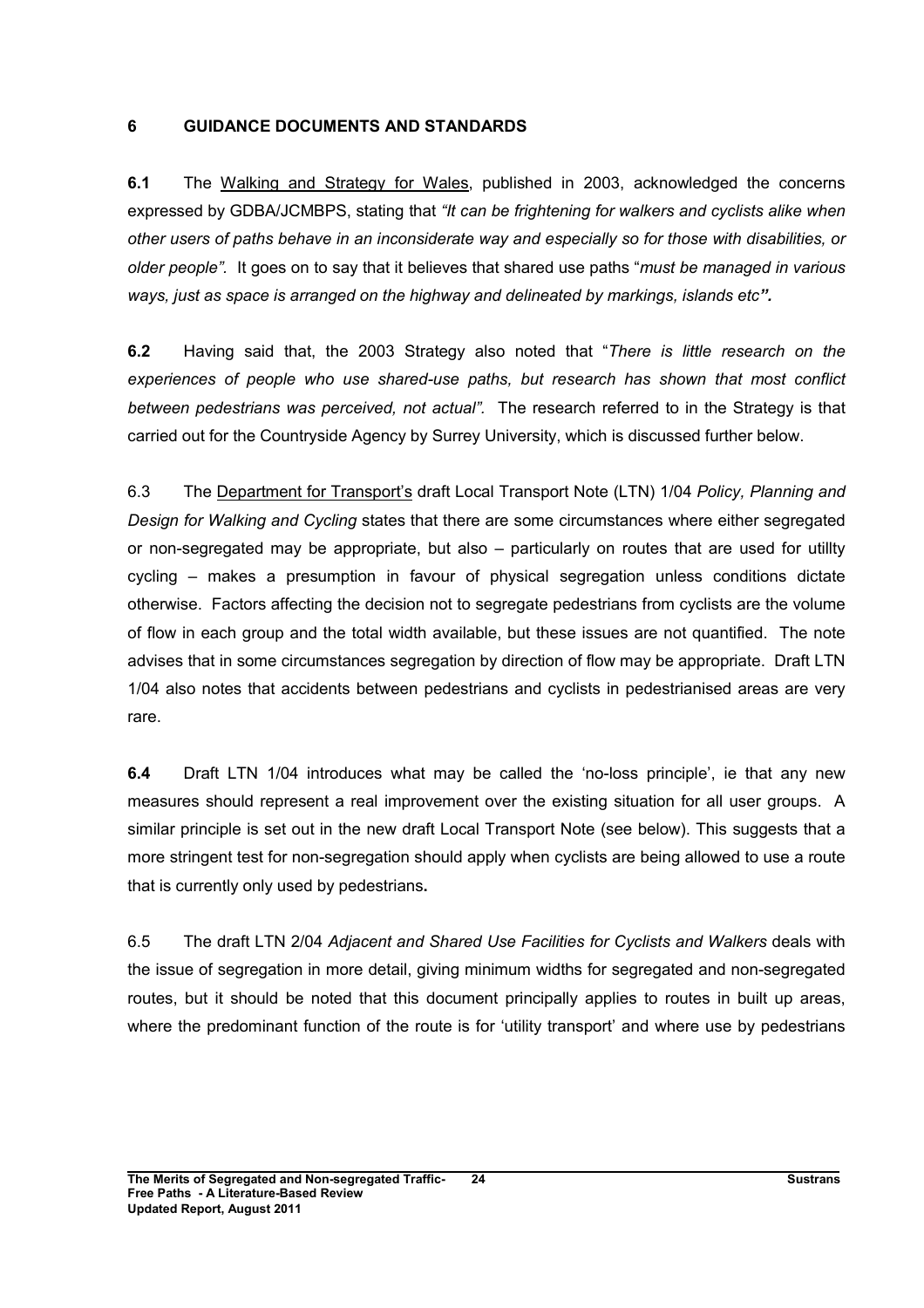## 6 GUIDANCE DOCUMENTS AND STANDARDS

**6.1** The Walking and Strategy for Wales, published in 2003, acknowledged the concerns expressed by GDBA/JCMBPS, stating that *"It can be frightening for walkers and cyclists alike when other users of paths behave in an inconsiderate way and especially so for those with disabilities, or older people".* It goes on to say that it believes that shared use paths "*must be managed in various ways, just as space is arranged on the highway and delineated by markings, islands etc**".***

**6.2** Having said that, the 2003 Strategy also noted that "*There is little research on the experiences of people who use shared-use paths, but research has shown that most conflict between pedestrians was perceived, not actual".* The research referred to in the Strategy is that carried out for the Countryside Agency by Surrey University, which is discussed further below.

6.3 The Department for Transport's draft Local Transport Note (LTN) 1/04 *Policy, Planning and Design for Walking and Cycling* states that there are some circumstances where either segregated or non-segregated may be appropriate, but also – particularly on routes that are used for utillty cycling – makes a presumption in favour of physical segregation unless conditions dictate otherwise. Factors affecting the decision not to segregate pedestrians from cyclists are the volume of flow in each group and the total width available, but these issues are not quantified. The note advises that in some circumstances segregation by direction of flow may be appropriate. Draft LTN 1/04 also notes that accidents between pedestrians and cyclists in pedestrianised areas are very rare.

**6.4** Draft LTN 1/04 introduces what may be called the 'no-loss principle', ie that any new measures should represent a real improvement over the existing situation for all user groups. A similar principle is set out in the new draft Local Transport Note (see below). This suggests that a more stringent test for non-segregation should apply when cyclists are being allowed to use a route that is currently only used by pedestrians**.**

6.5 The draft LTN 2/04 *Adjacent and Shared Use Facilities for Cyclists and Walkers* deals with the issue of segregation in more detail, giving minimum widths for segregated and non-segregated routes, but it should be noted that this document principally applies to routes in built up areas, where the predominant function of the route is for 'utility transport' and where use by pedestrians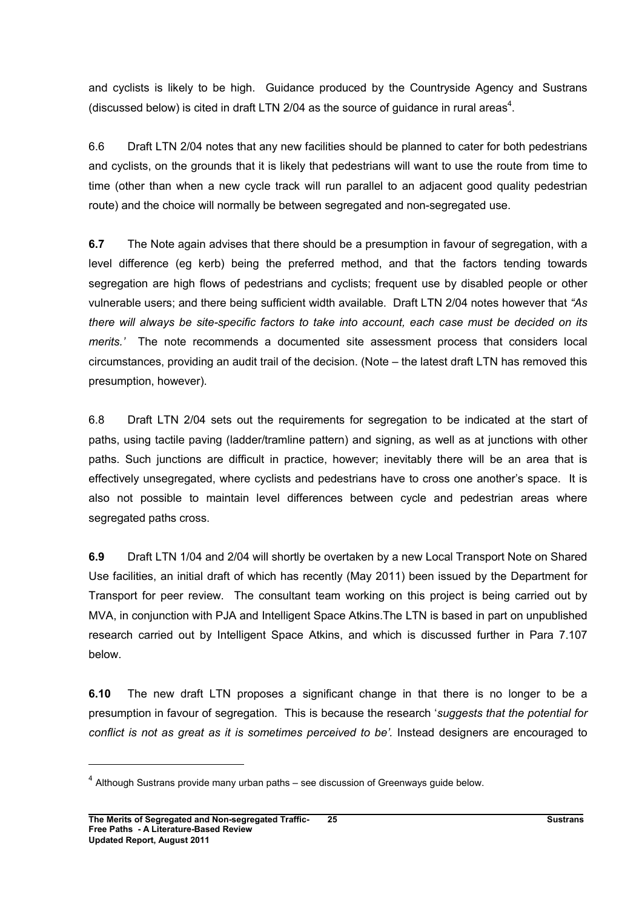and cyclists is likely to be high. Guidance produced by the Countryside Agency and Sustrans (discussed below) is cited in draft LTN 2/04 as the source of guidance in rural areas[4].

6.6 Draft LTN 2/04 notes that any new facilities should be planned to cater for both pedestrians and cyclists, on the grounds that it is likely that pedestrians will want to use the route from time to time (other than when a new cycle track will run parallel to an adjacent good quality pedestrian route) and the choice will normally be between segregated and non-segregated use.

**6.7** The Note again advises that there should be a presumption in favour of segregation, with a level difference (eg kerb) being the preferred method, and that the factors tending towards segregation are high flows of pedestrians and cyclists; frequent use by disabled people or other vulnerable users; and there being sufficient width available. Draft LTN 2/04 notes however that *"As there will always be site-specific factors to take into account, each case must be decided on its merits.'* The note recommends a documented site assessment process that considers local circumstances, providing an audit trail of the decision. (Note – the latest draft LTN has removed this presumption, however).

6.8 Draft LTN 2/04 sets out the requirements for segregation to be indicated at the start of paths, using tactile paving (ladder/tramline pattern) and signing, as well as at junctions with other paths. Such junctions are difficult in practice, however; inevitably there will be an area that is effectively unsegregated, where cyclists and pedestrians have to cross one another's space. It is also not possible to maintain level differences between cycle and pedestrian areas where segregated paths cross.

**6.9** Draft LTN 1/04 and 2/04 will shortly be overtaken by a new Local Transport Note on Shared Use facilities, an initial draft of which has recently (May 2011) been issued by the Department for Transport for peer review. The consultant team working on this project is being carried out by MVA, in conjunction with PJA and Intelligent Space Atkins.The LTN is based in part on unpublished research carried out by Intelligent Space Atkins, and which is discussed further in Para 7.107 below.

**6.10** The new draft LTN proposes a significant change in that there is no longer to be a presumption in favour of segregation. This is because the research '*suggests that the potential for conflict is not as great as it is sometimes perceived to be'.* Instead designers are encouraged to

---

[4] Although Sustrans provide many urban paths – see discussion of Greenways guide below.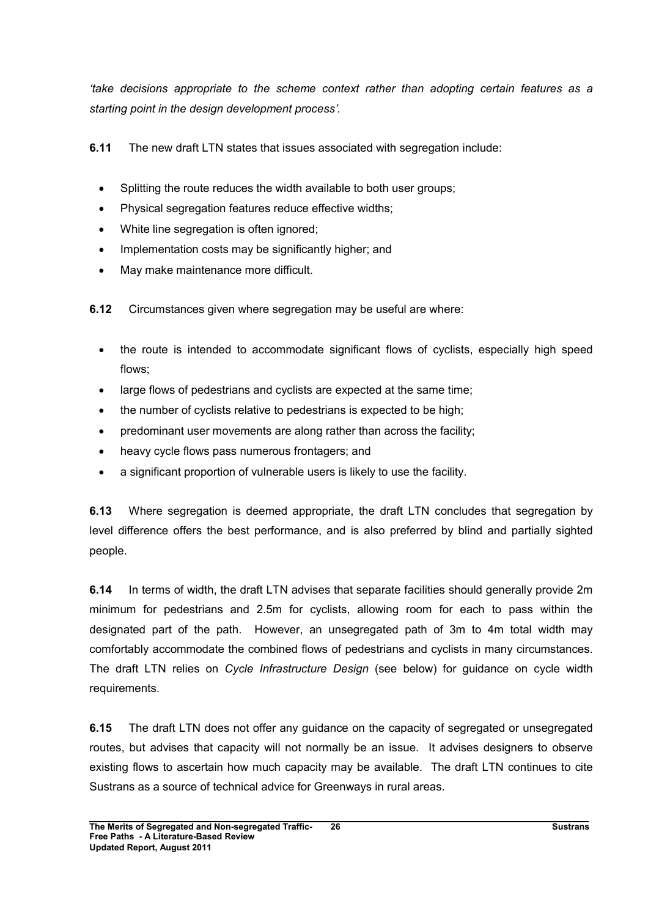*'take decisions appropriate to the scheme context rather than adopting certain features as a starting point in the design development process'.*

**6.11** The new draft LTN states that issues associated with segregation include:

- Splitting the route reduces the width available to both user groups;
- Physical segregation features reduce effective widths;
- White line segregation is often ignored;
- Implementation costs may be significantly higher; and
- May make maintenance more difficult.

**6.12** Circumstances given where segregation may be useful are where:

- the route is intended to accommodate significant flows of cyclists, especially high speed flows;
- large flows of pedestrians and cyclists are expected at the same time;
- the number of cyclists relative to pedestrians is expected to be high;
- predominant user movements are along rather than across the facility;
- heavy cycle flows pass numerous frontagers; and
- a significant proportion of vulnerable users is likely to use the facility.

**6.13** Where segregation is deemed appropriate, the draft LTN concludes that segregation by level difference offers the best performance, and is also preferred by blind and partially sighted people.

**6.14** In terms of width, the draft LTN advises that separate facilities should generally provide 2m minimum for pedestrians and 2.5m for cyclists, allowing room for each to pass within the designated part of the path. However, an unsegregated path of 3m to 4m total width may comfortably accommodate the combined flows of pedestrians and cyclists in many circumstances. The draft LTN relies on *Cycle Infrastructure Design* (see below) for guidance on cycle width requirements.

**6.15** The draft LTN does not offer any guidance on the capacity of segregated or unsegregated routes, but advises that capacity will not normally be an issue. It advises designers to observe existing flows to ascertain how much capacity may be available. The draft LTN continues to cite Sustrans as a source of technical advice for Greenways in rural areas.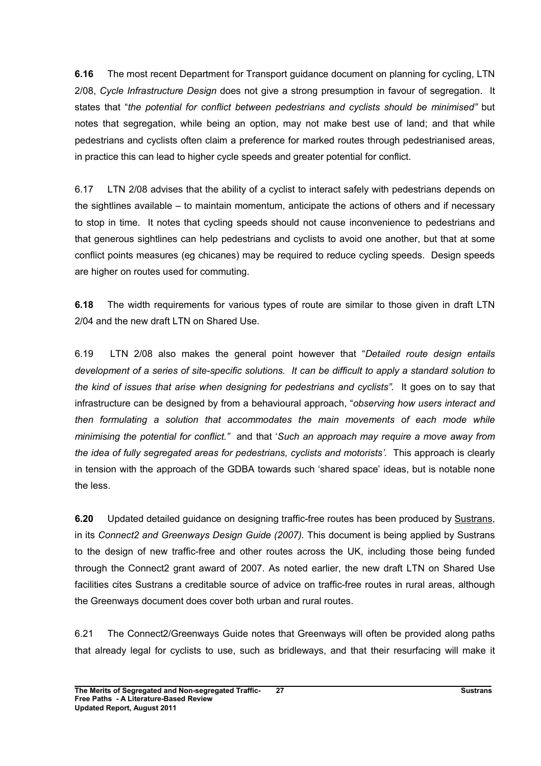**6.16** The most recent Department for Transport guidance document on planning for cycling, LTN 2/08, *Cycle Infrastructure Design* does not give a strong presumption in favour of segregation. It states that "*the potential for conflict between pedestrians and cyclists should be minimised"* but notes that segregation, while being an option, may not make best use of land; and that while pedestrians and cyclists often claim a preference for marked routes through pedestrianised areas, in practice this can lead to higher cycle speeds and greater potential for conflict.

6.17 LTN 2/08 advises that the ability of a cyclist to interact safely with pedestrians depends on the sightlines available – to maintain momentum, anticipate the actions of others and if necessary to stop in time. It notes that cycling speeds should not cause inconvenience to pedestrians and that generous sightlines can help pedestrians and cyclists to avoid one another, but that at some conflict points measures (eg chicanes) may be required to reduce cycling speeds. Design speeds are higher on routes used for commuting.

**6.18** The width requirements for various types of route are similar to those given in draft LTN 2/04 and the new draft LTN on Shared Use.

6.19 LTN 2/08 also makes the general point however that "*Detailed route design entails development of a series of site-specific solutions. It can be difficult to apply a standard solution to the kind of issues that arise when designing for pedestrians and cyclists".* It goes on to say that infrastructure can be designed by from a behavioural approach, "*observing how users interact and then formulating a solution that accommodates the main movements of each mode while minimising the potential for conflict."* and that '*Such an approach may require a move away from the idea of fully segregated areas for pedestrians, cyclists and motorists'.* This approach is clearly in tension with the approach of the GDBA towards such 'shared space' ideas, but is notable none the less.

**6.20** Updated detailed guidance on designing traffic-free routes has been produced by Sustrans, in its *Connect2 and Greenways Design Guide (2007)*. This document is being applied by Sustrans to the design of new traffic-free and other routes across the UK, including those being funded through the Connect2 grant award of 2007. As noted earlier, the new draft LTN on Shared Use facilities cites Sustrans a creditable source of advice on traffic-free routes in rural areas, although the Greenways document does cover both urban and rural routes.

6.21 The Connect2/Greenways Guide notes that Greenways will often be provided along paths that already legal for cyclists to use, such as bridleways, and that their resurfacing will make it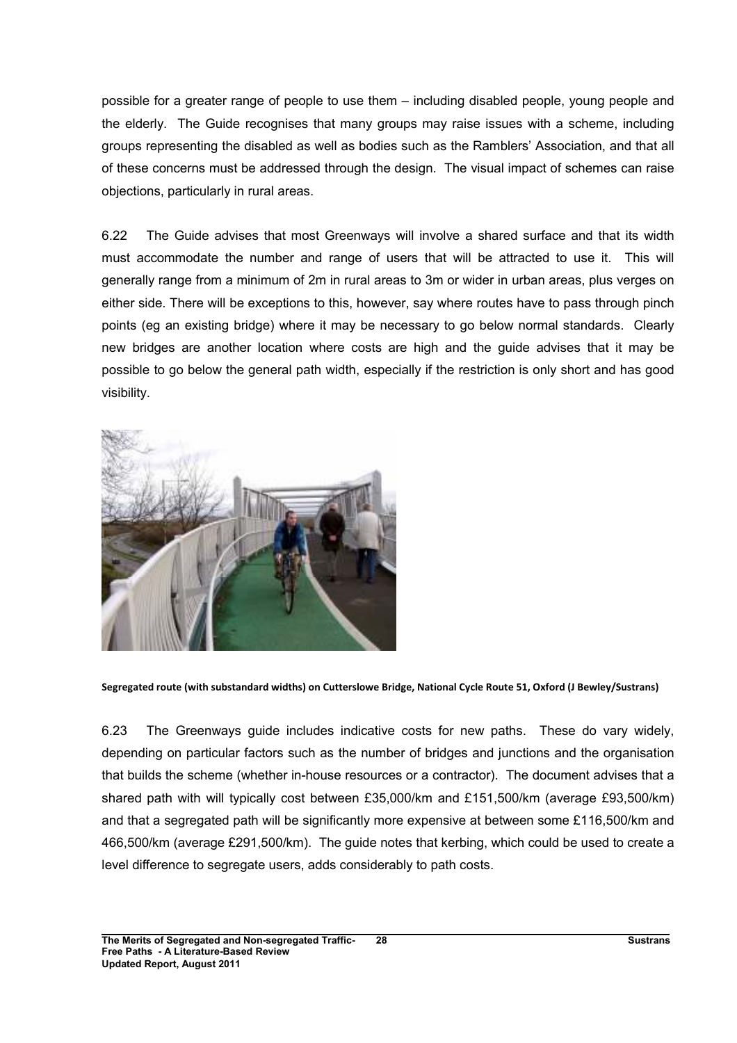possible for a greater range of people to use them – including disabled people, young people and the elderly. The Guide recognises that many groups may raise issues with a scheme, including groups representing the disabled as well as bodies such as the Ramblers' Association, and that all of these concerns must be addressed through the design. The visual impact of schemes can raise objections, particularly in rural areas.

6.22 The Guide advises that most Greenways will involve a shared surface and that its width must accommodate the number and range of users that will be attracted to use it. This will generally range from a minimum of 2m in rural areas to 3m or wider in urban areas, plus verges on either side. There will be exceptions to this, however, say where routes have to pass through pinch points (eg an existing bridge) where it may be necessary to go below normal standards. Clearly new bridges are another location where costs are high and the guide advises that it may be possible to go below the general path width, especially if the restriction is only short and has good visibility.

**Segregated route (with substandard widths) on Cutterslowe Bridge, National Cycle Route 51, Oxford (J Bewley/Sustrans)**

6.23 The Greenways guide includes indicative costs for new paths. These do vary widely, depending on particular factors such as the number of bridges and junctions and the organisation that builds the scheme (whether in-house resources or a contractor). The document advises that a shared path with will typically cost between £35,000/km and £151,500/km (average £93,500/km) and that a segregated path will be significantly more expensive at between some £116,500/km and 466,500/km (average £291,500/km). The guide notes that kerbing, which could be used to create a level difference to segregate users, adds considerably to path costs.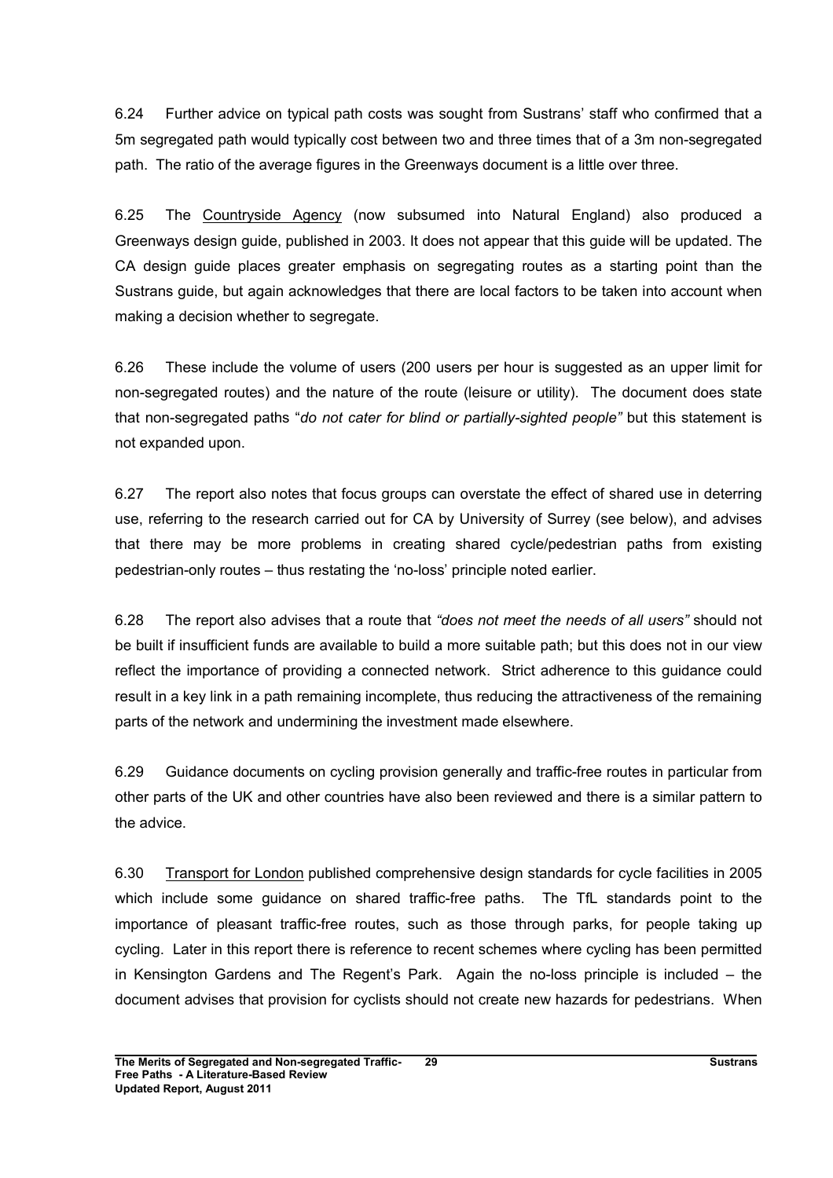6.24 Further advice on typical path costs was sought from Sustrans' staff who confirmed that a 5m segregated path would typically cost between two and three times that of a 3m non-segregated path. The ratio of the average figures in the Greenways document is a little over three.

6.25 The Countryside Agency (now subsumed into Natural England) also produced a Greenways design guide, published in 2003. It does not appear that this guide will be updated. The CA design guide places greater emphasis on segregating routes as a starting point than the Sustrans guide, but again acknowledges that there are local factors to be taken into account when making a decision whether to segregate.

6.26 These include the volume of users (200 users per hour is suggested as an upper limit for non-segregated routes) and the nature of the route (leisure or utility). The document does state that non-segregated paths "*do not cater for blind or partially-sighted people"* but this statement is not expanded upon.

6.27 The report also notes that focus groups can overstate the effect of shared use in deterring use, referring to the research carried out for CA by University of Surrey (see below), and advises that there may be more problems in creating shared cycle/pedestrian paths from existing pedestrian-only routes – thus restating the 'no-loss' principle noted earlier.

6.28 The report also advises that a route that *"does not meet the needs of all users"* should not be built if insufficient funds are available to build a more suitable path; but this does not in our view reflect the importance of providing a connected network. Strict adherence to this guidance could result in a key link in a path remaining incomplete, thus reducing the attractiveness of the remaining parts of the network and undermining the investment made elsewhere.

6.29 Guidance documents on cycling provision generally and traffic-free routes in particular from other parts of the UK and other countries have also been reviewed and there is a similar pattern to the advice.

6.30 Transport for London published comprehensive design standards for cycle facilities in 2005 which include some guidance on shared traffic-free paths. The TfL standards point to the importance of pleasant traffic-free routes, such as those through parks, for people taking up cycling. Later in this report there is reference to recent schemes where cycling has been permitted in Kensington Gardens and The Regent's Park. Again the no-loss principle is included – the document advises that provision for cyclists should not create new hazards for pedestrians. When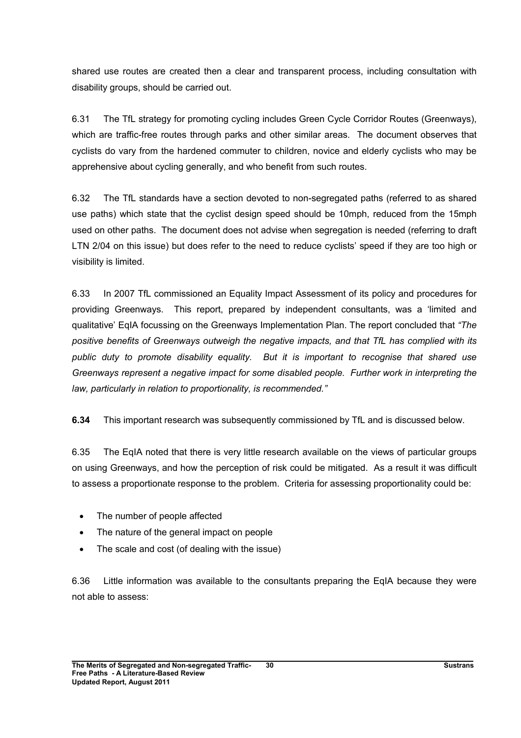shared use routes are created then a clear and transparent process, including consultation with disability groups, should be carried out.

6.31 The TfL strategy for promoting cycling includes Green Cycle Corridor Routes (Greenways), which are traffic-free routes through parks and other similar areas. The document observes that cyclists do vary from the hardened commuter to children, novice and elderly cyclists who may be apprehensive about cycling generally, and who benefit from such routes.

6.32 The TfL standards have a section devoted to non-segregated paths (referred to as shared use paths) which state that the cyclist design speed should be 10mph, reduced from the 15mph used on other paths. The document does not advise when segregation is needed (referring to draft LTN 2/04 on this issue) but does refer to the need to reduce cyclists' speed if they are too high or visibility is limited.

6.33 In 2007 TfL commissioned an Equality Impact Assessment of its policy and procedures for providing Greenways. This report, prepared by independent consultants, was a 'limited and qualitative' EqIA focussing on the Greenways Implementation Plan. The report concluded that *"The positive benefits of Greenways outweigh the negative impacts, and that TfL has complied with its public duty to promote disability equality. But it is important to recognise that shared use Greenways represent a negative impact for some disabled people. Further work in interpreting the law, particularly in relation to proportionality, is recommended."*

**6.34** This important research was subsequently commissioned by TfL and is discussed below.

6.35 The EqIA noted that there is very little research available on the views of particular groups on using Greenways, and how the perception of risk could be mitigated. As a result it was difficult to assess a proportionate response to the problem. Criteria for assessing proportionality could be:

- The number of people affected
- The nature of the general impact on people
- The scale and cost (of dealing with the issue)

6.36 Little information was available to the consultants preparing the EqIA because they were not able to assess: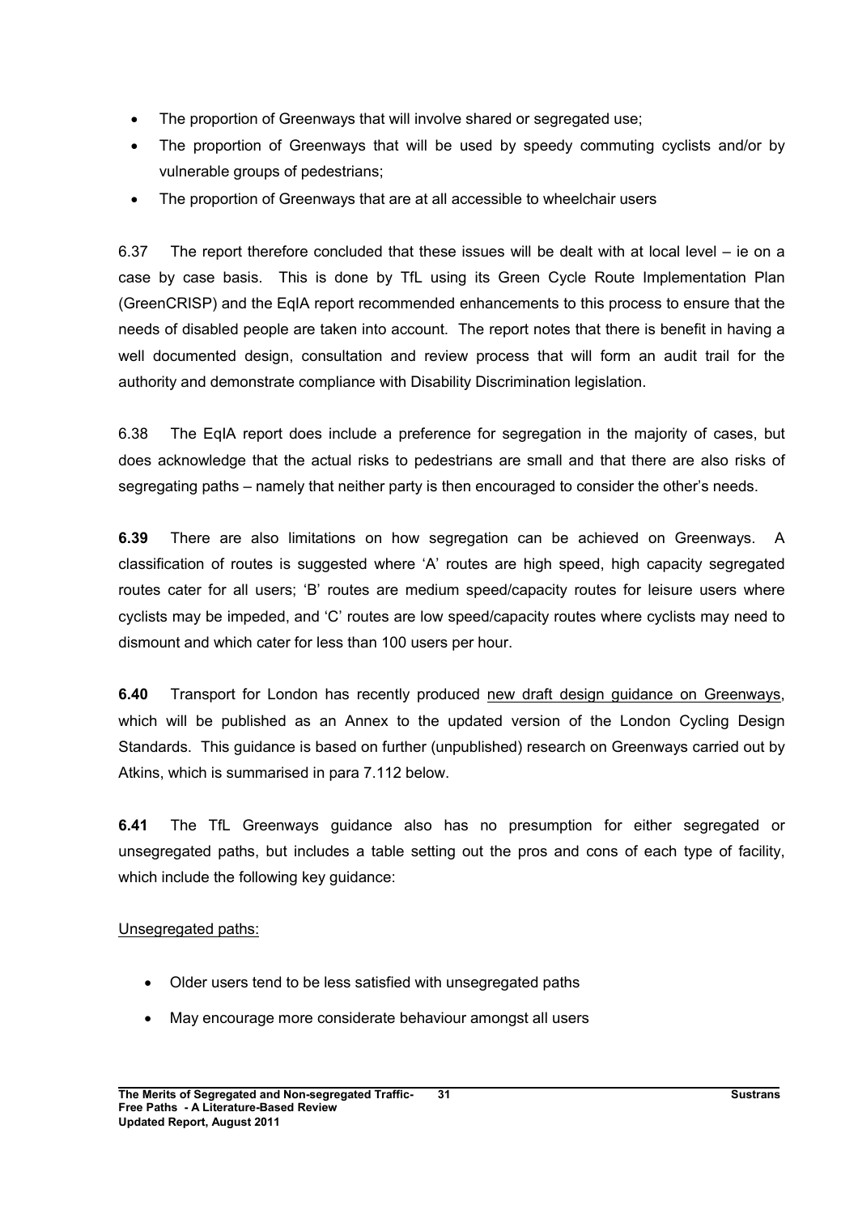- The proportion of Greenways that will involve shared or segregated use;
- The proportion of Greenways that will be used by speedy commuting cyclists and/or by vulnerable groups of pedestrians;
- The proportion of Greenways that are at all accessible to wheelchair users

6.37 The report therefore concluded that these issues will be dealt with at local level – ie on a case by case basis. This is done by TfL using its Green Cycle Route Implementation Plan (GreenCRISP) and the EqIA report recommended enhancements to this process to ensure that the needs of disabled people are taken into account. The report notes that there is benefit in having a well documented design, consultation and review process that will form an audit trail for the authority and demonstrate compliance with Disability Discrimination legislation.

6.38 The EqIA report does include a preference for segregation in the majority of cases, but does acknowledge that the actual risks to pedestrians are small and that there are also risks of segregating paths – namely that neither party is then encouraged to consider the other's needs.

**6.39** There are also limitations on how segregation can be achieved on Greenways. A classification of routes is suggested where 'A' routes are high speed, high capacity segregated routes cater for all users; 'B' routes are medium speed/capacity routes for leisure users where cyclists may be impeded, and 'C' routes are low speed/capacity routes where cyclists may need to dismount and which cater for less than 100 users per hour.

**6.40** Transport for London has recently produced <u>new draft design guidance on Greenways</u>, which will be published as an Annex to the updated version of the London Cycling Design Standards. This guidance is based on further (unpublished) research on Greenways carried out by Atkins, which is summarised in para 7.112 below.

**6.41** The TfL Greenways guidance also has no presumption for either segregated or unsegregated paths, but includes a table setting out the pros and cons of each type of facility, which include the following key guidance:

<u>Unsegregated paths:</u>

- Older users tend to be less satisfied with unsegregated paths
- May encourage more considerate behaviour amongst all users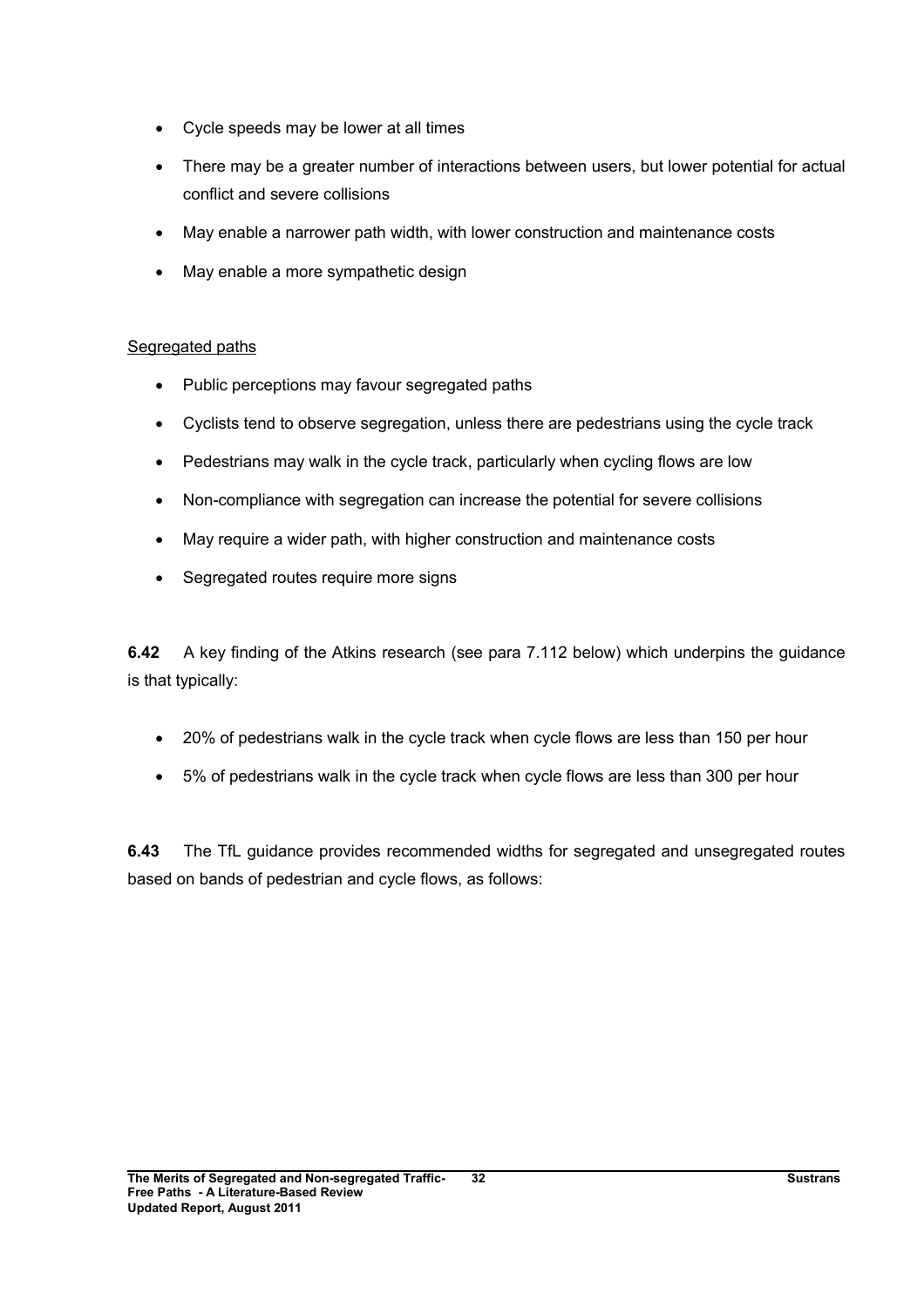- Cycle speeds may be lower at all times
- There may be a greater number of interactions between users, but lower potential for actual conflict and severe collisions
- May enable a narrower path width, with lower construction and maintenance costs
- May enable a more sympathetic design

Segregated paths

- Public perceptions may favour segregated paths
- Cyclists tend to observe segregation, unless there are pedestrians using the cycle track
- Pedestrians may walk in the cycle track, particularly when cycling flows are low
- Non-compliance with segregation can increase the potential for severe collisions
- May require a wider path, with higher construction and maintenance costs
- Segregated routes require more signs

**6.42** A key finding of the Atkins research (see para 7.112 below) which underpins the guidance is that typically:

- 20% of pedestrians walk in the cycle track when cycle flows are less than 150 per hour
- 5% of pedestrians walk in the cycle track when cycle flows are less than 300 per hour

**6.43** The TfL guidance provides recommended widths for segregated and unsegregated routes based on bands of pedestrian and cycle flows, as follows: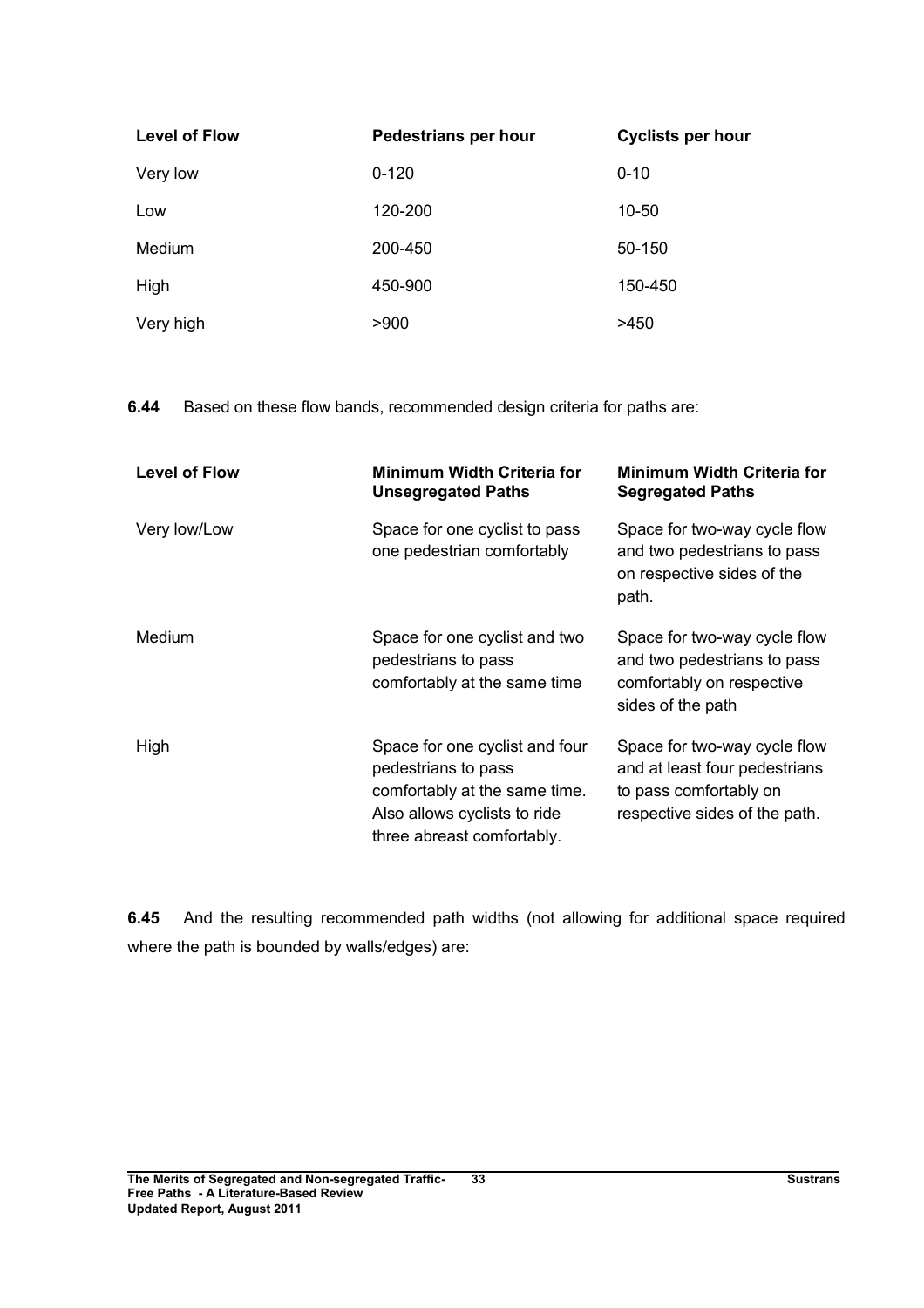| Level of Flow | Pedestrians per hour | Cyclists per hour |
|---|---|---|
| Very low | 0-120 | 0-10 |
| Low | 120-200 | 10-50 |
| Medium | 200-450 | 50-150 |
| High | 450-900 | 150-450 |
| Very high | >900 | >450 |

**6.44** Based on these flow bands, recommended design criteria for paths are:

| Level of Flow | Minimum Width Criteria for Unsegregated Paths | Minimum Width Criteria for Segregated Paths |
|---|---|---|
| Very low/Low | Space for one cyclist to pass one pedestrian comfortably | Space for two-way cycle flow and two pedestrians to pass on respective sides of the path. |
| Medium | Space for one cyclist and two pedestrians to pass comfortably at the same time | Space for two-way cycle flow and two pedestrians to pass comfortably on respective sides of the path |
| High | Space for one cyclist and four pedestrians to pass comfortably at the same time. Also allows cyclists to ride three abreast comfortably. | Space for two-way cycle flow and at least four pedestrians to pass comfortably on respective sides of the path. |

**6.45** And the resulting recommended path widths (not allowing for additional space required where the path is bounded by walls/edges) are: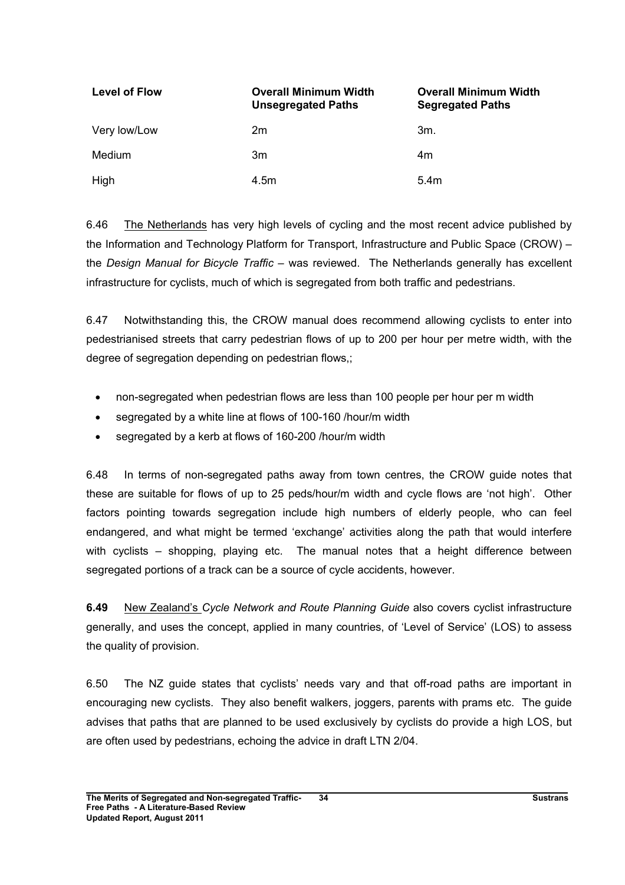| Level of Flow | Overall Minimum Width Unsegregated Paths | Overall Minimum Width Segregated Paths |
| --- | --- | --- |
| Very low/Low | 2m | 3m. |
| Medium | 3m | 4m |
| High | 4.5m | 5.4m |

6.46 The Netherlands has very high levels of cycling and the most recent advice published by the Information and Technology Platform for Transport, Infrastructure and Public Space (CROW) – the *Design Manual for Bicycle Traffic* – was reviewed. The Netherlands generally has excellent infrastructure for cyclists, much of which is segregated from both traffic and pedestrians.

6.47 Notwithstanding this, the CROW manual does recommend allowing cyclists to enter into pedestrianised streets that carry pedestrian flows of up to 200 per hour per metre width, with the degree of segregation depending on pedestrian flows,;

- non-segregated when pedestrian flows are less than 100 people per hour per m width
- segregated by a white line at flows of 100-160 /hour/m width
- segregated by a kerb at flows of 160-200 /hour/m width

6.48 In terms of non-segregated paths away from town centres, the CROW guide notes that these are suitable for flows of up to 25 peds/hour/m width and cycle flows are 'not high'. Other factors pointing towards segregation include high numbers of elderly people, who can feel endangered, and what might be termed 'exchange' activities along the path that would interfere with cyclists – shopping, playing etc. The manual notes that a height difference between segregated portions of a track can be a source of cycle accidents, however.

**6.49** New Zealand's *Cycle Network and Route Planning Guide* also covers cyclist infrastructure generally, and uses the concept, applied in many countries, of 'Level of Service' (LOS) to assess the quality of provision.

6.50 The NZ guide states that cyclists' needs vary and that off-road paths are important in encouraging new cyclists. They also benefit walkers, joggers, parents with prams etc. The guide advises that paths that are planned to be used exclusively by cyclists do provide a high LOS, but are often used by pedestrians, echoing the advice in draft LTN 2/04.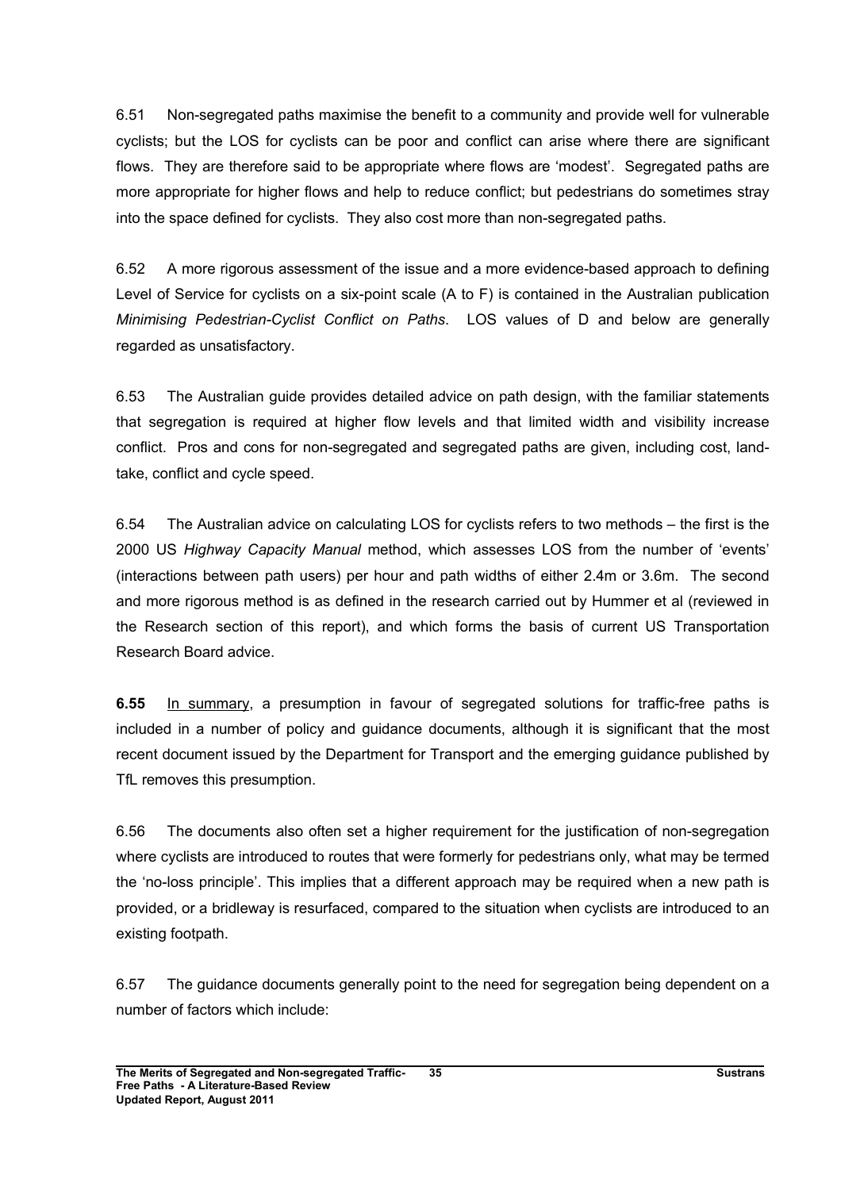6.51 Non-segregated paths maximise the benefit to a community and provide well for vulnerable cyclists; but the LOS for cyclists can be poor and conflict can arise where there are significant flows. They are therefore said to be appropriate where flows are 'modest'. Segregated paths are more appropriate for higher flows and help to reduce conflict; but pedestrians do sometimes stray into the space defined for cyclists. They also cost more than non-segregated paths.

6.52 A more rigorous assessment of the issue and a more evidence-based approach to defining Level of Service for cyclists on a six-point scale (A to F) is contained in the Australian publication *Minimising Pedestrian-Cyclist Conflict on Paths*. LOS values of D and below are generally regarded as unsatisfactory.

6.53 The Australian guide provides detailed advice on path design, with the familiar statements that segregation is required at higher flow levels and that limited width and visibility increase conflict. Pros and cons for non-segregated and segregated paths are given, including cost, land-take, conflict and cycle speed.

6.54 The Australian advice on calculating LOS for cyclists refers to two methods – the first is the 2000 US *Highway Capacity Manual* method, which assesses LOS from the number of 'events' (interactions between path users) per hour and path widths of either 2.4m or 3.6m. The second and more rigorous method is as defined in the research carried out by Hummer et al (reviewed in the Research section of this report), and which forms the basis of current US Transportation Research Board advice.

**6.55** In summary, a presumption in favour of segregated solutions for traffic-free paths is included in a number of policy and guidance documents, although it is significant that the most recent document issued by the Department for Transport and the emerging guidance published by TfL removes this presumption.

6.56 The documents also often set a higher requirement for the justification of non-segregation where cyclists are introduced to routes that were formerly for pedestrians only, what may be termed the 'no-loss principle'. This implies that a different approach may be required when a new path is provided, or a bridleway is resurfaced, compared to the situation when cyclists are introduced to an existing footpath.

6.57 The guidance documents generally point to the need for segregation being dependent on a number of factors which include: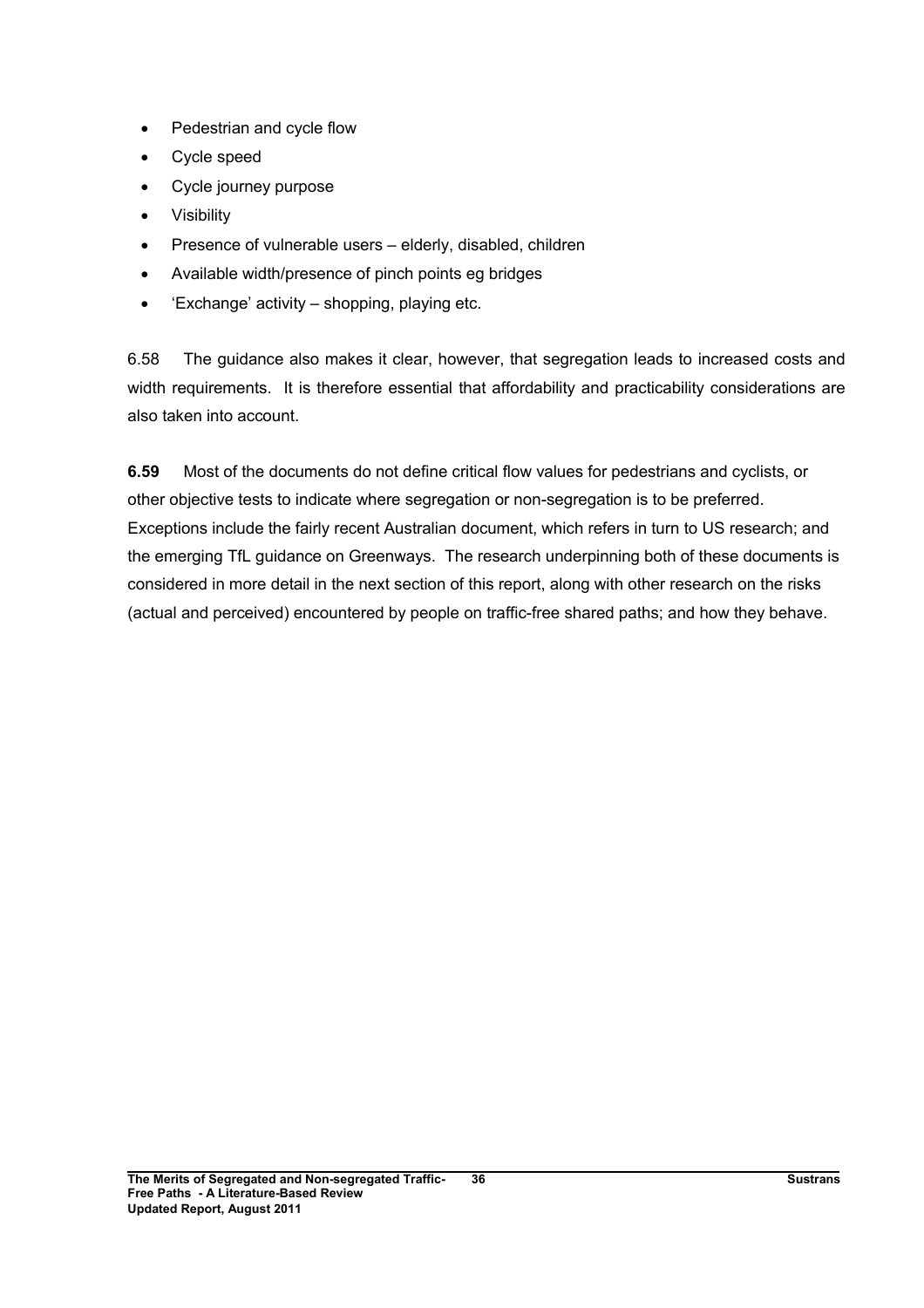- Pedestrian and cycle flow
- Cycle speed
- Cycle journey purpose
- Visibility
- Presence of vulnerable users – elderly, disabled, children
- Available width/presence of pinch points eg bridges
- 'Exchange' activity – shopping, playing etc.

6.58 The guidance also makes it clear, however, that segregation leads to increased costs and width requirements. It is therefore essential that affordability and practicability considerations are also taken into account.

**6.59** Most of the documents do not define critical flow values for pedestrians and cyclists, or other objective tests to indicate where segregation or non-segregation is to be preferred. Exceptions include the fairly recent Australian document, which refers in turn to US research; and the emerging TfL guidance on Greenways. The research underpinning both of these documents is considered in more detail in the next section of this report, along with other research on the risks (actual and perceived) encountered by people on traffic-free shared paths; and how they behave.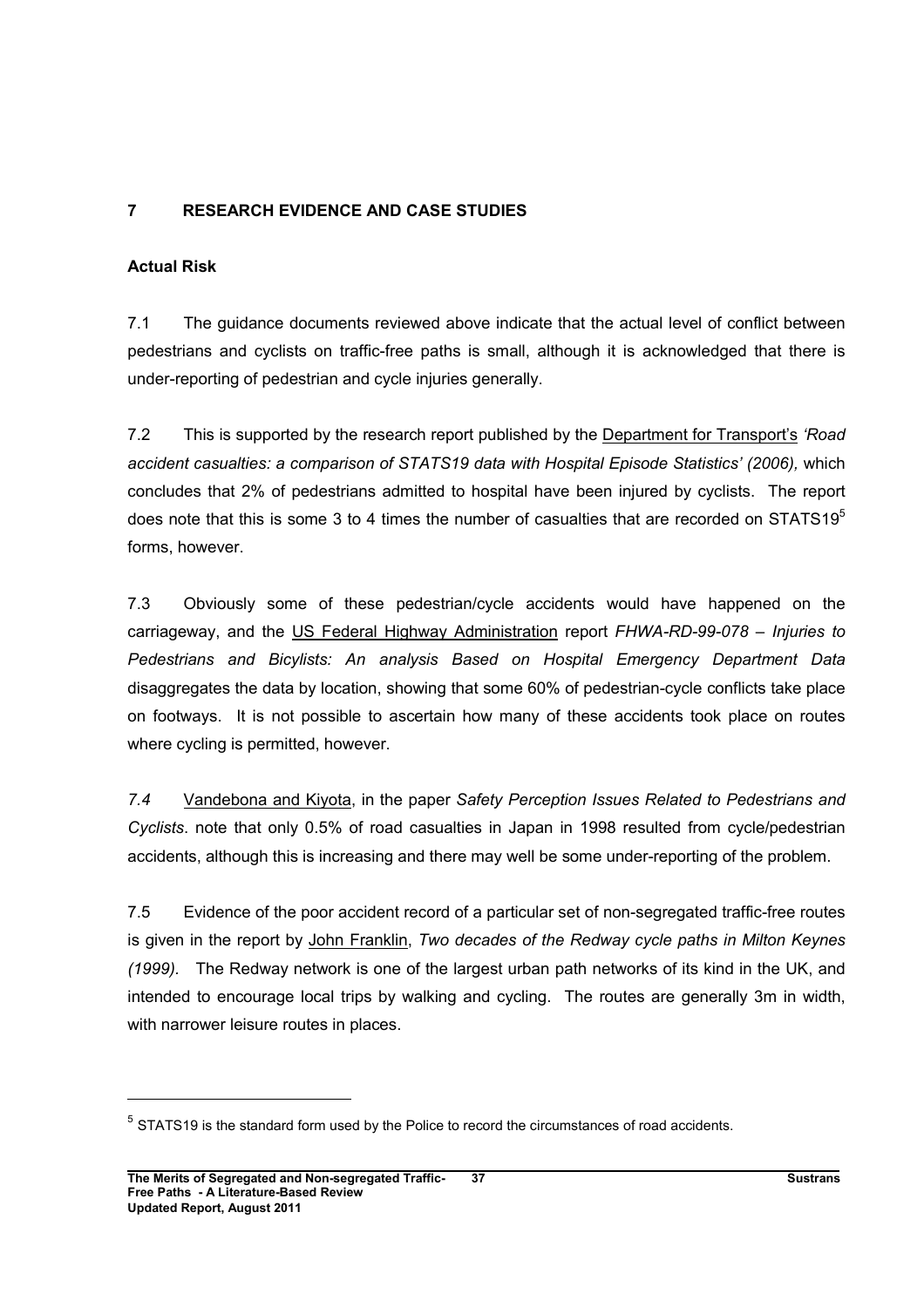## 7 RESEARCH EVIDENCE AND CASE STUDIES

### Actual Risk

7.1 The guidance documents reviewed above indicate that the actual level of conflict between pedestrians and cyclists on traffic-free paths is small, although it is acknowledged that there is under-reporting of pedestrian and cycle injuries generally.

7.2 This is supported by the research report published by the Department for Transport's *'Road accident casualties: a comparison of STATS19 data with Hospital Episode Statistics' (2006),* which concludes that 2% of pedestrians admitted to hospital have been injured by cyclists. The report does note that this is some 3 to 4 times the number of casualties that are recorded on STATS19[5] forms, however.

7.3 Obviously some of these pedestrian/cycle accidents would have happened on the carriageway, and the US Federal Highway Administration report *FHWA-RD-99-078 – Injuries to Pedestrians and Bicylists: An analysis Based on Hospital Emergency Department Data* disaggregates the data by location, showing that some 60% of pedestrian-cycle conflicts take place on footways. It is not possible to ascertain how many of these accidents took place on routes where cycling is permitted, however.

*7.4* Vandebona and Kiyota, in the paper *Safety Perception Issues Related to Pedestrians and Cyclists*. note that only 0.5% of road casualties in Japan in 1998 resulted from cycle/pedestrian accidents, although this is increasing and there may well be some under-reporting of the problem.

7.5 Evidence of the poor accident record of a particular set of non-segregated traffic-free routes is given in the report by John Franklin, *Two decades of the Redway cycle paths in Milton Keynes (1999)*. The Redway network is one of the largest urban path networks of its kind in the UK, and intended to encourage local trips by walking and cycling. The routes are generally 3m in width, with narrower leisure routes in places.

---

[5] STATS19 is the standard form used by the Police to record the circumstances of road accidents.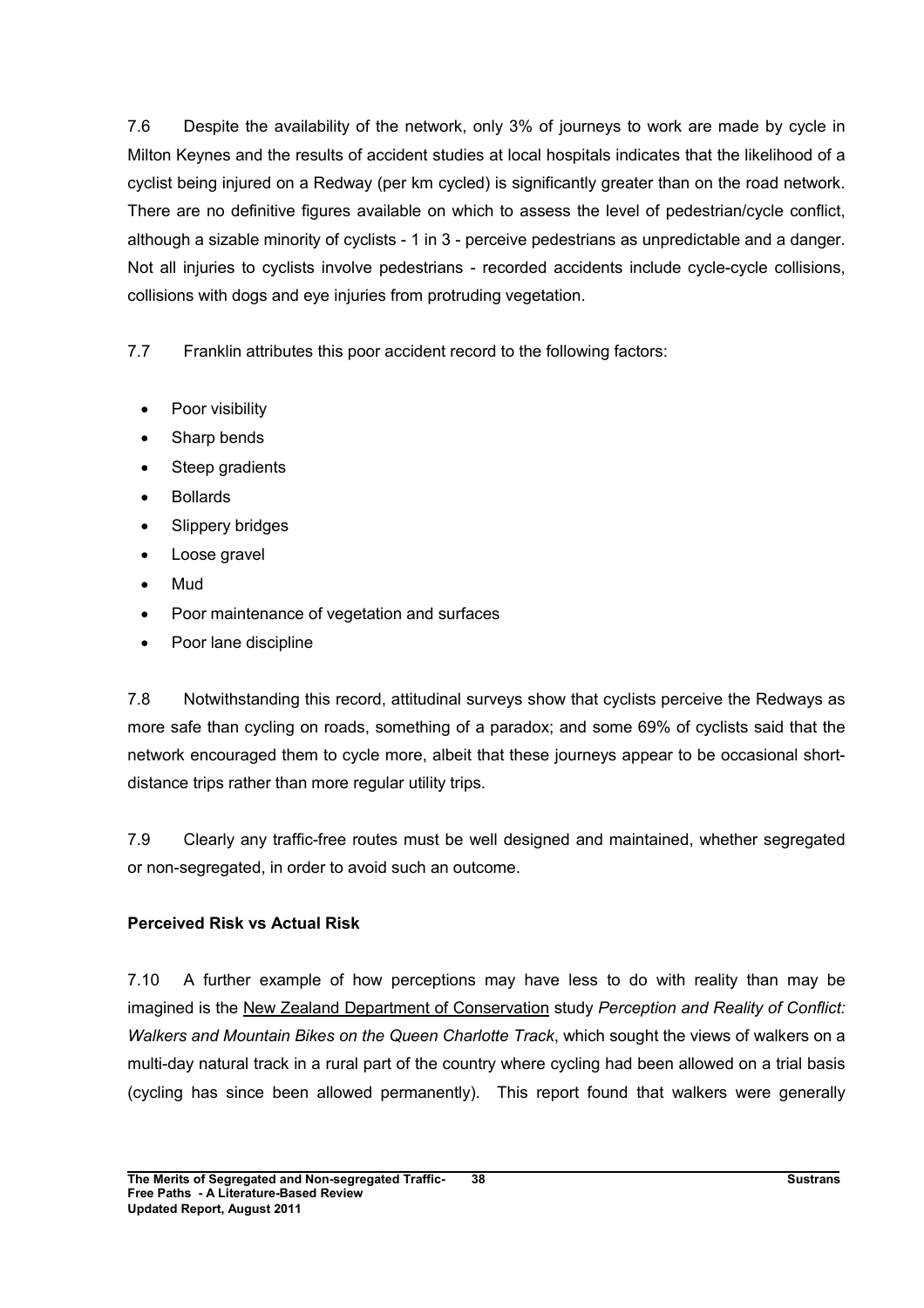7.6 Despite the availability of the network, only 3% of journeys to work are made by cycle in Milton Keynes and the results of accident studies at local hospitals indicates that the likelihood of a cyclist being injured on a Redway (per km cycled) is significantly greater than on the road network. There are no definitive figures available on which to assess the level of pedestrian/cycle conflict, although a sizable minority of cyclists - 1 in 3 - perceive pedestrians as unpredictable and a danger. Not all injuries to cyclists involve pedestrians - recorded accidents include cycle-cycle collisions, collisions with dogs and eye injuries from protruding vegetation.

7.7 Franklin attributes this poor accident record to the following factors:

- Poor visibility
- Sharp bends
- Steep gradients
- Bollards
- Slippery bridges
- Loose gravel
- Mud
- Poor maintenance of vegetation and surfaces
- Poor lane discipline

7.8 Notwithstanding this record, attitudinal surveys show that cyclists perceive the Redways as more safe than cycling on roads, something of a paradox; and some 69% of cyclists said that the network encouraged them to cycle more, albeit that these journeys appear to be occasional short-distance trips rather than more regular utility trips.

7.9 Clearly any traffic-free routes must be well designed and maintained, whether segregated or non-segregated, in order to avoid such an outcome.

**Perceived Risk vs Actual Risk**

7.10 A further example of how perceptions may have less to do with reality than may be imagined is the New Zealand Department of Conservation study *Perception and Reality of Conflict: Walkers and Mountain Bikes on the Queen Charlotte Track*, which sought the views of walkers on a multi-day natural track in a rural part of the country where cycling had been allowed on a trial basis (cycling has since been allowed permanently). This report found that walkers were generally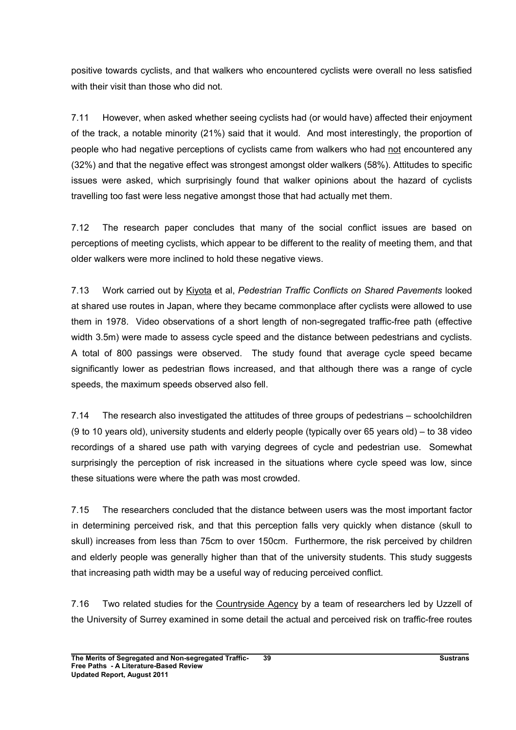positive towards cyclists, and that walkers who encountered cyclists were overall no less satisfied with their visit than those who did not.

7.11 However, when asked whether seeing cyclists had (or would have) affected their enjoyment of the track, a notable minority (21%) said that it would. And most interestingly, the proportion of people who had negative perceptions of cyclists came from walkers who had not encountered any (32%) and that the negative effect was strongest amongst older walkers (58%). Attitudes to specific issues were asked, which surprisingly found that walker opinions about the hazard of cyclists travelling too fast were less negative amongst those that had actually met them.

7.12 The research paper concludes that many of the social conflict issues are based on perceptions of meeting cyclists, which appear to be different to the reality of meeting them, and that older walkers were more inclined to hold these negative views.

7.13 Work carried out by Kiyota et al, *Pedestrian Traffic Conflicts on Shared Pavements* looked at shared use routes in Japan, where they became commonplace after cyclists were allowed to use them in 1978. Video observations of a short length of non-segregated traffic-free path (effective width 3.5m) were made to assess cycle speed and the distance between pedestrians and cyclists. A total of 800 passings were observed. The study found that average cycle speed became significantly lower as pedestrian flows increased, and that although there was a range of cycle speeds, the maximum speeds observed also fell.

7.14 The research also investigated the attitudes of three groups of pedestrians – schoolchildren (9 to 10 years old), university students and elderly people (typically over 65 years old) – to 38 video recordings of a shared use path with varying degrees of cycle and pedestrian use. Somewhat surprisingly the perception of risk increased in the situations where cycle speed was low, since these situations were where the path was most crowded.

7.15 The researchers concluded that the distance between users was the most important factor in determining perceived risk, and that this perception falls very quickly when distance (skull to skull) increases from less than 75cm to over 150cm. Furthermore, the risk perceived by children and elderly people was generally higher than that of the university students. This study suggests that increasing path width may be a useful way of reducing perceived conflict.

7.16 Two related studies for the Countryside Agency by a team of researchers led by Uzzell of the University of Surrey examined in some detail the actual and perceived risk on traffic-free routes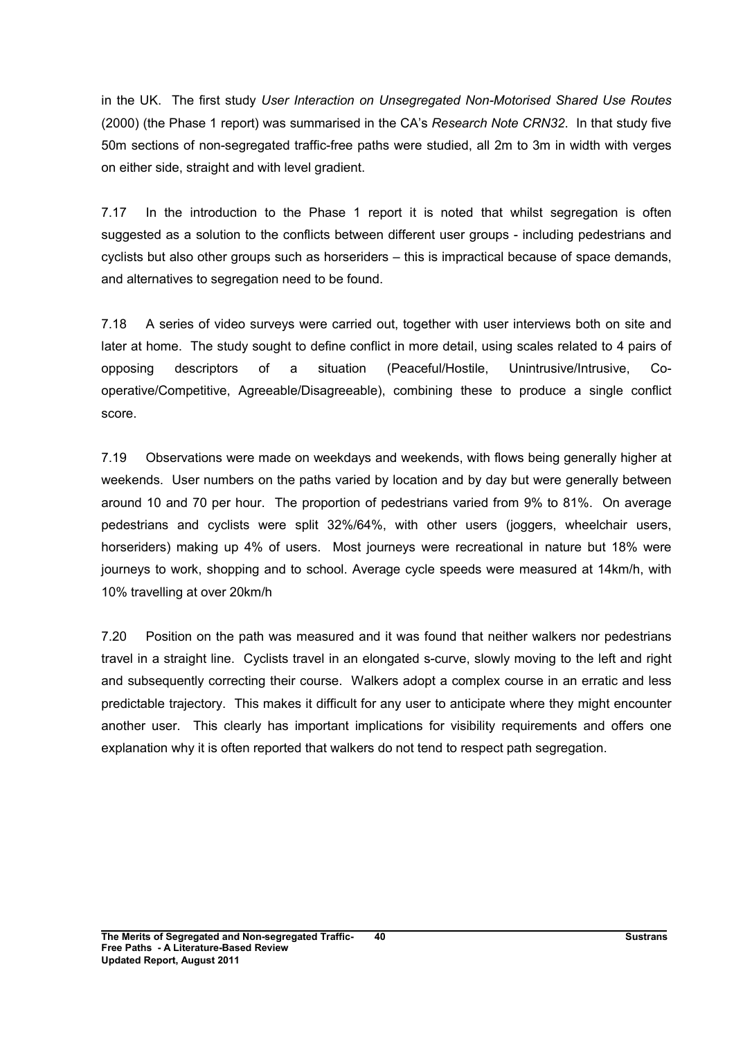in the UK. The first study *User Interaction on Unsegregated Non-Motorised Shared Use Routes* (2000) (the Phase 1 report) was summarised in the CA's *Research Note CRN32*. In that study five 50m sections of non-segregated traffic-free paths were studied, all 2m to 3m in width with verges on either side, straight and with level gradient.

7.17 In the introduction to the Phase 1 report it is noted that whilst segregation is often suggested as a solution to the conflicts between different user groups - including pedestrians and cyclists but also other groups such as horseriders – this is impractical because of space demands, and alternatives to segregation need to be found.

7.18 A series of video surveys were carried out, together with user interviews both on site and later at home. The study sought to define conflict in more detail, using scales related to 4 pairs of opposing descriptors of a situation (Peaceful/Hostile, Unintrusive/Intrusive, Co-operative/Competitive, Agreeable/Disagreeable), combining these to produce a single conflict score.

7.19 Observations were made on weekdays and weekends, with flows being generally higher at weekends. User numbers on the paths varied by location and by day but were generally between around 10 and 70 per hour. The proportion of pedestrians varied from 9% to 81%. On average pedestrians and cyclists were split 32%/64%, with other users (joggers, wheelchair users, horseriders) making up 4% of users. Most journeys were recreational in nature but 18% were journeys to work, shopping and to school. Average cycle speeds were measured at 14km/h, with 10% travelling at over 20km/h

7.20 Position on the path was measured and it was found that neither walkers nor pedestrians travel in a straight line. Cyclists travel in an elongated s-curve, slowly moving to the left and right and subsequently correcting their course. Walkers adopt a complex course in an erratic and less predictable trajectory. This makes it difficult for any user to anticipate where they might encounter another user. This clearly has important implications for visibility requirements and offers one explanation why it is often reported that walkers do not tend to respect path segregation.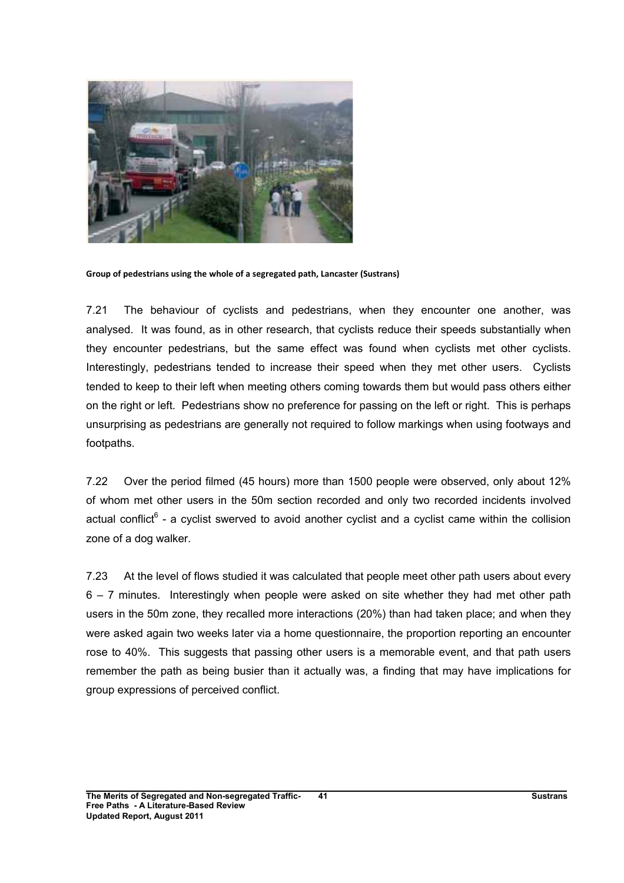**Group of pedestrians using the whole of a segregated path, Lancaster (Sustrans)**

7.21 The behaviour of cyclists and pedestrians, when they encounter one another, was analysed. It was found, as in other research, that cyclists reduce their speeds substantially when they encounter pedestrians, but the same effect was found when cyclists met other cyclists. Interestingly, pedestrians tended to increase their speed when they met other users. Cyclists tended to keep to their left when meeting others coming towards them but would pass others either on the right or left. Pedestrians show no preference for passing on the left or right. This is perhaps unsurprising as pedestrians are generally not required to follow markings when using footways and footpaths.

7.22 Over the period filmed (45 hours) more than 1500 people were observed, only about 12% of whom met other users in the 50m section recorded and only two recorded incidents involved actual conflict[6] - a cyclist swerved to avoid another cyclist and a cyclist came within the collision zone of a dog walker.

7.23 At the level of flows studied it was calculated that people meet other path users about every 6 – 7 minutes. Interestingly when people were asked on site whether they had met other path users in the 50m zone, they recalled more interactions (20%) than had taken place; and when they were asked again two weeks later via a home questionnaire, the proportion reporting an encounter rose to 40%. This suggests that passing other users is a memorable event, and that path users remember the path as being busier than it actually was, a finding that may have implications for group expressions of perceived conflict.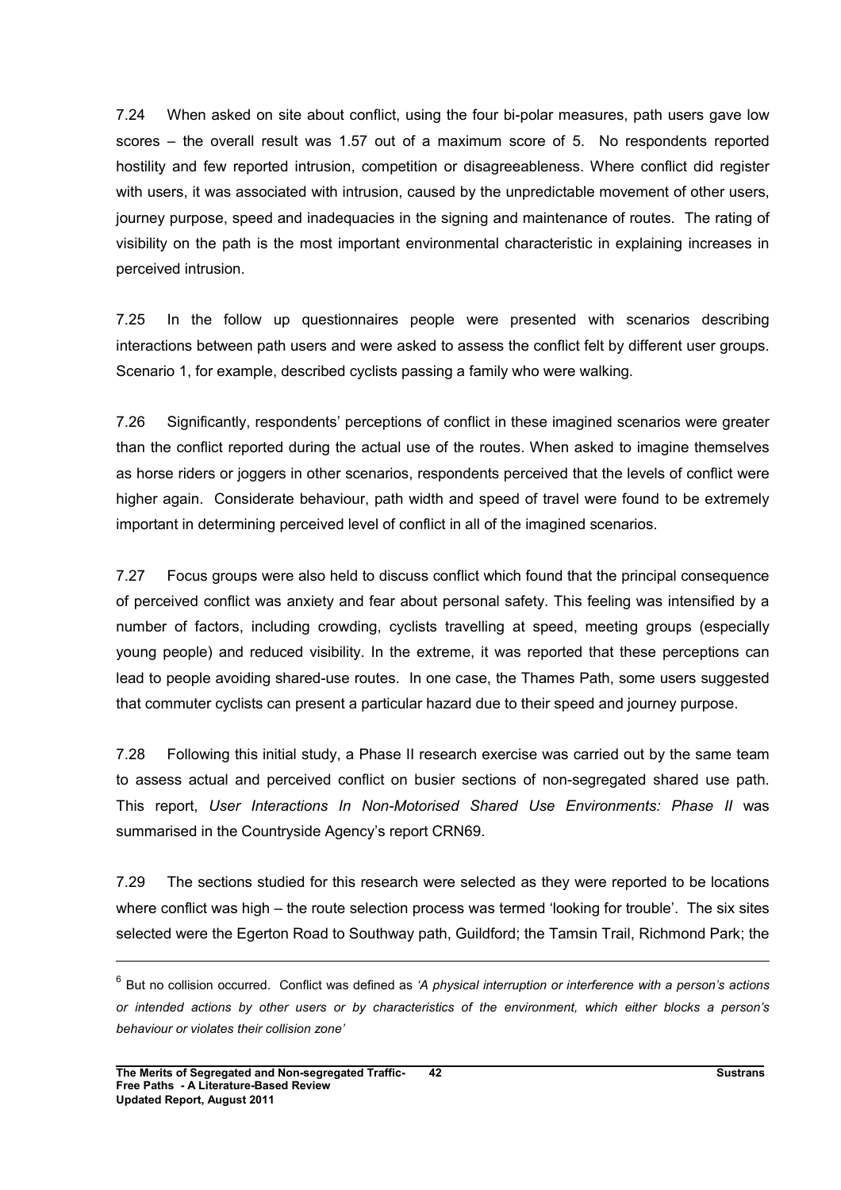7.24 When asked on site about conflict, using the four bi-polar measures, path users gave low scores – the overall result was 1.57 out of a maximum score of 5. No respondents reported hostility and few reported intrusion, competition or disagreeableness. Where conflict did register with users, it was associated with intrusion, caused by the unpredictable movement of other users, journey purpose, speed and inadequacies in the signing and maintenance of routes. The rating of visibility on the path is the most important environmental characteristic in explaining increases in perceived intrusion.

7.25 In the follow up questionnaires people were presented with scenarios describing interactions between path users and were asked to assess the conflict felt by different user groups. Scenario 1, for example, described cyclists passing a family who were walking.

7.26 Significantly, respondents' perceptions of conflict in these imagined scenarios were greater than the conflict reported during the actual use of the routes. When asked to imagine themselves as horse riders or joggers in other scenarios, respondents perceived that the levels of conflict were higher again. Considerate behaviour, path width and speed of travel were found to be extremely important in determining perceived level of conflict in all of the imagined scenarios.

7.27 Focus groups were also held to discuss conflict which found that the principal consequence of perceived conflict was anxiety and fear about personal safety. This feeling was intensified by a number of factors, including crowding, cyclists travelling at speed, meeting groups (especially young people) and reduced visibility. In the extreme, it was reported that these perceptions can lead to people avoiding shared-use routes. In one case, the Thames Path, some users suggested that commuter cyclists can present a particular hazard due to their speed and journey purpose.

7.28 Following this initial study, a Phase II research exercise was carried out by the same team to assess actual and perceived conflict on busier sections of non-segregated shared use path. This report, *User Interactions In Non-Motorised Shared Use Environments: Phase II* was summarised in the Countryside Agency's report CRN69.

7.29 The sections studied for this research were selected as they were reported to be locations where conflict was high – the route selection process was termed 'looking for trouble'. The six sites selected were the Egerton Road to Southway path, Guildford; the Tamsin Trail, Richmond Park; the

---

[6] But no collision occurred. Conflict was defined as *'A physical interruption or interference with a person's actions or intended actions by other users or by characteristics of the environment, which either blocks a person's behaviour or violates their collision zone'*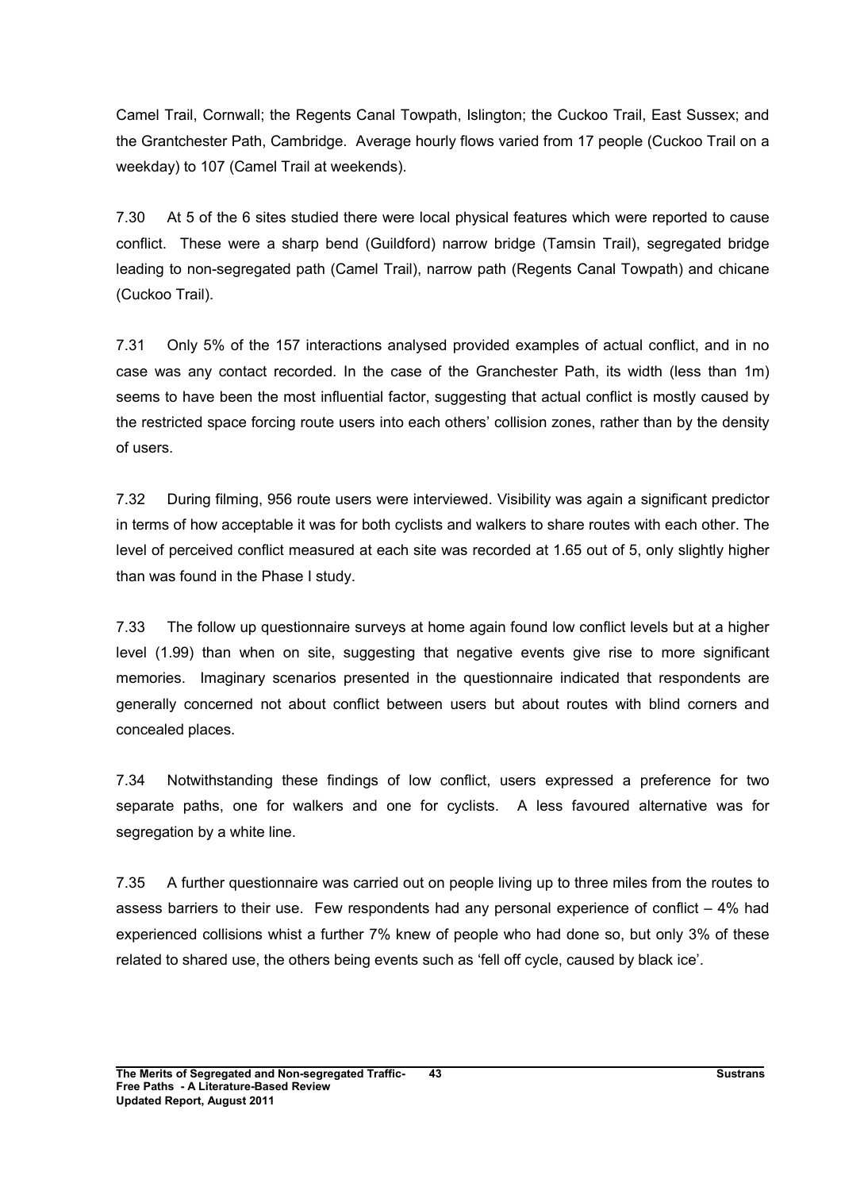Camel Trail, Cornwall; the Regents Canal Towpath, Islington; the Cuckoo Trail, East Sussex; and the Grantchester Path, Cambridge. Average hourly flows varied from 17 people (Cuckoo Trail on a weekday) to 107 (Camel Trail at weekends).

7.30 At 5 of the 6 sites studied there were local physical features which were reported to cause conflict. These were a sharp bend (Guildford) narrow bridge (Tamsin Trail), segregated bridge leading to non-segregated path (Camel Trail), narrow path (Regents Canal Towpath) and chicane (Cuckoo Trail).

7.31 Only 5% of the 157 interactions analysed provided examples of actual conflict, and in no case was any contact recorded. In the case of the Granchester Path, its width (less than 1m) seems to have been the most influential factor, suggesting that actual conflict is mostly caused by the restricted space forcing route users into each others' collision zones, rather than by the density of users.

7.32 During filming, 956 route users were interviewed. Visibility was again a significant predictor in terms of how acceptable it was for both cyclists and walkers to share routes with each other. The level of perceived conflict measured at each site was recorded at 1.65 out of 5, only slightly higher than was found in the Phase I study.

7.33 The follow up questionnaire surveys at home again found low conflict levels but at a higher level (1.99) than when on site, suggesting that negative events give rise to more significant memories. Imaginary scenarios presented in the questionnaire indicated that respondents are generally concerned not about conflict between users but about routes with blind corners and concealed places.

7.34 Notwithstanding these findings of low conflict, users expressed a preference for two separate paths, one for walkers and one for cyclists. A less favoured alternative was for segregation by a white line.

7.35 A further questionnaire was carried out on people living up to three miles from the routes to assess barriers to their use. Few respondents had any personal experience of conflict – 4% had experienced collisions whist a further 7% knew of people who had done so, but only 3% of these related to shared use, the others being events such as 'fell off cycle, caused by black ice'.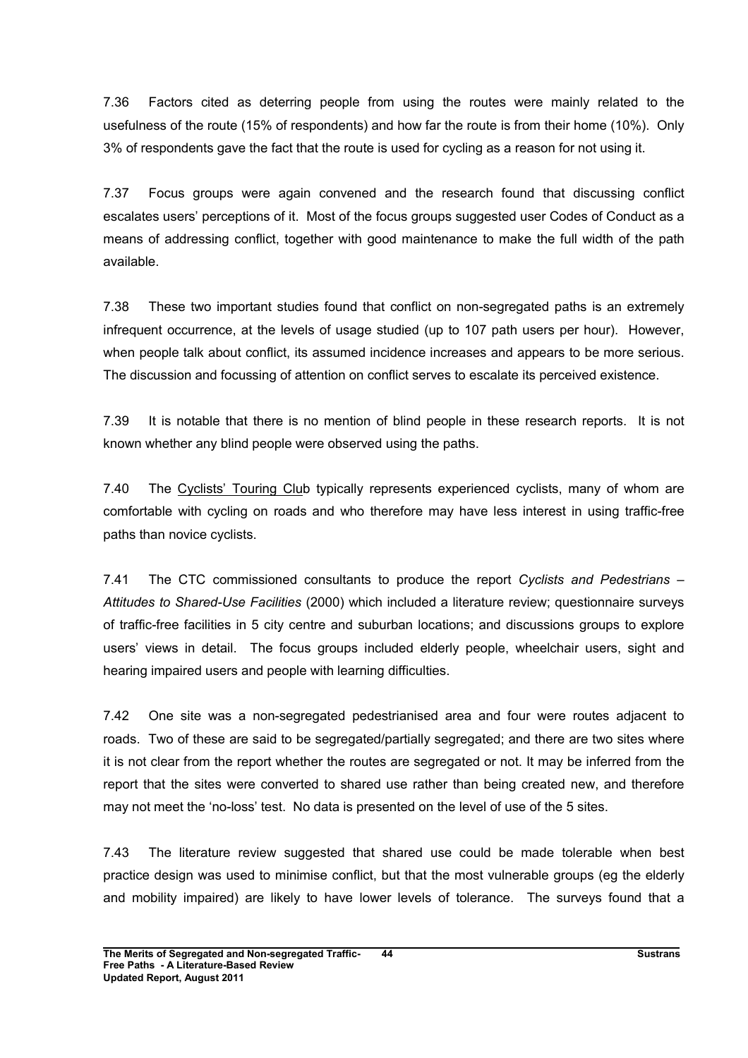7.36 Factors cited as deterring people from using the routes were mainly related to the usefulness of the route (15% of respondents) and how far the route is from their home (10%). Only 3% of respondents gave the fact that the route is used for cycling as a reason for not using it.

7.37 Focus groups were again convened and the research found that discussing conflict escalates users' perceptions of it. Most of the focus groups suggested user Codes of Conduct as a means of addressing conflict, together with good maintenance to make the full width of the path available.

7.38 These two important studies found that conflict on non-segregated paths is an extremely infrequent occurrence, at the levels of usage studied (up to 107 path users per hour). However, when people talk about conflict, its assumed incidence increases and appears to be more serious. The discussion and focussing of attention on conflict serves to escalate its perceived existence.

7.39 It is notable that there is no mention of blind people in these research reports. It is not known whether any blind people were observed using the paths.

7.40 The Cyclists' Touring Club typically represents experienced cyclists, many of whom are comfortable with cycling on roads and who therefore may have less interest in using traffic-free paths than novice cyclists.

7.41 The CTC commissioned consultants to produce the report *Cyclists and Pedestrians – Attitudes to Shared-Use Facilities* (2000) which included a literature review; questionnaire surveys of traffic-free facilities in 5 city centre and suburban locations; and discussions groups to explore users' views in detail. The focus groups included elderly people, wheelchair users, sight and hearing impaired users and people with learning difficulties.

7.42 One site was a non-segregated pedestrianised area and four were routes adjacent to roads. Two of these are said to be segregated/partially segregated; and there are two sites where it is not clear from the report whether the routes are segregated or not. It may be inferred from the report that the sites were converted to shared use rather than being created new, and therefore may not meet the 'no-loss' test. No data is presented on the level of use of the 5 sites.

7.43 The literature review suggested that shared use could be made tolerable when best practice design was used to minimise conflict, but that the most vulnerable groups (eg the elderly and mobility impaired) are likely to have lower levels of tolerance. The surveys found that a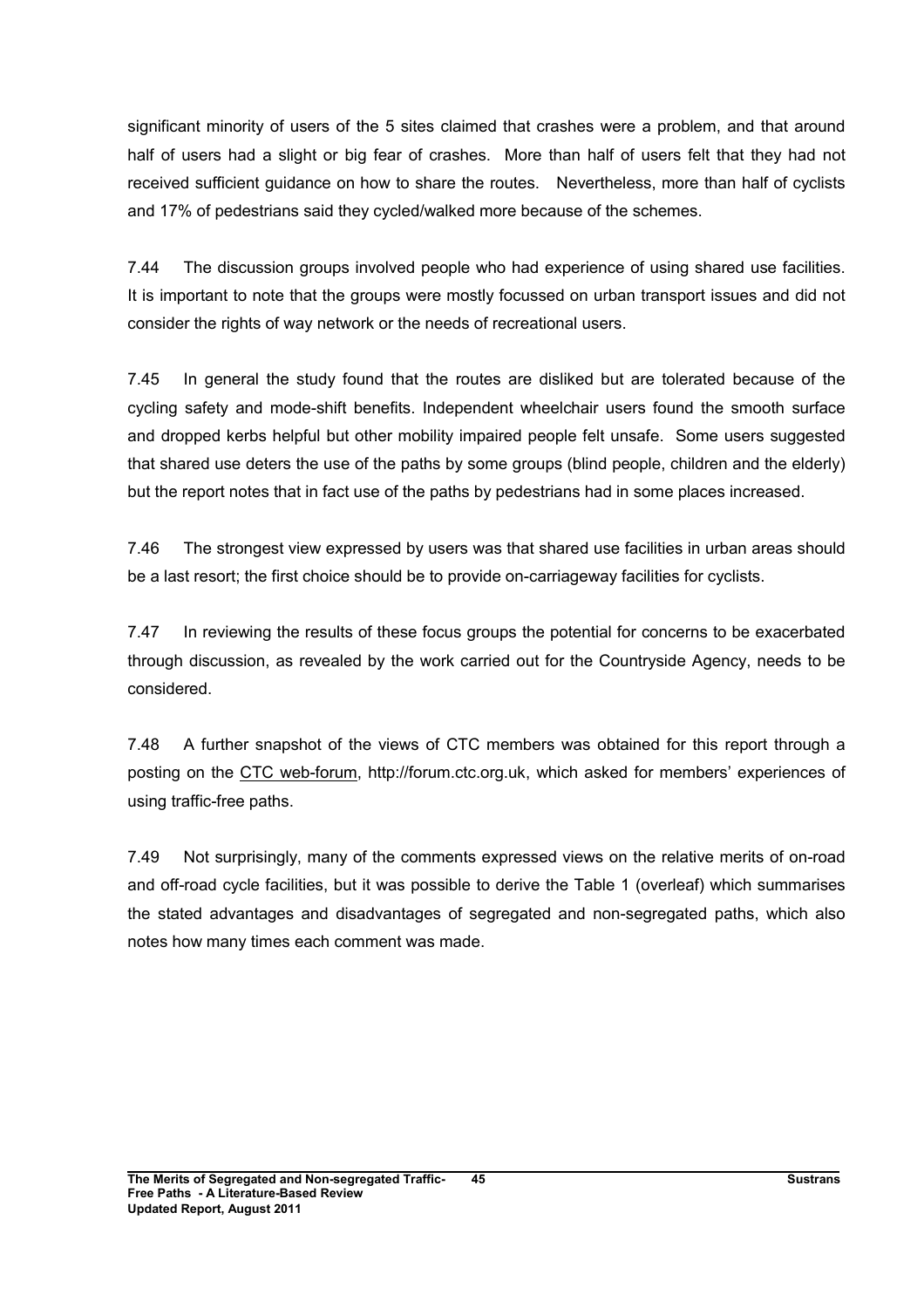significant minority of users of the 5 sites claimed that crashes were a problem, and that around half of users had a slight or big fear of crashes. More than half of users felt that they had not received sufficient guidance on how to share the routes. Nevertheless, more than half of cyclists and 17% of pedestrians said they cycled/walked more because of the schemes.

7.44 The discussion groups involved people who had experience of using shared use facilities. It is important to note that the groups were mostly focussed on urban transport issues and did not consider the rights of way network or the needs of recreational users.

7.45 In general the study found that the routes are disliked but are tolerated because of the cycling safety and mode-shift benefits. Independent wheelchair users found the smooth surface and dropped kerbs helpful but other mobility impaired people felt unsafe. Some users suggested that shared use deters the use of the paths by some groups (blind people, children and the elderly) but the report notes that in fact use of the paths by pedestrians had in some places increased.

7.46 The strongest view expressed by users was that shared use facilities in urban areas should be a last resort; the first choice should be to provide on-carriageway facilities for cyclists.

7.47 In reviewing the results of these focus groups the potential for concerns to be exacerbated through discussion, as revealed by the work carried out for the Countryside Agency, needs to be considered.

7.48 A further snapshot of the views of CTC members was obtained for this report through a posting on the CTC web-forum, http://forum.ctc.org.uk, which asked for members' experiences of using traffic-free paths.

7.49 Not surprisingly, many of the comments expressed views on the relative merits of on-road and off-road cycle facilities, but it was possible to derive the Table 1 (overleaf) which summarises the stated advantages and disadvantages of segregated and non-segregated paths, which also notes how many times each comment was made.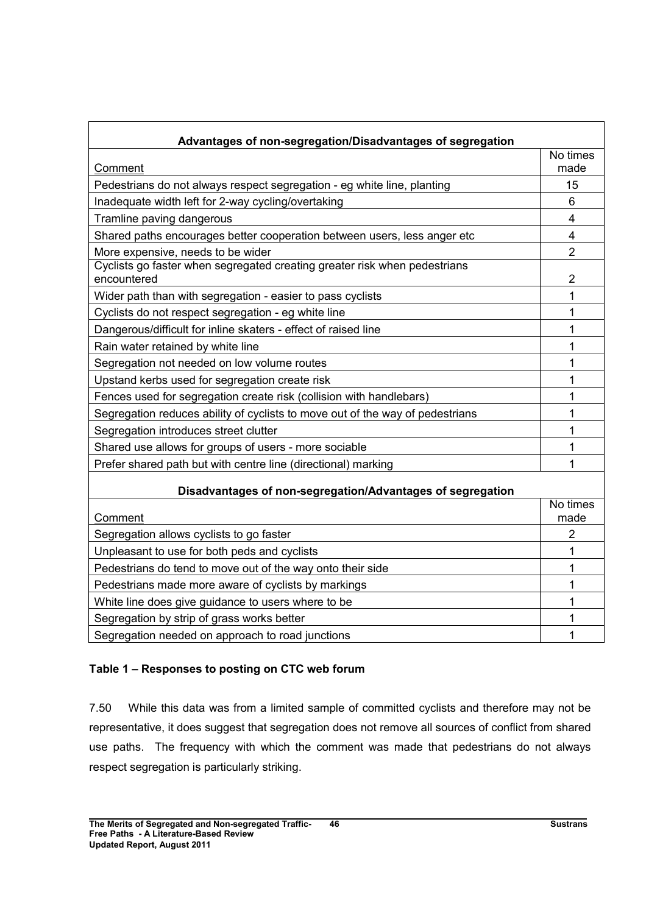| Advantages of non-segregation/Disadvantages of segregation | |
|---|---|
| Comment | No times made |
| Pedestrians do not always respect segregation - eg white line, planting | 15 |
| Inadequate width left for 2-way cycling/overtaking | 6 |
| Tramline paving dangerous | 4 |
| Shared paths encourages better cooperation between users, less anger etc | 4 |
| More expensive, needs to be wider | 2 |
| Cyclists go faster when segregated creating greater risk when pedestrians encountered | 2 |
| Wider path than with segregation - easier to pass cyclists | 1 |
| Cyclists do not respect segregation - eg white line | 1 |
| Dangerous/difficult for inline skaters - effect of raised line | 1 |
| Rain water retained by white line | 1 |
| Segregation not needed on low volume routes | 1 |
| Upstand kerbs used for segregation create risk | 1 |
| Fences used for segregation create risk (collision with handlebars) | 1 |
| Segregation reduces ability of cyclists to move out of the way of pedestrians | 1 |
| Segregation introduces street clutter | 1 |
| Shared use allows for groups of users - more sociable | 1 |
| Prefer shared path but with centre line (directional) marking | 1 |
| **Disadvantages of non-segregation/Advantages of segregation** | |
| Comment | No times made |
| Segregation allows cyclists to go faster | 2 |
| Unpleasant to use for both peds and cyclists | 1 |
| Pedestrians do tend to move out of the way onto their side | 1 |
| Pedestrians made more aware of cyclists by markings | 1 |
| White line does give guidance to users where to be | 1 |
| Segregation by strip of grass works better | 1 |
| Segregation needed on approach to road junctions | 1 |

**Table 1 – Responses to posting on CTC web forum**

7.50 While this data was from a limited sample of committed cyclists and therefore may not be representative, it does suggest that segregation does not remove all sources of conflict from shared use paths. The frequency with which the comment was made that pedestrians do not always respect segregation is particularly striking.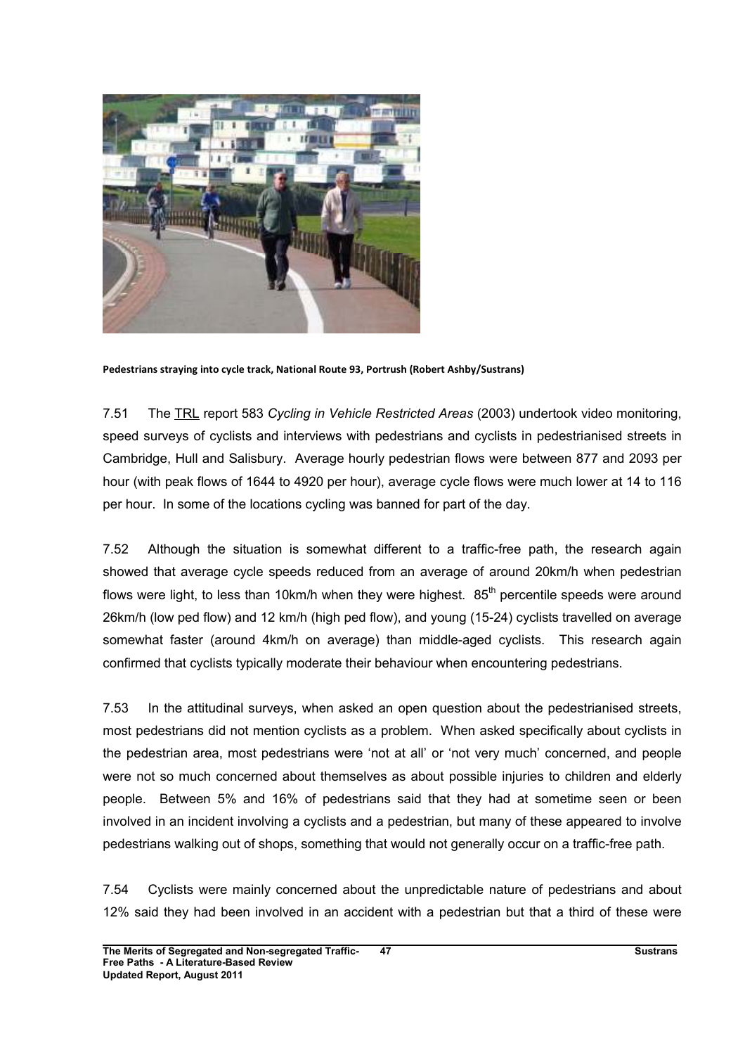Pedestrians straying into cycle track, National Route 93, Portrush (Robert Ashby/Sustrans)

7.51 The TRL report 583 *Cycling in Vehicle Restricted Areas* (2003) undertook video monitoring, speed surveys of cyclists and interviews with pedestrians and cyclists in pedestrianised streets in Cambridge, Hull and Salisbury. Average hourly pedestrian flows were between 877 and 2093 per hour (with peak flows of 1644 to 4920 per hour), average cycle flows were much lower at 14 to 116 per hour. In some of the locations cycling was banned for part of the day.

7.52 Although the situation is somewhat different to a traffic-free path, the research again showed that average cycle speeds reduced from an average of around 20km/h when pedestrian flows were light, to less than 10km/h when they were highest. 85th percentile speeds were around 26km/h (low ped flow) and 12 km/h (high ped flow), and young (15-24) cyclists travelled on average somewhat faster (around 4km/h on average) than middle-aged cyclists. This research again confirmed that cyclists typically moderate their behaviour when encountering pedestrians.

7.53 In the attitudinal surveys, when asked an open question about the pedestrianised streets, most pedestrians did not mention cyclists as a problem. When asked specifically about cyclists in the pedestrian area, most pedestrians were 'not at all' or 'not very much' concerned, and people were not so much concerned about themselves as about possible injuries to children and elderly people. Between 5% and 16% of pedestrians said that they had at sometime seen or been involved in an incident involving a cyclists and a pedestrian, but many of these appeared to involve pedestrians walking out of shops, something that would not generally occur on a traffic-free path.

7.54 Cyclists were mainly concerned about the unpredictable nature of pedestrians and about 12% said they had been involved in an accident with a pedestrian but that a third of these were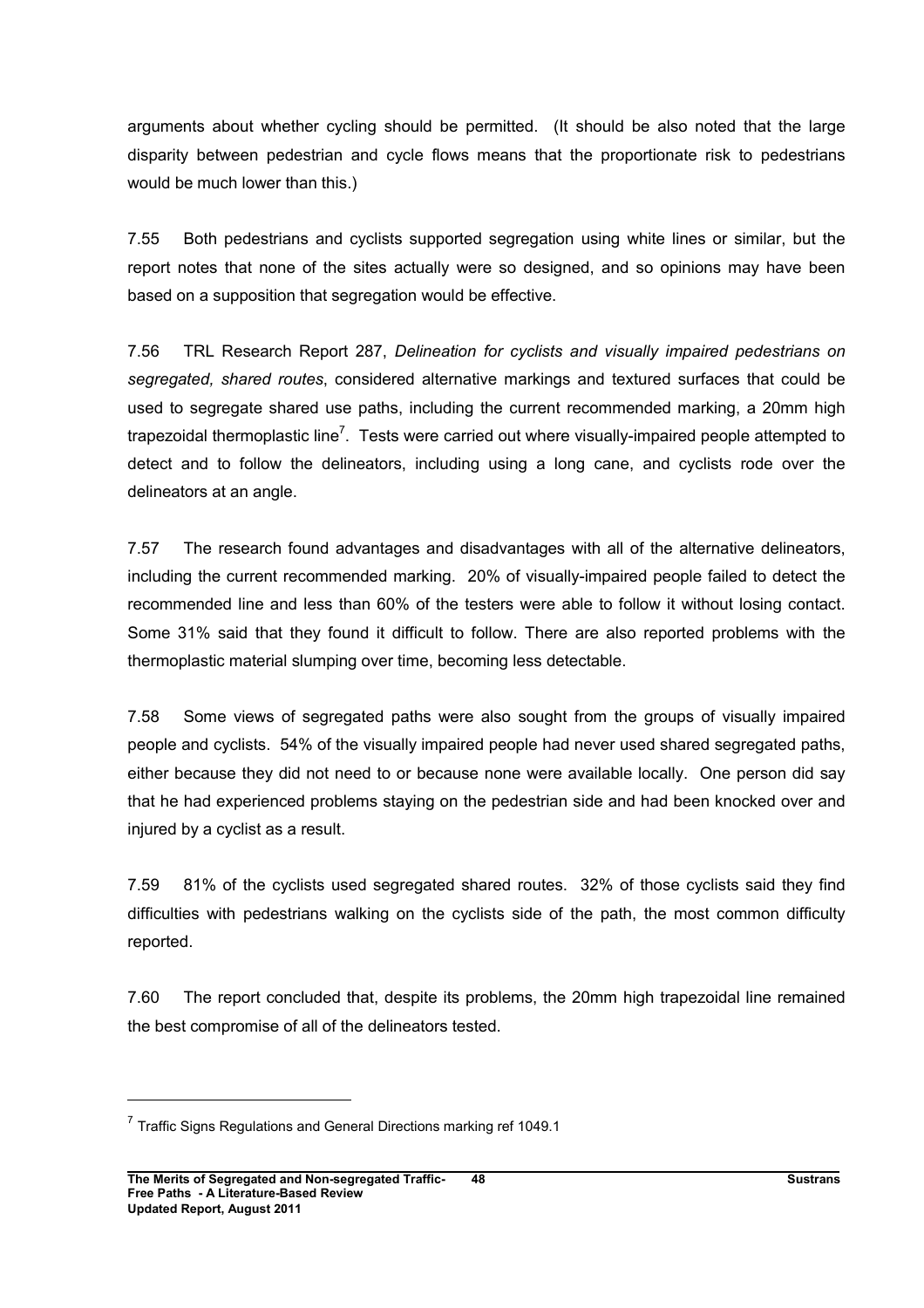arguments about whether cycling should be permitted. (It should be also noted that the large disparity between pedestrian and cycle flows means that the proportionate risk to pedestrians would be much lower than this.)

7.55 Both pedestrians and cyclists supported segregation using white lines or similar, but the report notes that none of the sites actually were so designed, and so opinions may have been based on a supposition that segregation would be effective.

7.56 TRL Research Report 287, *Delineation for cyclists and visually impaired pedestrians on segregated, shared routes*, considered alternative markings and textured surfaces that could be used to segregate shared use paths, including the current recommended marking, a 20mm high trapezoidal thermoplastic line[7]. Tests were carried out where visually-impaired people attempted to detect and to follow the delineators, including using a long cane, and cyclists rode over the delineators at an angle.

7.57 The research found advantages and disadvantages with all of the alternative delineators, including the current recommended marking. 20% of visually-impaired people failed to detect the recommended line and less than 60% of the testers were able to follow it without losing contact. Some 31% said that they found it difficult to follow. There are also reported problems with the thermoplastic material slumping over time, becoming less detectable.

7.58 Some views of segregated paths were also sought from the groups of visually impaired people and cyclists. 54% of the visually impaired people had never used shared segregated paths, either because they did not need to or because none were available locally. One person did say that he had experienced problems staying on the pedestrian side and had been knocked over and injured by a cyclist as a result.

7.59 81% of the cyclists used segregated shared routes. 32% of those cyclists said they find difficulties with pedestrians walking on the cyclists side of the path, the most common difficulty reported.

7.60 The report concluded that, despite its problems, the 20mm high trapezoidal line remained the best compromise of all of the delineators tested.

---

[7] Traffic Signs Regulations and General Directions marking ref 1049.1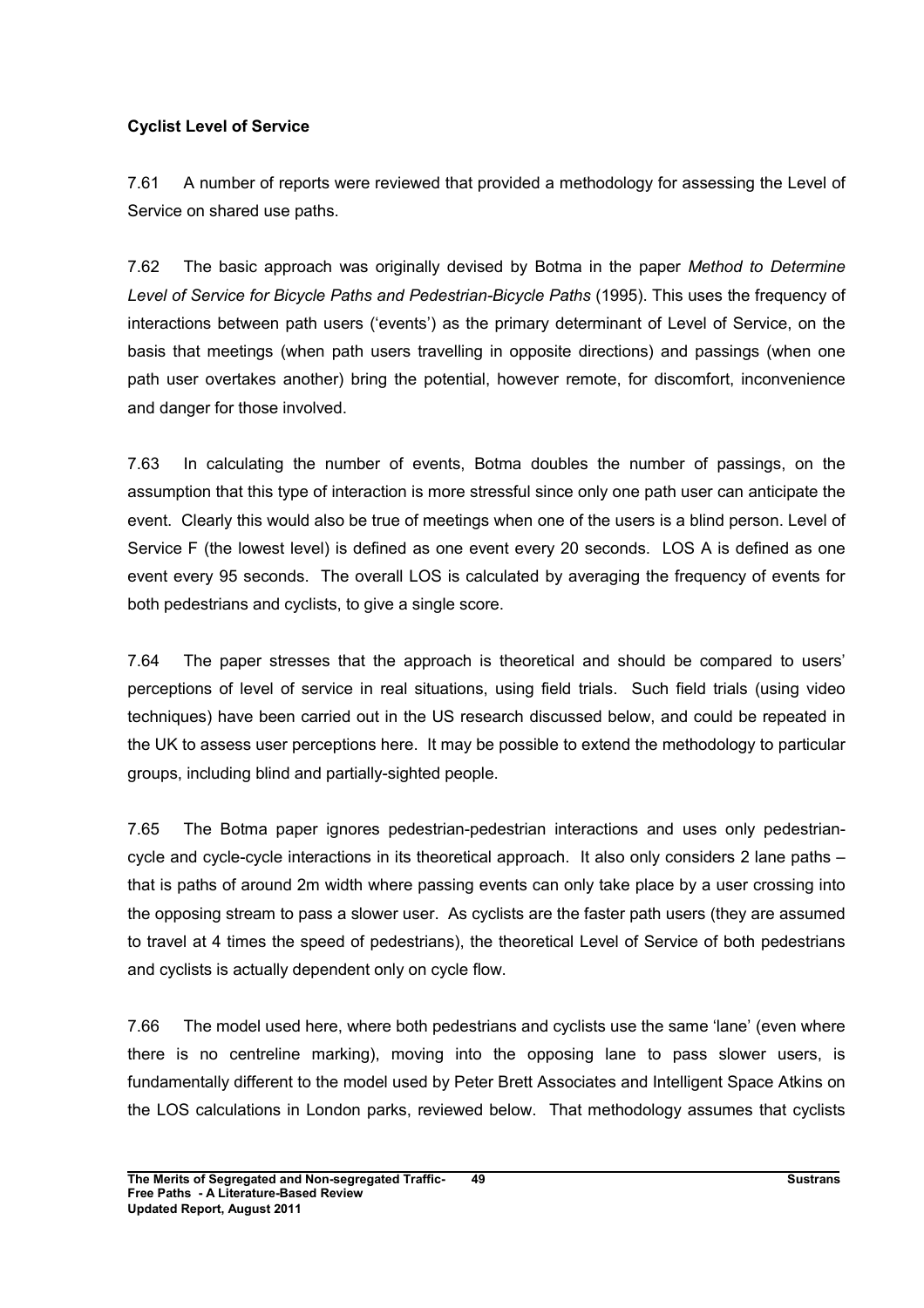**Cyclist Level of Service**

7.61 A number of reports were reviewed that provided a methodology for assessing the Level of Service on shared use paths.

7.62 The basic approach was originally devised by Botma in the paper *Method to Determine Level of Service for Bicycle Paths and Pedestrian-Bicycle Paths* (1995). This uses the frequency of interactions between path users ('events') as the primary determinant of Level of Service, on the basis that meetings (when path users travelling in opposite directions) and passings (when one path user overtakes another) bring the potential, however remote, for discomfort, inconvenience and danger for those involved.

7.63 In calculating the number of events, Botma doubles the number of passings, on the assumption that this type of interaction is more stressful since only one path user can anticipate the event. Clearly this would also be true of meetings when one of the users is a blind person. Level of Service F (the lowest level) is defined as one event every 20 seconds. LOS A is defined as one event every 95 seconds. The overall LOS is calculated by averaging the frequency of events for both pedestrians and cyclists, to give a single score.

7.64 The paper stresses that the approach is theoretical and should be compared to users' perceptions of level of service in real situations, using field trials. Such field trials (using video techniques) have been carried out in the US research discussed below, and could be repeated in the UK to assess user perceptions here. It may be possible to extend the methodology to particular groups, including blind and partially-sighted people.

7.65 The Botma paper ignores pedestrian-pedestrian interactions and uses only pedestrian-cycle and cycle-cycle interactions in its theoretical approach. It also only considers 2 lane paths – that is paths of around 2m width where passing events can only take place by a user crossing into the opposing stream to pass a slower user. As cyclists are the faster path users (they are assumed to travel at 4 times the speed of pedestrians), the theoretical Level of Service of both pedestrians and cyclists is actually dependent only on cycle flow.

7.66 The model used here, where both pedestrians and cyclists use the same 'lane' (even where there is no centreline marking), moving into the opposing lane to pass slower users, is fundamentally different to the model used by Peter Brett Associates and Intelligent Space Atkins on the LOS calculations in London parks, reviewed below. That methodology assumes that cyclists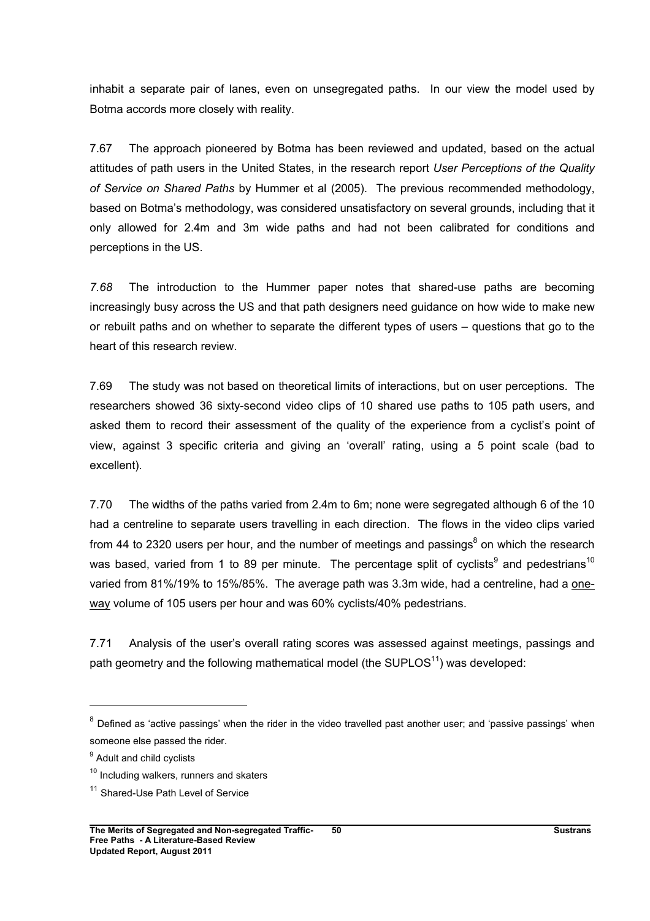inhabit a separate pair of lanes, even on unsegregated paths. In our view the model used by Botma accords more closely with reality.

7.67 The approach pioneered by Botma has been reviewed and updated, based on the actual attitudes of path users in the United States, in the research report *User Perceptions of the Quality of Service on Shared Paths* by Hummer et al (2005). The previous recommended methodology, based on Botma's methodology, was considered unsatisfactory on several grounds, including that it only allowed for 2.4m and 3m wide paths and had not been calibrated for conditions and perceptions in the US.

*7.68* The introduction to the Hummer paper notes that shared-use paths are becoming increasingly busy across the US and that path designers need guidance on how wide to make new or rebuilt paths and on whether to separate the different types of users – questions that go to the heart of this research review.

7.69 The study was not based on theoretical limits of interactions, but on user perceptions. The researchers showed 36 sixty-second video clips of 10 shared use paths to 105 path users, and asked them to record their assessment of the quality of the experience from a cyclist's point of view, against 3 specific criteria and giving an 'overall' rating, using a 5 point scale (bad to excellent).

7.70 The widths of the paths varied from 2.4m to 6m; none were segregated although 6 of the 10 had a centreline to separate users travelling in each direction. The flows in the video clips varied from 44 to 2320 users per hour, and the number of meetings and passings[8] on which the research was based, varied from 1 to 89 per minute. The percentage split of cyclists[9] and pedestrians[10] varied from 81%/19% to 15%/85%. The average path was 3.3m wide, had a centreline, had a <u>one-way</u> volume of 105 users per hour and was 60% cyclists/40% pedestrians.

7.71 Analysis of the user's overall rating scores was assessed against meetings, passings and path geometry and the following mathematical model (the SUPLOS[11]) was developed:

---

[8] Defined as 'active passings' when the rider in the video travelled past another user; and 'passive passings' when someone else passed the rider.

[9] Adult and child cyclists

[10] Including walkers, runners and skaters

[11] Shared-Use Path Level of Service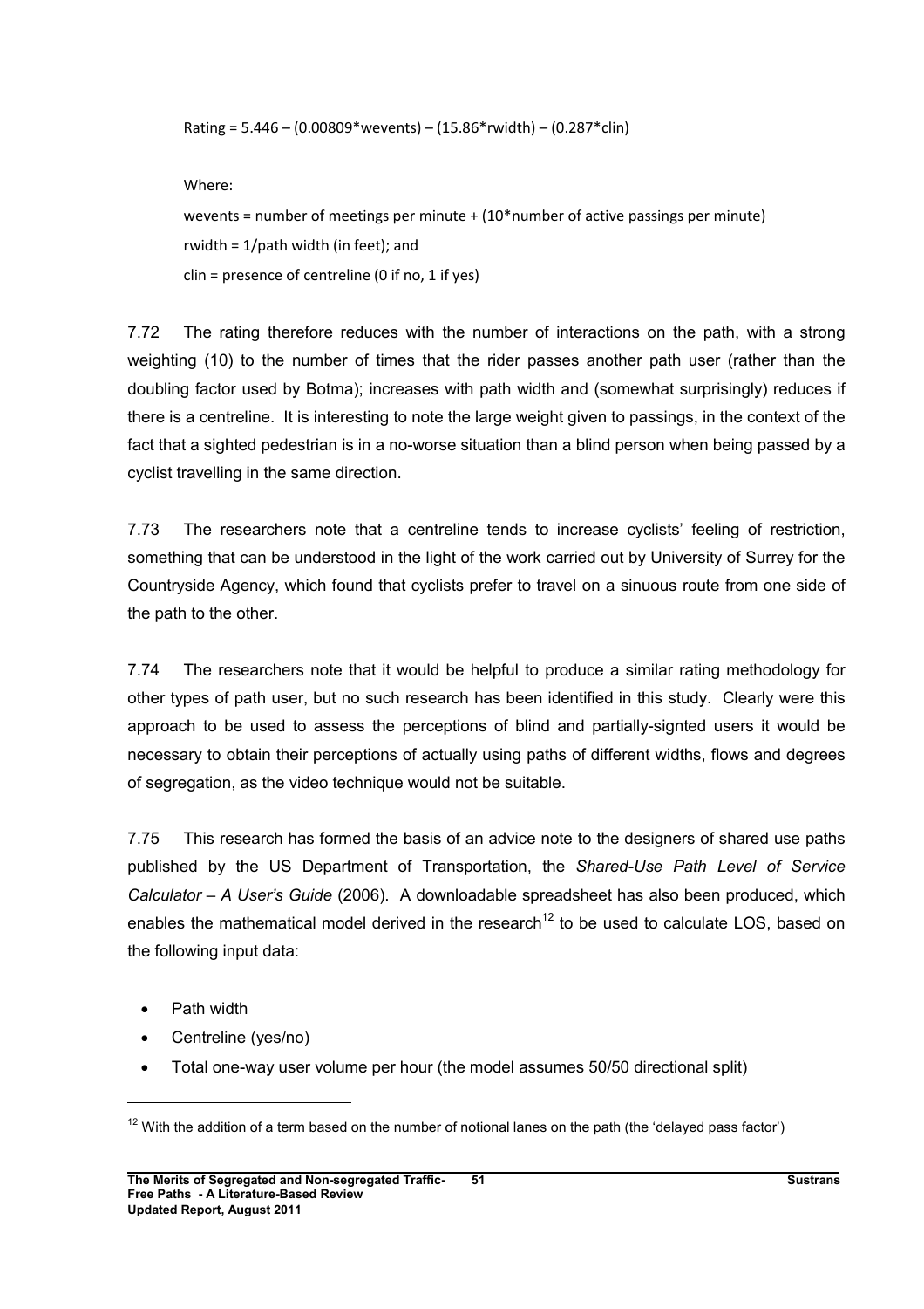Rating = 5.446 – (0.00809*wevents) – (15.86*rwidth) – (0.287*clin)

Where:

wevents = number of meetings per minute + (10*number of active passings per minute)

rwidth = 1/path width (in feet); and

clin = presence of centreline (0 if no, 1 if yes)

7.72 The rating therefore reduces with the number of interactions on the path, with a strong weighting (10) to the number of times that the rider passes another path user (rather than the doubling factor used by Botma); increases with path width and (somewhat surprisingly) reduces if there is a centreline. It is interesting to note the large weight given to passings, in the context of the fact that a sighted pedestrian is in a no-worse situation than a blind person when being passed by a cyclist travelling in the same direction.

7.73 The researchers note that a centreline tends to increase cyclists' feeling of restriction, something that can be understood in the light of the work carried out by University of Surrey for the Countryside Agency, which found that cyclists prefer to travel on a sinuous route from one side of the path to the other.

7.74 The researchers note that it would be helpful to produce a similar rating methodology for other types of path user, but no such research has been identified in this study. Clearly were this approach to be used to assess the perceptions of blind and partially-signted users it would be necessary to obtain their perceptions of actually using paths of different widths, flows and degrees of segregation, as the video technique would not be suitable.

7.75 This research has formed the basis of an advice note to the designers of shared use paths published by the US Department of Transportation, the *Shared-Use Path Level of Service Calculator – A User's Guide* (2006). A downloadable spreadsheet has also been produced, which enables the mathematical model derived in the research[12] to be used to calculate LOS, based on the following input data:

- Path width
- Centreline (yes/no)
- Total one-way user volume per hour (the model assumes 50/50 directional split)

[12] With the addition of a term based on the number of notional lanes on the path (the 'delayed pass factor')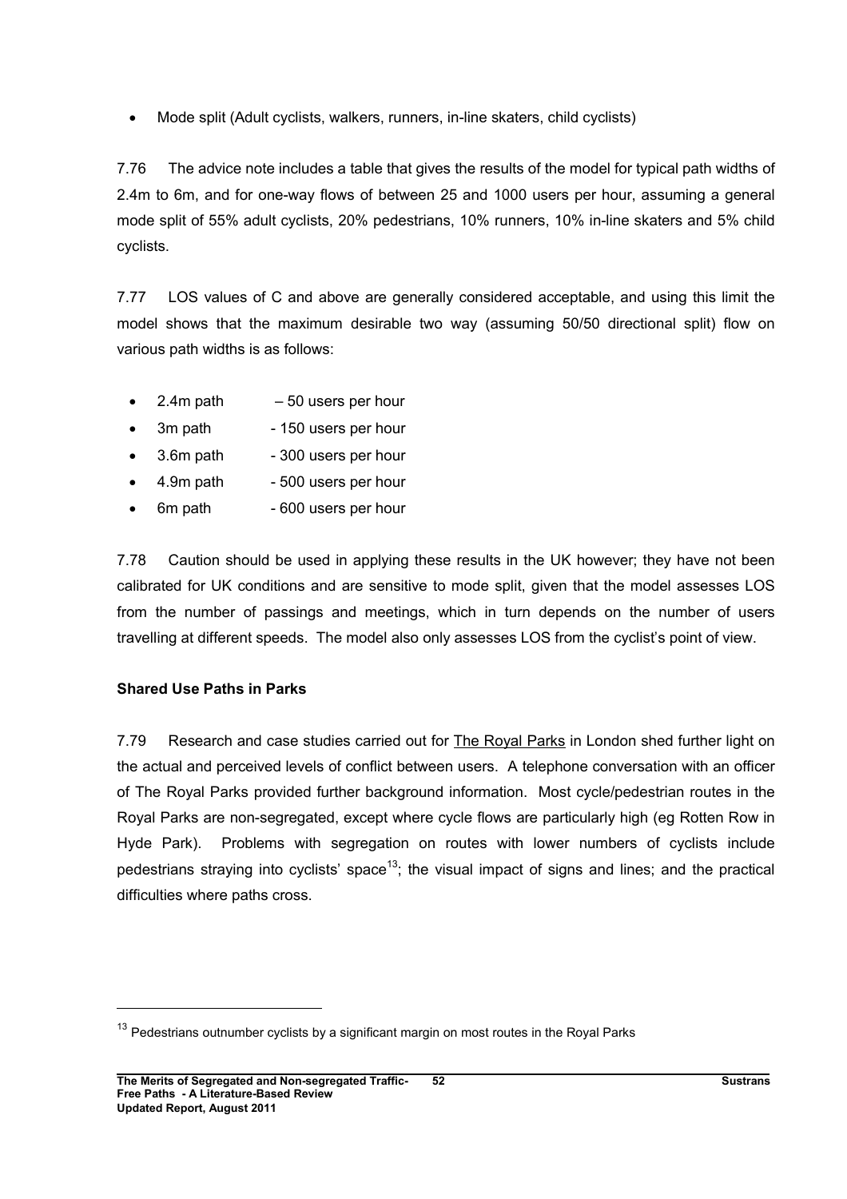- Mode split (Adult cyclists, walkers, runners, in-line skaters, child cyclists)

7.76 The advice note includes a table that gives the results of the model for typical path widths of 2.4m to 6m, and for one-way flows of between 25 and 1000 users per hour, assuming a general mode split of 55% adult cyclists, 20% pedestrians, 10% runners, 10% in-line skaters and 5% child cyclists.

7.77 LOS values of C and above are generally considered acceptable, and using this limit the model shows that the maximum desirable two way (assuming 50/50 directional split) flow on various path widths is as follows:

- 2.4m path – 50 users per hour
- 3m path - 150 users per hour
- 3.6m path - 300 users per hour
- 4.9m path - 500 users per hour
- 6m path - 600 users per hour

7.78 Caution should be used in applying these results in the UK however; they have not been calibrated for UK conditions and are sensitive to mode split, given that the model assesses LOS from the number of passings and meetings, which in turn depends on the number of users travelling at different speeds. The model also only assesses LOS from the cyclist's point of view.

**Shared Use Paths in Parks**

7.79 Research and case studies carried out for The Royal Parks in London shed further light on the actual and perceived levels of conflict between users. A telephone conversation with an officer of The Royal Parks provided further background information. Most cycle/pedestrian routes in the Royal Parks are non-segregated, except where cycle flows are particularly high (eg Rotten Row in Hyde Park). Problems with segregation on routes with lower numbers of cyclists include pedestrians straying into cyclists' space[13]; the visual impact of signs and lines; and the practical difficulties where paths cross.

[13] Pedestrians outnumber cyclists by a significant margin on most routes in the Royal Parks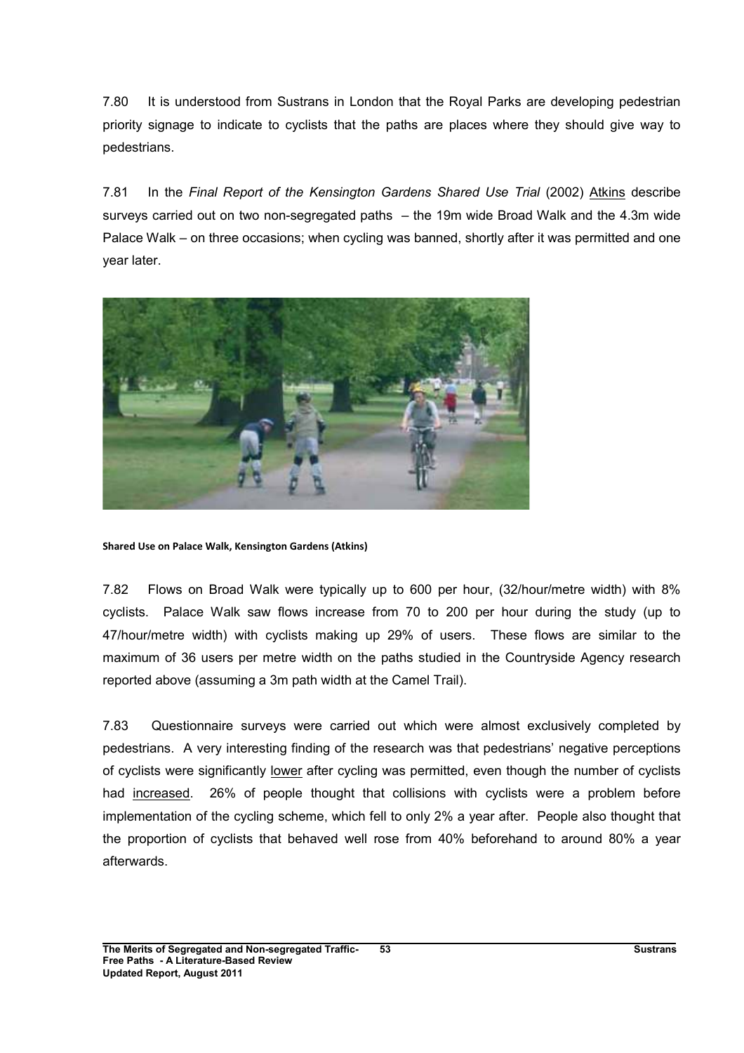7.80 It is understood from Sustrans in London that the Royal Parks are developing pedestrian priority signage to indicate to cyclists that the paths are places where they should give way to pedestrians.

7.81 In the *Final Report of the Kensington Gardens Shared Use Trial* (2002) Atkins describe surveys carried out on two non-segregated paths – the 19m wide Broad Walk and the 4.3m wide Palace Walk – on three occasions; when cycling was banned, shortly after it was permitted and one year later.

**Shared Use on Palace Walk, Kensington Gardens (Atkins)**

7.82 Flows on Broad Walk were typically up to 600 per hour, (32/hour/metre width) with 8% cyclists. Palace Walk saw flows increase from 70 to 200 per hour during the study (up to 47/hour/metre width) with cyclists making up 29% of users. These flows are similar to the maximum of 36 users per metre width on the paths studied in the Countryside Agency research reported above (assuming a 3m path width at the Camel Trail).

7.83 Questionnaire surveys were carried out which were almost exclusively completed by pedestrians. A very interesting finding of the research was that pedestrians' negative perceptions of cyclists were significantly lower after cycling was permitted, even though the number of cyclists had increased. 26% of people thought that collisions with cyclists were a problem before implementation of the cycling scheme, which fell to only 2% a year after. People also thought that the proportion of cyclists that behaved well rose from 40% beforehand to around 80% a year afterwards.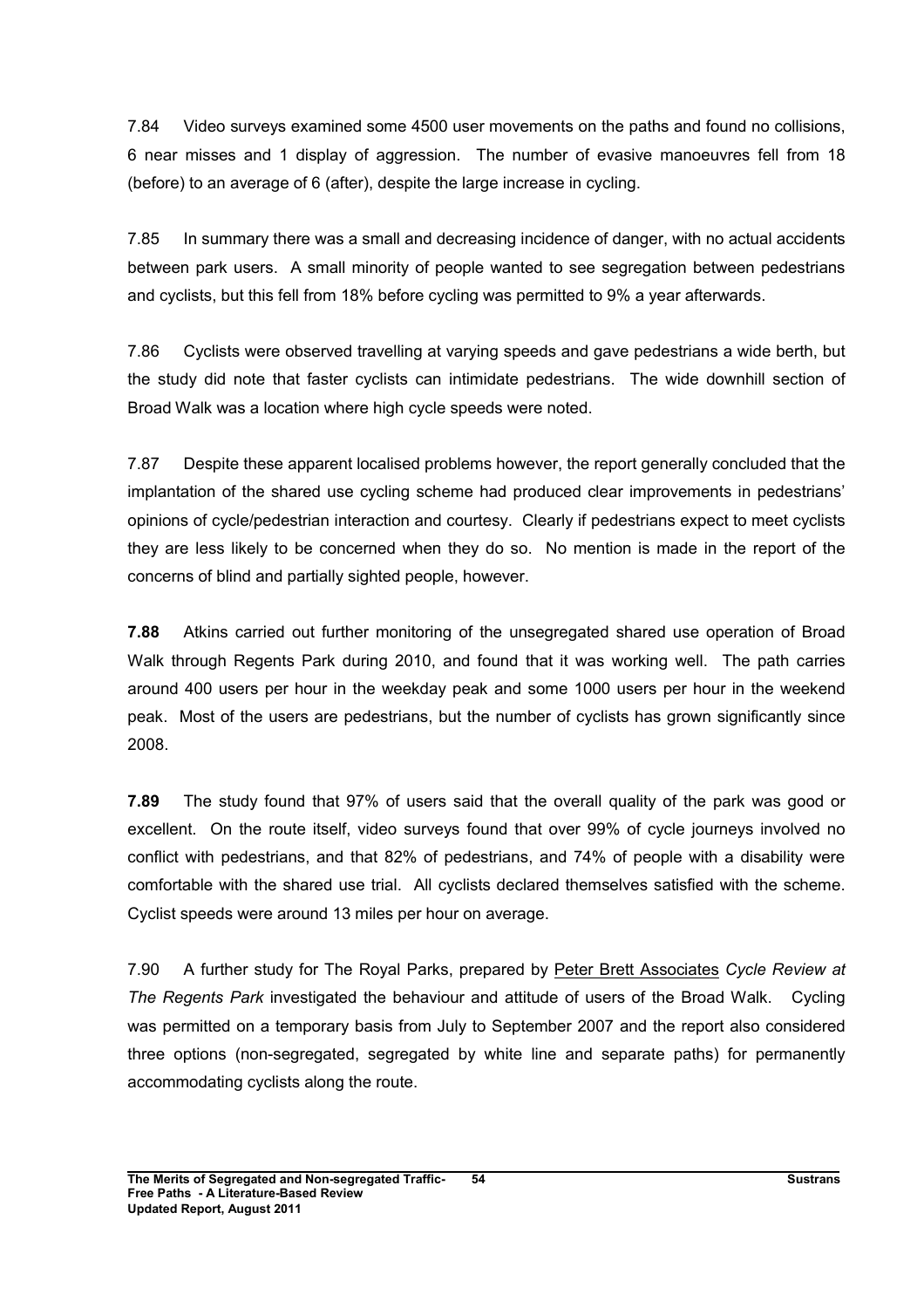7.84 Video surveys examined some 4500 user movements on the paths and found no collisions, 6 near misses and 1 display of aggression. The number of evasive manoeuvres fell from 18 (before) to an average of 6 (after), despite the large increase in cycling.

7.85 In summary there was a small and decreasing incidence of danger, with no actual accidents between park users. A small minority of people wanted to see segregation between pedestrians and cyclists, but this fell from 18% before cycling was permitted to 9% a year afterwards.

7.86 Cyclists were observed travelling at varying speeds and gave pedestrians a wide berth, but the study did note that faster cyclists can intimidate pedestrians. The wide downhill section of Broad Walk was a location where high cycle speeds were noted.

7.87 Despite these apparent localised problems however, the report generally concluded that the implantation of the shared use cycling scheme had produced clear improvements in pedestrians' opinions of cycle/pedestrian interaction and courtesy. Clearly if pedestrians expect to meet cyclists they are less likely to be concerned when they do so. No mention is made in the report of the concerns of blind and partially sighted people, however.

**7.88** Atkins carried out further monitoring of the unsegregated shared use operation of Broad Walk through Regents Park during 2010, and found that it was working well. The path carries around 400 users per hour in the weekday peak and some 1000 users per hour in the weekend peak. Most of the users are pedestrians, but the number of cyclists has grown significantly since 2008.

**7.89** The study found that 97% of users said that the overall quality of the park was good or excellent. On the route itself, video surveys found that over 99% of cycle journeys involved no conflict with pedestrians, and that 82% of pedestrians, and 74% of people with a disability were comfortable with the shared use trial. All cyclists declared themselves satisfied with the scheme. Cyclist speeds were around 13 miles per hour on average.

7.90 A further study for The Royal Parks, prepared by Peter Brett Associates *Cycle Review at The Regents Park* investigated the behaviour and attitude of users of the Broad Walk. Cycling was permitted on a temporary basis from July to September 2007 and the report also considered three options (non-segregated, segregated by white line and separate paths) for permanently accommodating cyclists along the route.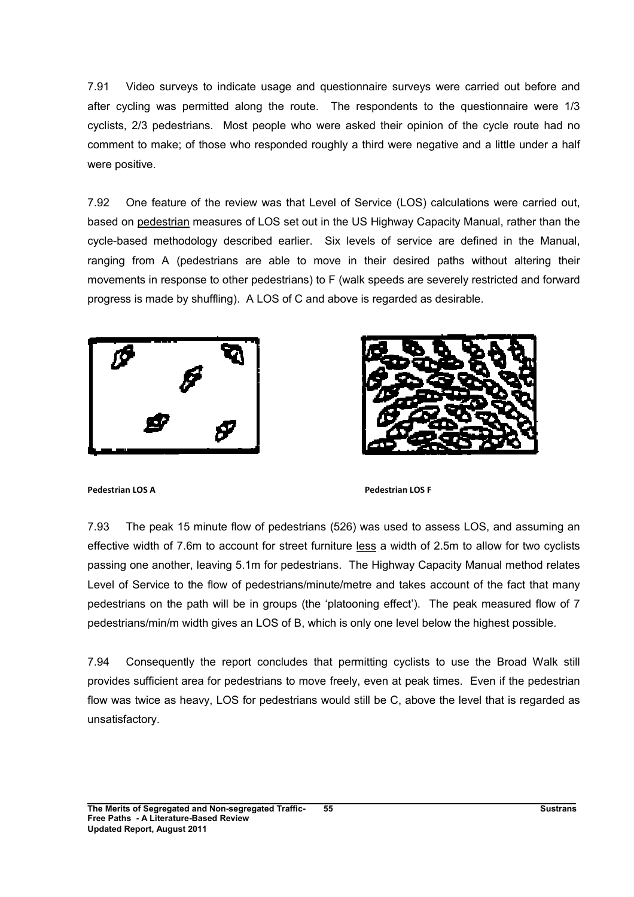7.91 Video surveys to indicate usage and questionnaire surveys were carried out before and after cycling was permitted along the route. The respondents to the questionnaire were 1/3 cyclists, 2/3 pedestrians. Most people who were asked their opinion of the cycle route had no comment to make; of those who responded roughly a third were negative and a little under a half were positive.

7.92 One feature of the review was that Level of Service (LOS) calculations were carried out, based on pedestrian measures of LOS set out in the US Highway Capacity Manual, rather than the cycle-based methodology described earlier. Six levels of service are defined in the Manual, ranging from A (pedestrians are able to move in their desired paths without altering their movements in response to other pedestrians) to F (walk speeds are severely restricted and forward progress is made by shuffling). A LOS of C and above is regarded as desirable.

**Pedestrian LOS A**

**Pedestrian LOS F**

7.93 The peak 15 minute flow of pedestrians (526) was used to assess LOS, and assuming an effective width of 7.6m to account for street furniture less a width of 2.5m to allow for two cyclists passing one another, leaving 5.1m for pedestrians. The Highway Capacity Manual method relates Level of Service to the flow of pedestrians/minute/metre and takes account of the fact that many pedestrians on the path will be in groups (the 'platooning effect'). The peak measured flow of 7 pedestrians/min/m width gives an LOS of B, which is only one level below the highest possible.

7.94 Consequently the report concludes that permitting cyclists to use the Broad Walk still provides sufficient area for pedestrians to move freely, even at peak times. Even if the pedestrian flow was twice as heavy, LOS for pedestrians would still be C, above the level that is regarded as unsatisfactory.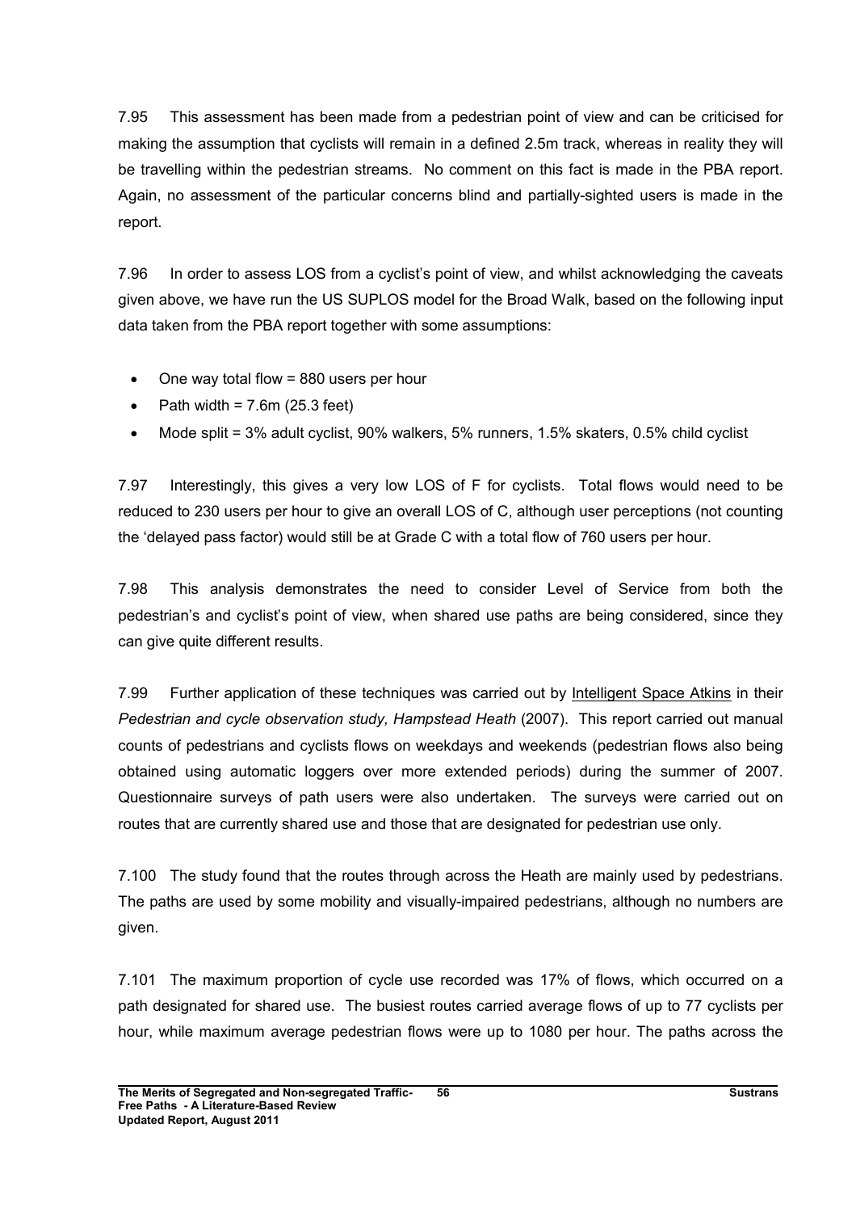7.95 This assessment has been made from a pedestrian point of view and can be criticised for making the assumption that cyclists will remain in a defined 2.5m track, whereas in reality they will be travelling within the pedestrian streams. No comment on this fact is made in the PBA report. Again, no assessment of the particular concerns blind and partially-sighted users is made in the report.

7.96 In order to assess LOS from a cyclist's point of view, and whilst acknowledging the caveats given above, we have run the US SUPLOS model for the Broad Walk, based on the following input data taken from the PBA report together with some assumptions:

- One way total flow = 880 users per hour
- Path width = 7.6m (25.3 feet)
- Mode split = 3% adult cyclist, 90% walkers, 5% runners, 1.5% skaters, 0.5% child cyclist

7.97 Interestingly, this gives a very low LOS of F for cyclists. Total flows would need to be reduced to 230 users per hour to give an overall LOS of C, although user perceptions (not counting the 'delayed pass factor) would still be at Grade C with a total flow of 760 users per hour.

7.98 This analysis demonstrates the need to consider Level of Service from both the pedestrian's and cyclist's point of view, when shared use paths are being considered, since they can give quite different results.

7.99 Further application of these techniques was carried out by Intelligent Space Atkins in their *Pedestrian and cycle observation study, Hampstead Heath* (2007). This report carried out manual counts of pedestrians and cyclists flows on weekdays and weekends (pedestrian flows also being obtained using automatic loggers over more extended periods) during the summer of 2007. Questionnaire surveys of path users were also undertaken. The surveys were carried out on routes that are currently shared use and those that are designated for pedestrian use only.

7.100 The study found that the routes through across the Heath are mainly used by pedestrians. The paths are used by some mobility and visually-impaired pedestrians, although no numbers are given.

7.101 The maximum proportion of cycle use recorded was 17% of flows, which occurred on a path designated for shared use. The busiest routes carried average flows of up to 77 cyclists per hour, while maximum average pedestrian flows were up to 1080 per hour. The paths across the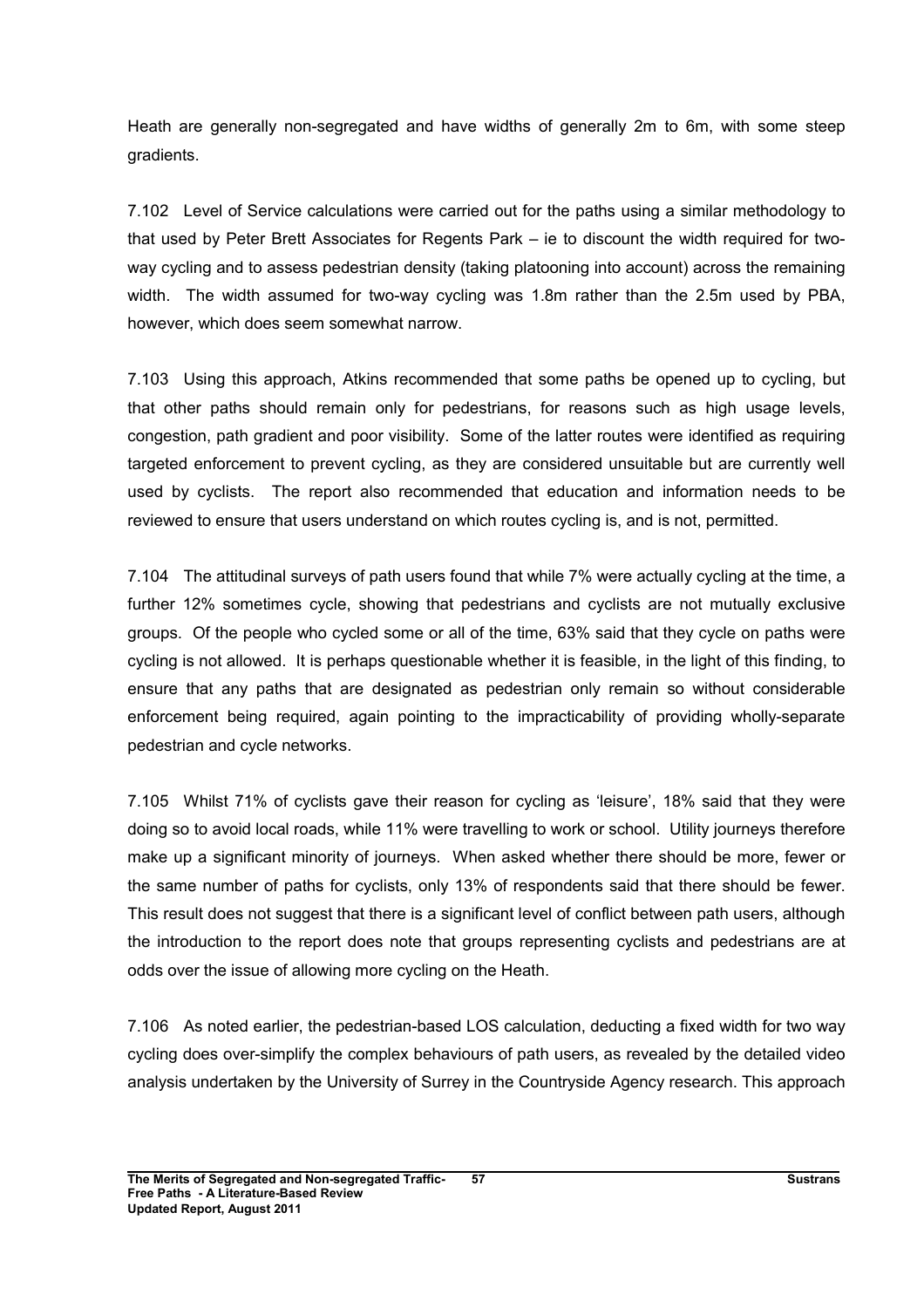Heath are generally non-segregated and have widths of generally 2m to 6m, with some steep gradients.

7.102 Level of Service calculations were carried out for the paths using a similar methodology to that used by Peter Brett Associates for Regents Park – ie to discount the width required for two-way cycling and to assess pedestrian density (taking platooning into account) across the remaining width. The width assumed for two-way cycling was 1.8m rather than the 2.5m used by PBA, however, which does seem somewhat narrow.

7.103 Using this approach, Atkins recommended that some paths be opened up to cycling, but that other paths should remain only for pedestrians, for reasons such as high usage levels, congestion, path gradient and poor visibility. Some of the latter routes were identified as requiring targeted enforcement to prevent cycling, as they are considered unsuitable but are currently well used by cyclists. The report also recommended that education and information needs to be reviewed to ensure that users understand on which routes cycling is, and is not, permitted.

7.104 The attitudinal surveys of path users found that while 7% were actually cycling at the time, a further 12% sometimes cycle, showing that pedestrians and cyclists are not mutually exclusive groups. Of the people who cycled some or all of the time, 63% said that they cycle on paths were cycling is not allowed. It is perhaps questionable whether it is feasible, in the light of this finding, to ensure that any paths that are designated as pedestrian only remain so without considerable enforcement being required, again pointing to the impracticability of providing wholly-separate pedestrian and cycle networks.

7.105 Whilst 71% of cyclists gave their reason for cycling as 'leisure', 18% said that they were doing so to avoid local roads, while 11% were travelling to work or school. Utility journeys therefore make up a significant minority of journeys. When asked whether there should be more, fewer or the same number of paths for cyclists, only 13% of respondents said that there should be fewer. This result does not suggest that there is a significant level of conflict between path users, although the introduction to the report does note that groups representing cyclists and pedestrians are at odds over the issue of allowing more cycling on the Heath.

7.106 As noted earlier, the pedestrian-based LOS calculation, deducting a fixed width for two way cycling does over-simplify the complex behaviours of path users, as revealed by the detailed video analysis undertaken by the University of Surrey in the Countryside Agency research. This approach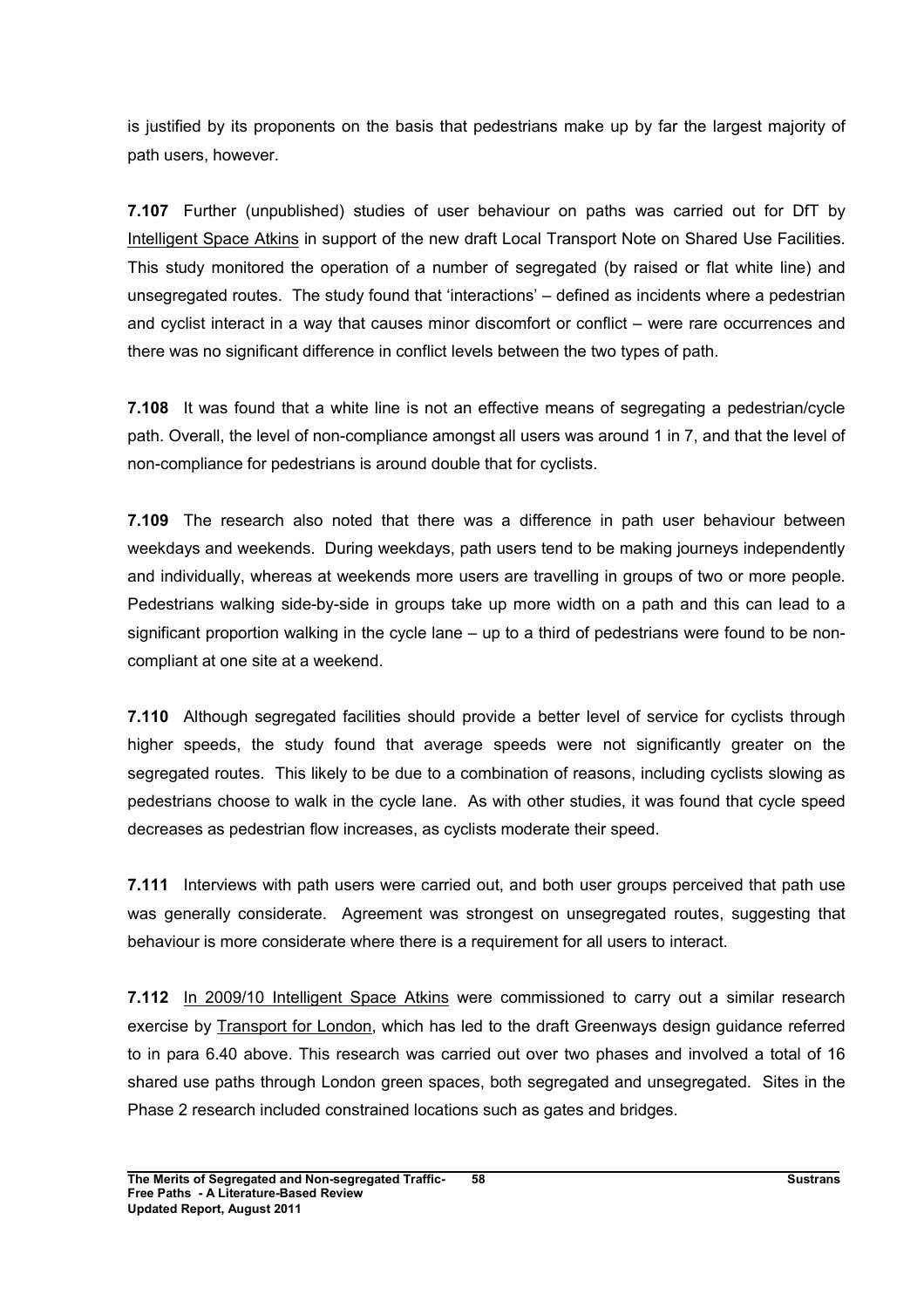is justified by its proponents on the basis that pedestrians make up by far the largest majority of path users, however.

**7.107** Further (unpublished) studies of user behaviour on paths was carried out for DfT by Intelligent Space Atkins in support of the new draft Local Transport Note on Shared Use Facilities. This study monitored the operation of a number of segregated (by raised or flat white line) and unsegregated routes. The study found that 'interactions' – defined as incidents where a pedestrian and cyclist interact in a way that causes minor discomfort or conflict – were rare occurrences and there was no significant difference in conflict levels between the two types of path.

**7.108** It was found that a white line is not an effective means of segregating a pedestrian/cycle path. Overall, the level of non-compliance amongst all users was around 1 in 7, and that the level of non-compliance for pedestrians is around double that for cyclists.

**7.109** The research also noted that there was a difference in path user behaviour between weekdays and weekends. During weekdays, path users tend to be making journeys independently and individually, whereas at weekends more users are travelling in groups of two or more people. Pedestrians walking side-by-side in groups take up more width on a path and this can lead to a significant proportion walking in the cycle lane – up to a third of pedestrians were found to be non-compliant at one site at a weekend.

**7.110** Although segregated facilities should provide a better level of service for cyclists through higher speeds, the study found that average speeds were not significantly greater on the segregated routes. This likely to be due to a combination of reasons, including cyclists slowing as pedestrians choose to walk in the cycle lane. As with other studies, it was found that cycle speed decreases as pedestrian flow increases, as cyclists moderate their speed.

**7.111** Interviews with path users were carried out, and both user groups perceived that path use was generally considerate. Agreement was strongest on unsegregated routes, suggesting that behaviour is more considerate where there is a requirement for all users to interact.

**7.112** In 2009/10 Intelligent Space Atkins were commissioned to carry out a similar research exercise by Transport for London, which has led to the draft Greenways design guidance referred to in para 6.40 above. This research was carried out over two phases and involved a total of 16 shared use paths through London green spaces, both segregated and unsegregated. Sites in the Phase 2 research included constrained locations such as gates and bridges.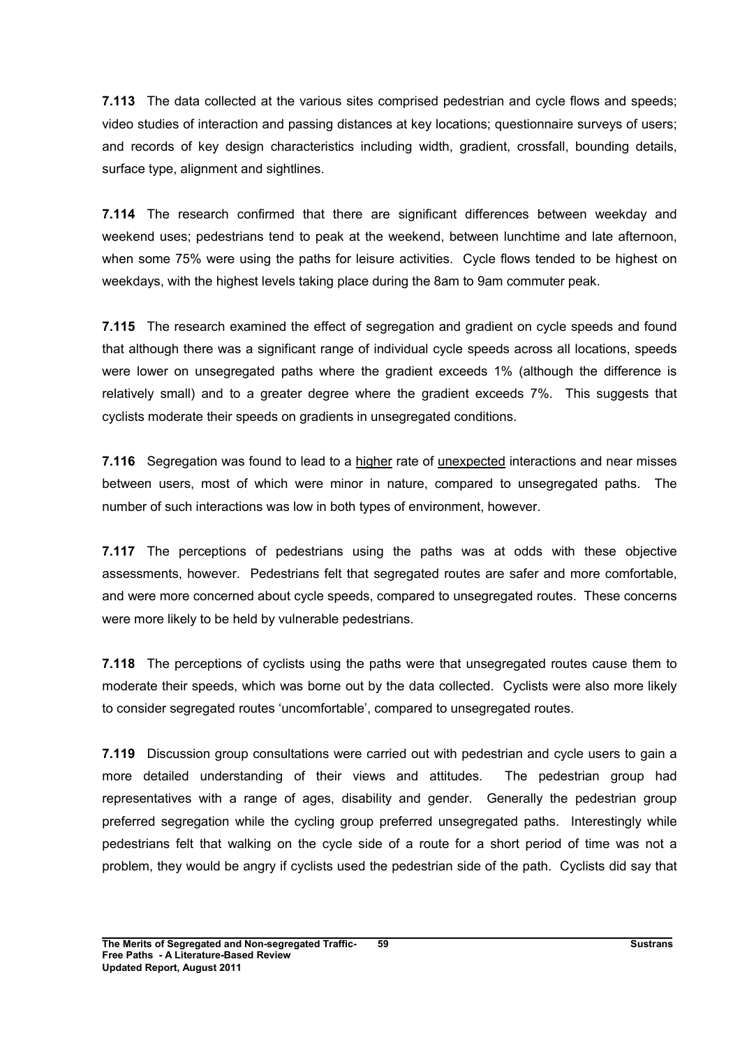**7.113** The data collected at the various sites comprised pedestrian and cycle flows and speeds; video studies of interaction and passing distances at key locations; questionnaire surveys of users; and records of key design characteristics including width, gradient, crossfall, bounding details, surface type, alignment and sightlines.

**7.114** The research confirmed that there are significant differences between weekday and weekend uses; pedestrians tend to peak at the weekend, between lunchtime and late afternoon, when some 75% were using the paths for leisure activities. Cycle flows tended to be highest on weekdays, with the highest levels taking place during the 8am to 9am commuter peak.

**7.115** The research examined the effect of segregation and gradient on cycle speeds and found that although there was a significant range of individual cycle speeds across all locations, speeds were lower on unsegregated paths where the gradient exceeds 1% (although the difference is relatively small) and to a greater degree where the gradient exceeds 7%. This suggests that cyclists moderate their speeds on gradients in unsegregated conditions.

**7.116** Segregation was found to lead to a <u>higher</u> rate of <u>unexpected</u> interactions and near misses between users, most of which were minor in nature, compared to unsegregated paths. The number of such interactions was low in both types of environment, however.

**7.117** The perceptions of pedestrians using the paths was at odds with these objective assessments, however. Pedestrians felt that segregated routes are safer and more comfortable, and were more concerned about cycle speeds, compared to unsegregated routes. These concerns were more likely to be held by vulnerable pedestrians.

**7.118** The perceptions of cyclists using the paths were that unsegregated routes cause them to moderate their speeds, which was borne out by the data collected. Cyclists were also more likely to consider segregated routes 'uncomfortable', compared to unsegregated routes.

**7.119** Discussion group consultations were carried out with pedestrian and cycle users to gain a more detailed understanding of their views and attitudes. The pedestrian group had representatives with a range of ages, disability and gender. Generally the pedestrian group preferred segregation while the cycling group preferred unsegregated paths. Interestingly while pedestrians felt that walking on the cycle side of a route for a short period of time was not a problem, they would be angry if cyclists used the pedestrian side of the path. Cyclists did say that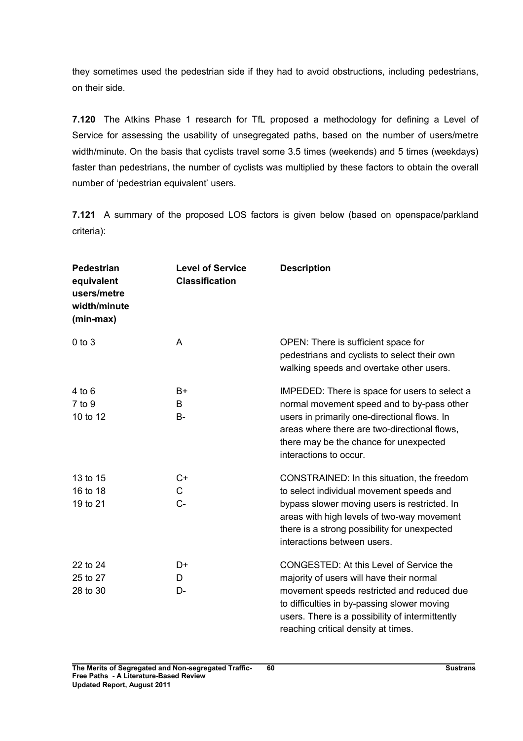they sometimes used the pedestrian side if they had to avoid obstructions, including pedestrians, on their side.

**7.120** The Atkins Phase 1 research for TfL proposed a methodology for defining a Level of Service for assessing the usability of unsegregated paths, based on the number of users/metre width/minute. On the basis that cyclists travel some 3.5 times (weekends) and 5 times (weekdays) faster than pedestrians, the number of cyclists was multiplied by these factors to obtain the overall number of 'pedestrian equivalent' users.

**7.121** A summary of the proposed LOS factors is given below (based on openspace/parkland criteria):

| Pedestrian equivalent users/metre width/minute (min-max) | Level of Service Classification | Description |
|---|---|---|
| 0 to 3 | A | OPEN: There is sufficient space for pedestrians and cyclists to select their own walking speeds and overtake other users. |
| 4 to 6<br>7 to 9<br>10 to 12 | B+<br>B<br>B- | IMPEDED: There is space for users to select a normal movement speed and to by-pass other users in primarily one-directional flows. In areas where there are two-directional flows, there may be the chance for unexpected interactions to occur. |
| 13 to 15<br>16 to 18<br>19 to 21 | C+<br>C<br>C- | CONSTRAINED: In this situation, the freedom to select individual movement speeds and bypass slower moving users is restricted. In areas with high levels of two-way movement there is a strong possibility for unexpected interactions between users. |
| 22 to 24<br>25 to 27<br>28 to 30 | D+<br>D<br>D- | CONGESTED: At this Level of Service the majority of users will have their normal movement speeds restricted and reduced due to difficulties in by-passing slower moving users. There is a possibility of intermittently reaching critical density at times. |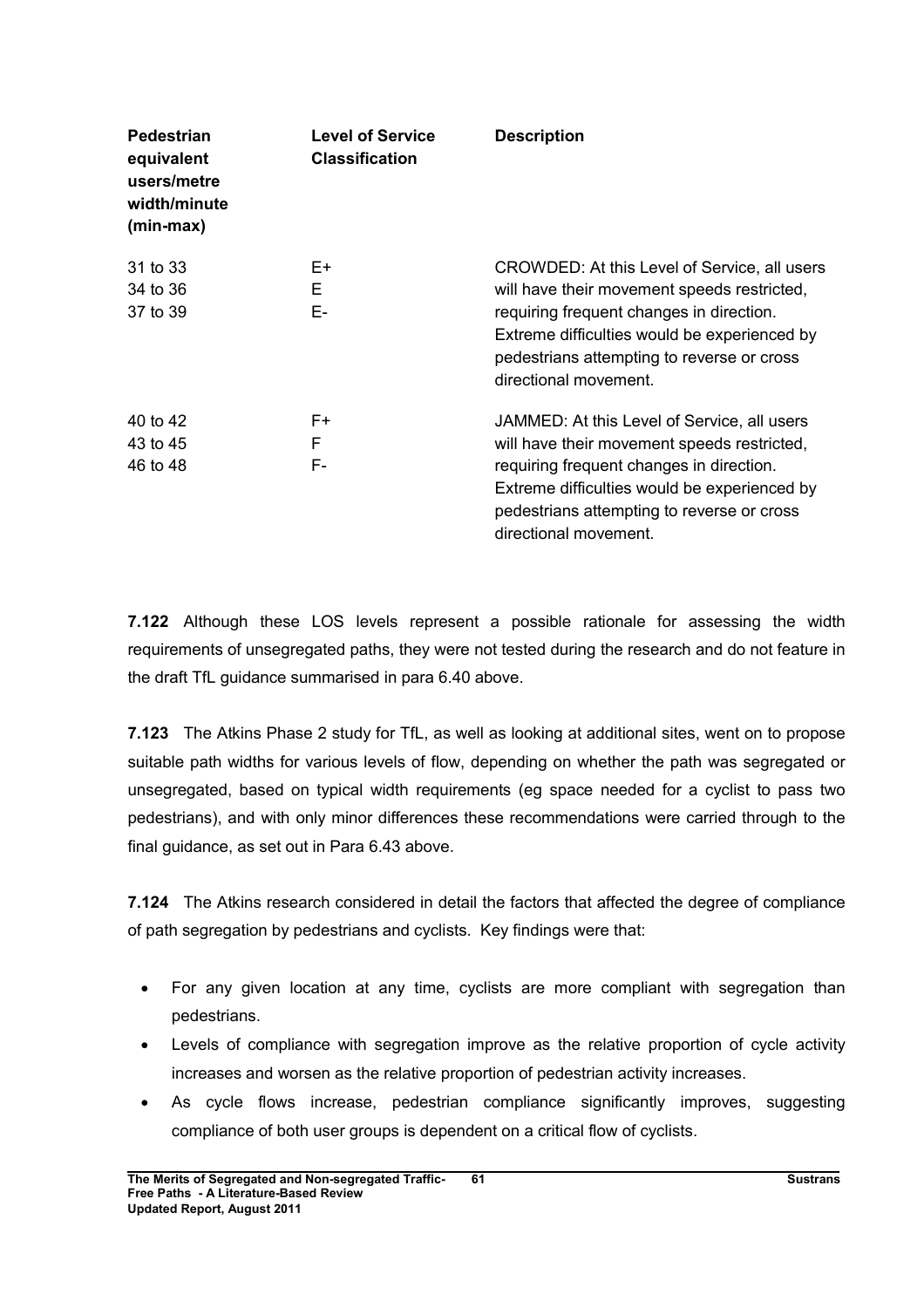| Pedestrian equivalent users/metre width/minute (min-max) | Level of Service Classification | Description |
|---|---|---|
| 31 to 33<br>34 to 36<br>37 to 39 | E+<br>E<br>E- | CROWDED: At this Level of Service, all users will have their movement speeds restricted, requiring frequent changes in direction. Extreme difficulties would be experienced by pedestrians attempting to reverse or cross directional movement. |
| 40 to 42<br>43 to 45<br>46 to 48 | F+<br>F<br>F- | JAMMED: At this Level of Service, all users will have their movement speeds restricted, requiring frequent changes in direction. Extreme difficulties would be experienced by pedestrians attempting to reverse or cross directional movement. |

**7.122** Although these LOS levels represent a possible rationale for assessing the width requirements of unsegregated paths, they were not tested during the research and do not feature in the draft TfL guidance summarised in para 6.40 above.

**7.123** The Atkins Phase 2 study for TfL, as well as looking at additional sites, went on to propose suitable path widths for various levels of flow, depending on whether the path was segregated or unsegregated, based on typical width requirements (eg space needed for a cyclist to pass two pedestrians), and with only minor differences these recommendations were carried through to the final guidance, as set out in Para 6.43 above.

**7.124** The Atkins research considered in detail the factors that affected the degree of compliance of path segregation by pedestrians and cyclists. Key findings were that:

- For any given location at any time, cyclists are more compliant with segregation than pedestrians.
- Levels of compliance with segregation improve as the relative proportion of cycle activity increases and worsen as the relative proportion of pedestrian activity increases.
- As cycle flows increase, pedestrian compliance significantly improves, suggesting compliance of both user groups is dependent on a critical flow of cyclists.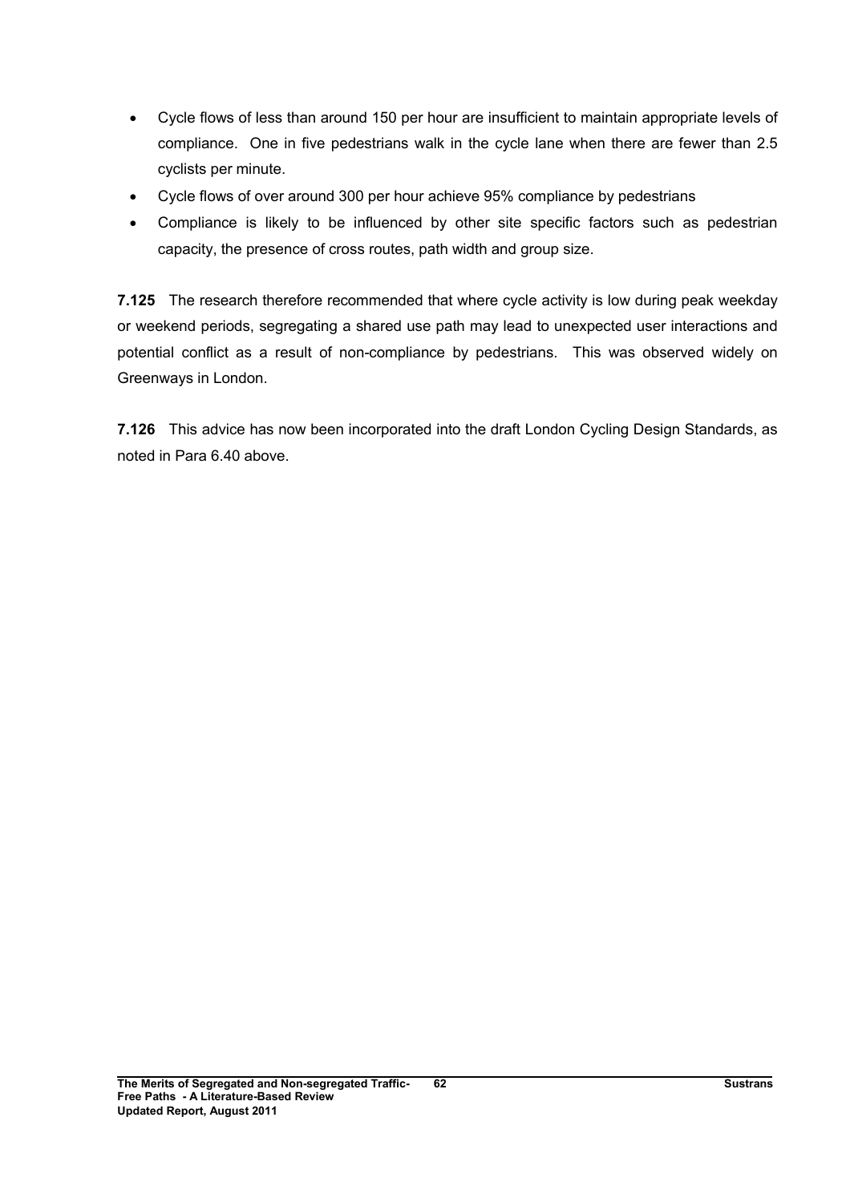- Cycle flows of less than around 150 per hour are insufficient to maintain appropriate levels of compliance. One in five pedestrians walk in the cycle lane when there are fewer than 2.5 cyclists per minute.
- Cycle flows of over around 300 per hour achieve 95% compliance by pedestrians
- Compliance is likely to be influenced by other site specific factors such as pedestrian capacity, the presence of cross routes, path width and group size.

**7.125** The research therefore recommended that where cycle activity is low during peak weekday or weekend periods, segregating a shared use path may lead to unexpected user interactions and potential conflict as a result of non-compliance by pedestrians. This was observed widely on Greenways in London.

**7.126** This advice has now been incorporated into the draft London Cycling Design Standards, as noted in Para 6.40 above.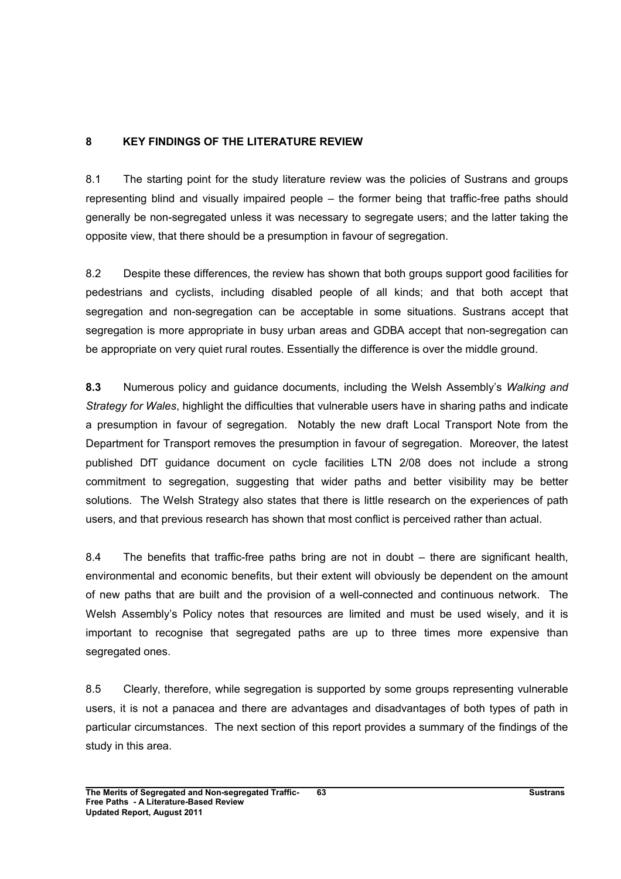## 8 KEY FINDINGS OF THE LITERATURE REVIEW

8.1 The starting point for the study literature review was the policies of Sustrans and groups representing blind and visually impaired people – the former being that traffic-free paths should generally be non-segregated unless it was necessary to segregate users; and the latter taking the opposite view, that there should be a presumption in favour of segregation.

8.2 Despite these differences, the review has shown that both groups support good facilities for pedestrians and cyclists, including disabled people of all kinds; and that both accept that segregation and non-segregation can be acceptable in some situations. Sustrans accept that segregation is more appropriate in busy urban areas and GDBA accept that non-segregation can be appropriate on very quiet rural routes. Essentially the difference is over the middle ground.

**8.3** Numerous policy and guidance documents, including the Welsh Assembly's *Walking and Strategy for Wales*, highlight the difficulties that vulnerable users have in sharing paths and indicate a presumption in favour of segregation. Notably the new draft Local Transport Note from the Department for Transport removes the presumption in favour of segregation. Moreover, the latest published DfT guidance document on cycle facilities LTN 2/08 does not include a strong commitment to segregation, suggesting that wider paths and better visibility may be better solutions. The Welsh Strategy also states that there is little research on the experiences of path users, and that previous research has shown that most conflict is perceived rather than actual.

8.4 The benefits that traffic-free paths bring are not in doubt – there are significant health, environmental and economic benefits, but their extent will obviously be dependent on the amount of new paths that are built and the provision of a well-connected and continuous network. The Welsh Assembly's Policy notes that resources are limited and must be used wisely, and it is important to recognise that segregated paths are up to three times more expensive than segregated ones.

8.5 Clearly, therefore, while segregation is supported by some groups representing vulnerable users, it is not a panacea and there are advantages and disadvantages of both types of path in particular circumstances. The next section of this report provides a summary of the findings of the study in this area.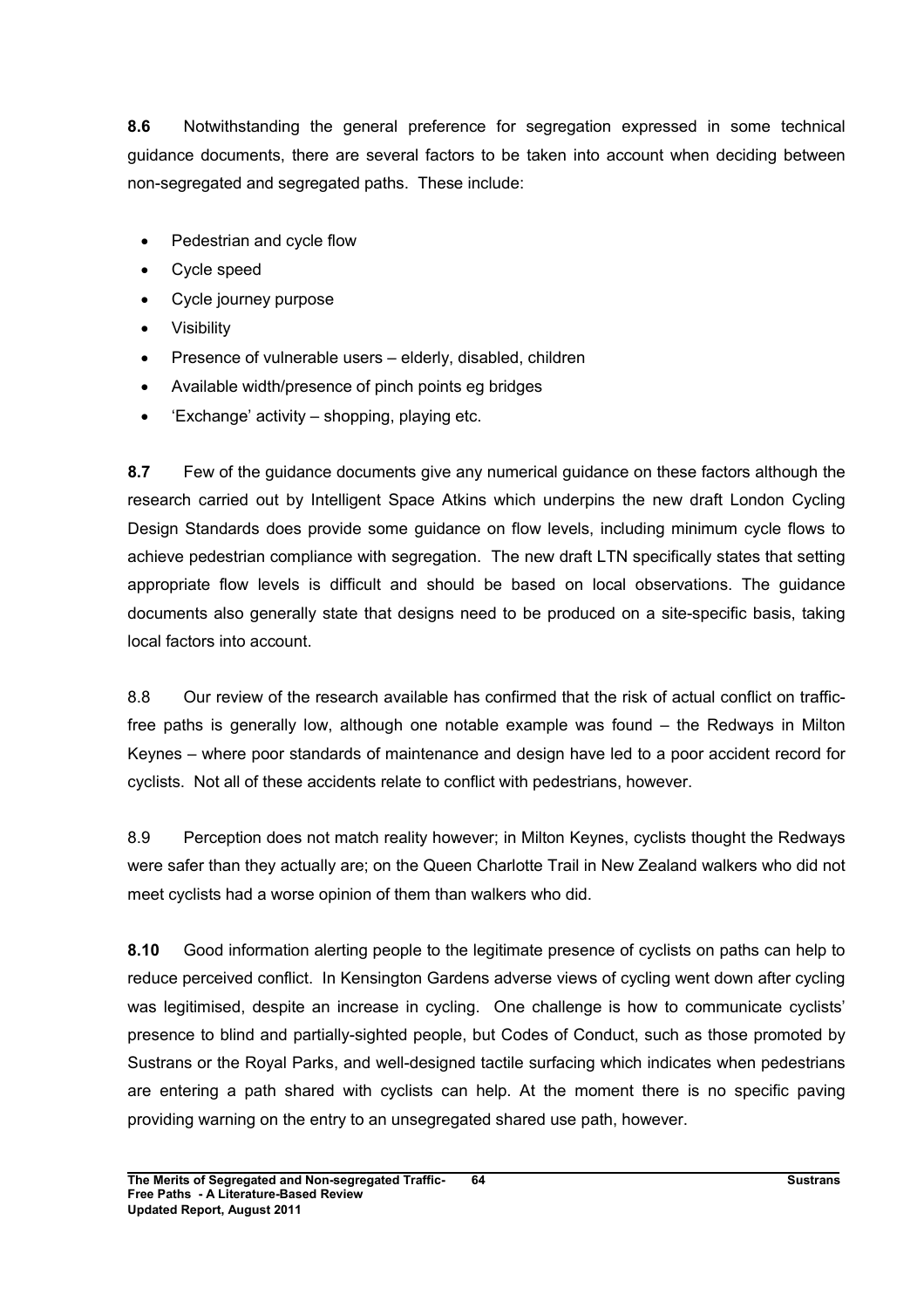**8.6** Notwithstanding the general preference for segregation expressed in some technical guidance documents, there are several factors to be taken into account when deciding between non-segregated and segregated paths. These include:

- Pedestrian and cycle flow
- Cycle speed
- Cycle journey purpose
- Visibility
- Presence of vulnerable users – elderly, disabled, children
- Available width/presence of pinch points eg bridges
- 'Exchange' activity – shopping, playing etc.

**8.7** Few of the guidance documents give any numerical guidance on these factors although the research carried out by Intelligent Space Atkins which underpins the new draft London Cycling Design Standards does provide some guidance on flow levels, including minimum cycle flows to achieve pedestrian compliance with segregation. The new draft LTN specifically states that setting appropriate flow levels is difficult and should be based on local observations. The guidance documents also generally state that designs need to be produced on a site-specific basis, taking local factors into account.

8.8 Our review of the research available has confirmed that the risk of actual conflict on traffic-free paths is generally low, although one notable example was found – the Redways in Milton Keynes – where poor standards of maintenance and design have led to a poor accident record for cyclists. Not all of these accidents relate to conflict with pedestrians, however.

8.9 Perception does not match reality however; in Milton Keynes, cyclists thought the Redways were safer than they actually are; on the Queen Charlotte Trail in New Zealand walkers who did not meet cyclists had a worse opinion of them than walkers who did.

**8.10** Good information alerting people to the legitimate presence of cyclists on paths can help to reduce perceived conflict. In Kensington Gardens adverse views of cycling went down after cycling was legitimised, despite an increase in cycling. One challenge is how to communicate cyclists' presence to blind and partially-sighted people, but Codes of Conduct, such as those promoted by Sustrans or the Royal Parks, and well-designed tactile surfacing which indicates when pedestrians are entering a path shared with cyclists can help. At the moment there is no specific paving providing warning on the entry to an unsegregated shared use path, however.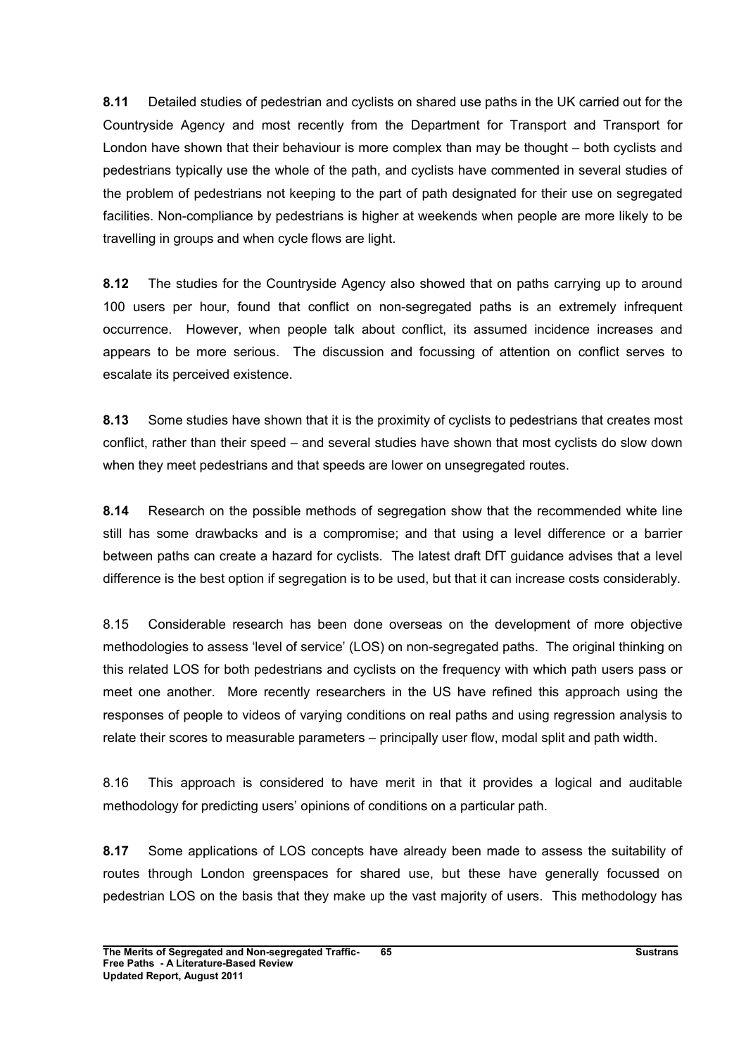**8.11** Detailed studies of pedestrian and cyclists on shared use paths in the UK carried out for the Countryside Agency and most recently from the Department for Transport and Transport for London have shown that their behaviour is more complex than may be thought – both cyclists and pedestrians typically use the whole of the path, and cyclists have commented in several studies of the problem of pedestrians not keeping to the part of path designated for their use on segregated facilities. Non-compliance by pedestrians is higher at weekends when people are more likely to be travelling in groups and when cycle flows are light.

**8.12** The studies for the Countryside Agency also showed that on paths carrying up to around 100 users per hour, found that conflict on non-segregated paths is an extremely infrequent occurrence. However, when people talk about conflict, its assumed incidence increases and appears to be more serious. The discussion and focussing of attention on conflict serves to escalate its perceived existence.

**8.13** Some studies have shown that it is the proximity of cyclists to pedestrians that creates most conflict, rather than their speed – and several studies have shown that most cyclists do slow down when they meet pedestrians and that speeds are lower on unsegregated routes.

**8.14** Research on the possible methods of segregation show that the recommended white line still has some drawbacks and is a compromise; and that using a level difference or a barrier between paths can create a hazard for cyclists. The latest draft DfT guidance advises that a level difference is the best option if segregation is to be used, but that it can increase costs considerably.

8.15 Considerable research has been done overseas on the development of more objective methodologies to assess 'level of service' (LOS) on non-segregated paths. The original thinking on this related LOS for both pedestrians and cyclists on the frequency with which path users pass or meet one another. More recently researchers in the US have refined this approach using the responses of people to videos of varying conditions on real paths and using regression analysis to relate their scores to measurable parameters – principally user flow, modal split and path width.

8.16 This approach is considered to have merit in that it provides a logical and auditable methodology for predicting users' opinions of conditions on a particular path.

**8.17** Some applications of LOS concepts have already been made to assess the suitability of routes through London greenspaces for shared use, but these have generally focussed on pedestrian LOS on the basis that they make up the vast majority of users. This methodology has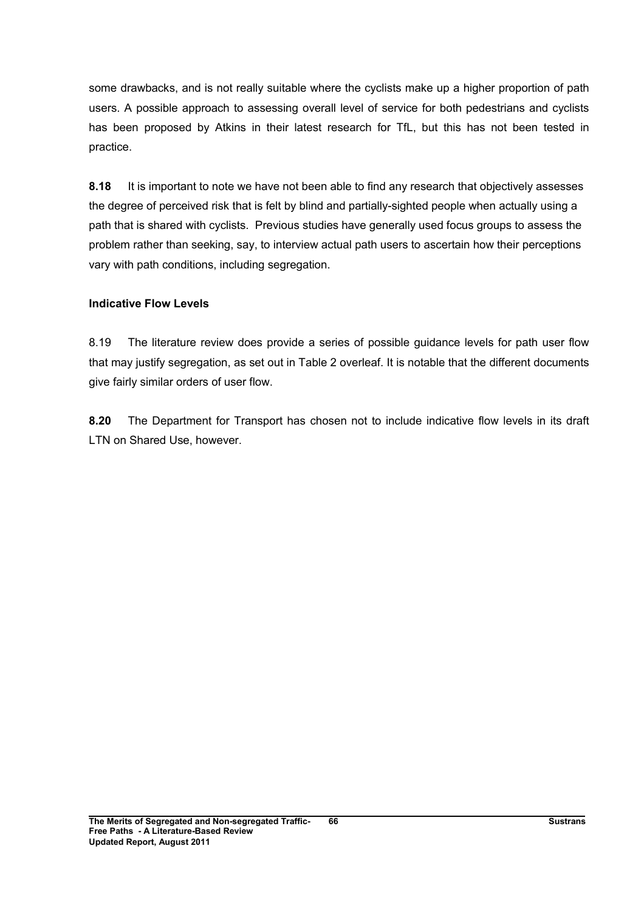some drawbacks, and is not really suitable where the cyclists make up a higher proportion of path users. A possible approach to assessing overall level of service for both pedestrians and cyclists has been proposed by Atkins in their latest research for TfL, but this has not been tested in practice.

**8.18** It is important to note we have not been able to find any research that objectively assesses the degree of perceived risk that is felt by blind and partially-sighted people when actually using a path that is shared with cyclists. Previous studies have generally used focus groups to assess the problem rather than seeking, say, to interview actual path users to ascertain how their perceptions vary with path conditions, including segregation.

### Indicative Flow Levels

8.19 The literature review does provide a series of possible guidance levels for path user flow that may justify segregation, as set out in Table 2 overleaf. It is notable that the different documents give fairly similar orders of user flow.

**8.20** The Department for Transport has chosen not to include indicative flow levels in its draft LTN on Shared Use, however.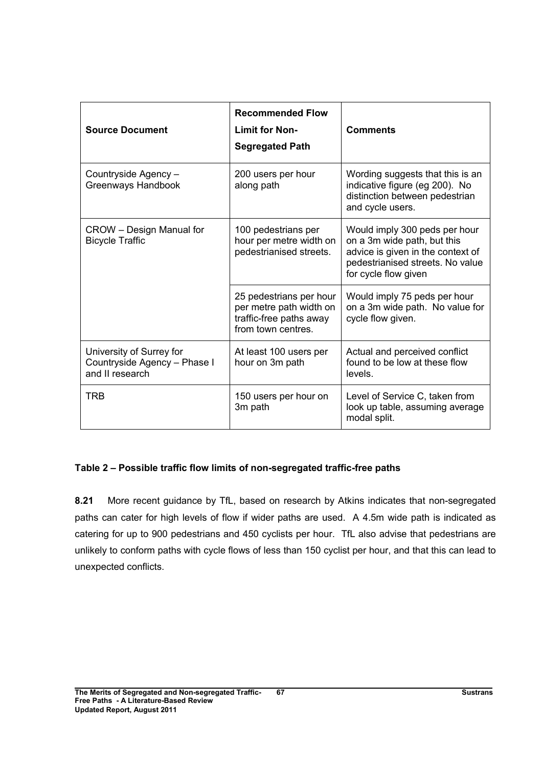| Source Document | Recommended Flow Limit for Non-Segregated Path | Comments |
|---|---|---|
| Countryside Agency – Greenways Handbook | 200 users per hour along path | Wording suggests that this is an indicative figure (eg 200). No distinction between pedestrian and cycle users. |
| CROW – Design Manual for Bicycle Traffic | 100 pedestrians per hour per metre width on pedestrianised streets. | Would imply 300 peds per hour on a 3m wide path, but this advice is given in the context of pedestrianised streets. No value for cycle flow given |
| | 25 pedestrians per hour per metre path width on traffic-free paths away from town centres. | Would imply 75 peds per hour on a 3m wide path. No value for cycle flow given. |
| University of Surrey for Countryside Agency – Phase I and II research | At least 100 users per hour on 3m path | Actual and perceived conflict found to be low at these flow levels. |
| TRB | 150 users per hour on 3m path | Level of Service C, taken from look up table, assuming average modal split. |

**Table 2 – Possible traffic flow limits of non-segregated traffic-free paths**

**8.21** More recent guidance by TfL, based on research by Atkins indicates that non-segregated paths can cater for high levels of flow if wider paths are used. A 4.5m wide path is indicated as catering for up to 900 pedestrians and 450 cyclists per hour. TfL also advise that pedestrians are unlikely to conform paths with cycle flows of less than 150 cyclist per hour, and that this can lead to unexpected conflicts.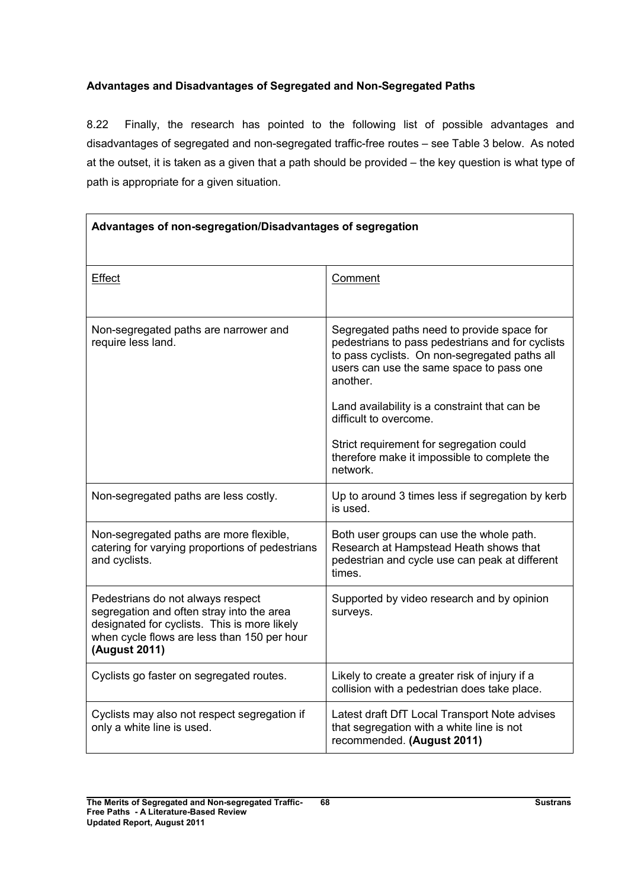**Advantages and Disadvantages of Segregated and Non-Segregated Paths**

8.22 Finally, the research has pointed to the following list of possible advantages and disadvantages of segregated and non-segregated traffic-free routes – see Table 3 below. As noted at the outset, it is taken as a given that a path should be provided – the key question is what type of path is appropriate for a given situation.

| **Advantages of non-segregation/Disadvantages of segregation** | |
|---|---|
| Effect | Comment |
| Non-segregated paths are narrower and require less land. | Segregated paths need to provide space for pedestrians to pass pedestrians and for cyclists to pass cyclists. On non-segregated paths all users can use the same space to pass one another.<br><br>Land availability is a constraint that can be difficult to overcome.<br><br>Strict requirement for segregation could therefore make it impossible to complete the network. |
| Non-segregated paths are less costly. | Up to around 3 times less if segregation by kerb is used. |
| Non-segregated paths are more flexible, catering for varying proportions of pedestrians and cyclists. | Both user groups can use the whole path. Research at Hampstead Heath shows that pedestrian and cycle use can peak at different times. |
| Pedestrians do not always respect segregation and often stray into the area designated for cyclists. This is more likely when cycle flows are less than 150 per hour **(August 2011)** | Supported by video research and by opinion surveys. |
| Cyclists go faster on segregated routes. | Likely to create a greater risk of injury if a collision with a pedestrian does take place. |
| Cyclists may also not respect segregation if only a white line is used. | Latest draft DfT Local Transport Note advises that segregation with a white line is not recommended. **(August 2011)** |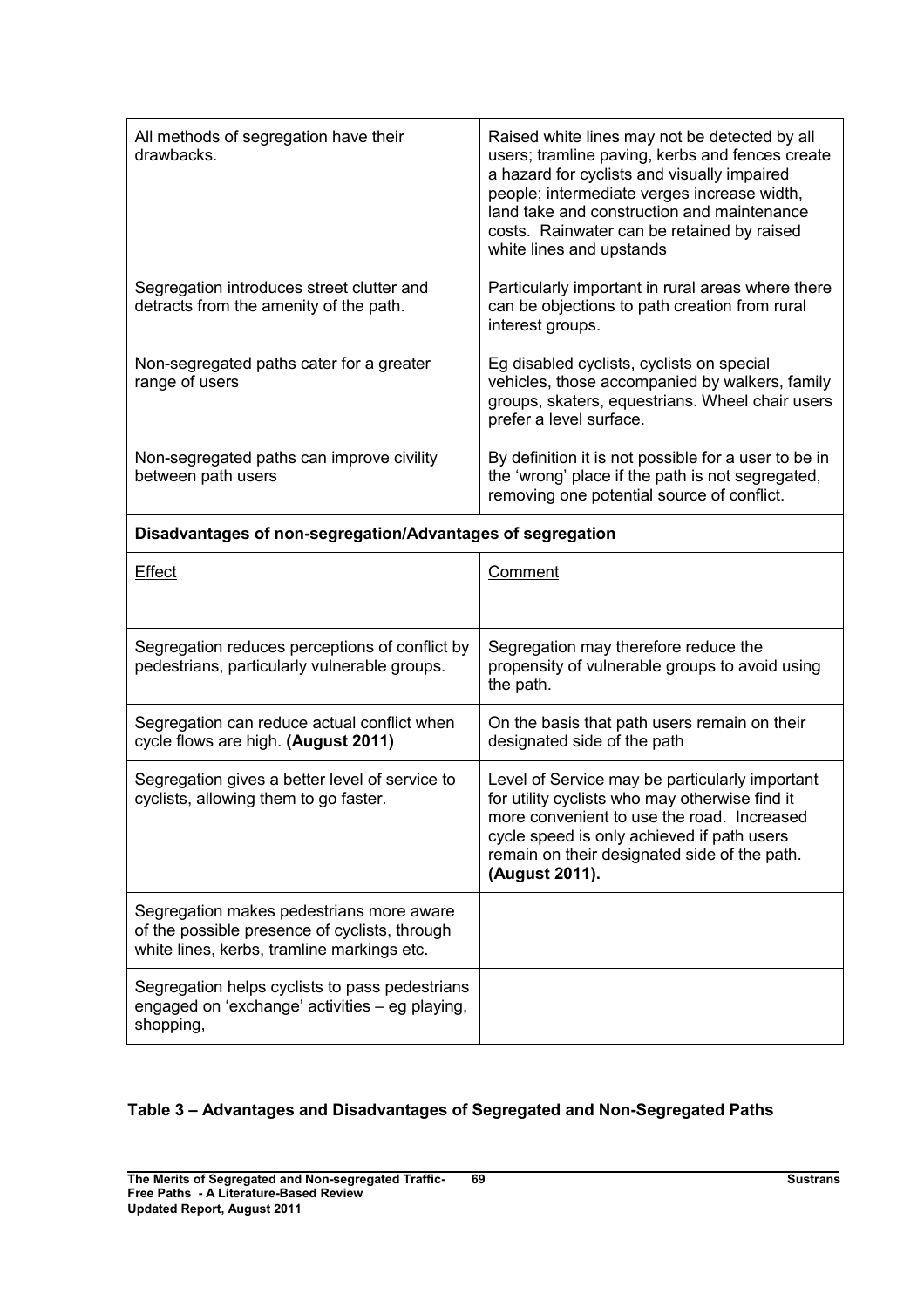| | |
|---|---|
| All methods of segregation have their drawbacks. | Raised white lines may not be detected by all users; tramline paving, kerbs and fences create a hazard for cyclists and visually impaired people; intermediate verges increase width, land take and construction and maintenance costs. Rainwater can be retained by raised white lines and upstands |
| Segregation introduces street clutter and detracts from the amenity of the path. | Particularly important in rural areas where there can be objections to path creation from rural interest groups. |
| Non-segregated paths cater for a greater range of users | Eg disabled cyclists, cyclists on special vehicles, those accompanied by walkers, family groups, skaters, equestrians. Wheel chair users prefer a level surface. |
| Non-segregated paths can improve civility between path users | By definition it is not possible for a user to be in the 'wrong' place if the path is not segregated, removing one potential source of conflict. |
| **Disadvantages of non-segregation/Advantages of segregation** | |
| Effect | Comment |
| Segregation reduces perceptions of conflict by pedestrians, particularly vulnerable groups. | Segregation may therefore reduce the propensity of vulnerable groups to avoid using the path. |
| Segregation can reduce actual conflict when cycle flows are high. **(August 2011)** | On the basis that path users remain on their designated side of the path |
| Segregation gives a better level of service to cyclists, allowing them to go faster. | Level of Service may be particularly important for utility cyclists who may otherwise find it more convenient to use the road. Increased cycle speed is only achieved if path users remain on their designated side of the path. **(August 2011).** |
| Segregation makes pedestrians more aware of the possible presence of cyclists, through white lines, kerbs, tramline markings etc. | |
| Segregation helps cyclists to pass pedestrians engaged on 'exchange' activities – eg playing, shopping, | |

**Table 3 – Advantages and Disadvantages of Segregated and Non-Segregated Paths**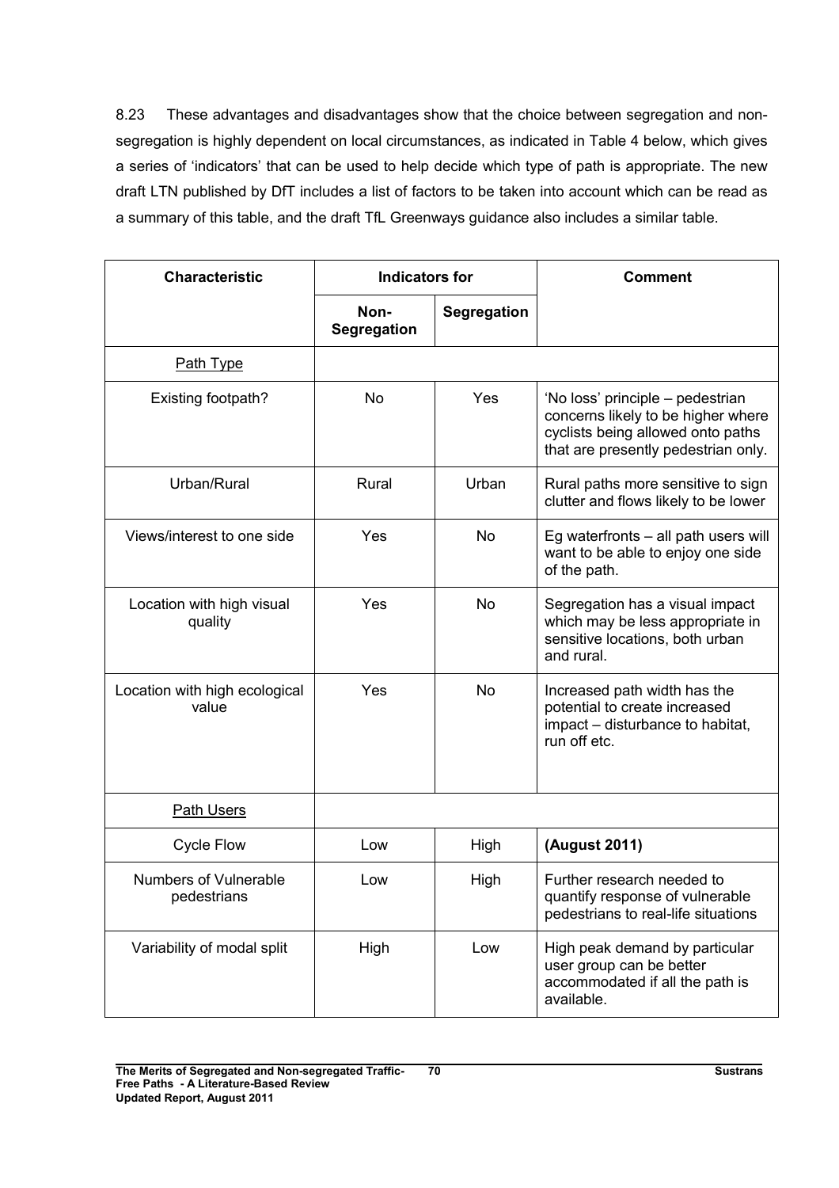8.23 These advantages and disadvantages show that the choice between segregation and non-segregation is highly dependent on local circumstances, as indicated in Table 4 below, which gives a series of 'indicators' that can be used to help decide which type of path is appropriate. The new draft LTN published by DfT includes a list of factors to be taken into account which can be read as a summary of this table, and the draft TfL Greenways guidance also includes a similar table.

| **Characteristic** | **Indicators for** | | **Comment** |
|---|---|---|---|
| | **Non-Segregation** | **Segregation** | |
| Path Type | | | |
| Existing footpath? | No | Yes | 'No loss' principle – pedestrian concerns likely to be higher where cyclists being allowed onto paths that are presently pedestrian only. |
| Urban/Rural | Rural | Urban | Rural paths more sensitive to sign clutter and flows likely to be lower |
| Views/interest to one side | Yes | No | Eg waterfronts – all path users will want to be able to enjoy one side of the path. |
| Location with high visual quality | Yes | No | Segregation has a visual impact which may be less appropriate in sensitive locations, both urban and rural. |
| Location with high ecological value | Yes | No | Increased path width has the potential to create increased impact – disturbance to habitat, run off etc. |
| Path Users | | | |
| Cycle Flow | Low | High | **(August 2011)** |
| Numbers of Vulnerable pedestrians | Low | High | Further research needed to quantify response of vulnerable pedestrians to real-life situations |
| Variability of modal split | High | Low | High peak demand by particular user group can be better accommodated if all the path is available. |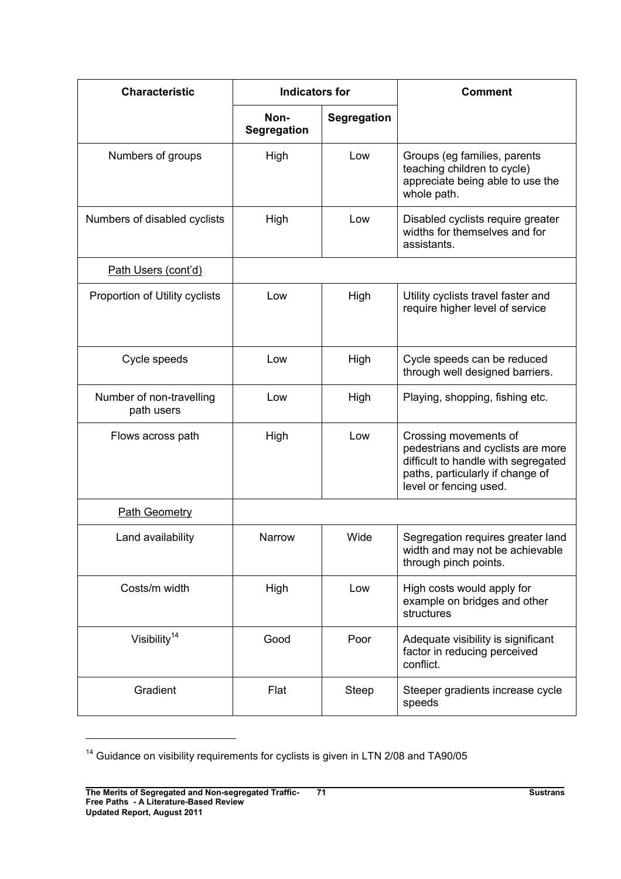| Characteristic | Indicators for | | Comment |
|---|---|---|---|
| | Non-Segregation | Segregation | |
| Numbers of groups | High | Low | Groups (eg families, parents teaching children to cycle) appreciate being able to use the whole path. |
| Numbers of disabled cyclists | High | Low | Disabled cyclists require greater widths for themselves and for assistants. |
| Path Users (cont'd) | | | |
| Proportion of Utility cyclists | Low | High | Utility cyclists travel faster and require higher level of service |
| Cycle speeds | Low | High | Cycle speeds can be reduced through well designed barriers. |
| Number of non-travelling path users | Low | High | Playing, shopping, fishing etc. |
| Flows across path | High | Low | Crossing movements of pedestrians and cyclists are more difficult to handle with segregated paths, particularly if change of level or fencing used. |
| Path Geometry | | | |
| Land availability | Narrow | Wide | Segregation requires greater land width and may not be achievable through pinch points. |
| Costs/m width | High | Low | High costs would apply for example on bridges and other structures |
| Visibility[14] | Good | Poor | Adequate visibility is significant factor in reducing perceived conflict. |
| Gradient | Flat | Steep | Steeper gradients increase cycle speeds |

[14] Guidance on visibility requirements for cyclists is given in LTN 2/08 and TA90/05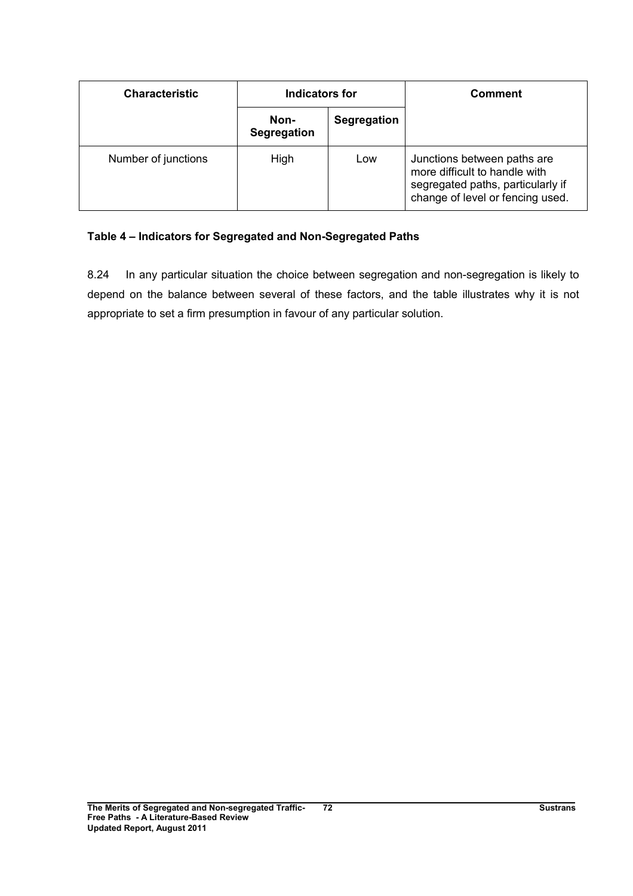| Characteristic | Indicators for | | Comment |
|---|---|---|---|
| | Non-Segregation | Segregation | |
| Number of junctions | High | Low | Junctions between paths are more difficult to handle with segregated paths, particularly if change of level or fencing used. |

**Table 4 – Indicators for Segregated and Non-Segregated Paths**

8.24 In any particular situation the choice between segregation and non-segregation is likely to depend on the balance between several of these factors, and the table illustrates why it is not appropriate to set a firm presumption in favour of any particular solution.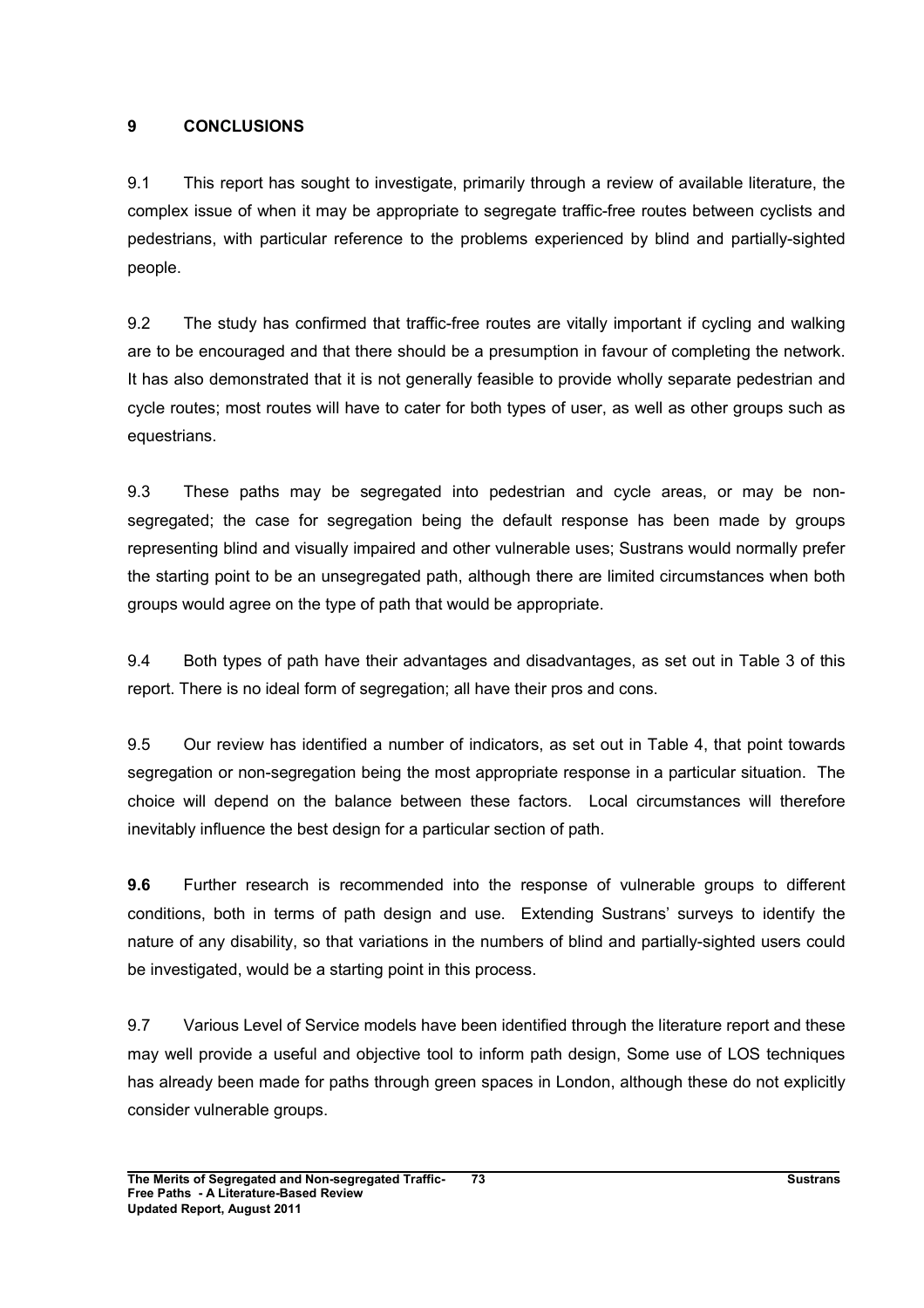## 9 CONCLUSIONS

9.1 This report has sought to investigate, primarily through a review of available literature, the complex issue of when it may be appropriate to segregate traffic-free routes between cyclists and pedestrians, with particular reference to the problems experienced by blind and partially-sighted people.

9.2 The study has confirmed that traffic-free routes are vitally important if cycling and walking are to be encouraged and that there should be a presumption in favour of completing the network. It has also demonstrated that it is not generally feasible to provide wholly separate pedestrian and cycle routes; most routes will have to cater for both types of user, as well as other groups such as equestrians.

9.3 These paths may be segregated into pedestrian and cycle areas, or may be non-segregated; the case for segregation being the default response has been made by groups representing blind and visually impaired and other vulnerable uses; Sustrans would normally prefer the starting point to be an unsegregated path, although there are limited circumstances when both groups would agree on the type of path that would be appropriate.

9.4 Both types of path have their advantages and disadvantages, as set out in Table 3 of this report. There is no ideal form of segregation; all have their pros and cons.

9.5 Our review has identified a number of indicators, as set out in Table 4, that point towards segregation or non-segregation being the most appropriate response in a particular situation. The choice will depend on the balance between these factors. Local circumstances will therefore inevitably influence the best design for a particular section of path.

**9.6** Further research is recommended into the response of vulnerable groups to different conditions, both in terms of path design and use. Extending Sustrans' surveys to identify the nature of any disability, so that variations in the numbers of blind and partially-sighted users could be investigated, would be a starting point in this process.

9.7 Various Level of Service models have been identified through the literature report and these may well provide a useful and objective tool to inform path design, Some use of LOS techniques has already been made for paths through green spaces in London, although these do not explicitly consider vulnerable groups.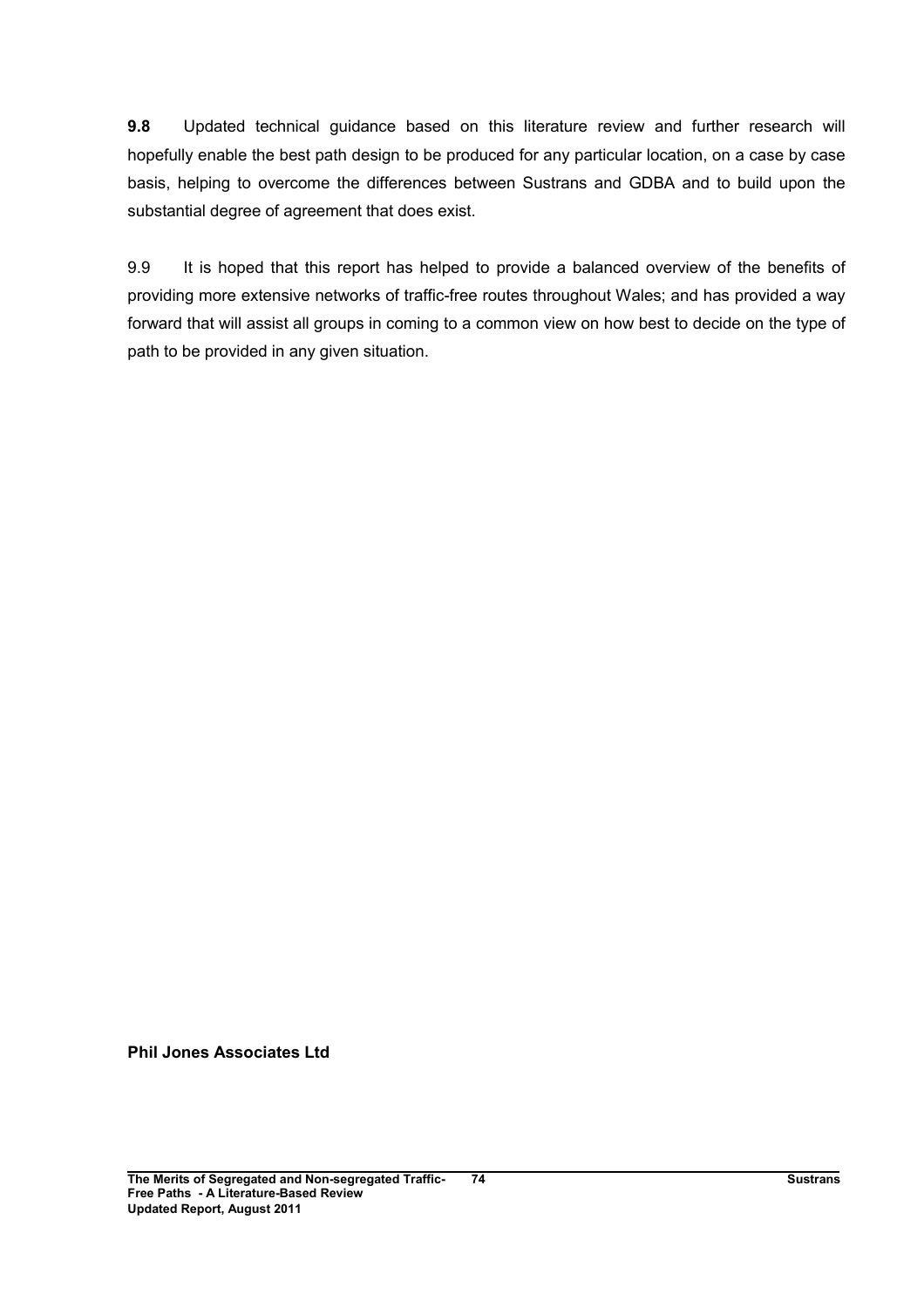**9.8** Updated technical guidance based on this literature review and further research will hopefully enable the best path design to be produced for any particular location, on a case by case basis, helping to overcome the differences between Sustrans and GDBA and to build upon the substantial degree of agreement that does exist.

9.9 It is hoped that this report has helped to provide a balanced overview of the benefits of providing more extensive networks of traffic-free routes throughout Wales; and has provided a way forward that will assist all groups in coming to a common view on how best to decide on the type of path to be provided in any given situation.

**Phil Jones Associates Ltd**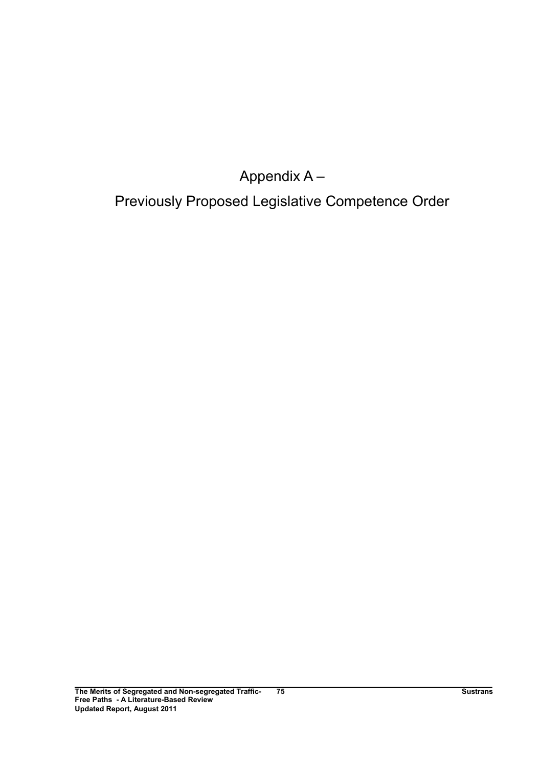# Appendix A –

# Previously Proposed Legislative Competence Order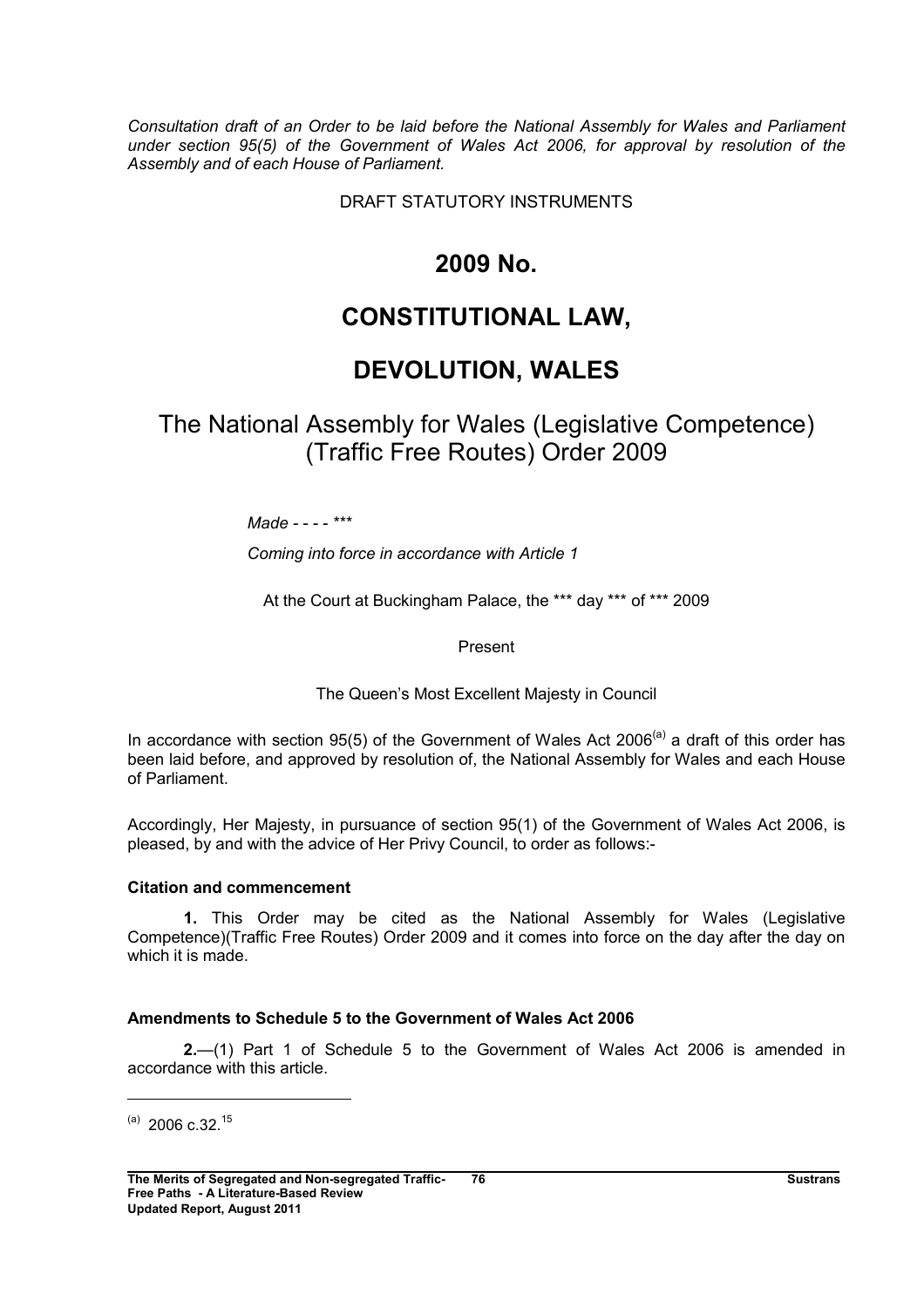*Consultation draft of an Order to be laid before the National Assembly for Wales and Parliament under section 95(5) of the Government of Wales Act 2006, for approval by resolution of the Assembly and of each House of Parliament.*

DRAFT STATUTORY INSTRUMENTS

# 2009 No.

# CONSTITUTIONAL LAW,

# DEVOLUTION, WALES

## The National Assembly for Wales (Legislative Competence) (Traffic Free Routes) Order 2009

*Made - - - - \*\*\**

*Coming into force in accordance with Article 1*

At the Court at Buckingham Palace, the \*\*\* day \*\*\* of \*\*\* 2009

Present

The Queen's Most Excellent Majesty in Council

In accordance with section 95(5) of the Government of Wales Act 2006[(a)] a draft of this order has been laid before, and approved by resolution of, the National Assembly for Wales and each House of Parliament.

Accordingly, Her Majesty, in pursuance of section 95(1) of the Government of Wales Act 2006, is pleased, by and with the advice of Her Privy Council, to order as follows:-

**Citation and commencement**

**1.** This Order may be cited as the National Assembly for Wales (Legislative Competence)(Traffic Free Routes) Order 2009 and it comes into force on the day after the day on which it is made.

**Amendments to Schedule 5 to the Government of Wales Act 2006**

**2.**—(1) Part 1 of Schedule 5 to the Government of Wales Act 2006 is amended in accordance with this article.

---

(a) 2006 c.32.[15]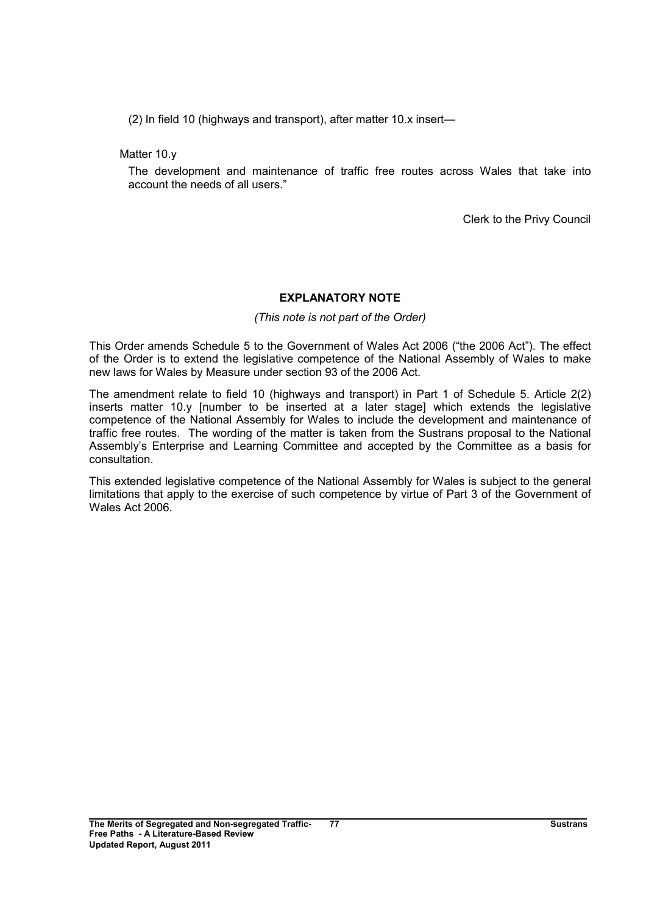(2) In field 10 (highways and transport), after matter 10.x insert—

Matter 10.y

The development and maintenance of traffic free routes across Wales that take into account the needs of all users."

Clerk to the Privy Council

**EXPLANATORY NOTE**

*(This note is not part of the Order)*

This Order amends Schedule 5 to the Government of Wales Act 2006 ("the 2006 Act"). The effect of the Order is to extend the legislative competence of the National Assembly of Wales to make new laws for Wales by Measure under section 93 of the 2006 Act.

The amendment relate to field 10 (highways and transport) in Part 1 of Schedule 5. Article 2(2) inserts matter 10.y [number to be inserted at a later stage] which extends the legislative competence of the National Assembly for Wales to include the development and maintenance of traffic free routes. The wording of the matter is taken from the Sustrans proposal to the National Assembly's Enterprise and Learning Committee and accepted by the Committee as a basis for consultation.

This extended legislative competence of the National Assembly for Wales is subject to the general limitations that apply to the exercise of such competence by virtue of Part 3 of the Government of Wales Act 2006.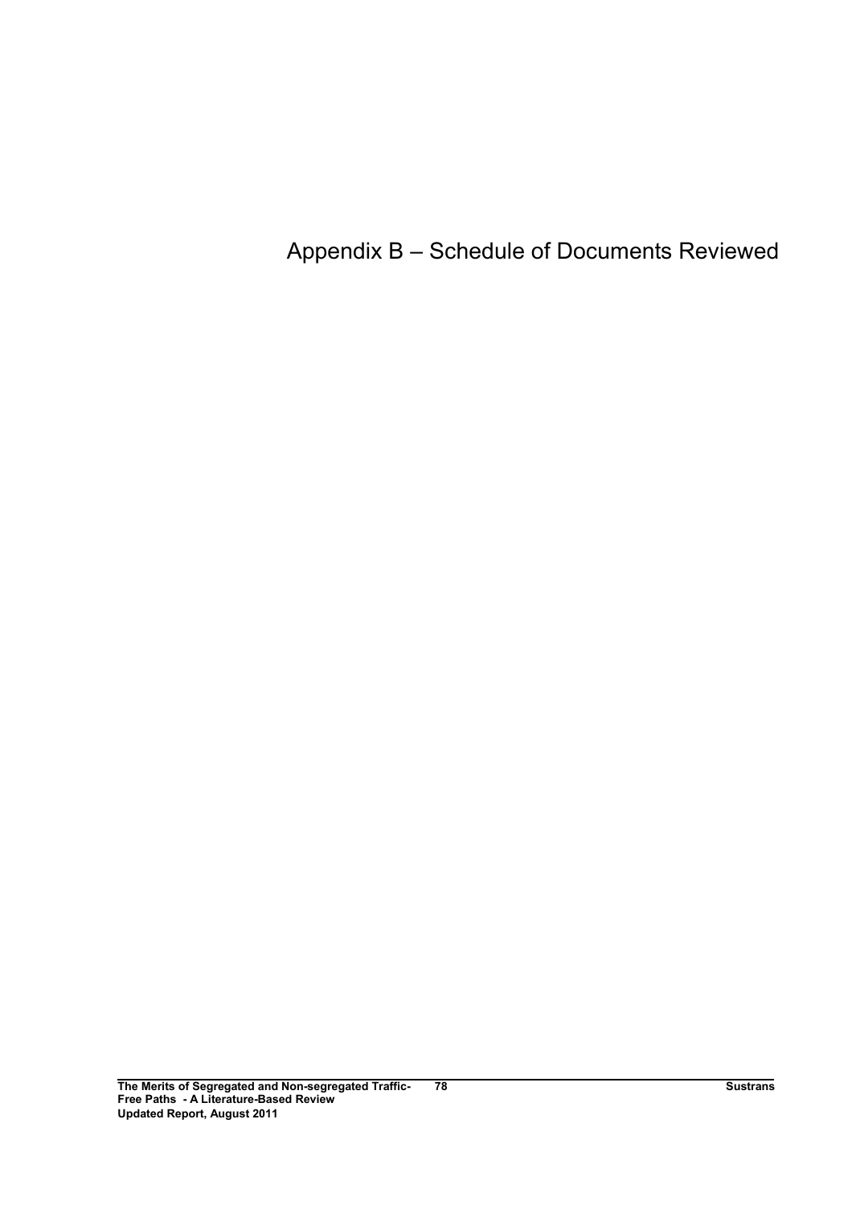# Appendix B – Schedule of Documents Reviewed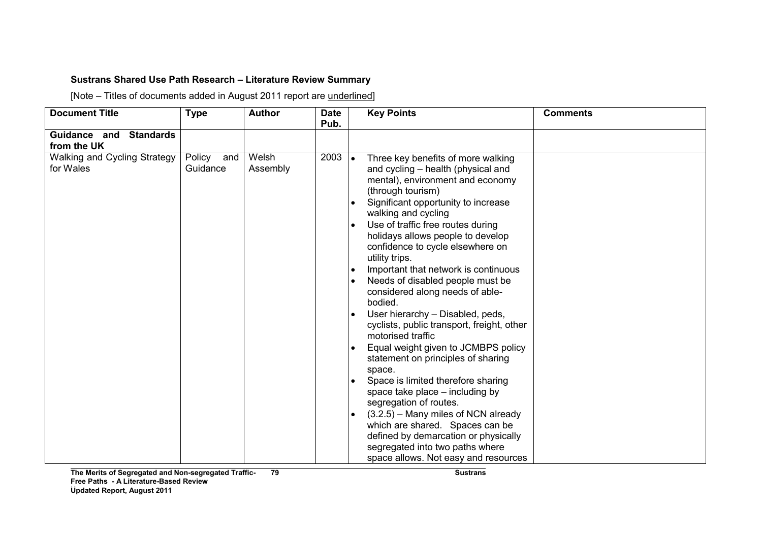**Sustrans Shared Use Path Research – Literature Review Summary**

[Note – Titles of documents added in August 2011 report are underlined]

| Document Title | Type | Author | Date Pub. | Key Points | Comments |
|---|---|---|---|---|---|
| **Guidance and Standards from the UK** | | | | | |
| Walking and Cycling Strategy for Wales | Policy and Guidance | Welsh Assembly | 2003 | • Three key benefits of more walking and cycling – health (physical and mental), environment and economy (through tourism)<br>• Significant opportunity to increase walking and cycling<br>• Use of traffic free routes during holidays allows people to develop confidence to cycle elsewhere on utility trips.<br>• Important that network is continuous<br>• Needs of disabled people must be considered along needs of able-bodied.<br>• User hierarchy – Disabled, peds, cyclists, public transport, freight, other motorised traffic<br>• Equal weight given to JCMBPS policy statement on principles of sharing space.<br>• Space is limited therefore sharing space take place – including by segregation of routes.<br>• (3.2.5) – Many miles of NCN already which are shared. Spaces can be defined by demarcation or physically segregated into two paths where space allows. Not easy and resources | |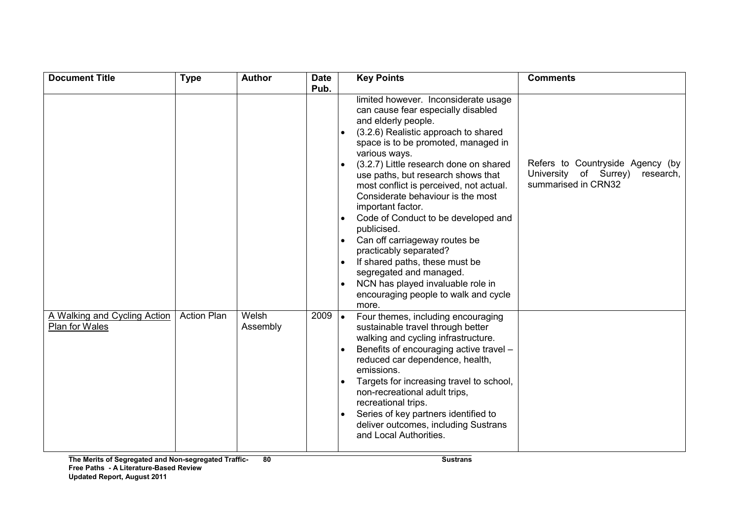| Document Title | Type | Author | Date Pub. | Key Points | Comments |
|---|---|---|---|---|---|
| | | | | limited however. Inconsiderate usage can cause fear especially disabled and elderly people.<br>• (3.2.6) Realistic approach to shared space is to be promoted, managed in various ways.<br>• (3.2.7) Little research done on shared use paths, but research shows that most conflict is perceived, not actual. Considerate behaviour is the most important factor.<br>• Code of Conduct to be developed and publicised.<br>• Can off carriageway routes be practicably separated?<br>• If shared paths, these must be segregated and managed.<br>• NCN has played invaluable role in encouraging people to walk and cycle more. | Refers to Countryside Agency (by University of Surrey) research, summarised in CRN32 |
| A Walking and Cycling Action Plan for Wales | Action Plan | Welsh Assembly | 2009 | • Four themes, including encouraging sustainable travel through better walking and cycling infrastructure.<br>• Benefits of encouraging active travel – reduced car dependence, health, emissions.<br>• Targets for increasing travel to school, non-recreational adult trips, recreational trips.<br>• Series of key partners identified to deliver outcomes, including Sustrans and Local Authorities. | |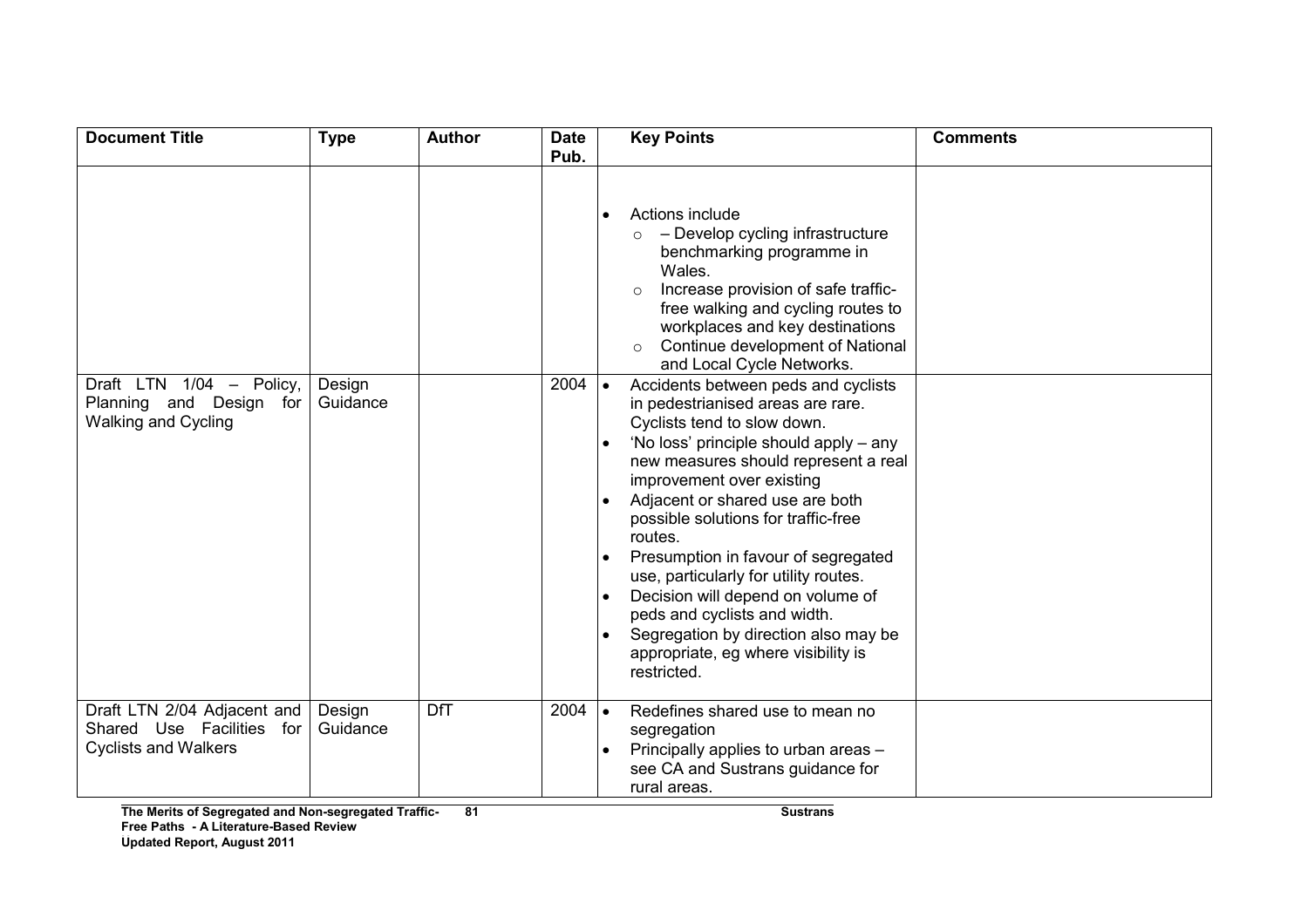| Document Title | Type | Author | Date Pub. | Key Points | Comments |
|---|---|---|---|---|---|
| | | | | • Actions include<br>  ○ – Develop cycling infrastructure benchmarking programme in Wales.<br>  ○ Increase provision of safe traffic-free walking and cycling routes to workplaces and key destinations<br>  ○ Continue development of National and Local Cycle Networks. | |
| Draft LTN 1/04 – Policy, Planning and Design for Walking and Cycling | Design Guidance | | 2004 | • Accidents between peds and cyclists in pedestrianised areas are rare. Cyclists tend to slow down.<br>• 'No loss' principle should apply – any new measures should represent a real improvement over existing<br>• Adjacent or shared use are both possible solutions for traffic-free routes.<br>• Presumption in favour of segregated use, particularly for utility routes.<br>• Decision will depend on volume of peds and cyclists and width.<br>• Segregation by direction also may be appropriate, eg where visibility is restricted. | |
| Draft LTN 2/04 Adjacent and Shared Use Facilities for Cyclists and Walkers | Design Guidance | DfT | 2004 | • Redefines shared use to mean no segregation<br>• Principally applies to urban areas – see CA and Sustrans guidance for rural areas. | |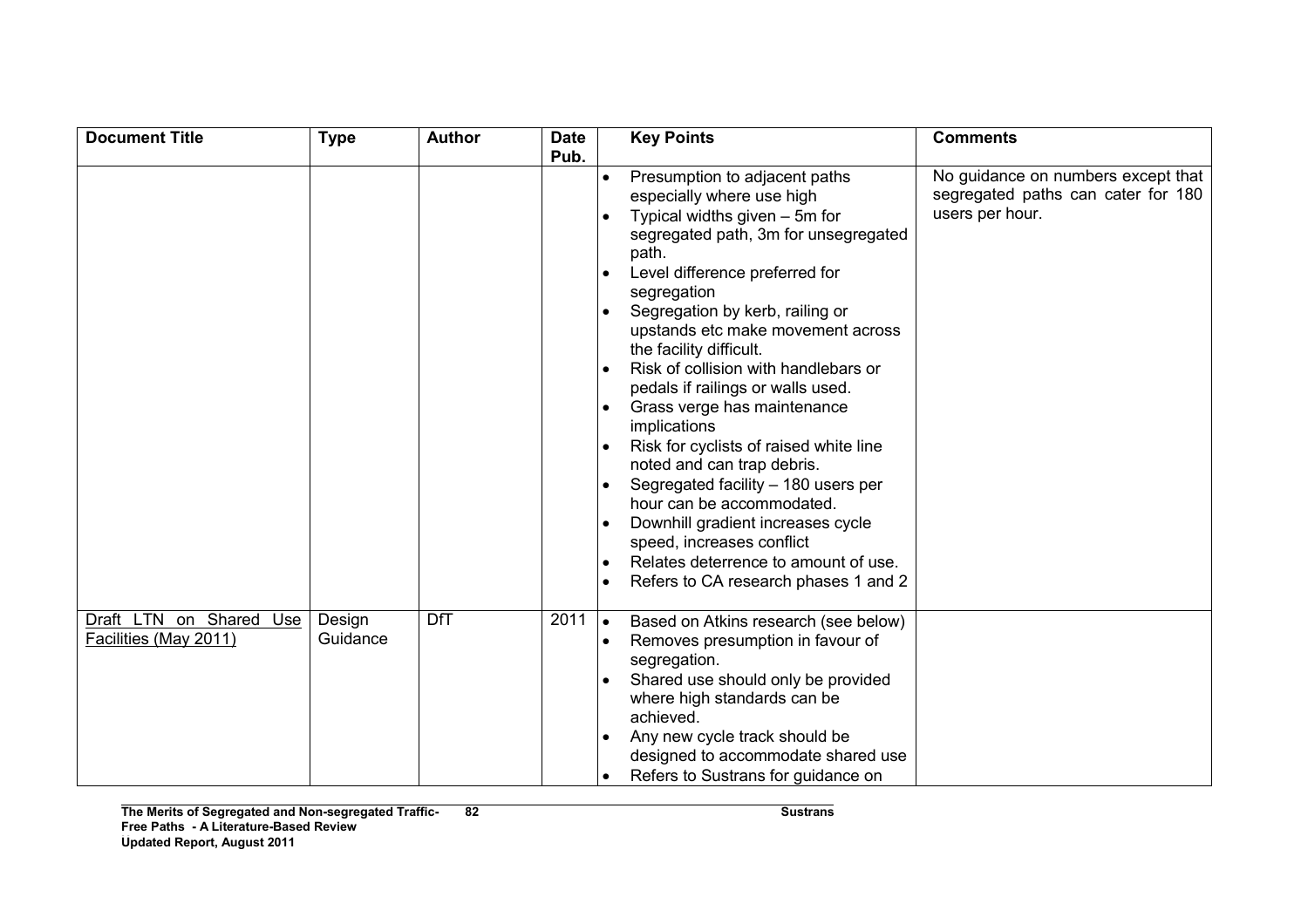| Document Title | Type | Author | Date Pub. | Key Points | Comments |
|---|---|---|---|---|---|
| | | | | • Presumption to adjacent paths especially where use high<br>• Typical widths given – 5m for segregated path, 3m for unsegregated path.<br>• Level difference preferred for segregation<br>• Segregation by kerb, railing or upstands etc make movement across the facility difficult.<br>• Risk of collision with handlebars or pedals if railings or walls used.<br>• Grass verge has maintenance implications<br>• Risk for cyclists of raised white line noted and can trap debris.<br>• Segregated facility – 180 users per hour can be accommodated.<br>• Downhill gradient increases cycle speed, increases conflict<br>• Relates deterrence to amount of use.<br>• Refers to CA research phases 1 and 2 | No guidance on numbers except that segregated paths can cater for 180 users per hour. |
| Draft LTN on Shared Use Facilities (May 2011) | Design Guidance | DfT | 2011 | • Based on Atkins research (see below)<br>• Removes presumption in favour of segregation.<br>• Shared use should only be provided where high standards can be achieved.<br>• Any new cycle track should be designed to accommodate shared use<br>• Refers to Sustrans for guidance on | |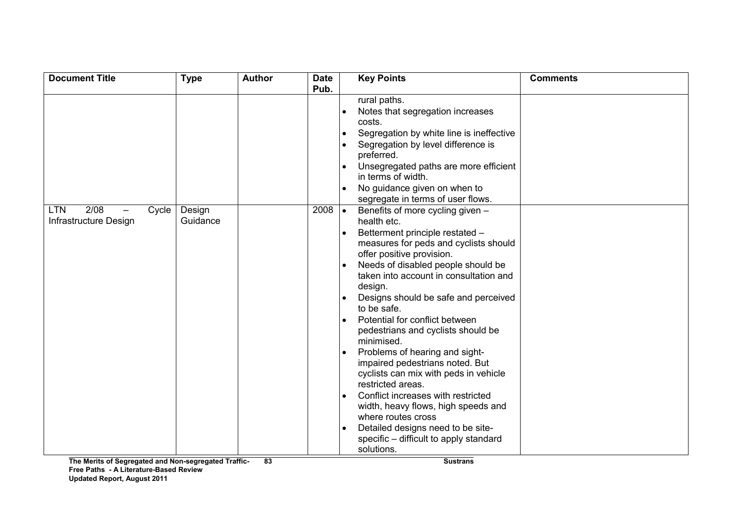| Document Title | Type | Author | Date Pub. | Key Points | Comments |
|---|---|---|---|---|---|
| | | | | rural paths.<br>• Notes that segregation increases costs.<br>• Segregation by white line is ineffective<br>• Segregation by level difference is preferred.<br>• Unsegregated paths are more efficient in terms of width.<br>• No guidance given on when to segregate in terms of user flows. | |
| LTN 2/08 – Cycle Infrastructure Design | Design Guidance | | 2008 | • Benefits of more cycling given – health etc.<br>• Betterment principle restated – measures for peds and cyclists should offer positive provision.<br>• Needs of disabled people should be taken into account in consultation and design.<br>• Designs should be safe and perceived to be safe.<br>• Potential for conflict between pedestrians and cyclists should be minimised.<br>• Problems of hearing and sight-impaired pedestrians noted. But cyclists can mix with peds in vehicle restricted areas.<br>• Conflict increases with restricted width, heavy flows, high speeds and where routes cross<br>• Detailed designs need to be site-specific – difficult to apply standard solutions. | |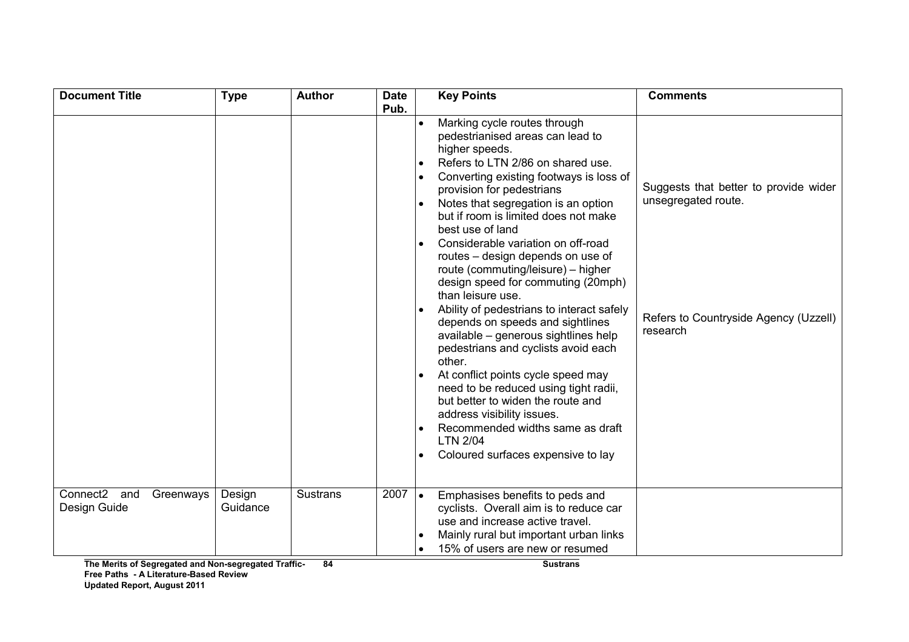| Document Title | Type | Author | Date Pub. | Key Points | Comments |
|---|---|---|---|---|---|
| | | | | • Marking cycle routes through pedestrianised areas can lead to higher speeds.<br>• Refers to LTN 2/86 on shared use.<br>• Converting existing footways is loss of provision for pedestrians<br>• Notes that segregation is an option but if room is limited does not make best use of land<br>• Considerable variation on off-road routes – design depends on use of route (commuting/leisure) – higher design speed for commuting (20mph) than leisure use.<br>• Ability of pedestrians to interact safely depends on speeds and sightlines available – generous sightlines help pedestrians and cyclists avoid each other.<br>• At conflict points cycle speed may need to be reduced using tight radii, but better to widen the route and address visibility issues.<br>• Recommended widths same as draft LTN 2/04<br>• Coloured surfaces expensive to lay | Suggests that better to provide wider unsegregated route.<br><br>Refers to Countryside Agency (Uzzell) research |
| Connect2 and Greenways Design Guide | Design Guidance | Sustrans | 2007 | • Emphasises benefits to peds and cyclists. Overall aim is to reduce car use and increase active travel.<br>• Mainly rural but important urban links<br>• 15% of users are new or resumed | |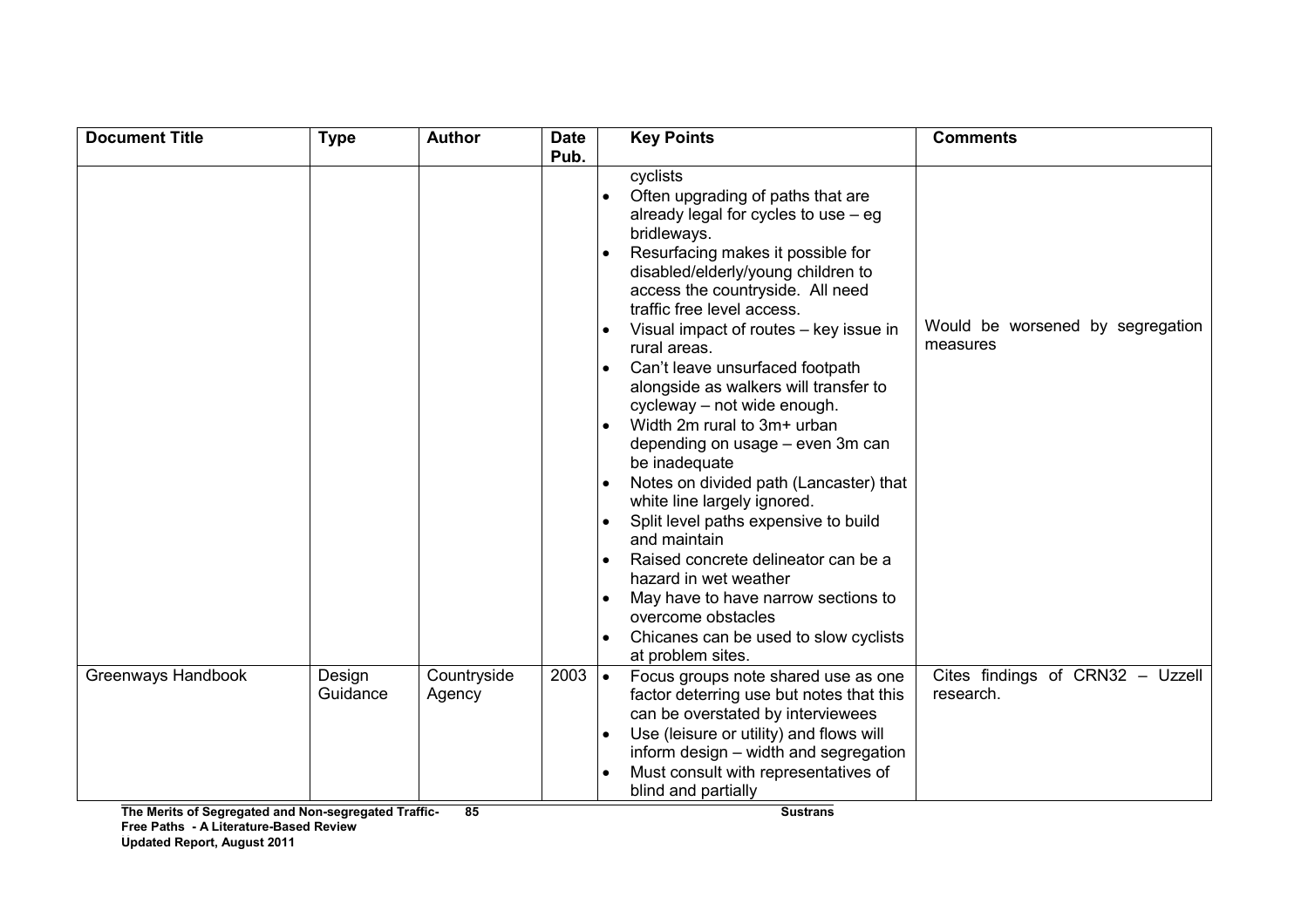| Document Title | Type | Author | Date Pub. | Key Points | Comments |
|---|---|---|---|---|---|
| | | | | cyclists<br>• Often upgrading of paths that are already legal for cycles to use – eg bridleways.<br>• Resurfacing makes it possible for disabled/elderly/young children to access the countryside. All need traffic free level access.<br>• Visual impact of routes – key issue in rural areas.<br>• Can't leave unsurfaced footpath alongside as walkers will transfer to cycleway – not wide enough.<br>• Width 2m rural to 3m+ urban depending on usage – even 3m can be inadequate<br>• Notes on divided path (Lancaster) that white line largely ignored.<br>• Split level paths expensive to build and maintain<br>• Raised concrete delineator can be a hazard in wet weather<br>• May have to have narrow sections to overcome obstacles<br>• Chicanes can be used to slow cyclists at problem sites. | Would be worsened by segregation measures |
| Greenways Handbook | Design Guidance | Countryside Agency | 2003 | • Focus groups note shared use as one factor deterring use but notes that this can be overstated by interviewees<br>• Use (leisure or utility) and flows will inform design – width and segregation<br>• Must consult with representatives of blind and partially | Cites findings of CRN32 – Uzzell research. |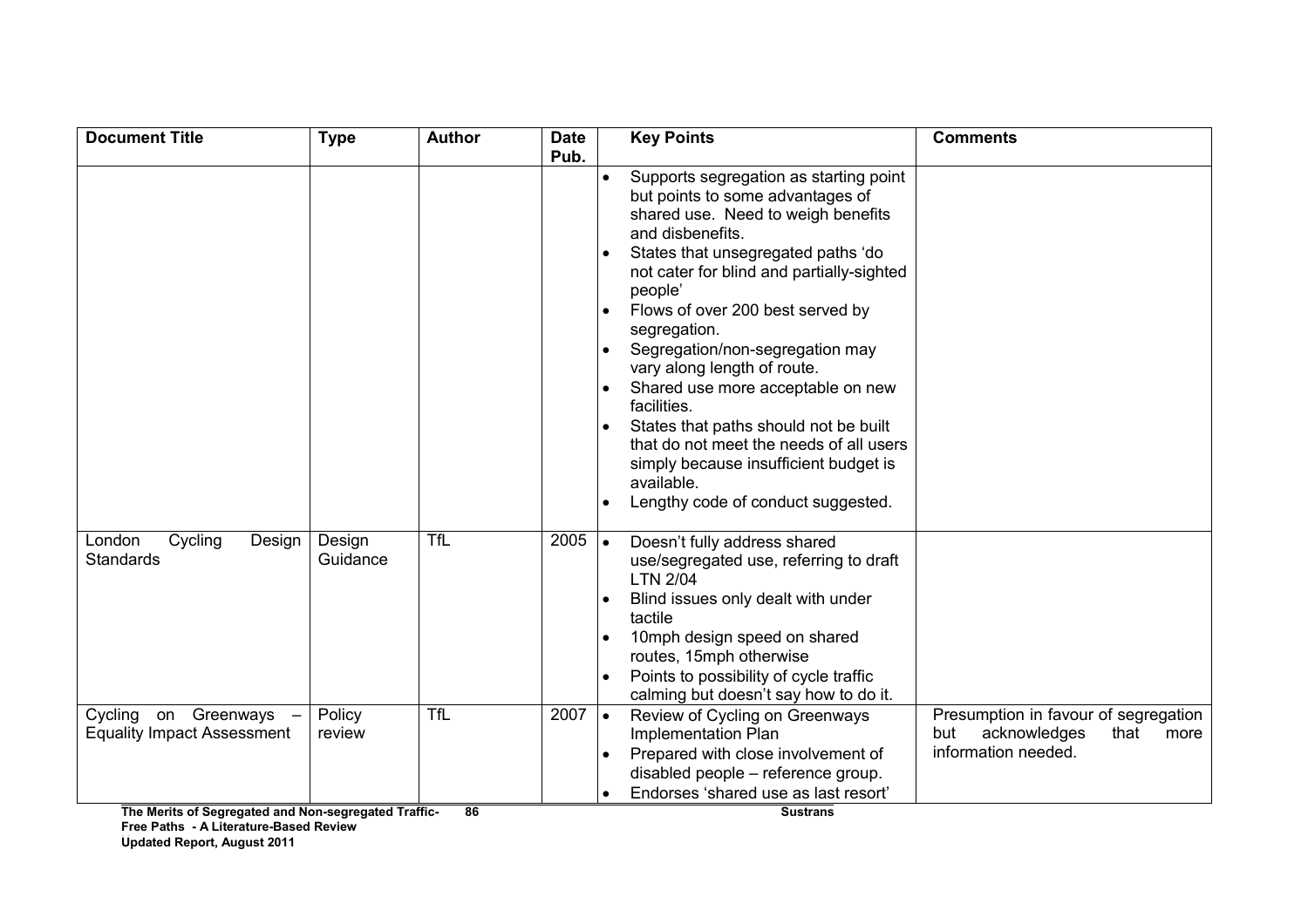| Document Title | Type | Author | Date Pub. | Key Points | Comments |
|---|---|---|---|---|---|
| | | | | • Supports segregation as starting point but points to some advantages of shared use. Need to weigh benefits and disbenefits.<br>• States that unsegregated paths 'do not cater for blind and partially-sighted people'<br>• Flows of over 200 best served by segregation.<br>• Segregation/non-segregation may vary along length of route.<br>• Shared use more acceptable on new facilities.<br>• States that paths should not be built that do not meet the needs of all users simply because insufficient budget is available.<br>• Lengthy code of conduct suggested. | |
| London Cycling Design Standards | Design Guidance | TfL | 2005 | • Doesn't fully address shared use/segregated use, referring to draft LTN 2/04<br>• Blind issues only dealt with under tactile<br>• 10mph design speed on shared routes, 15mph otherwise<br>• Points to possibility of cycle traffic calming but doesn't say how to do it. | |
| Cycling on Greenways – Equality Impact Assessment | Policy review | TfL | 2007 | • Review of Cycling on Greenways Implementation Plan<br>• Prepared with close involvement of disabled people – reference group.<br>• Endorses 'shared use as last resort' | Presumption in favour of segregation but acknowledges that more information needed. |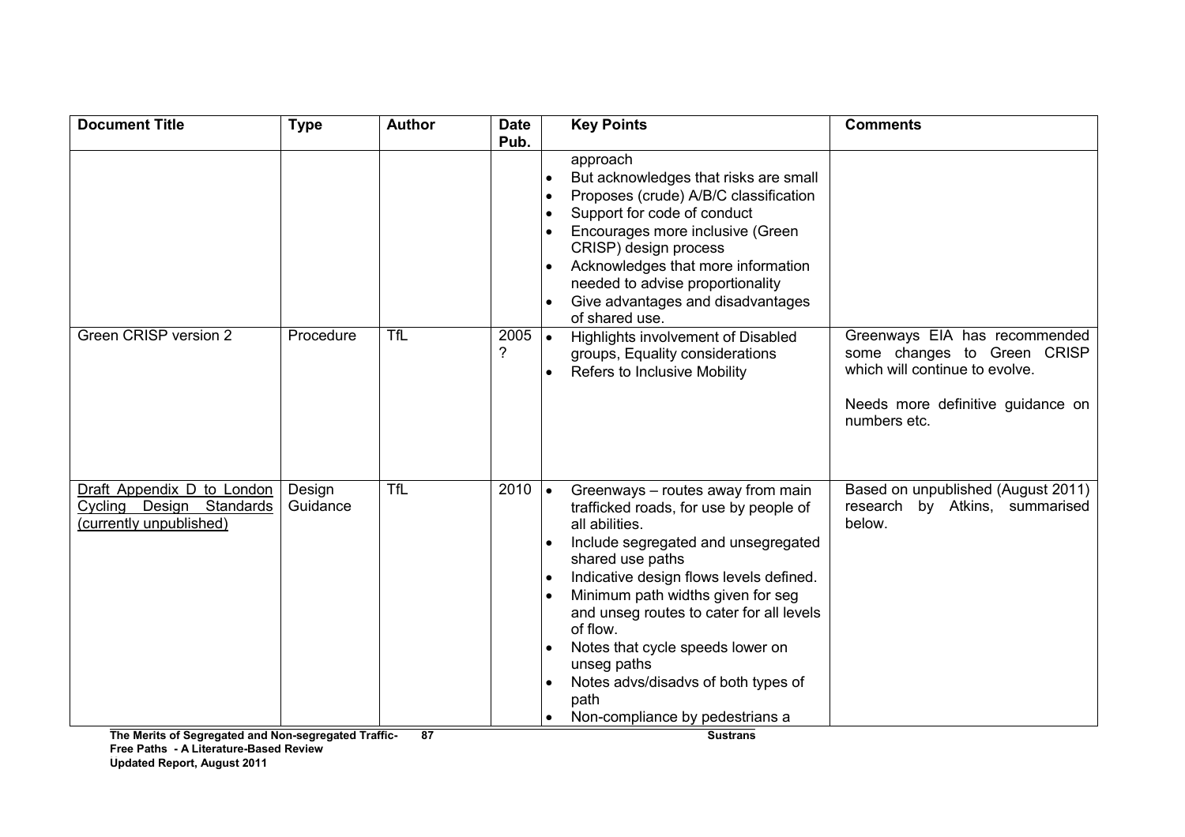| Document Title | Type | Author | Date Pub. | Key Points | Comments |
|---|---|---|---|---|---|
| | | | | approach<br>• But acknowledges that risks are small<br>• Proposes (crude) A/B/C classification<br>• Support for code of conduct<br>• Encourages more inclusive (Green CRISP) design process<br>• Acknowledges that more information needed to advise proportionality<br>• Give advantages and disadvantages of shared use. | |
| Green CRISP version 2 | Procedure | TfL | 2005 ? | • Highlights involvement of Disabled groups, Equality considerations<br>• Refers to Inclusive Mobility | Greenways EIA has recommended some changes to Green CRISP which will continue to evolve.<br><br>Needs more definitive guidance on numbers etc. |
| Draft Appendix D to London Cycling Design Standards (currently unpublished) | Design Guidance | TfL | 2010 | • Greenways – routes away from main trafficked roads, for use by people of all abilities.<br>• Include segregated and unsegregated shared use paths<br>• Indicative design flows levels defined.<br>• Minimum path widths given for seg and unseg routes to cater for all levels of flow.<br>• Notes that cycle speeds lower on unseg paths<br>• Notes advs/disadvs of both types of path<br>• Non-compliance by pedestrians a | Based on unpublished (August 2011) research by Atkins, summarised below. |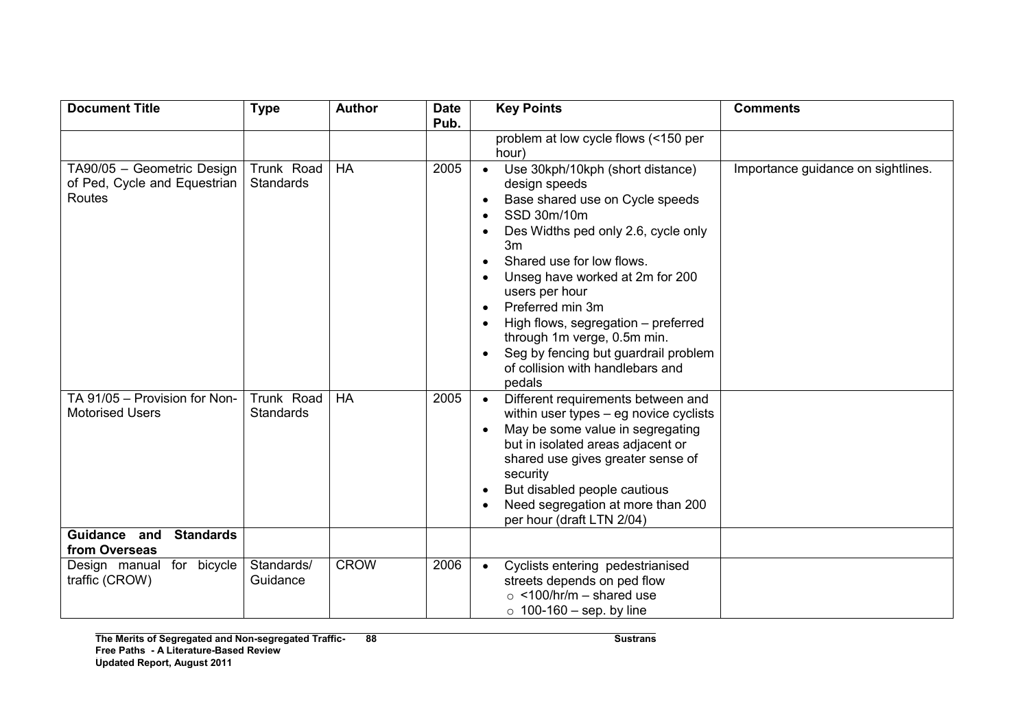| Document Title | Type | Author | Date Pub. | Key Points | Comments |
|---|---|---|---|---|---|
| | | | | problem at low cycle flows (<150 per hour) | |
| TA90/05 – Geometric Design of Ped, Cycle and Equestrian Routes | Trunk Road Standards | HA | 2005 | • Use 30kph/10kph (short distance) design speeds<br>• Base shared use on Cycle speeds<br>• SSD 30m/10m<br>• Des Widths ped only 2.6, cycle only 3m<br>• Shared use for low flows.<br>• Unseg have worked at 2m for 200 users per hour<br>• Preferred min 3m<br>• High flows, segregation – preferred through 1m verge, 0.5m min.<br>• Seg by fencing but guardrail problem of collision with handlebars and pedals | Importance guidance on sightlines. |
| TA 91/05 – Provision for Non-Motorised Users | Trunk Road Standards | HA | 2005 | • Different requirements between and within user types – eg novice cyclists<br>• May be some value in segregating but in isolated areas adjacent or shared use gives greater sense of security<br>• But disabled people cautious<br>• Need segregation at more than 200 per hour (draft LTN 2/04) | |
| **Guidance and Standards from Overseas** | | | | | |
| Design manual for bicycle traffic (CROW) | Standards/ Guidance | CROW | 2006 | • Cyclists entering pedestrianised streets depends on ped flow<br>  ○ <100/hr/m – shared use<br>  ○ 100-160 – sep. by line | |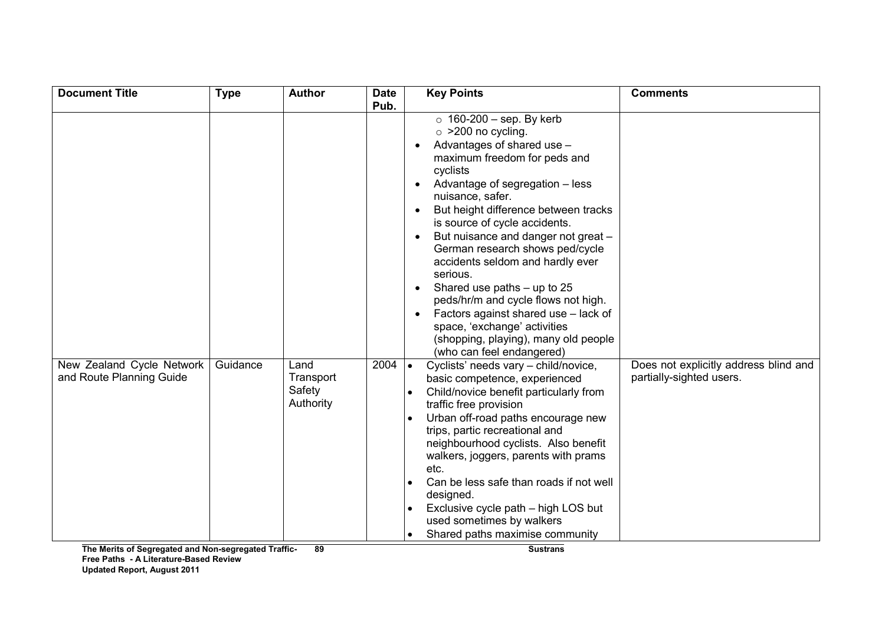| Document Title | Type | Author | Date Pub. | Key Points | Comments |
|---|---|---|---|---|---|
| | | | | ○ 160-200 – sep. By kerb<br>○ >200 no cycling.<br>• Advantages of shared use – maximum freedom for peds and cyclists<br>• Advantage of segregation – less nuisance, safer.<br>• But height difference between tracks is source of cycle accidents.<br>• But nuisance and danger not great – German research shows ped/cycle accidents seldom and hardly ever serious.<br>• Shared use paths – up to 25 peds/hr/m and cycle flows not high.<br>• Factors against shared use – lack of space, 'exchange' activities (shopping, playing), many old people (who can feel endangered) | |
| New Zealand Cycle Network and Route Planning Guide | Guidance | Land Transport Safety Authority | 2004 | • Cyclists' needs vary – child/novice, basic competence, experienced<br>• Child/novice benefit particularly from traffic free provision<br>• Urban off-road paths encourage new trips, partic recreational and neighbourhood cyclists. Also benefit walkers, joggers, parents with prams etc.<br>• Can be less safe than roads if not well designed.<br>• Exclusive cycle path – high LOS but used sometimes by walkers<br>• Shared paths maximise community | Does not explicitly address blind and partially-sighted users. |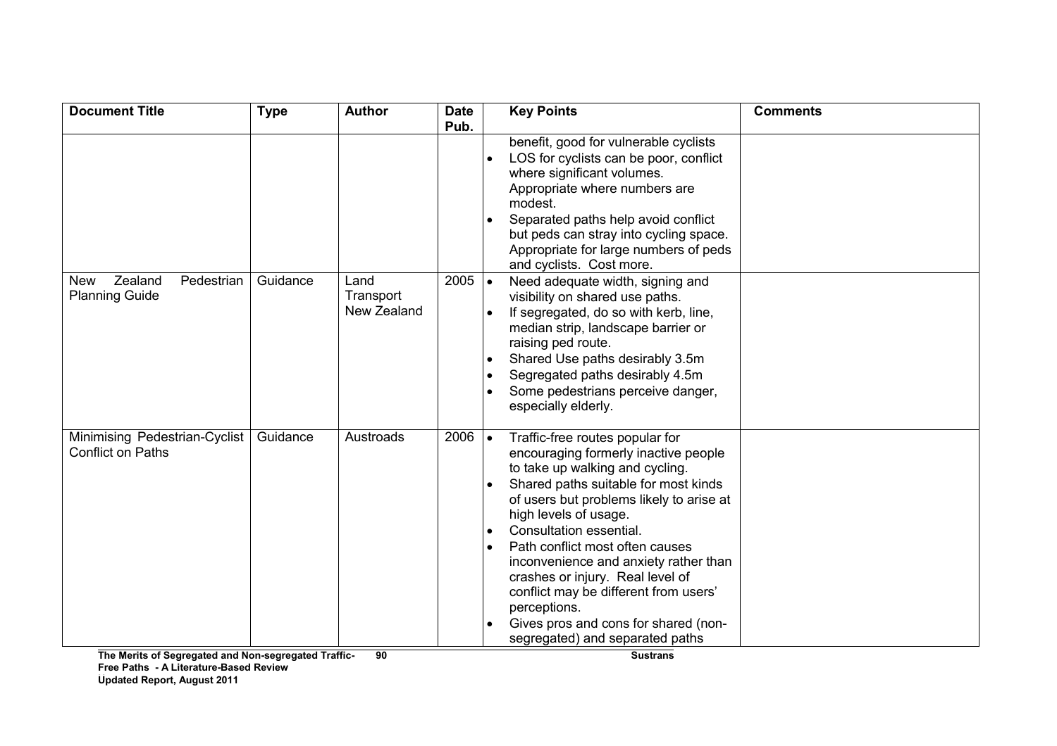| Document Title | Type | Author | Date Pub. | Key Points | Comments |
|---|---|---|---|---|---|
| | | | | benefit, good for vulnerable cyclists<br>• LOS for cyclists can be poor, conflict where significant volumes. Appropriate where numbers are modest.<br>• Separated paths help avoid conflict but peds can stray into cycling space. Appropriate for large numbers of peds and cyclists. Cost more. | |
| New Zealand Pedestrian Planning Guide | Guidance | Land Transport New Zealand | 2005 | • Need adequate width, signing and visibility on shared use paths.<br>• If segregated, do so with kerb, line, median strip, landscape barrier or raising ped route.<br>• Shared Use paths desirably 3.5m<br>• Segregated paths desirably 4.5m<br>• Some pedestrians perceive danger, especially elderly. | |
| Minimising Pedestrian-Cyclist Conflict on Paths | Guidance | Austroads | 2006 | • Traffic-free routes popular for encouraging formerly inactive people to take up walking and cycling.<br>• Shared paths suitable for most kinds of users but problems likely to arise at high levels of usage.<br>• Consultation essential.<br>• Path conflict most often causes inconvenience and anxiety rather than crashes or injury. Real level of conflict may be different from users' perceptions.<br>• Gives pros and cons for shared (non-segregated) and separated paths | |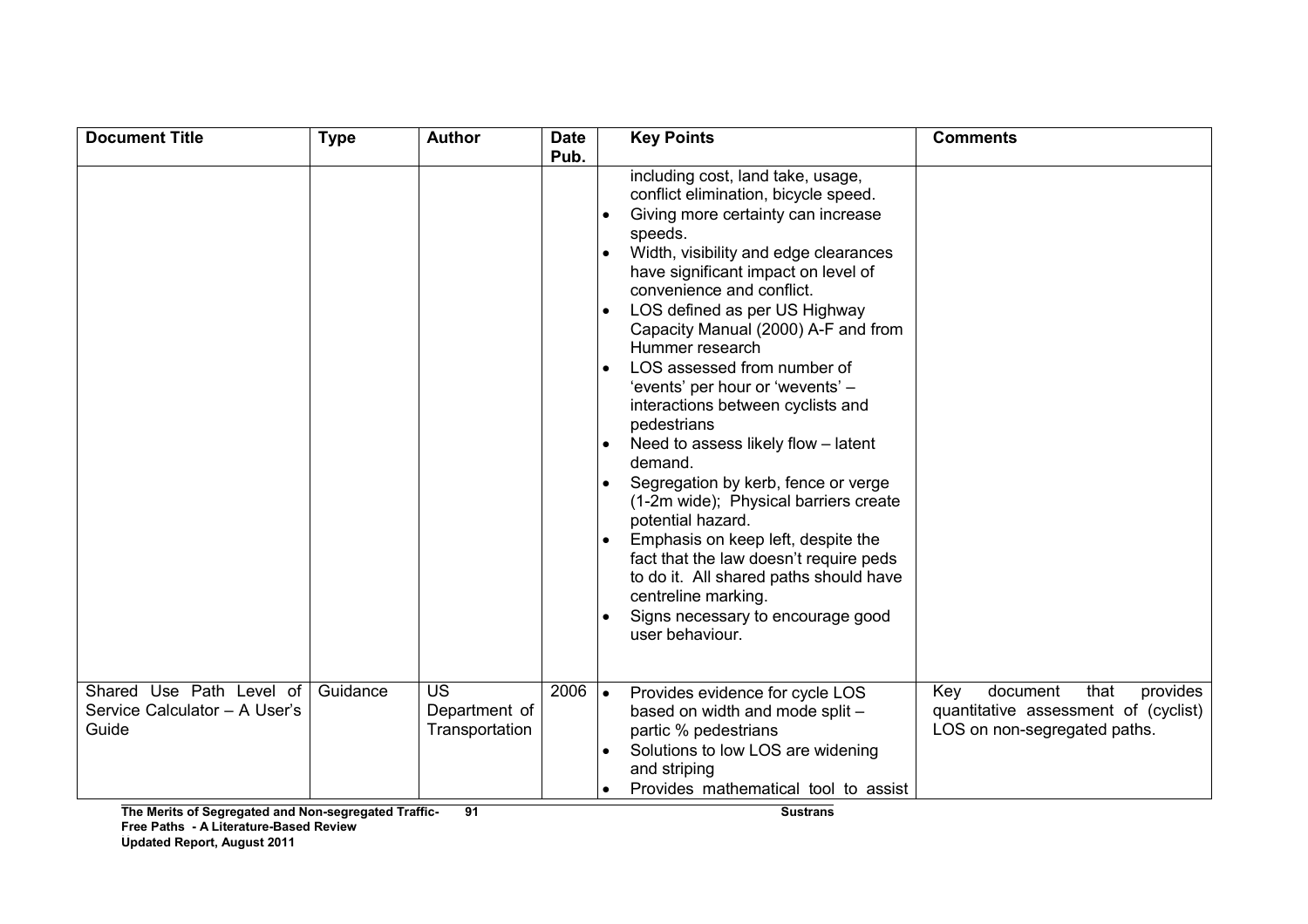| Document Title | Type | Author | Date Pub. | Key Points | Comments |
|---|---|---|---|---|---|
| | | | | including cost, land take, usage, conflict elimination, bicycle speed.<br>• Giving more certainty can increase speeds.<br>• Width, visibility and edge clearances have significant impact on level of convenience and conflict.<br>• LOS defined as per US Highway Capacity Manual (2000) A-F and from Hummer research<br>• LOS assessed from number of 'events' per hour or 'wevents' – interactions between cyclists and pedestrians<br>• Need to assess likely flow – latent demand.<br>• Segregation by kerb, fence or verge (1-2m wide); Physical barriers create potential hazard.<br>• Emphasis on keep left, despite the fact that the law doesn't require peds to do it. All shared paths should have centreline marking.<br>• Signs necessary to encourage good user behaviour. | |
| Shared Use Path Level of Service Calculator – A User's Guide | Guidance | US Department of Transportation | 2006 | • Provides evidence for cycle LOS based on width and mode split – partic % pedestrians<br>• Solutions to low LOS are widening and striping<br>• Provides mathematical tool to assist | Key document that provides quantitative assessment of (cyclist) LOS on non-segregated paths. |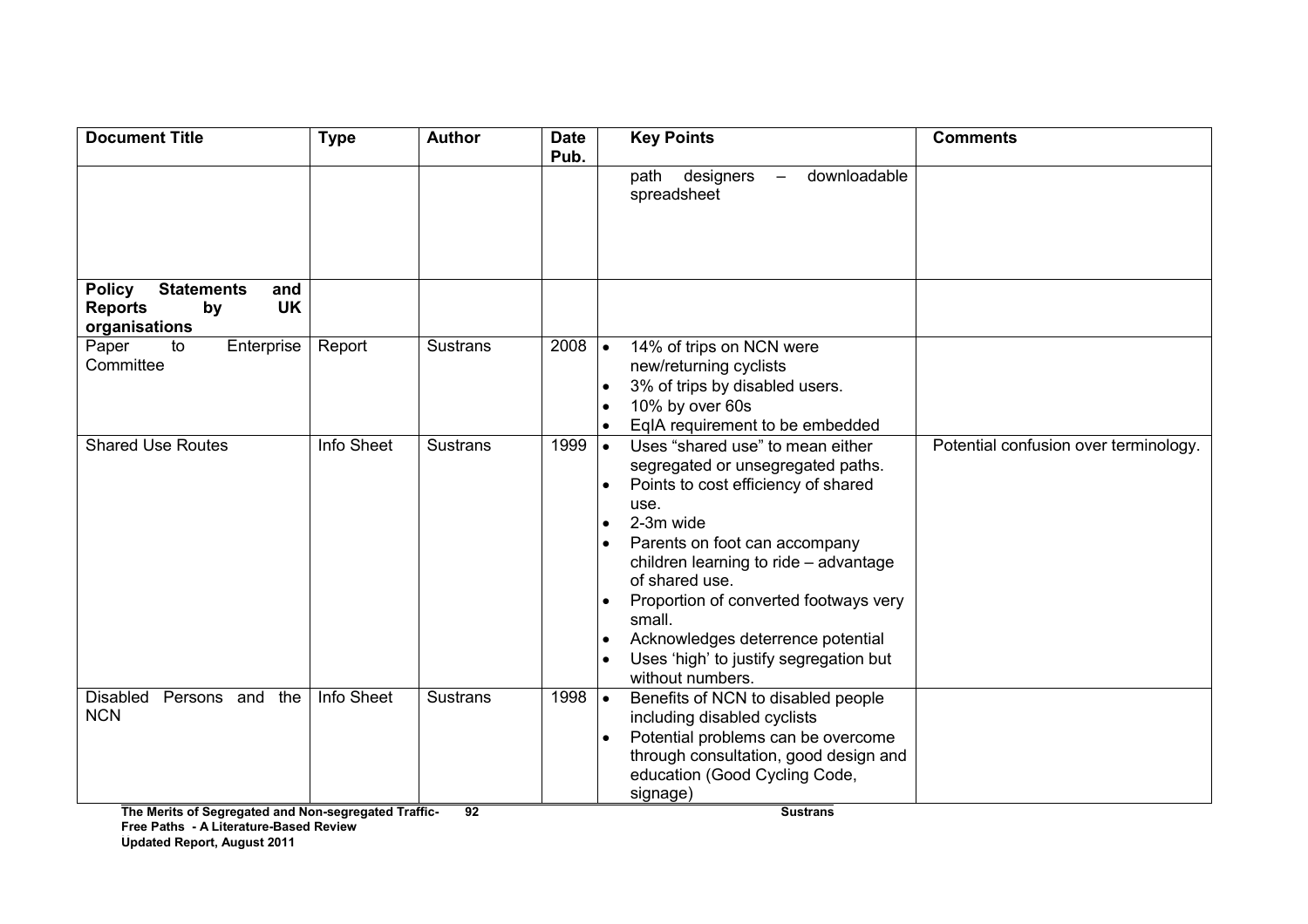| Document Title | Type | Author | Date Pub. | Key Points | Comments |
|---|---|---|---|---|---|
| | | | | path designers – downloadable spreadsheet | |
| **Policy Statements and Reports by UK organisations** | | | | | |
| Paper to Enterprise Committee | Report | Sustrans | 2008 | • 14% of trips on NCN were new/returning cyclists<br>• 3% of trips by disabled users.<br>• 10% by over 60s<br>• EqIA requirement to be embedded | |
| Shared Use Routes | Info Sheet | Sustrans | 1999 | • Uses "shared use" to mean either segregated or unsegregated paths.<br>• Points to cost efficiency of shared use.<br>• 2-3m wide<br>• Parents on foot can accompany children learning to ride – advantage of shared use.<br>• Proportion of converted footways very small.<br>• Acknowledges deterrence potential<br>• Uses 'high' to justify segregation but without numbers. | Potential confusion over terminology. |
| Disabled Persons and the NCN | Info Sheet | Sustrans | 1998 | • Benefits of NCN to disabled people including disabled cyclists<br>• Potential problems can be overcome through consultation, good design and education (Good Cycling Code, signage) | |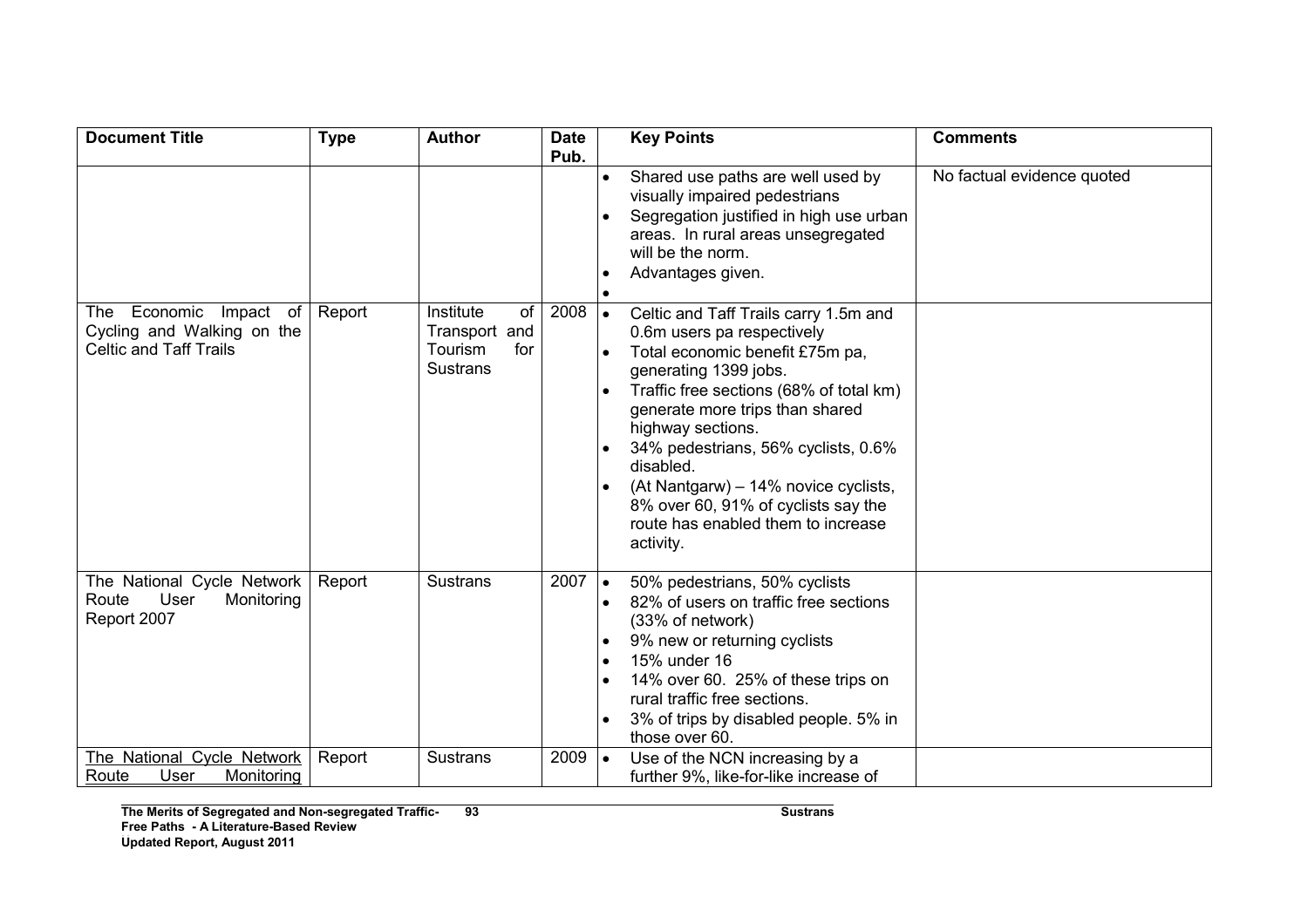| Document Title | Type | Author | Date Pub. | Key Points | Comments |
|---|---|---|---|---|---|
| | | | | • Shared use paths are well used by visually impaired pedestrians<br>• Segregation justified in high use urban areas. In rural areas unsegregated will be the norm.<br>• Advantages given.<br>• | No factual evidence quoted |
| The Economic Impact of Cycling and Walking on the Celtic and Taff Trails | Report | Institute of Transport and Tourism for Sustrans | 2008 | • Celtic and Taff Trails carry 1.5m and 0.6m users pa respectively<br>• Total economic benefit £75m pa, generating 1399 jobs.<br>• Traffic free sections (68% of total km) generate more trips than shared highway sections.<br>• 34% pedestrians, 56% cyclists, 0.6% disabled.<br>• (At Nantgarw) – 14% novice cyclists, 8% over 60, 91% of cyclists say the route has enabled them to increase activity. | |
| The National Cycle Network Route User Monitoring Report 2007 | Report | Sustrans | 2007 | • 50% pedestrians, 50% cyclists<br>• 82% of users on traffic free sections (33% of network)<br>• 9% new or returning cyclists<br>• 15% under 16<br>• 14% over 60. 25% of these trips on rural traffic free sections.<br>• 3% of trips by disabled people. 5% in those over 60. | |
| The National Cycle Network Route User Monitoring | Report | Sustrans | 2009 | • Use of the NCN increasing by a further 9%, like-for-like increase of | |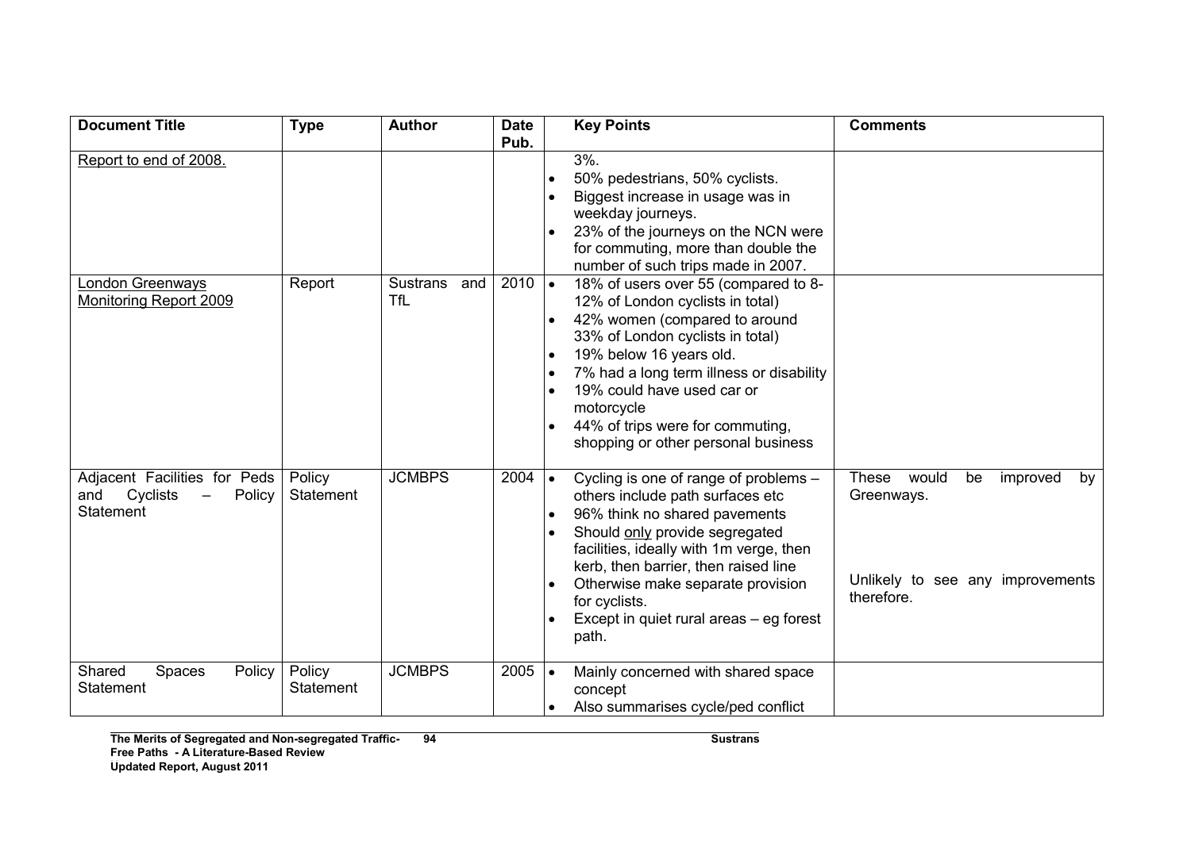| Document Title | Type | Author | Date Pub. | Key Points | Comments |
|---|---|---|---|---|---|
| Report to end of 2008. | | | | 3%.<br>• 50% pedestrians, 50% cyclists.<br>• Biggest increase in usage was in weekday journeys.<br>• 23% of the journeys on the NCN were for commuting, more than double the number of such trips made in 2007. | |
| London Greenways Monitoring Report 2009 | Report | Sustrans and TfL | 2010 | • 18% of users over 55 (compared to 8-12% of London cyclists in total)<br>• 42% women (compared to around 33% of London cyclists in total)<br>• 19% below 16 years old.<br>• 7% had a long term illness or disability<br>• 19% could have used car or motorcycle<br>• 44% of trips were for commuting, shopping or other personal business | |
| Adjacent Facilities for Peds and Cyclists – Policy Statement | Policy Statement | JCMBPS | 2004 | • Cycling is one of range of problems – others include path surfaces etc<br>• 96% think no shared pavements<br>• Should only provide segregated facilities, ideally with 1m verge, then kerb, then barrier, then raised line<br>• Otherwise make separate provision for cyclists.<br>• Except in quiet rural areas – eg forest path. | These would be improved by Greenways.<br><br>Unlikely to see any improvements therefore. |
| Shared Spaces Policy Statement | Policy Statement | JCMBPS | 2005 | • Mainly concerned with shared space concept<br>• Also summarises cycle/ped conflict | |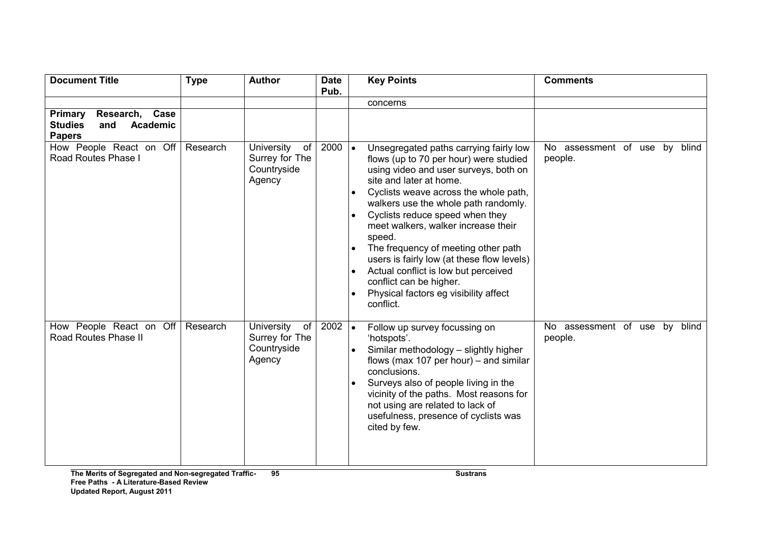| Document Title | Type | Author | Date Pub. | Key Points | Comments |
|---|---|---|---|---|---|
| | | | | concerns | |
| **Primary Research, Case Studies and Academic Papers** | | | | | |
| How People React on Off Road Routes Phase I | Research | University of Surrey for The Countryside Agency | 2000 | • Unsegregated paths carrying fairly low flows (up to 70 per hour) were studied using video and user surveys, both on site and later at home. <br> • Cyclists weave across the whole path, walkers use the whole path randomly. <br> • Cyclists reduce speed when they meet walkers, walker increase their speed. <br> • The frequency of meeting other path users is fairly low (at these flow levels) <br> • Actual conflict is low but perceived conflict can be higher. <br> • Physical factors eg visibility affect conflict. | No assessment of use by blind people. |
| How People React on Off Road Routes Phase II | Research | University of Surrey for The Countryside Agency | 2002 | • Follow up survey focussing on 'hotspots'. <br> • Similar methodology – slightly higher flows (max 107 per hour) – and similar conclusions. <br> • Surveys also of people living in the vicinity of the paths. Most reasons for not using are related to lack of usefulness, presence of cyclists was cited by few. | No assessment of use by blind people. |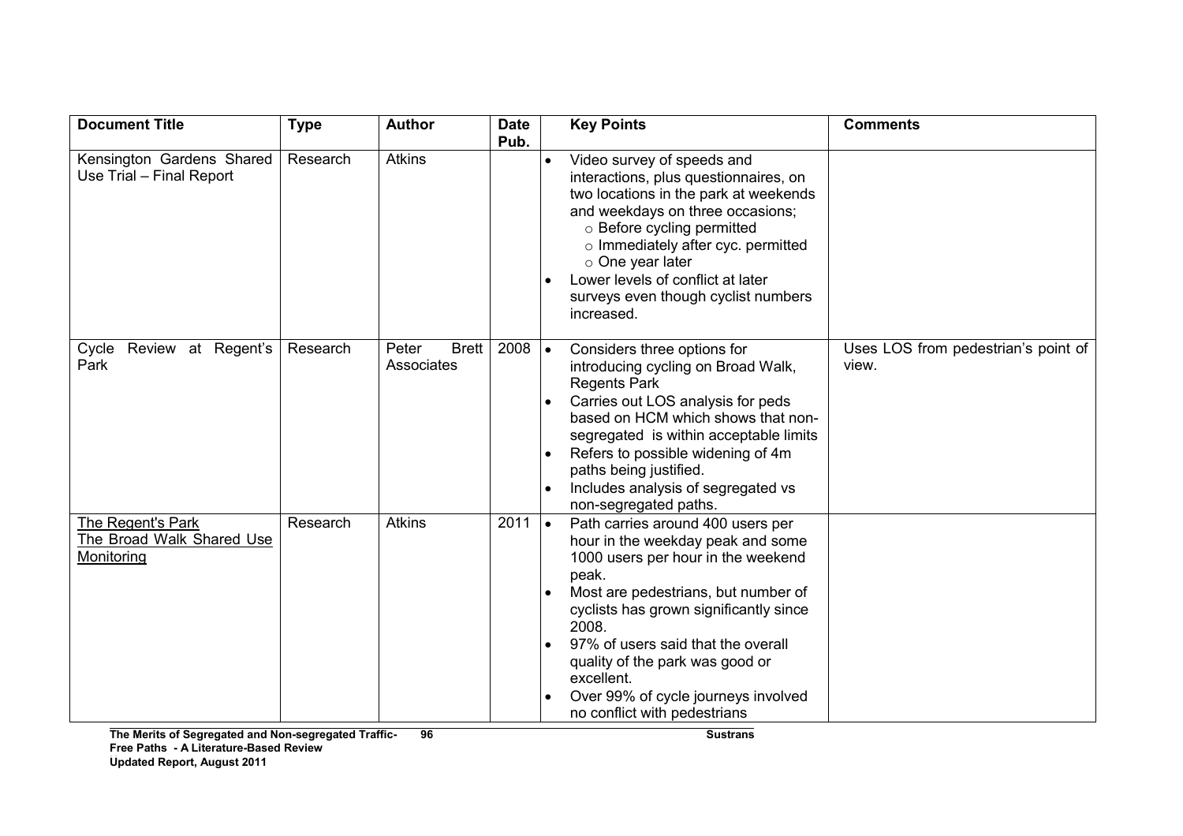| Document Title | Type | Author | Date Pub. | Key Points | Comments |
|---|---|---|---|---|---|
| Kensington Gardens Shared Use Trial – Final Report | Research | Atkins | | • Video survey of speeds and interactions, plus questionnaires, on two locations in the park at weekends and weekdays on three occasions; <br>○ Before cycling permitted <br>○ Immediately after cyc. permitted <br>○ One year later <br>• Lower levels of conflict at later surveys even though cyclist numbers increased. | |
| Cycle Review at Regent's Park | Research | Peter Brett Associates | 2008 | • Considers three options for introducing cycling on Broad Walk, Regents Park <br>• Carries out LOS analysis for peds based on HCM which shows that non-segregated is within acceptable limits <br>• Refers to possible widening of 4m paths being justified. <br>• Includes analysis of segregated vs non-segregated paths. | Uses LOS from pedestrian's point of view. |
| The Regent's Park The Broad Walk Shared Use Monitoring | Research | Atkins | 2011 | • Path carries around 400 users per hour in the weekday peak and some 1000 users per hour in the weekend peak. <br>• Most are pedestrians, but number of cyclists has grown significantly since 2008. <br>• 97% of users said that the overall quality of the park was good or excellent. <br>• Over 99% of cycle journeys involved no conflict with pedestrians | |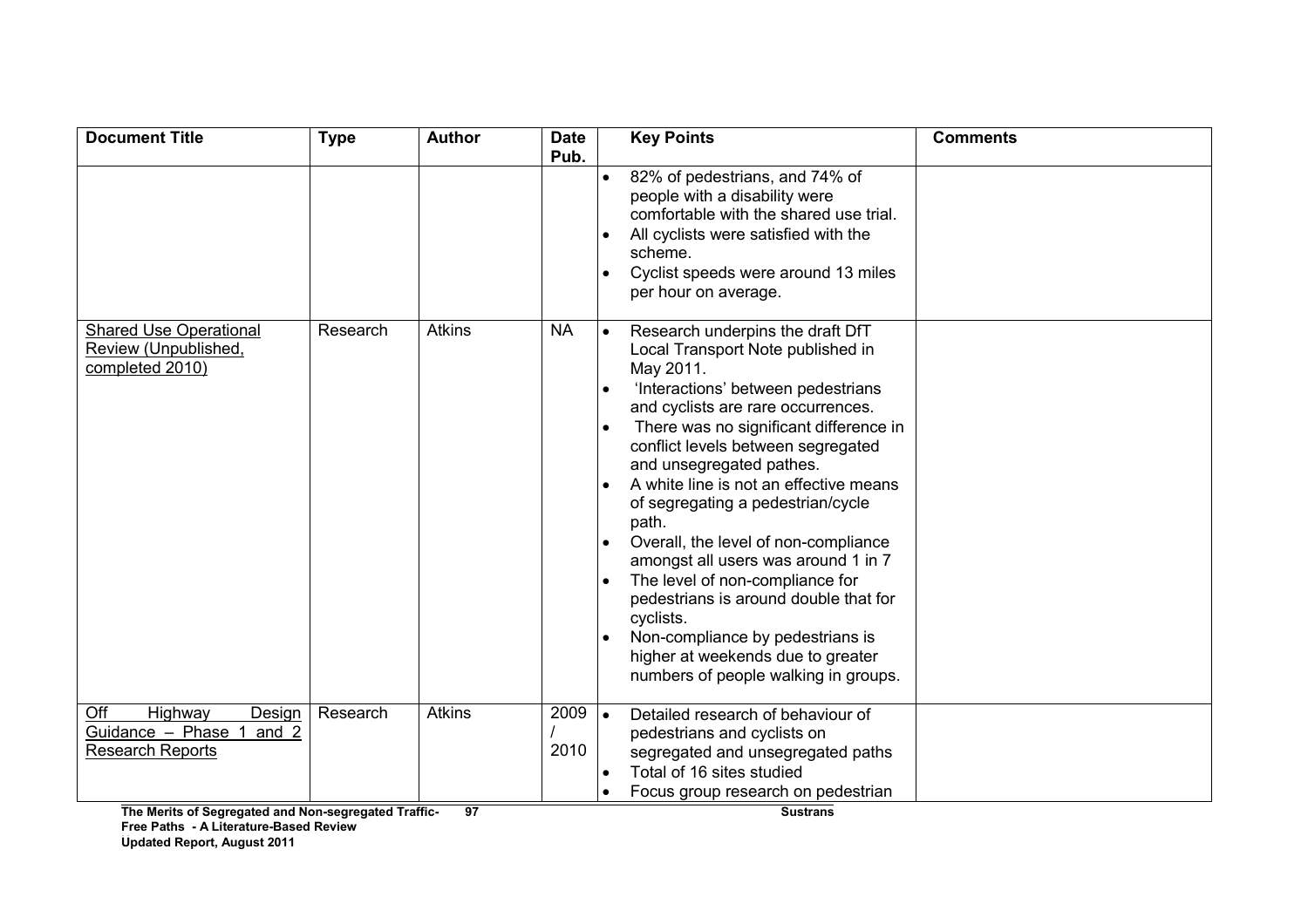| Document Title | Type | Author | Date Pub. | Key Points | Comments |
|---|---|---|---|---|---|
| | | | | • 82% of pedestrians, and 74% of people with a disability were comfortable with the shared use trial.<br>• All cyclists were satisfied with the scheme.<br>• Cyclist speeds were around 13 miles per hour on average. | |
| Shared Use Operational Review (Unpublished, completed 2010) | Research | Atkins | NA | • Research underpins the draft DfT Local Transport Note published in May 2011.<br>• 'Interactions' between pedestrians and cyclists are rare occurrences.<br>• There was no significant difference in conflict levels between segregated and unsegregated pathes.<br>• A white line is not an effective means of segregating a pedestrian/cycle path.<br>• Overall, the level of non-compliance amongst all users was around 1 in 7<br>• The level of non-compliance for pedestrians is around double that for cyclists.<br>• Non-compliance by pedestrians is higher at weekends due to greater numbers of people walking in groups. | |
| Off Highway Design Guidance – Phase 1 and 2 Research Reports | Research | Atkins | 2009 / 2010 | • Detailed research of behaviour of pedestrians and cyclists on segregated and unsegregated paths<br>• Total of 16 sites studied<br>• Focus group research on pedestrian | |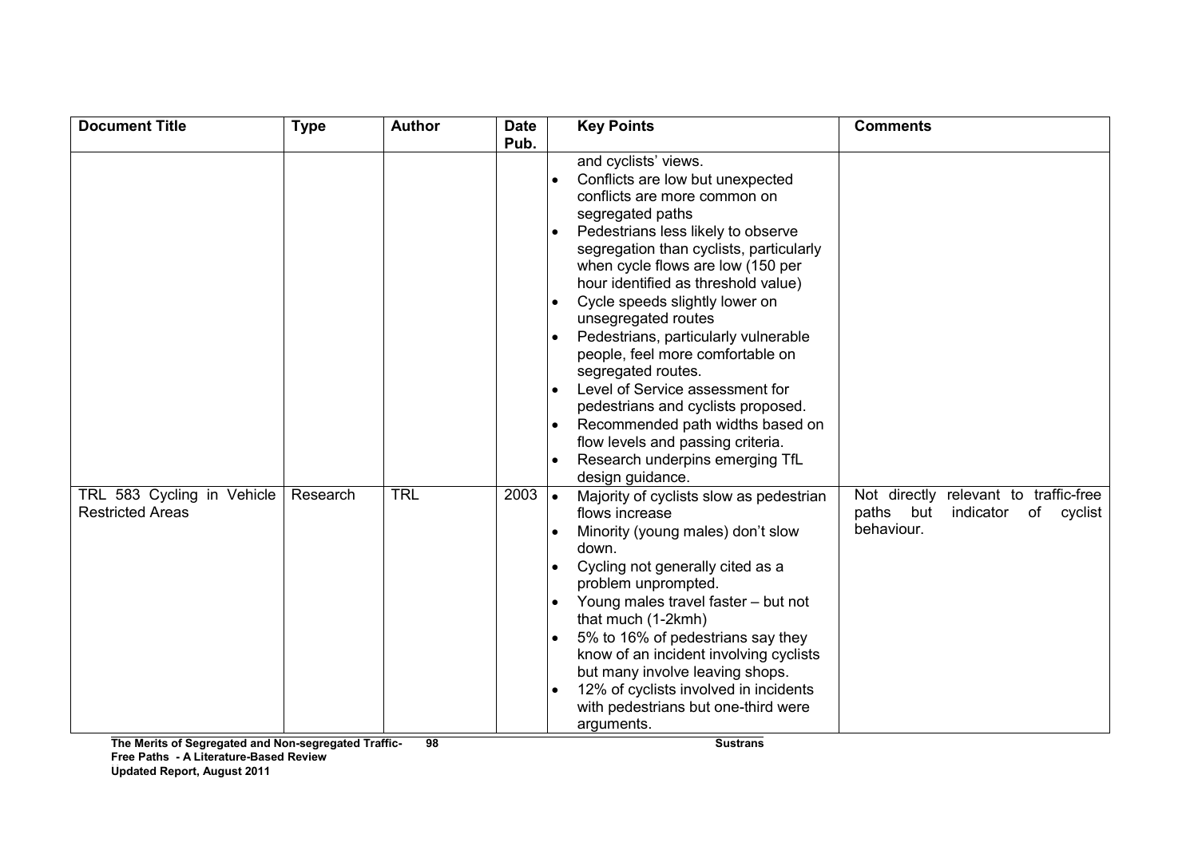| Document Title | Type | Author | Date Pub. | Key Points | Comments |
|---|---|---|---|---|---|
| | | | | and cyclists' views.<br>• Conflicts are low but unexpected conflicts are more common on segregated paths<br>• Pedestrians less likely to observe segregation than cyclists, particularly when cycle flows are low (150 per hour identified as threshold value)<br>• Cycle speeds slightly lower on unsegregated routes<br>• Pedestrians, particularly vulnerable people, feel more comfortable on segregated routes.<br>• Level of Service assessment for pedestrians and cyclists proposed.<br>• Recommended path widths based on flow levels and passing criteria.<br>• Research underpins emerging TfL design guidance. | |
| TRL 583 Cycling in Vehicle Restricted Areas | Research | TRL | 2003 | • Majority of cyclists slow as pedestrian flows increase<br>• Minority (young males) don't slow down.<br>• Cycling not generally cited as a problem unprompted.<br>• Young males travel faster – but not that much (1-2kmh)<br>• 5% to 16% of pedestrians say they know of an incident involving cyclists but many involve leaving shops.<br>• 12% of cyclists involved in incidents with pedestrians but one-third were arguments. | Not directly relevant to traffic-free paths but indicator of cyclist behaviour. |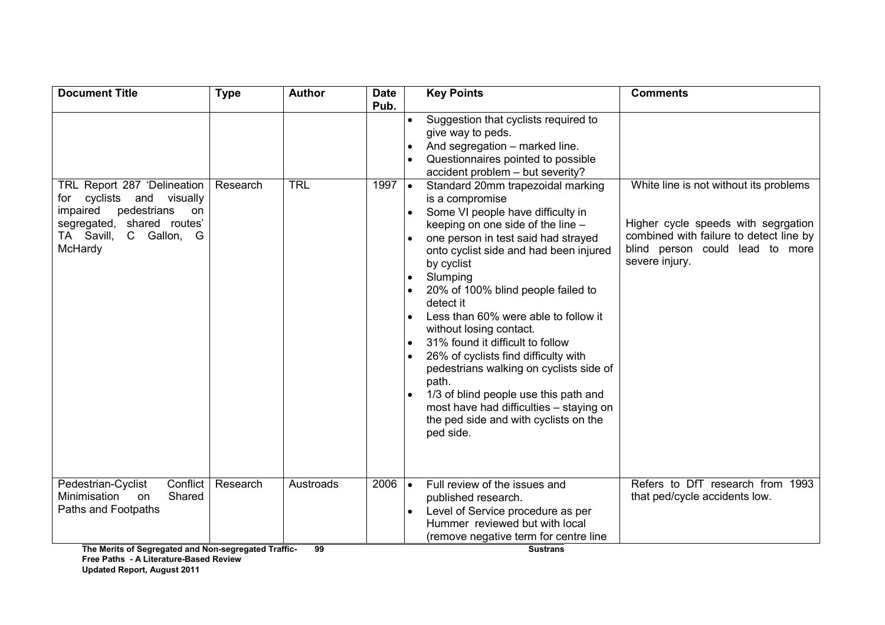| Document Title | Type | Author | Date Pub. | Key Points | Comments |
|---|---|---|---|---|---|
| | | | | • Suggestion that cyclists required to give way to peds.<br>• And segregation – marked line.<br>• Questionnaires pointed to possible accident problem – but severity? | |
| TRL Report 287 'Delineation for cyclists and visually impaired pedestrians on segregated, shared routes' TA Savill, C Gallon, G McHardy | Research | TRL | 1997 | • Standard 20mm trapezoidal marking is a compromise<br>• Some VI people have difficulty in keeping on one side of the line –<br>• one person in test said had strayed onto cyclist side and had been injured by cyclist<br>• Slumping<br>• 20% of 100% blind people failed to detect it<br>• Less than 60% were able to follow it without losing contact.<br>• 31% found it difficult to follow<br>• 26% of cyclists find difficulty with pedestrians walking on cyclists side of path.<br>• 1/3 of blind people use this path and most have had difficulties – staying on the ped side and with cyclists on the ped side. | White line is not without its problems<br><br>Higher cycle speeds with segrgation combined with failure to detect line by blind person could lead to more severe injury. |
| Pedestrian-Cyclist Conflict Minimisation on Shared Paths and Footpaths | Research | Austroads | 2006 | • Full review of the issues and published research.<br>• Level of Service procedure as per Hummer reviewed but with local (remove negative term for centre line | Refers to DfT research from 1993 that ped/cycle accidents low. |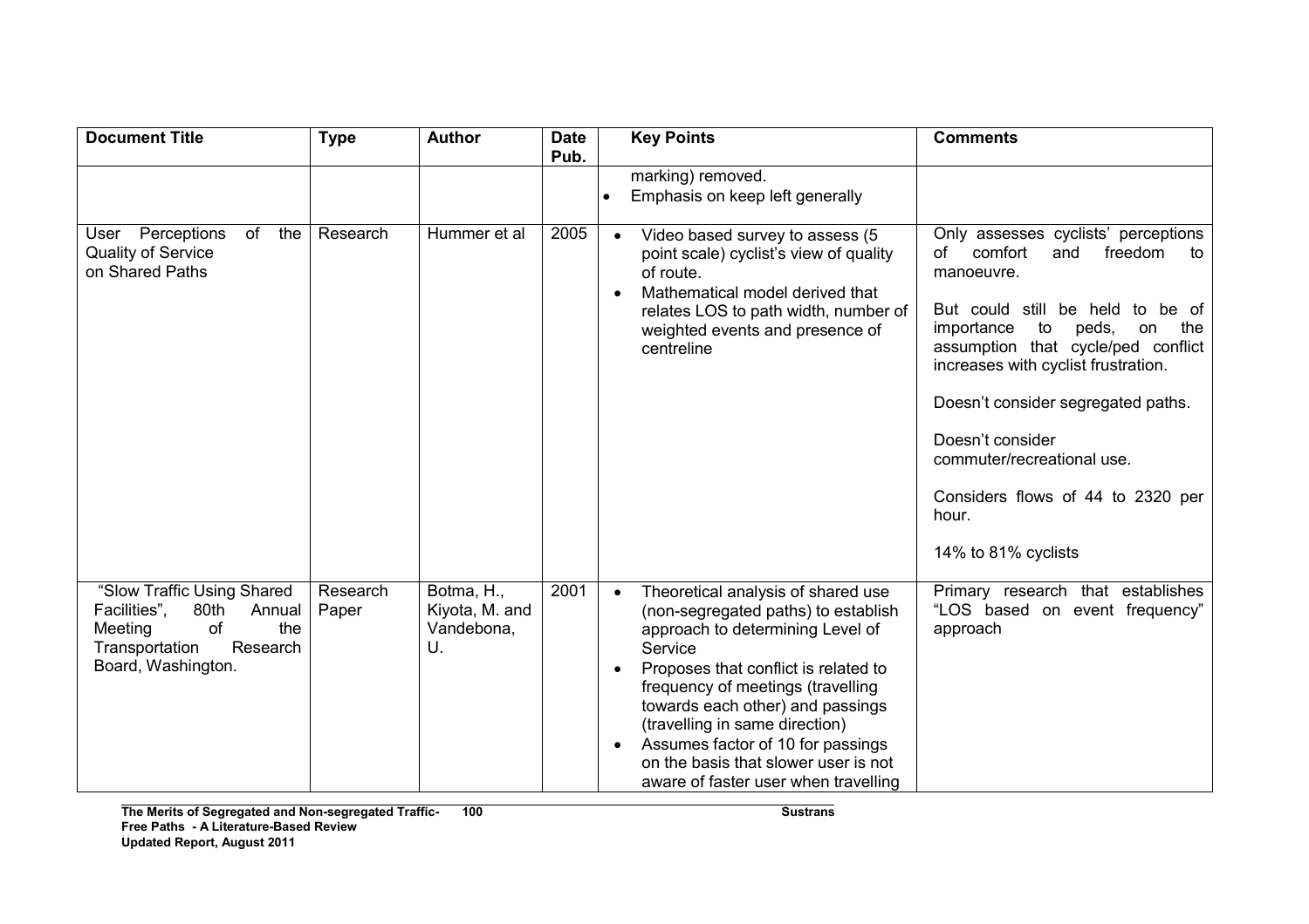| Document Title | Type | Author | Date Pub. | Key Points | Comments |
|---|---|---|---|---|---|
| | | | | marking) removed.<br>• Emphasis on keep left generally | |
| User Perceptions of the Quality of Service on Shared Paths | Research | Hummer et al | 2005 | • Video based survey to assess (5 point scale) cyclist's view of quality of route.<br>• Mathematical model derived that relates LOS to path width, number of weighted events and presence of centreline | Only assesses cyclists' perceptions of comfort and freedom to manoeuvre.<br><br>But could still be held to be of importance to peds, on the assumption that cycle/ped conflict increases with cyclist frustration.<br><br>Doesn't consider segregated paths.<br><br>Doesn't consider commuter/recreational use.<br><br>Considers flows of 44 to 2320 per hour.<br><br>14% to 81% cyclists |
| "Slow Traffic Using Shared Facilities", 80th Annual Meeting of the Transportation Research Board, Washington. | Research Paper | Botma, H., Kiyota, M. and Vandebona, U. | 2001 | • Theoretical analysis of shared use (non-segregated paths) to establish approach to determining Level of Service<br>• Proposes that conflict is related to frequency of meetings (travelling towards each other) and passings (travelling in same direction)<br>• Assumes factor of 10 for passings on the basis that slower user is not aware of faster user when travelling | Primary research that establishes "LOS based on event frequency" approach |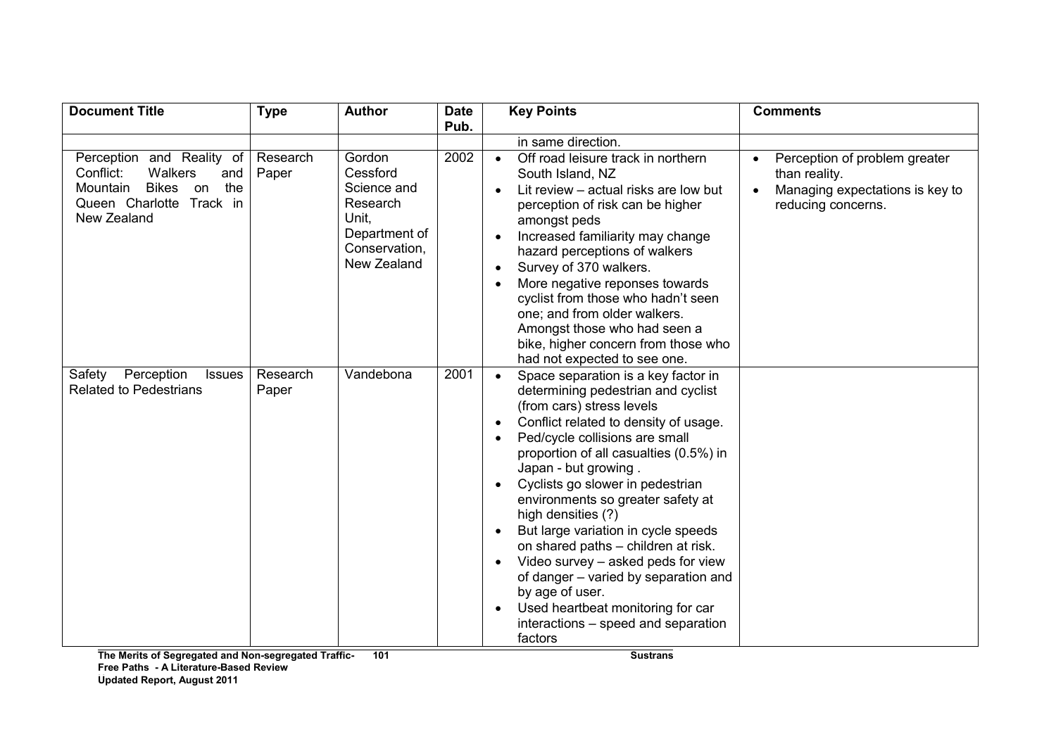| Document Title | Type | Author | Date Pub. | Key Points | Comments |
|---|---|---|---|---|---|
| | | | | in same direction. | |
| Perception and Reality of Conflict: Walkers and Mountain Bikes on the Queen Charlotte Track in New Zealand | Research Paper | Gordon Cessford Science and Research Unit, Department of Conservation, New Zealand | 2002 | • Off road leisure track in northern South Island, NZ<br>• Lit review – actual risks are low but perception of risk can be higher amongst peds<br>• Increased familiarity may change hazard perceptions of walkers<br>• Survey of 370 walkers.<br>• More negative reponses towards cyclist from those who hadn't seen one; and from older walkers. Amongst those who had seen a bike, higher concern from those who had not expected to see one. | • Perception of problem greater than reality.<br>• Managing expectations is key to reducing concerns. |
| Safety Perception Issues Related to Pedestrians | Research Paper | Vandebona | 2001 | • Space separation is a key factor in determining pedestrian and cyclist (from cars) stress levels<br>• Conflict related to density of usage.<br>• Ped/cycle collisions are small proportion of all casualties (0.5%) in Japan - but growing .<br>• Cyclists go slower in pedestrian environments so greater safety at high densities (?)<br>• But large variation in cycle speeds on shared paths – children at risk.<br>• Video survey – asked peds for view of danger – varied by separation and by age of user.<br>• Used heartbeat monitoring for car interactions – speed and separation factors | |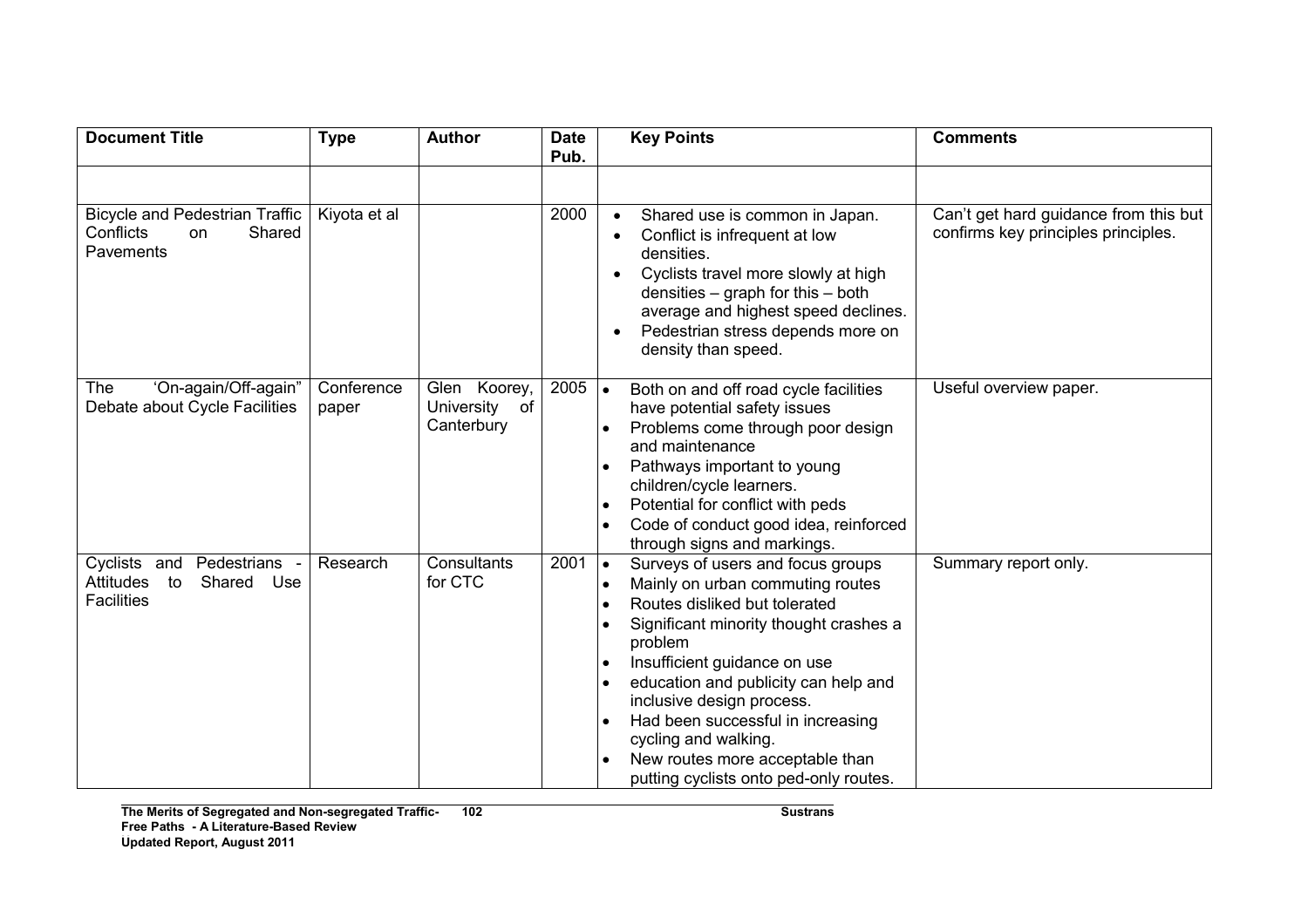| Document Title | Type | Author | Date Pub. | Key Points | Comments |
|---|---|---|---|---|---|
| | | | | | |
| Bicycle and Pedestrian Traffic Conflicts on Shared Pavements | Kiyota et al | | 2000 | • Shared use is common in Japan.<br>• Conflict is infrequent at low densities.<br>• Cyclists travel more slowly at high densities – graph for this – both average and highest speed declines.<br>• Pedestrian stress depends more on density than speed. | Can't get hard guidance from this but confirms key principles principles. |
| The 'On-again/Off-again" Debate about Cycle Facilities | Conference paper | Glen Koorey, University of Canterbury | 2005 | • Both on and off road cycle facilities have potential safety issues<br>• Problems come through poor design and maintenance<br>• Pathways important to young children/cycle learners.<br>• Potential for conflict with peds<br>• Code of conduct good idea, reinforced through signs and markings. | Useful overview paper. |
| Cyclists and Pedestrians - Attitudes to Shared Use Facilities | Research | Consultants for CTC | 2001 | • Surveys of users and focus groups<br>• Mainly on urban commuting routes<br>• Routes disliked but tolerated<br>• Significant minority thought crashes a problem<br>• Insufficient guidance on use<br>• education and publicity can help and inclusive design process.<br>• Had been successful in increasing cycling and walking.<br>• New routes more acceptable than putting cyclists onto ped-only routes. | Summary report only. |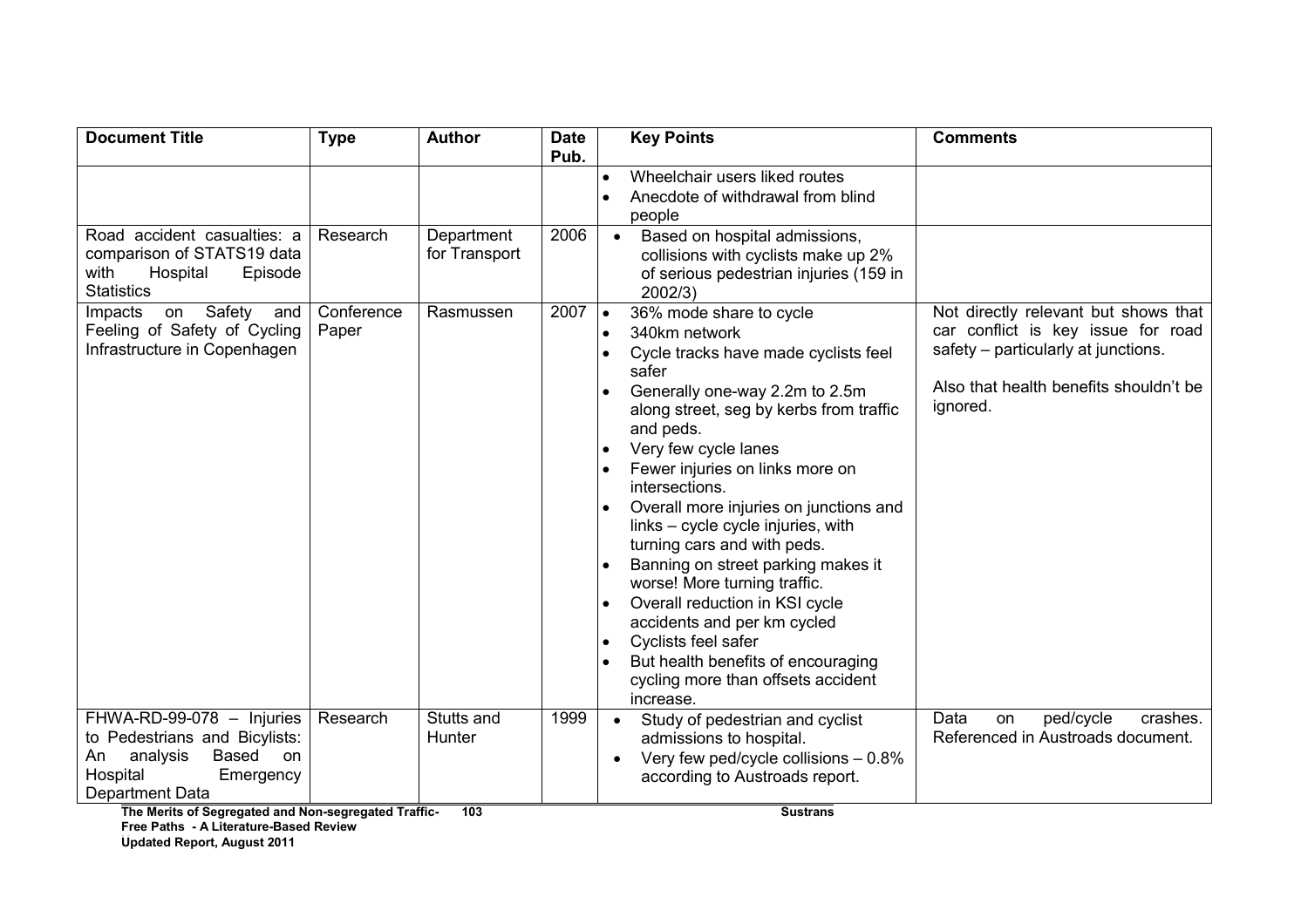| Document Title | Type | Author | Date Pub. | Key Points | Comments |
|---|---|---|---|---|---|
| | | | | • Wheelchair users liked routes<br>• Anecdote of withdrawal from blind people | |
| Road accident casualties: a comparison of STATS19 data with Hospital Episode Statistics | Research | Department for Transport | 2006 | • Based on hospital admissions, collisions with cyclists make up 2% of serious pedestrian injuries (159 in 2002/3) | |
| Impacts on Safety and Feeling of Safety of Cycling Infrastructure in Copenhagen | Conference Paper | Rasmussen | 2007 | • 36% mode share to cycle<br>• 340km network<br>• Cycle tracks have made cyclists feel safer<br>• Generally one-way 2.2m to 2.5m along street, seg by kerbs from traffic and peds.<br>• Very few cycle lanes<br>• Fewer injuries on links more on intersections.<br>• Overall more injuries on junctions and links – cycle cycle injuries, with turning cars and with peds.<br>• Banning on street parking makes it worse! More turning traffic.<br>• Overall reduction in KSI cycle accidents and per km cycled<br>• Cyclists feel safer<br>• But health benefits of encouraging cycling more than offsets accident increase. | Not directly relevant but shows that car conflict is key issue for road safety – particularly at junctions.<br><br>Also that health benefits shouldn't be ignored. |
| FHWA-RD-99-078 – Injuries to Pedestrians and Bicylists: An analysis Based on Hospital Emergency Department Data | Research | Stutts and Hunter | 1999 | • Study of pedestrian and cyclist admissions to hospital.<br>• Very few ped/cycle collisions – 0.8% according to Austroads report. | Data on ped/cycle crashes. Referenced in Austroads document. |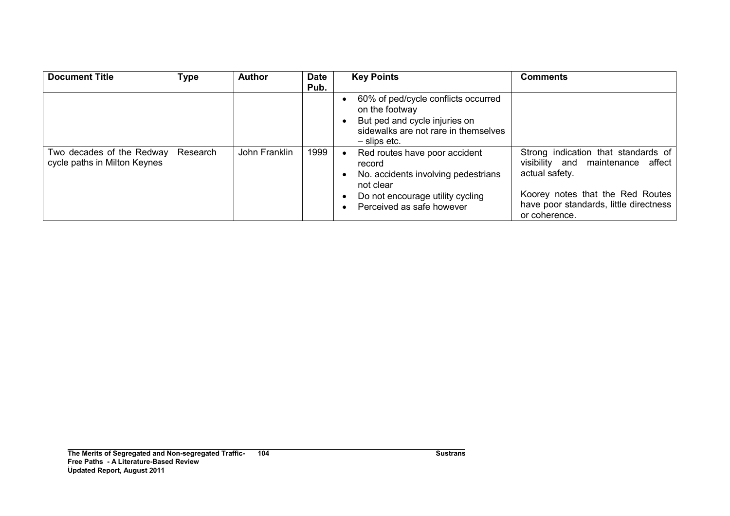| Document Title | Type | Author | Date Pub. | Key Points | Comments |
|---|---|---|---|---|---|
| | | | | • 60% of ped/cycle conflicts occurred on the footway<br>• But ped and cycle injuries on sidewalks are not rare in themselves – slips etc. | |
| Two decades of the Redway cycle paths in Milton Keynes | Research | John Franklin | 1999 | • Red routes have poor accident record<br>• No. accidents involving pedestrians not clear<br>• Do not encourage utility cycling<br>• Perceived as safe however | Strong indication that standards of visibility and maintenance affect actual safety.<br><br>Koorey notes that the Red Routes have poor standards, little directness or coherence. |